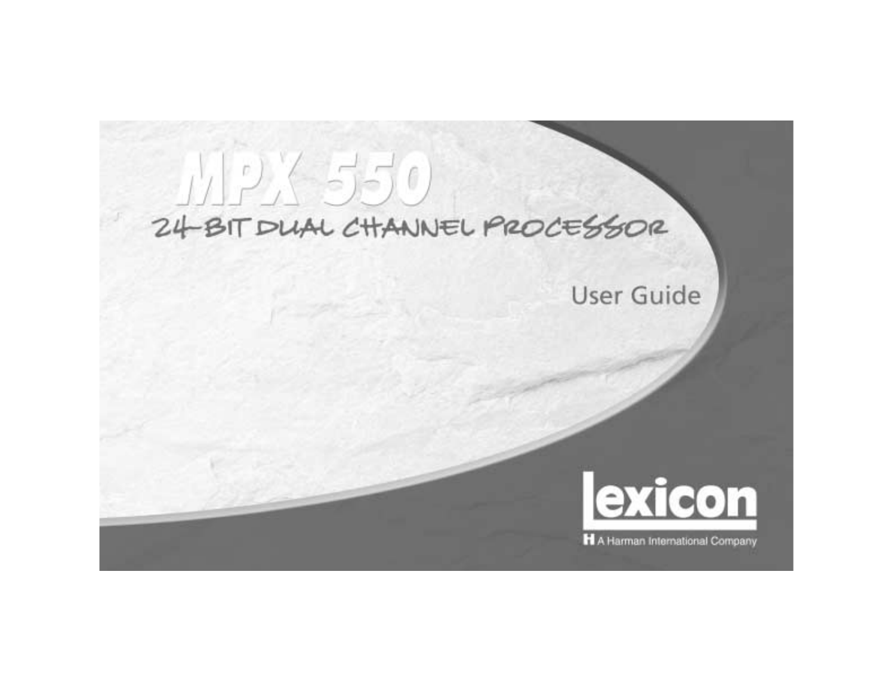# MPX 550

## 24-BIT DUAL CHANNEL PROCESSOR

User Guide

Lexicon

A Harman International Company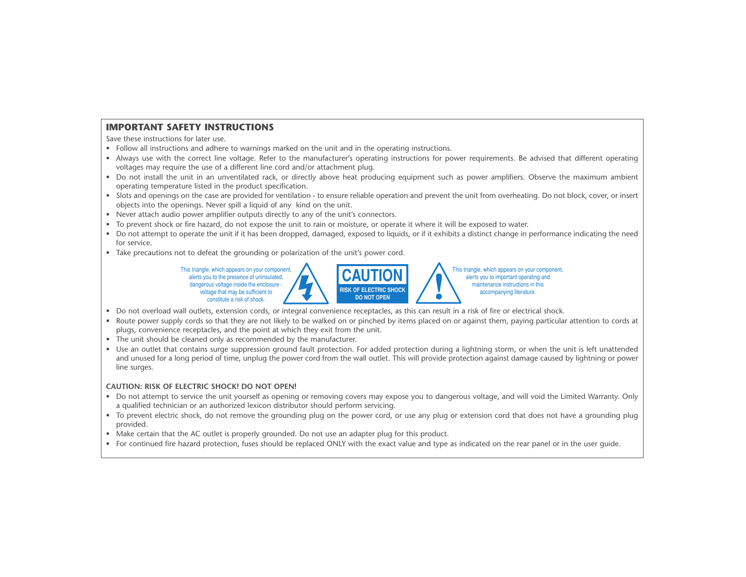## IMPORTANT SAFETY INSTRUCTIONS

Save these instructions for later use.

- Follow all instructions and adhere to warnings marked on the unit and in the operating instructions.
- Always use with the correct line voltage. Refer to the manufacturer's operating instructions for power requirements. Be advised that different operating voltages may require the use of a different line cord and/or attachment plug.
- Do not install the unit in an unventilated rack, or directly above heat producing equipment such as power amplifiers. Observe the maximum ambient operating temperature listed in the product specification.
- Slots and openings on the case are provided for ventilation - to ensure reliable operation and prevent the unit from overheating. Do not block, cover, or insert objects into the openings. Never spill a liquid of any kind on the unit.
- Never attach audio power amplifier outputs directly to any of the unit's connectors.
- To prevent shock or fire hazard, do not expose the unit to rain or moisture, or operate it where it will be exposed to water.
- Do not attempt to operate the unit if it has been dropped, damaged, exposed to liquids, or if it exhibits a distinct change in performance indicating the need for service.
- Take precautions not to defeat the grounding or polarization of the unit's power cord.

This triangle, which appears on your component, alerts you to the presence of uninsulated, dangerous voltage inside the enclosure - voltage that may be sufficient to constitute a risk of shock.

**CAUTION**
RISK OF ELECTRIC SHOCK
DO NOT OPEN

This triangle, which appears on your component, alerts you to important operating and maintenance instructions in this accompanying literature.

- Do not overload wall outlets, extension cords, or integral convenience receptacles, as this can result in a risk of fire or electrical shock.
- Route power supply cords so that they are not likely to be walked on or pinched by items placed on or against them, paying particular attention to cords at plugs, convenience receptacles, and the point at which they exit from the unit.
- The unit should be cleaned only as recommended by the manufacturer.
- Use an outlet that contains surge suppression ground fault protection. For added protection during a lightning storm, or when the unit is left unattended and unused for a long period of time, unplug the power cord from the wall outlet. This will provide protection against damage caused by lightning or power line surges.

**CAUTION: RISK OF ELECTRIC SHOCK! DO NOT OPEN!**

- Do not attempt to service the unit yourself as opening or removing covers may expose you to dangerous voltage, and will void the Limited Warranty. Only a qualified technician or an authorized lexicon distributor should perform servicing.
- To prevent electric shock, do not remove the grounding plug on the power cord, or use any plug or extension cord that does not have a grounding plug provided.
- Make certain that the AC outlet is properly grounded. Do not use an adapter plug for this product.
- For continued fire hazard protection, fuses should be replaced ONLY with the exact value and type as indicated on the rear panel or in the user guide.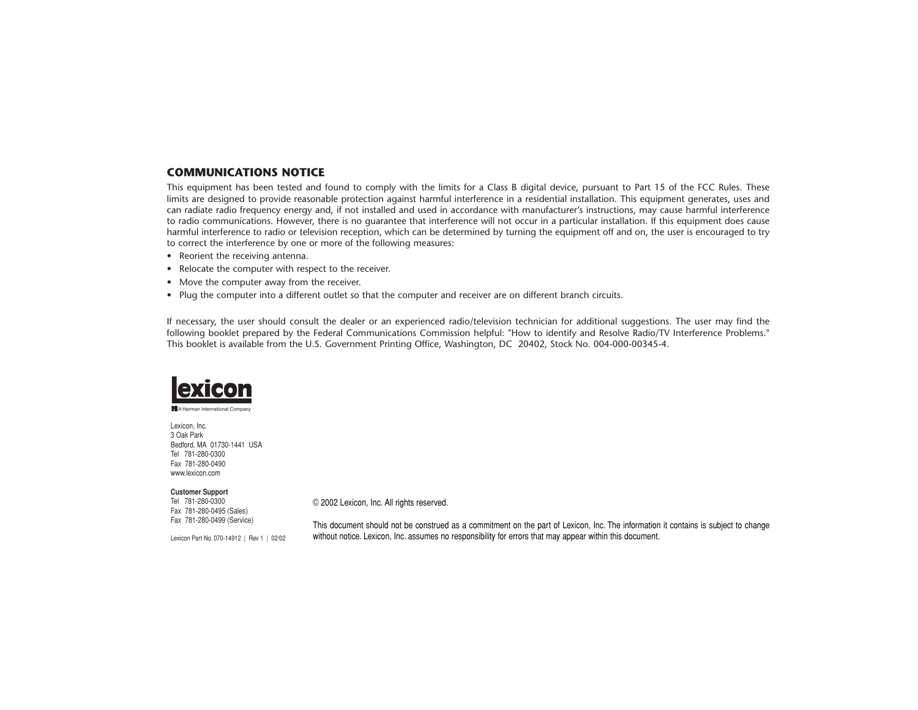## COMMUNICATIONS NOTICE

This equipment has been tested and found to comply with the limits for a Class B digital device, pursuant to Part 15 of the FCC Rules. These limits are designed to provide reasonable protection against harmful interference in a residential installation. This equipment generates, uses and can radiate radio frequency energy and, if not installed and used in accordance with manufacturer's instructions, may cause harmful interference to radio communications. However, there is no guarantee that interference will not occur in a particular installation. If this equipment does cause harmful interference to radio or television reception, which can be determined by turning the equipment off and on, the user is encouraged to try to correct the interference by one or more of the following measures:

- Reorient the receiving antenna.
- Relocate the computer with respect to the receiver.
- Move the computer away from the receiver.
- Plug the computer into a different outlet so that the computer and receiver are on different branch circuits.

If necessary, the user should consult the dealer or an experienced radio/television technician for additional suggestions. The user may find the following booklet prepared by the Federal Communications Commission helpful: "How to identify and Resolve Radio/TV Interference Problems." This booklet is available from the U.S. Government Printing Office, Washington, DC 20402, Stock No. 004-000-00345-4.

**lexicon**

A Harman International Company

Lexicon, Inc.
3 Oak Park
Bedford, MA 01730-1441 USA
Tel 781-280-0300
Fax 781-280-0490
www.lexicon.com

**Customer Support**
Tel 781-280-0300
Fax 781-280-0495 (Sales)
Fax 781-280-0499 (Service)

Lexicon Part No. 070-14912 | Rev 1 | 02/02

© 2002 Lexicon, Inc. All rights reserved.

This document should not be construed as a commitment on the part of Lexicon, Inc. The information it contains is subject to change without notice. Lexicon, Inc. assumes no responsibility for errors that may appear within this document.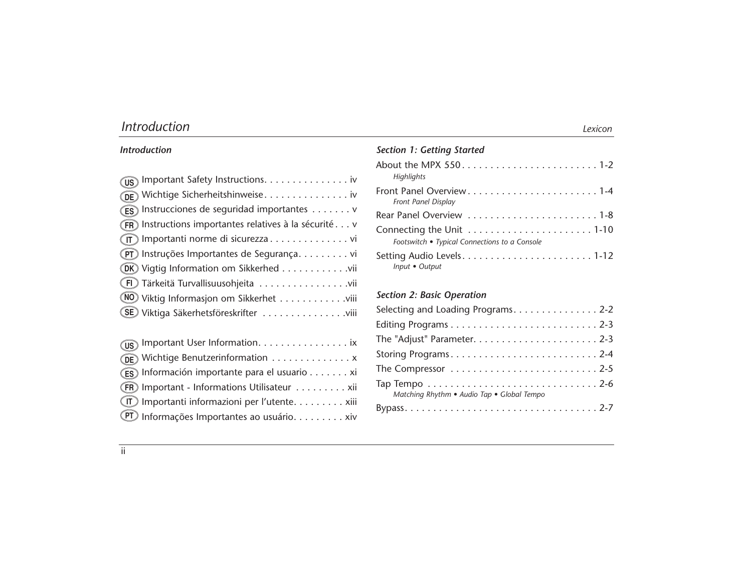## Introduction

US Important Safety Instructions. . . . . . . . . . . . . . . iv
DE Wichtige Sicherheitshinweise . . . . . . . . . . . . . . . iv
ES Instrucciones de seguridad importantes . . . . . . . v
FR Instructions importantes relatives à la sécurité . . . v
IT Importanti norme di sicurezza . . . . . . . . . . . . . . vi
PT Instruções Importantes de Segurança. . . . . . . . . vi
DK Vigtig Information om Sikkerhed . . . . . . . . . . . .vii
FI Tärkeitä Turvallisuusohjeita . . . . . . . . . . . . . . . .vii
NO Viktig Informasjon om Sikkerhet . . . . . . . . . . . .viii
SE Viktiga Säkerhetsföreskrifter . . . . . . . . . . . . . . .viii

US Important User Information. . . . . . . . . . . . . . . . ix
DE Wichtige Benutzerinformation . . . . . . . . . . . . . . x
ES Información importante para el usuario . . . . . . . xi
FR Important - Informations Utilisateur . . . . . . . . . xii
IT Importanti informazioni per l'utente. . . . . . . . . xiii
PT Informações Importantes ao usuário. . . . . . . . . xiv

## Section 1: Getting Started

About the MPX 550. . . . . . . . . . . . . . . . . . . . . . . . 1-2
*Highlights*

Front Panel Overview . . . . . . . . . . . . . . . . . . . . . . . 1-4
*Front Panel Display*

Rear Panel Overview . . . . . . . . . . . . . . . . . . . . . . . 1-8

Connecting the Unit . . . . . . . . . . . . . . . . . . . . . . 1-10
*Footswitch • Typical Connections to a Console*

Setting Audio Levels. . . . . . . . . . . . . . . . . . . . . . . 1-12
*Input • Output*

## Section 2: Basic Operation

Selecting and Loading Programs. . . . . . . . . . . . . . . 2-2
Editing Programs . . . . . . . . . . . . . . . . . . . . . . . . . . 2-3
The "Adjust" Parameter. . . . . . . . . . . . . . . . . . . . . . 2-3
Storing Programs. . . . . . . . . . . . . . . . . . . . . . . . . . 2-4
The Compressor . . . . . . . . . . . . . . . . . . . . . . . . . . 2-5
Tap Tempo . . . . . . . . . . . . . . . . . . . . . . . . . . . . . . 2-6
*Matching Rhythm • Audio Tap • Global Tempo*

Bypass. . . . . . . . . . . . . . . . . . . . . . . . . . . . . . . . . 2-7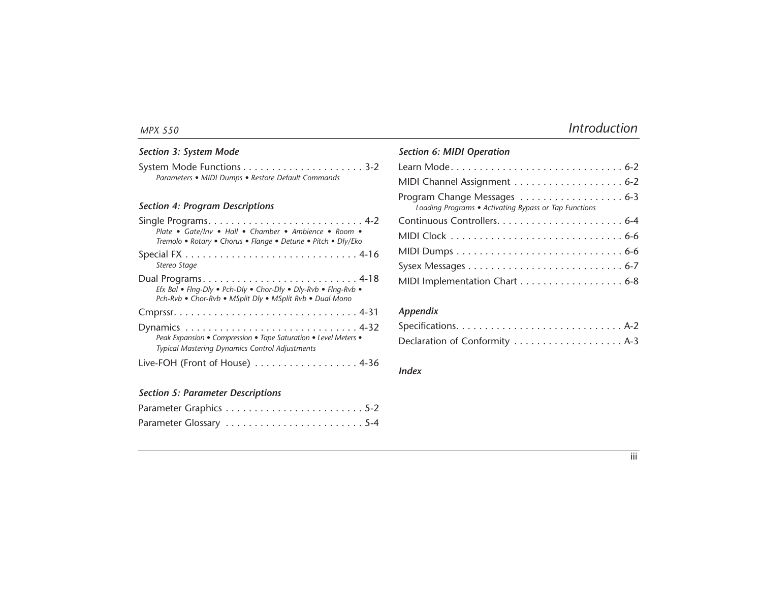### Section 3: System Mode

System Mode Functions . . . . . . . . . . . . . . . . . . . . . 3-2
*Parameters • MIDI Dumps • Restore Default Commands*

### Section 4: Program Descriptions

Single Programs. . . . . . . . . . . . . . . . . . . . . . . . . . . 4-2
*Plate • Gate/Inv • Hall • Chamber • Ambience • Room • Tremolo • Rotary • Chorus • Flange • Detune • Pitch • Dly/Eko*

Special FX . . . . . . . . . . . . . . . . . . . . . . . . . . . . . 4-16
*Stereo Stage*

Dual Programs. . . . . . . . . . . . . . . . . . . . . . . . . . . 4-18
*Efx Bal • Flng-Dly • Pch-Dly • Chor-Dly • Dly-Rvb • Flng-Rvb • Pch-Rvb • Chor-Rvb • MSplit Dly • MSplit Rvb • Dual Mono*

Cmprssr. . . . . . . . . . . . . . . . . . . . . . . . . . . . . . . . 4-31

Dynamics . . . . . . . . . . . . . . . . . . . . . . . . . . . . . . 4-32
*Peak Expansion • Compression • Tape Saturation • Level Meters • Typical Mastering Dynamics Control Adjustments*

Live-FOH (Front of House) . . . . . . . . . . . . . . . . . . 4-36

### Section 5: Parameter Descriptions

Parameter Graphics . . . . . . . . . . . . . . . . . . . . . . . . 5-2

Parameter Glossary . . . . . . . . . . . . . . . . . . . . . . . . 5-4

### Section 6: MIDI Operation

Learn Mode. . . . . . . . . . . . . . . . . . . . . . . . . . . . . . 6-2

MIDI Channel Assignment . . . . . . . . . . . . . . . . . . . 6-2

Program Change Messages . . . . . . . . . . . . . . . . . . 6-3
*Loading Programs • Activating Bypass or Tap Functions*

Continuous Controllers. . . . . . . . . . . . . . . . . . . . . . 6-4

MIDI Clock . . . . . . . . . . . . . . . . . . . . . . . . . . . . . . 6-6

MIDI Dumps . . . . . . . . . . . . . . . . . . . . . . . . . . . . . 6-6

Sysex Messages . . . . . . . . . . . . . . . . . . . . . . . . . . . 6-7

MIDI Implementation Chart . . . . . . . . . . . . . . . . . . 6-8

### Appendix

Specifications. . . . . . . . . . . . . . . . . . . . . . . . . . . . . A-2

Declaration of Conformity . . . . . . . . . . . . . . . . . . . A-3

### Index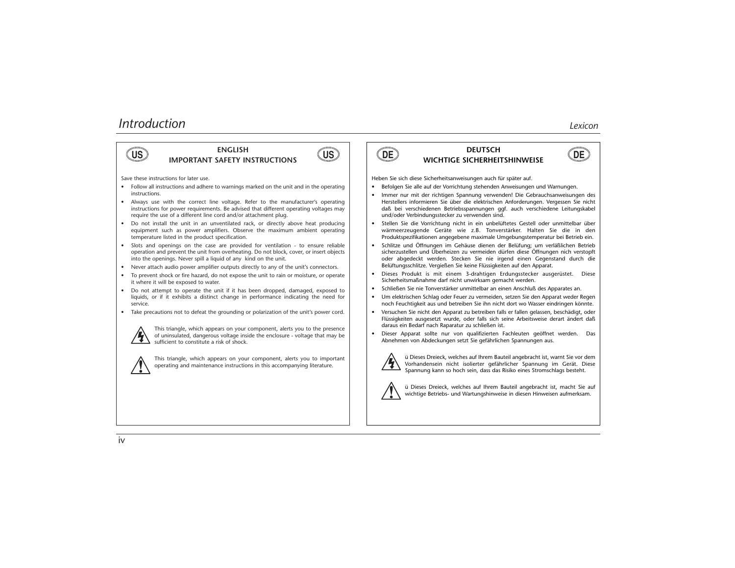## ENGLISH
## IMPORTANT SAFETY INSTRUCTIONS

Save these instructions for later use.

- Follow all instructions and adhere to warnings marked on the unit and in the operating instructions.
- Always use with the correct line voltage. Refer to the manufacturer's operating instructions for power requirements. Be advised that different operating voltages may require the use of a different line cord and/or attachment plug.
- Do not install the unit in an unventilated rack, or directly above heat producing equipment such as power amplifiers. Observe the maximum ambient operating temperature listed in the product specification.
- Slots and openings on the case are provided for ventilation - to ensure reliable operation and prevent the unit from overheating. Do not block, cover, or insert objects into the openings. Never spill a liquid of any kind on the unit.
- Never attach audio power amplifier outputs directly to any of the unit's connectors.
- To prevent shock or fire hazard, do not expose the unit to rain or moisture, or operate it where it will be exposed to water.
- Do not attempt to operate the unit if it has been dropped, damaged, exposed to liquids, or if it exhibits a distinct change in performance indicating the need for service.
- Take precautions not to defeat the grounding or polarization of the unit's power cord.

This triangle, which appears on your component, alerts you to the presence of uninsulated, dangerous voltage inside the enclosure - voltage that may be sufficient to constitute a risk of shock.

This triangle, which appears on your component, alerts you to important operating and maintenance instructions in this accompanying literature.

## DEUTSCH
## WICHTIGE SICHERHEITSHINWEISE

Heben Sie sich diese Sicherheitsanweisungen auch für später auf.

- Befolgen Sie alle auf der Vorrichtung stehenden Anweisungen und Warnungen.
- Immer nur mit der richtigen Spannung verwenden! Die Gebrauchsanweisungen des Herstellers informieren Sie über die elektrischen Anforderungen. Vergessen Sie nicht daß bei verschiedenen Betriebsspannungen ggf. auch verschiedene Leitungskabel und/oder Verbindungsstecker zu verwenden sind.
- Stellen Sie die Vorrichtung nicht in ein unbelüftetes Gestell oder unmittelbar über wärmeerzeugende Geräte wie z.B. Tonverstärker. Halten Sie die in den Produktspezifikationen angegebene maximale Umgebungstemperatur bei Betrieb ein.
- Schlitze und Öffnungen im Gehäuse dienen der Belüfung; um verläßlichen Betrieb sicherzustellen und Überheizen zu vermeiden dürfen diese Öffnungen nich verstopft oder abgedeckt werden. Stecken Sie nie irgend einen Gegenstand durch die Belüftungsschlitze. Vergießen Sie keine Flüssigkeiten auf den Apparat.
- Dieses Produkt is mit einem 3-drahtigen Erdungsstecker ausgerüstet. Diese Sicherheitsmaßnahme darf nicht unwirksam gemacht werden.
- Schließen Sie nie Tonverstärker unmittelbar an einen Anschluß des Apparates an.
- Um elektrischen Schlag oder Feuer zu vermeiden, setzen Sie den Apparat weder Regen noch Feuchtigkeit aus und betreiben Sie ihn nicht dort wo Wasser eindringen könnte.
- Versuchen Sie nicht den Apparat zu betreiben falls er fallen gelassen, beschädigt, oder Flüssigkeiten ausgesetzt wurde, oder falls sich seine Arbeitsweise derart ändert daß daraus ein Bedarf nach Raparatur zu schließen ist.
- Dieser Apparat sollte nur von qualifizierten Fachleuten geöffnet werden. Das Abnehmen von Abdeckungen setzt Sie gefährlichen Spannungen aus.

ü Dieses Dreieck, welches auf Ihrem Bauteil angebracht ist, warnt Sie vor dem Vorhandensein nicht isolierter gefährlicher Spannung im Gerät. Diese Spannung kann so hoch sein, dass das Risiko eines Stromschlags besteht.

ü Dieses Dreieck, welches auf Ihrem Bauteil angebracht ist, macht Sie auf wichtige Betriebs- und Wartungshinweise in diesen Hinweisen aufmerksam.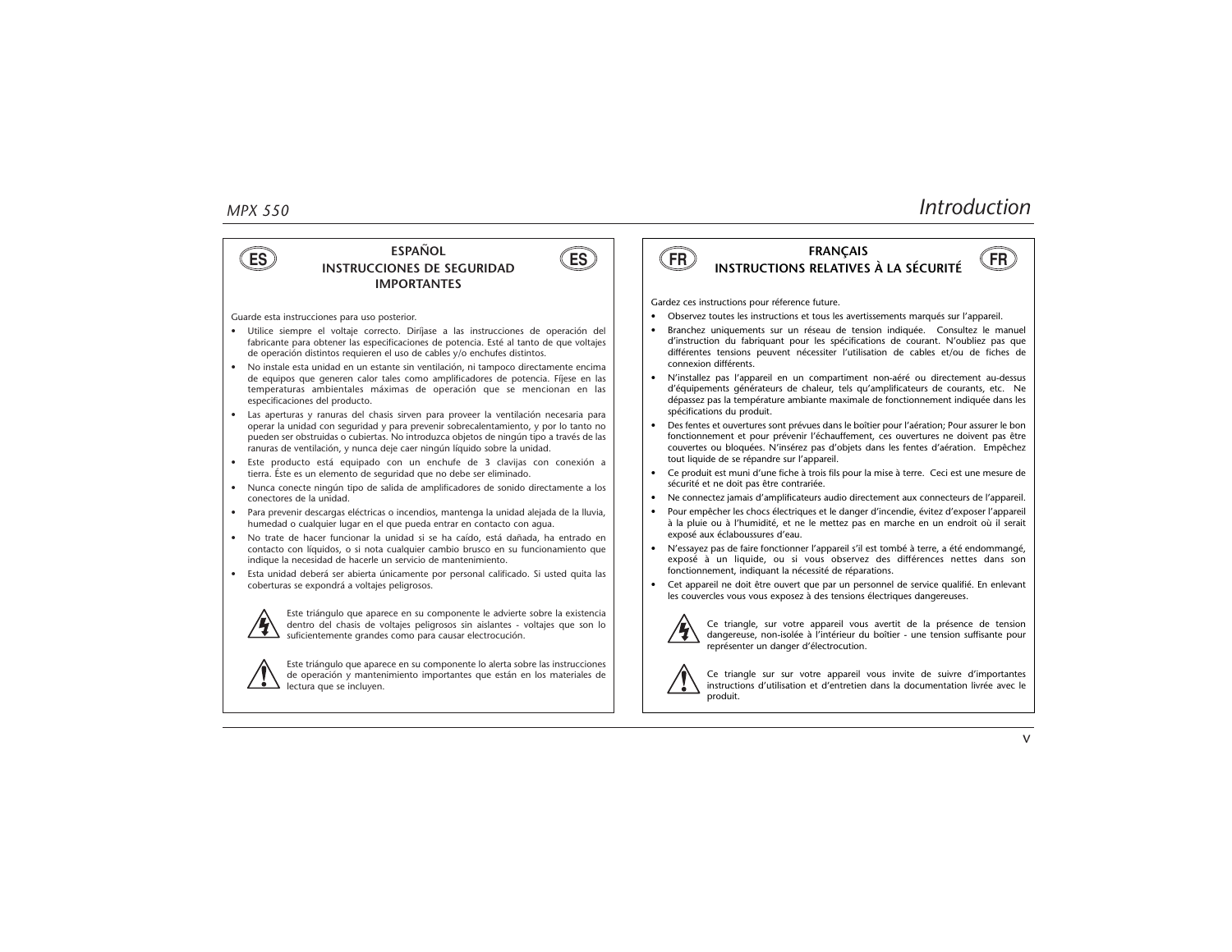## ESPAÑOL
## INSTRUCCIONES DE SEGURIDAD IMPORTANTES

Guarde esta instrucciones para uso posterior.

- Utilice siempre el voltaje correcto. Diríjase a las instrucciones de operación del fabricante para obtener las especificaciones de potencia. Esté al tanto de que voltajes de operación distintos requieren el uso de cables y/o enchufes distintos.
- No instale esta unidad en un estante sin ventilación, ni tampoco directamente encima de equipos que generen calor tales como amplificadores de potencia. Fíjese en las temperaturas ambientales máximas de operación que se mencionan en las especificaciones del producto.
- Las aperturas y ranuras del chasis sirven para proveer la ventilación necesaria para operar la unidad con seguridad y para prevenir sobrecalentamiento, y por lo tanto no pueden ser obstruidas o cubiertas. No introduzca objetos de ningún tipo a través de las ranuras de ventilación, y nunca deje caer ningún líquido sobre la unidad.
- Este producto está equipado con un enchufe de 3 clavijas con conexión a tierra. Éste es un elemento de seguridad que no debe ser eliminado.
- Nunca conecte ningún tipo de salida de amplificadores de sonido directamente a los conectores de la unidad.
- Para prevenir descargas eléctricas o incendios, mantenga la unidad alejada de la lluvia, humedad o cualquier lugar en el que pueda entrar en contacto con agua.
- No trate de hacer funcionar la unidad si se ha caído, está dañada, ha entrado en contacto con líquidos, o si nota cualquier cambio brusco en su funcionamiento que indique la necesidad de hacerle un servicio de mantenimiento.
- Esta unidad deberá ser abierta únicamente por personal calificado. Si usted quita las coberturas se expondrá a voltajes peligrosos.

Este triángulo que aparece en su componente le advierte sobre la existencia dentro del chasis de voltajes peligrosos sin aislantes - voltajes que son lo suficientemente grandes como para causar electrocución.

Este triángulo que aparece en su componente lo alerta sobre las instrucciones de operación y mantenimiento importantes que están en los materiales de lectura que se incluyen.

## FRANÇAIS
## INSTRUCTIONS RELATIVES À LA SÉCURITÉ

Gardez ces instructions pour réference future.

- Observez toutes les instructions et tous les avertissements marqués sur l'appareil.
- Branchez uniquements sur un réseau de tension indiquée. Consultez le manuel d'instruction du fabriquant pour les spécifications de courant. N'oubliez pas que différentes tensions peuvent nécessiter l'utilisation de cables et/ou de fiches de connexion différents.
- N'installez pas l'appareil en un compartiment non-aéré ou directement au-dessus d'équipements générateurs de chaleur, tels qu'amplificateurs de courants, etc. Ne dépassez pas la température ambiante maximale de fonctionnement indiquée dans les spécifications du produit.
- Des fentes et ouvertures sont prévues dans le boîtier pour l'aération; Pour assurer le bon fonctionnement et pour prévenir l'échauffement, ces ouvertures ne doivent pas être couvertes ou bloquées. N'insérez pas d'objets dans les fentes d'aération. Empêchez tout liquide de se répandre sur l'appareil.
- Ce produit est muni d'une fiche à trois fils pour la mise à terre. Ceci est une mesure de sécurité et ne doit pas être contrariée.
- Ne connectez jamais d'amplificateurs audio directement aux connecteurs de l'appareil.
- Pour empêcher les chocs électriques et le danger d'incendie, évitez d'exposer l'appareil à la pluie ou à l'humidité, et ne le mettez pas en marche en un endroit où il serait exposé aux éclaboussures d'eau.
- N'essayez pas de faire fonctionner l'appareil s'il est tombé à terre, a été endommangé, exposé à un liquide, ou si vous observez des différences nettes dans son fonctionnement, indiquant la nécessité de réparations.
- Cet appareil ne doit être ouvert que par un personnel de service qualifié. En enlevant les couvercles vous vous exposez à des tensions électriques dangereuses.

Ce triangle, sur votre appareil vous avertit de la présence de tension dangereuse, non-isolée à l'intérieur du boîtier - une tension suffisante pour représenter un danger d'électrocution.

Ce triangle sur sur votre appareil vous invite de suivre d'importantes instructions d'utilisation et d'entretien dans la documentation livrée avec le produit.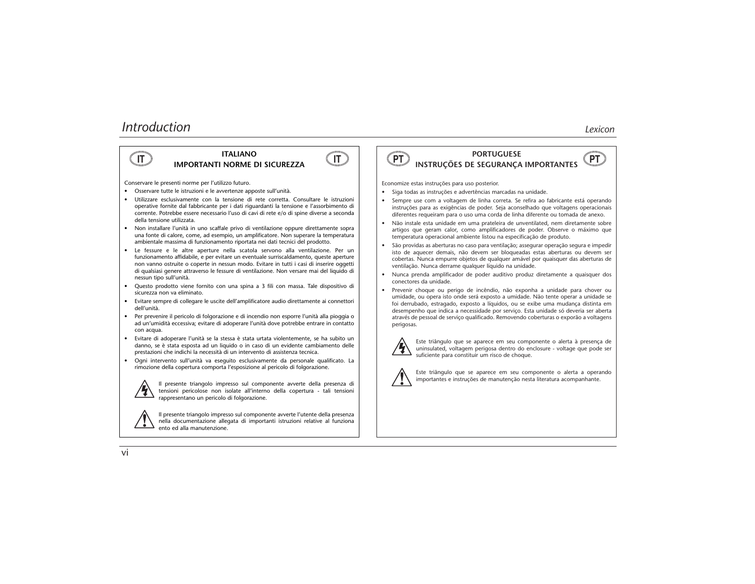## ITALIANO
## IMPORTANTI NORME DI SICUREZZA

Conservare le presenti norme per l'utilizzo futuro.

- Osservare tutte le istruzioni e le avvertenze apposte sull'unità.
- Utilizzare esclusivamente con la tensione di rete corretta. Consultare le istruzioni operative fornite dal fabbricante per i dati riguardanti la tensione e l'assorbimento di corrente. Potrebbe essere necessario l'uso di cavi di rete e/o di spine diverse a seconda della tensione utilizzata.
- Non installare l'unità in uno scaffale privo di ventilazione oppure direttamente sopra una fonte di calore, come, ad esempio, un amplificatore. Non superare la temperatura ambientale massima di funzionamento riportata nei dati tecnici del prodotto.
- Le fessure e le altre aperture nella scatola servono alla ventilazione. Per un funzionamento affidabile, e per evitare un eventuale surriscaldamento, queste aperture non vanno ostruite o coperte in nessun modo. Evitare in tutti i casi di inserire oggetti di qualsiasi genere attraverso le fessure di ventilazione. Non versare mai del liquido di nessun tipo sull'unità.
- Questo prodotto viene fornito con una spina a 3 fili con massa. Tale dispositivo di sicurezza non va eliminato.
- Evitare sempre di collegare le uscite dell'amplificatore audio direttamente ai connettori dell'unità.
- Per prevenire il pericolo di folgorazione e di incendio non esporre l'unità alla pioggia o ad un'umidità eccessiva; evitare di adoperare l'unità dove potrebbe entrare in contatto con acqua.
- Evitare di adoperare l'unità se la stessa è stata urtata violentemente, se ha subito un danno, se è stata esposta ad un liquido o in caso di un evidente cambiamento delle prestazioni che indichi la necessità di un intervento di assistenza tecnica.
- Ogni intervento sull'unità va eseguito esclusivamente da personale qualificato. La rimozione della copertura comporta l'esposizione al pericolo di folgorazione.

Il presente triangolo impresso sul componente avverte della presenza di tensioni pericolose non isolate all'interno della copertura - tali tensioni rappresentano un pericolo di folgorazione.

Il presente triangolo impresso sul componente avverte l'utente della presenza nella documentazione allegata di importanti istruzioni relative al funziona ento ed alla manutenzione.

## PORTUGUESE
## INSTRUÇÕES DE SEGURANÇA IMPORTANTES

Economize estas instruções para uso posterior.

- Siga todas as instruções e advertências marcadas na unidade.
- Sempre use com a voltagem de linha correta. Se refira ao fabricante está operando instruções para as exigências de poder. Seja aconselhado que voltagens operacionais diferentes requeiram para o uso uma corda de linha diferente ou tomada de anexo.
- Não instale esta unidade em uma prateleira de unventilated, nem diretamente sobre artigos que geram calor, como amplificadores de poder. Observe o máximo que temperatura operacional ambiente listou na especificação de produto.
- São providas as aberturas no caso para ventilação; assegurar operação segura e impedir isto de aquecer demais, não devem ser bloqueadas estas aberturas ou devem ser cobertas. Nunca empurre objetos de qualquer amável por quaisquer das aberturas de ventilação. Nunca derrame qualquer líquido na unidade.
- Nunca prenda amplificador de poder auditivo produz diretamente a quaisquer dos conectores da unidade.
- Prevenir choque ou perigo de incêndio, não exponha a unidade para chover ou umidade, ou opera isto onde será exposto a umidade. Não tente operar a unidade se foi derrubado, estragado, exposto a líquidos, ou se exibe uma mudança distinta em desempenho que indica a necessidade por serviço. Esta unidade só deveria ser aberta através de pessoal de serviço qualificado. Removendo coberturas o exporão a voltagens perigosas.

Este triângulo que se aparece em seu componente o alerta à presença de uninsulated, voltagem perigosa dentro do enclosure - voltage que pode ser suficiente para constituir um risco de choque.

Este triângulo que se aparece em seu componente o alerta a operando importantes e instruções de manutenção nesta literatura acompanhante.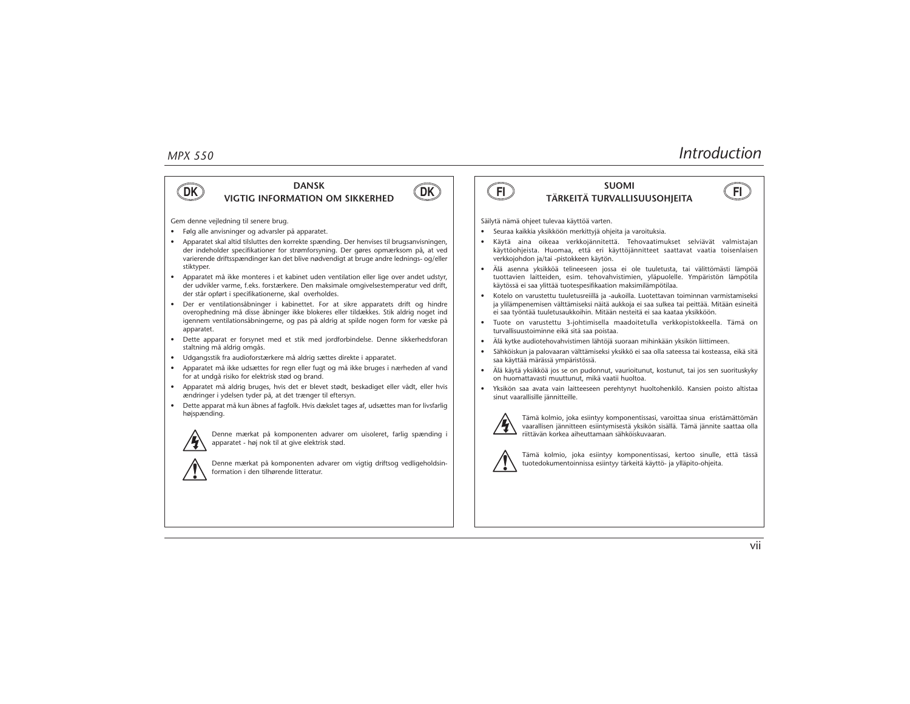## DANSK
## VIGTIG INFORMATION OM SIKKERHED

Gem denne vejledning til senere brug.

- Følg alle anvisninger og advarsler på apparatet.
- Apparatet skal altid tilsluttes den korrekte spænding. Der henvises til brugsanvisningen, der indeholder specifikationer for strømforsyning. Der gøres opmærksom på, at ved varierende driftsspændinger kan det blive nødvendigt at bruge andre lednings- og/eller stiktyper.
- Apparatet må ikke monteres i et kabinet uden ventilation eller lige over andet udstyr, der udvikler varme, f.eks. forstærkere. Den maksimale omgivelsestemperatur ved drift, der står opført i specifikationerne, skal overholdes.
- Der er ventilationsåbninger i kabinettet. For at sikre apparatets drift og hindre overophedning må disse åbninger ikke blokeres eller tildækkes. Stik aldrig noget ind igennem ventilationsåbningerne, og pas på aldrig at spilde nogen form for væske på apparatet.
- Dette apparat er forsynet med et stik med jordforbindelse. Denne sikkerhedsforan staltning må aldrig omgås.
- Udgangsstik fra audioforstærkere må aldrig sættes direkte i apparatet.
- Apparatet må ikke udsættes for regn eller fugt og må ikke bruges i nærheden af vand for at undgå risiko for elektrisk stød og brand.
- Apparatet må aldrig bruges, hvis det er blevet stødt, beskadiget eller vådt, eller hvis ændringer i ydelsen tyder på, at det trænger til eftersyn.
- Dette apparat må kun åbnes af fagfolk. Hvis dækslet tages af, udsættes man for livsfarlig højspænding.

Denne mærkat på komponenten advarer om uisoleret, farlig spænding i apparatet - høj nok til at give elektrisk stød.

Denne mærkat på komponenten advarer om vigtig driftsog vedligeholdsinformation i den tilhørende litteratur.

## SUOMI
## TÄRKEITÄ TURVALLISUUSOHJEITA

Säilytä nämä ohjeet tulevaa käyttöä varten.

- Seuraa kaikkia yksikköön merkittyjä ohjeita ja varoituksia.
- Käytä aina oikeaa verkkojännitettä. Tehovaatimukset selviävät valmistajan käyttöohjeista. Huomaa, että eri käyttöjännitteet saattavat vaatia toisenlaisen verkkojohdon ja/tai -pistokkeen käytön.
- Älä asenna yksikköä telineeseen jossa ei ole tuuletusta, tai välittömästi lämpöä tuottavien laitteiden, esim. tehovahvistimien, yläpuolelle. Ympäristön lämpötila käytössä ei saa ylittää tuotespesifikaation maksimilämpötilaa.
- Kotelo on varustettu tuuletusreiillä ja -aukoilla. Luotettavan toiminnan varmistamiseksi ja ylilämpenemisen välttämiseksi näitä aukkoja ei saa sulkea tai peittää. Mitään esineitä ei saa työntää tuuletusaukkoihin. Mitään nesteitä ei saa kaataa yksikköön.
- Tuote on varustettu 3-johtimisella maadoitetulla verkkopistokkeella. Tämä on turvallisuustoiminne eikä sitä saa poistaa.
- Älä kytke audiotehovahvistimen lähtöjä suoraan mihinkään yksikön liittimeen.
- Sähköiskun ja palovaaran välttämiseksi yksikkö ei saa olla sateessa tai kosteassa, eikä sitä saa käyttää märässä ympäristössä.
- Älä käytä yksikköä jos se on pudonnut, vaurioitunut, kostunut, tai jos sen suorituskyky on huomattavasti muuttunut, mikä vaatii huoltoa.
- Yksikön saa avata vain laitteeseen perehtynyt huoltohenkilö. Kansien poisto altistaa sinut vaarallisille jännitteille.

Tämä kolmio, joka esiintyy komponentissasi, varoittaa sinua eristämättömän vaarallisen jännitteen esiintymisestä yksikön sisällä. Tämä jännite saattaa olla riittävän korkea aiheuttamaan sähköiskuvaaran.

Tämä kolmio, joka esiintyy komponentissasi, kertoo sinulle, että tässä tuotedokumentoinnissa esiintyy tärkeitä käyttö- ja ylläpito-ohjeita.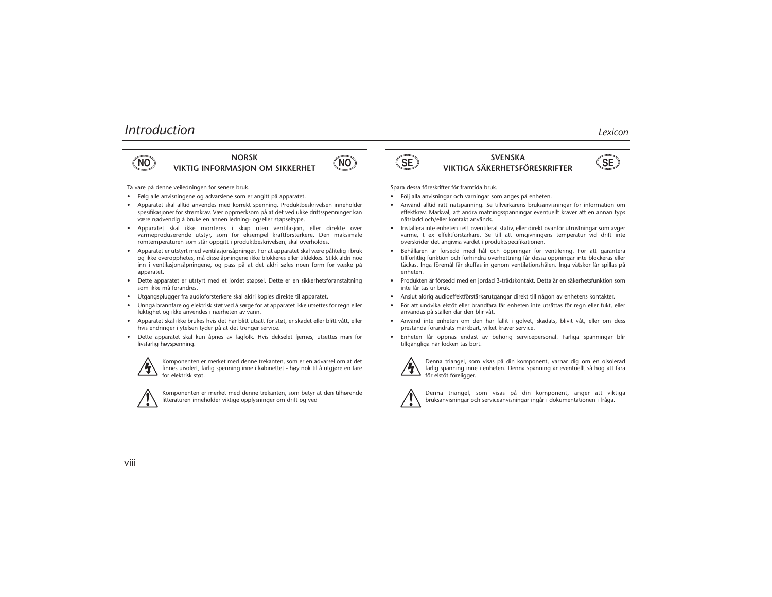## NORSK
### VIKTIG INFORMASJON OM SIKKERHET

Ta vare på denne veiledningen for senere bruk.

- Følg alle anvisningene og advarslene som er angitt på apparatet.
- Apparatet skal alltid anvendes med korrekt spenning. Produktbeskrivelsen inneholder spesifikasjoner for strømkrav. Vær oppmerksom på at det ved ulike driftsspenninger kan være nødvendig å bruke en annen ledning- og/eller støpseltype.
- Apparatet skal ikke monteres i skap uten ventilasjon, eller direkte over varmeproduserende utstyr, som for eksempel kraftforsterkere. Den maksimale romtemperaturen som står oppgitt i produktbeskrivelsen, skal overholdes.
- Apparatet er utstyrt med ventilasjonsåpninger. For at apparatet skal være pålitelig i bruk og ikke overopphetes, må disse åpningene ikke blokkeres eller tildekkes. Stikk aldri noe inn i ventilasjonsåpningene, og pass på at det aldri søles noen form for væske på apparatet.
- Dette apparatet er utstyrt med et jordet støpsel. Dette er en sikkerhetsforanstaltning som ikke må forandres.
- Utgangsplugger fra audioforsterkere skal aldri koples direkte til apparatet.
- Unngå brannfare og elektrisk støt ved å sørge for at apparatet ikke utsettes for regn eller fuktighet og ikke anvendes i nærheten av vann.
- Apparatet skal ikke brukes hvis det har blitt utsatt for støt, er skadet eller blitt vått, eller hvis endringer i ytelsen tyder på at det trenger service.
- Dette apparatet skal kun åpnes av fagfolk. Hvis dekselet fjernes, utsettes man for livsfarlig høyspenning.

Komponenten er merket med denne trekanten, som er en advarsel om at det finnes uisolert, farlig spenning inne i kabinettet - høy nok til å utgjøre en fare for elektrisk støt.

Komponenten er merket med denne trekanten, som betyr at den tilhørende litteraturen inneholder viktige opplysninger om drift og ved

## SVENSKA
### VIKTIGA SÄKERHETSFÖRESKRIFTER

Spara dessa föreskrifter för framtida bruk.

- Följ alla anvisningar och varningar som anges på enheten.
- Använd alltid rätt nätspänning. Se tillverkarens bruksanvisningar för information om effektkrav. Märkväl, att andra matningsspänningar eventuellt kräver att en annan typs nätsladd och/eller kontakt används.
- Installera inte enheten i ett oventilerat stativ, eller direkt ovanför utrustningar som avger värme, t ex effektförstärkare. Se till att omgivningens temperatur vid drift inte överskrider det angivna värdet i produktspecifikationen.
- Behållaren är försedd med hål och öppningar för ventilering. För att garantera tillförlitlig funktion och förhindra överhettning får dessa öppningar inte blockeras eller täckas. Inga föremål får skuffas in genom ventilationshålen. Inga vätskor får spillas på enheten.
- Produkten är försedd med en jordad 3-trådskontakt. Detta är en säkerhetsfunktion som inte får tas ur bruk.
- Anslut aldrig audioeffektförstärkarutgångar direkt till någon av enhetens kontakter.
- För att undvika elstöt eller brandfara får enheten inte utsättas för regn eller fukt, eller användas på ställen där den blir våt.
- Använd inte enheten om den har fallit i golvet, skadats, blivit våt, eller om dess prestanda förändrats märkbart, vilket kräver service.
- Enheten får öppnas endast av behörig servicepersonal. Farliga spänningar blir tillgängliga när locken tas bort.

Denna triangel, som visas på din komponent, varnar dig om en oisolerad farlig spänning inne i enheten. Denna spänning är eventuellt så hög att fara för elstöt föreligger.

Denna triangel, som visas på din komponent, anger att viktiga bruksanvisningar och serviceanvisningar ingår i dokumentationen i fråga.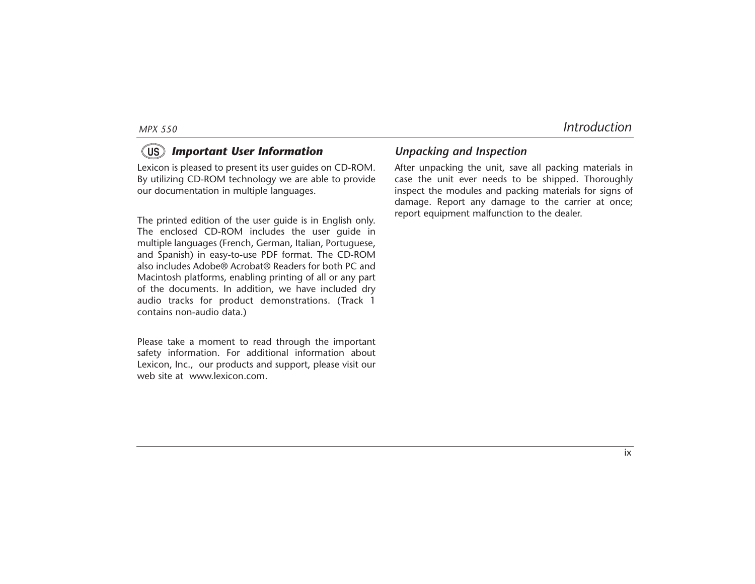## US *Important User Information*

Lexicon is pleased to present its user guides on CD-ROM. By utilizing CD-ROM technology we are able to provide our documentation in multiple languages.

The printed edition of the user guide is in English only. The enclosed CD-ROM includes the user guide in multiple languages (French, German, Italian, Portuguese, and Spanish) in easy-to-use PDF format. The CD-ROM also includes Adobe® Acrobat® Readers for both PC and Macintosh platforms, enabling printing of all or any part of the documents. In addition, we have included dry audio tracks for product demonstrations. (Track 1 contains non-audio data.)

Please take a moment to read through the important safety information. For additional information about Lexicon, Inc., our products and support, please visit our web site at www.lexicon.com.

## *Unpacking and Inspection*

After unpacking the unit, save all packing materials in case the unit ever needs to be shipped. Thoroughly inspect the modules and packing materials for signs of damage. Report any damage to the carrier at once; report equipment malfunction to the dealer.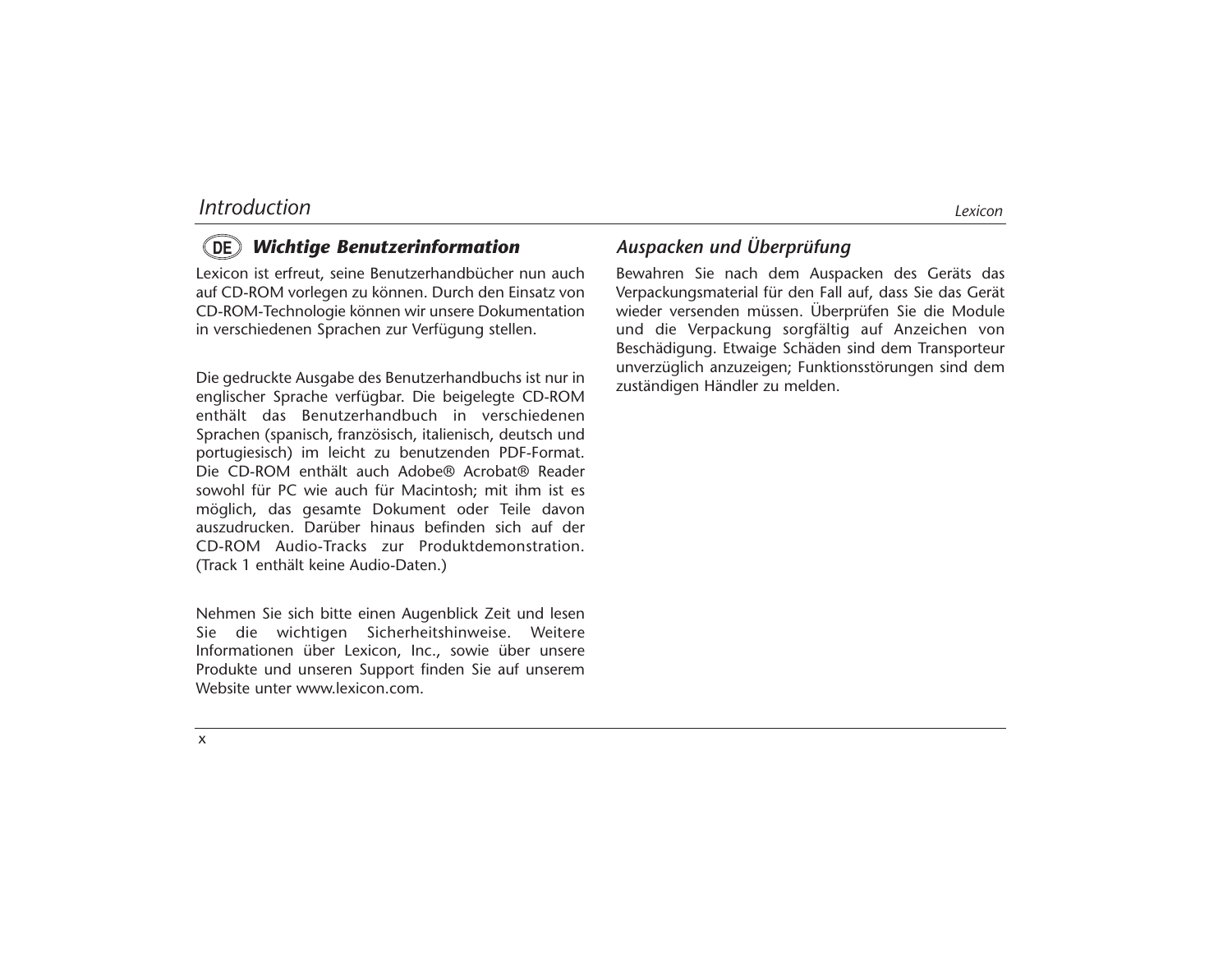## DE *Wichtige Benutzerinformation*

Lexicon ist erfreut, seine Benutzerhandbücher nun auch auf CD-ROM vorlegen zu können. Durch den Einsatz von CD-ROM-Technologie können wir unsere Dokumentation in verschiedenen Sprachen zur Verfügung stellen.

Die gedruckte Ausgabe des Benutzerhandbuchs ist nur in englischer Sprache verfügbar. Die beigelegte CD-ROM enthält das Benutzerhandbuch in verschiedenen Sprachen (spanisch, französisch, italienisch, deutsch und portugiesisch) im leicht zu benutzenden PDF-Format. Die CD-ROM enthält auch Adobe® Acrobat® Reader sowohl für PC wie auch für Macintosh; mit ihm ist es möglich, das gesamte Dokument oder Teile davon auszudrucken. Darüber hinaus befinden sich auf der CD-ROM Audio-Tracks zur Produktdemonstration. (Track 1 enthält keine Audio-Daten.)

Nehmen Sie sich bitte einen Augenblick Zeit und lesen Sie die wichtigen Sicherheitshinweise. Weitere Informationen über Lexicon, Inc., sowie über unsere Produkte und unseren Support finden Sie auf unserem Website unter www.lexicon.com.

## *Auspacken und Überprüfung*

Bewahren Sie nach dem Auspacken des Geräts das Verpackungsmaterial für den Fall auf, dass Sie das Gerät wieder versenden müssen. Überprüfen Sie die Module und die Verpackung sorgfältig auf Anzeichen von Beschädigung. Etwaige Schäden sind dem Transporteur unverzüglich anzuzeigen; Funktionsstörungen sind dem zuständigen Händler zu melden.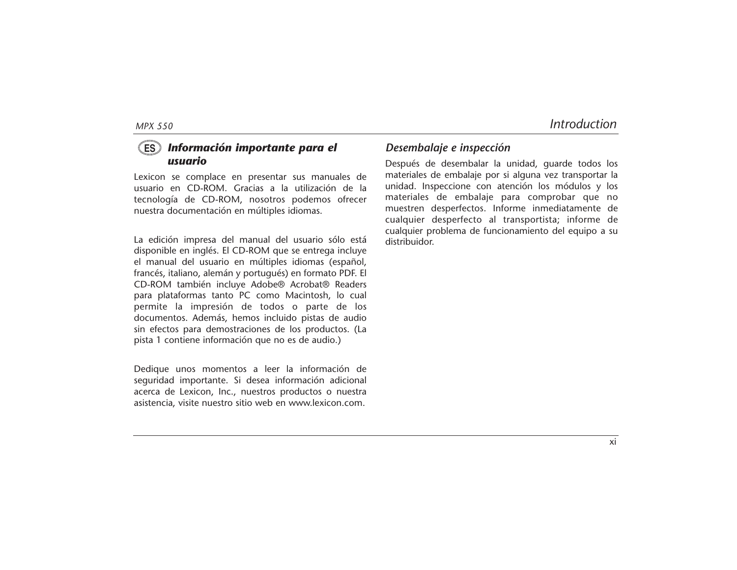## ES *Información importante para el usuario*

Lexicon se complace en presentar sus manuales de usuario en CD-ROM. Gracias a la utilización de la tecnología de CD-ROM, nosotros podemos ofrecer nuestra documentación en múltiples idiomas.

La edición impresa del manual del usuario sólo está disponible en inglés. El CD-ROM que se entrega incluye el manual del usuario en múltiples idiomas (español, francés, italiano, alemán y portugués) en formato PDF. El CD-ROM también incluye Adobe® Acrobat® Readers para plataformas tanto PC como Macintosh, lo cual permite la impresión de todos o parte de los documentos. Además, hemos incluido pistas de audio sin efectos para demostraciones de los productos. (La pista 1 contiene información que no es de audio.)

Dedique unos momentos a leer la información de seguridad importante. Si desea información adicional acerca de Lexicon, Inc., nuestros productos o nuestra asistencia, visite nuestro sitio web en www.lexicon.com.

### *Desembalaje e inspección*

Después de desembalar la unidad, guarde todos los materiales de embalaje por si alguna vez transportar la unidad. Inspeccione con atención los módulos y los materiales de embalaje para comprobar que no muestren desperfectos. Informe inmediatamente de cualquier desperfecto al transportista; informe de cualquier problema de funcionamiento del equipo a su distribuidor.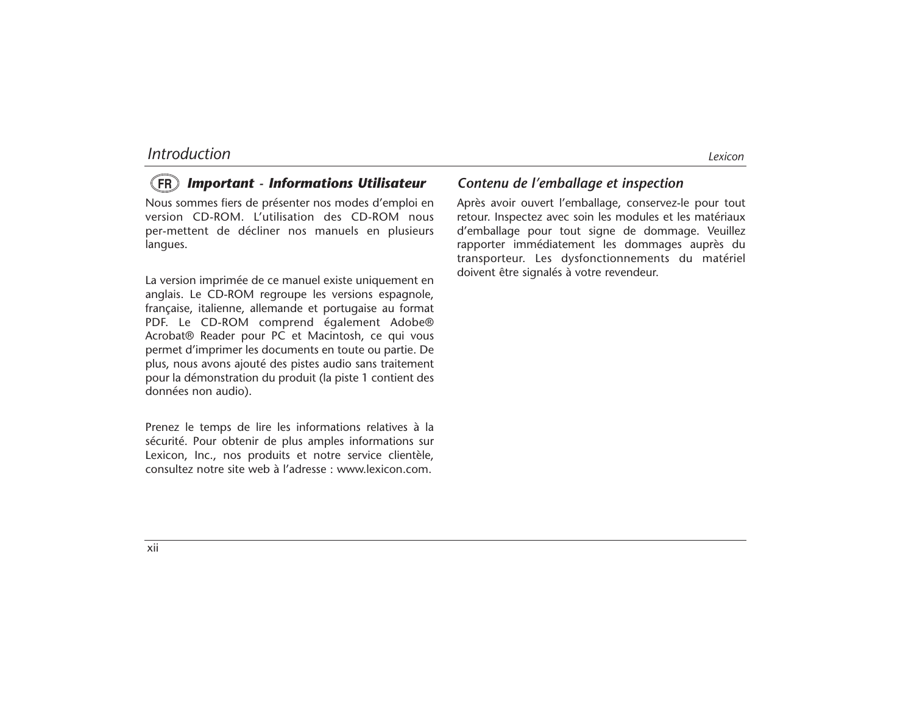## FR *Important - Informations Utilisateur*

Nous sommes fiers de présenter nos modes d'emploi en version CD-ROM. L'utilisation des CD-ROM nous per-mettent de décliner nos manuels en plusieurs langues.

La version imprimée de ce manuel existe uniquement en anglais. Le CD-ROM regroupe les versions espagnole, française, italienne, allemande et portugaise au format PDF. Le CD-ROM comprend également Adobe® Acrobat® Reader pour PC et Macintosh, ce qui vous permet d'imprimer les documents en toute ou partie. De plus, nous avons ajouté des pistes audio sans traitement pour la démonstration du produit (la piste 1 contient des données non audio).

Prenez le temps de lire les informations relatives à la sécurité. Pour obtenir de plus amples informations sur Lexicon, Inc., nos produits et notre service clientèle, consultez notre site web à l'adresse : www.lexicon.com.

## *Contenu de l'emballage et inspection*

Après avoir ouvert l'emballage, conservez-le pour tout retour. Inspectez avec soin les modules et les matériaux d'emballage pour tout signe de dommage. Veuillez rapporter immédiatement les dommages auprès du transporteur. Les dysfonctionnements du matériel doivent être signalés à votre revendeur.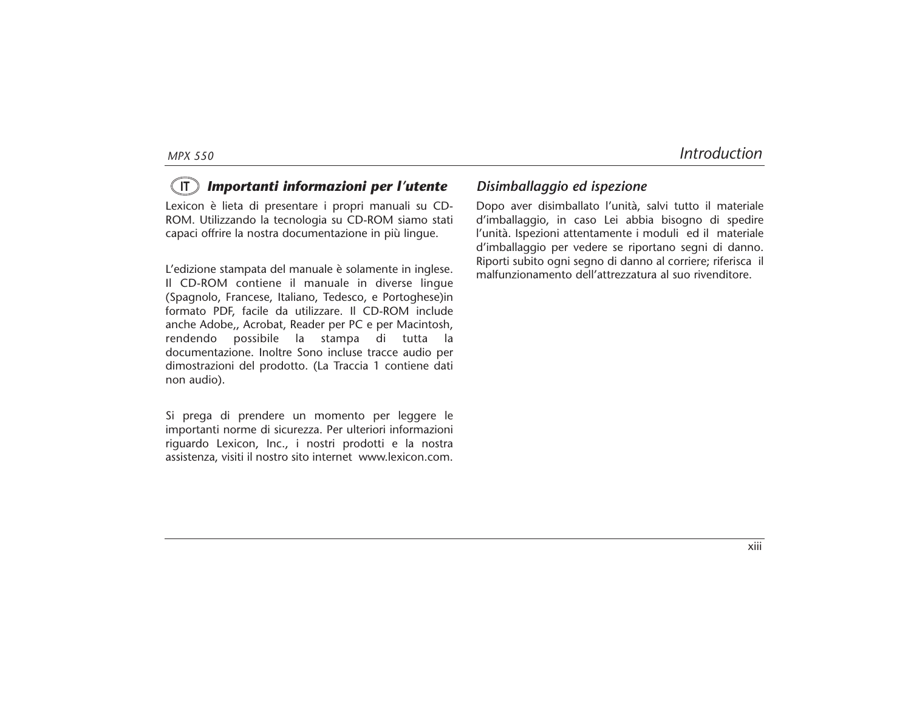## (IT) *Importanti informazioni per l'utente*

Lexicon è lieta di presentare i propri manuali su CD-ROM. Utilizzando la tecnologia su CD-ROM siamo stati capaci offrire la nostra documentazione in più lingue.

L'edizione stampata del manuale è solamente in inglese. Il CD-ROM contiene il manuale in diverse lingue (Spagnolo, Francese, Italiano, Tedesco, e Portoghese)in formato PDF, facile da utilizzare. Il CD-ROM include anche Adobe,, Acrobat, Reader per PC e per Macintosh, rendendo possibile la stampa di tutta la documentazione. Inoltre Sono incluse tracce audio per dimostrazioni del prodotto. (La Traccia 1 contiene dati non audio).

Si prega di prendere un momento per leggere le importanti norme di sicurezza. Per ulteriori informazioni riguardo Lexicon, Inc., i nostri prodotti e la nostra assistenza, visiti il nostro sito internet www.lexicon.com.

## *Disimballaggio ed ispezione*

Dopo aver disimballato l'unità, salvi tutto il materiale d'imballaggio, in caso Lei abbia bisogno di spedire l'unità. Ispezioni attentamente i moduli ed il materiale d'imballaggio per vedere se riportano segni di danno. Riporti subito ogni segno di danno al corriere; riferisca il malfunzionamento dell'attrezzatura al suo rivenditore.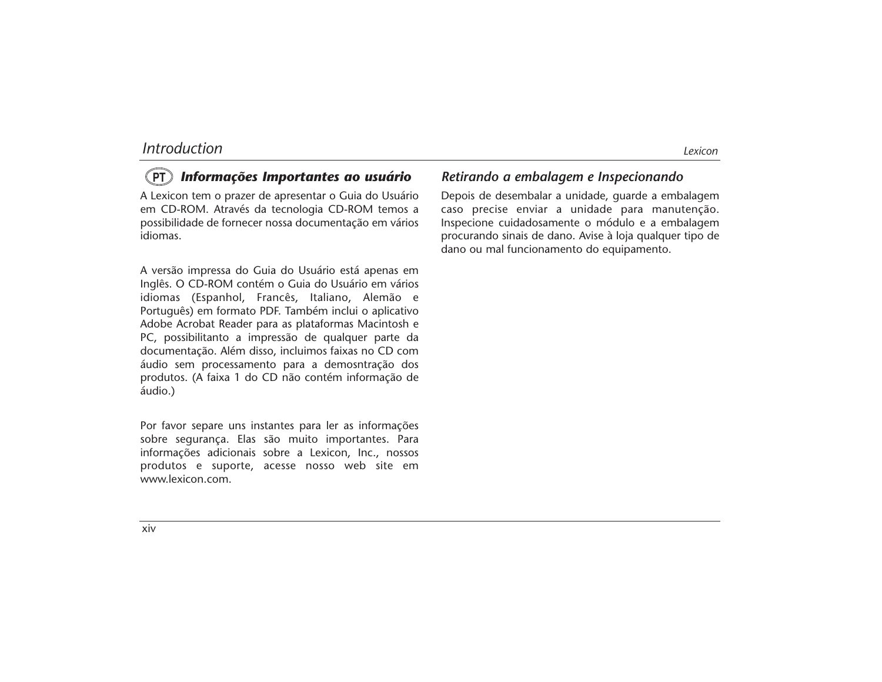## PT *Informações Importantes ao usuário*

A Lexicon tem o prazer de apresentar o Guia do Usuário em CD-ROM. Através da tecnologia CD-ROM temos a possibilidade de fornecer nossa documentação em vários idiomas.

A versão impressa do Guia do Usuário está apenas em Inglês. O CD-ROM contém o Guia do Usuário em vários idiomas (Espanhol, Francês, Italiano, Alemão e Português) em formato PDF. Também inclui o aplicativo Adobe Acrobat Reader para as plataformas Macintosh e PC, possibilitanto a impressão de qualquer parte da documentação. Além disso, incluimos faixas no CD com áudio sem processamento para a demosntração dos produtos. (A faixa 1 do CD não contém informação de áudio.)

Por favor separe uns instantes para ler as informações sobre segurança. Elas são muito importantes. Para informações adicionais sobre a Lexicon, Inc., nossos produtos e suporte, acesse nosso web site em www.lexicon.com.

## *Retirando a embalagem e Inspecionando*

Depois de desembalar a unidade, guarde a embalagem caso precise enviar a unidade para manutenção. Inspecione cuidadosamente o módulo e a embalagem procurando sinais de dano. Avise à loja qualquer tipo de dano ou mal funcionamento do equipamento.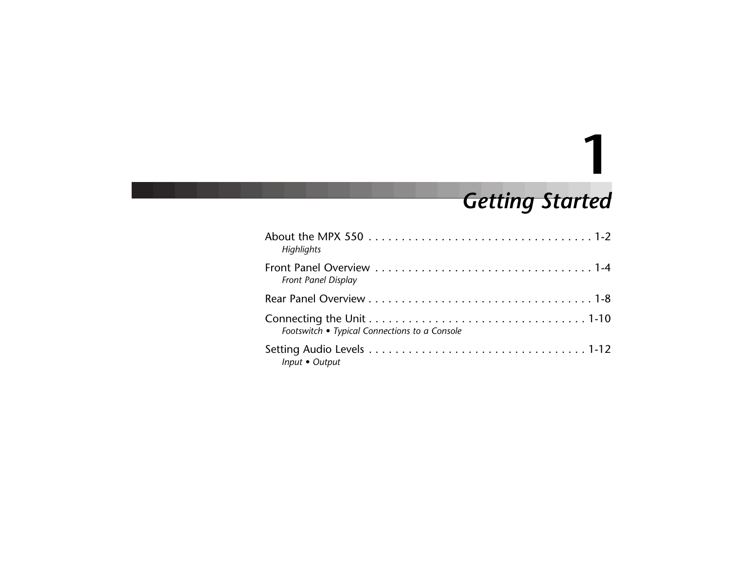# 1

# *Getting Started*

About the MPX 550 . . . . . . . . . . . . . . . . . . . . . . . . . . . . . . . . . . . 1-2
*Highlights*

Front Panel Overview . . . . . . . . . . . . . . . . . . . . . . . . . . . . . . . . . 1-4
*Front Panel Display*

Rear Panel Overview . . . . . . . . . . . . . . . . . . . . . . . . . . . . . . . . . . 1-8

Connecting the Unit . . . . . . . . . . . . . . . . . . . . . . . . . . . . . . . . . 1-10
*Footswitch • Typical Connections to a Console*

Setting Audio Levels . . . . . . . . . . . . . . . . . . . . . . . . . . . . . . . . 1-12
*Input • Output*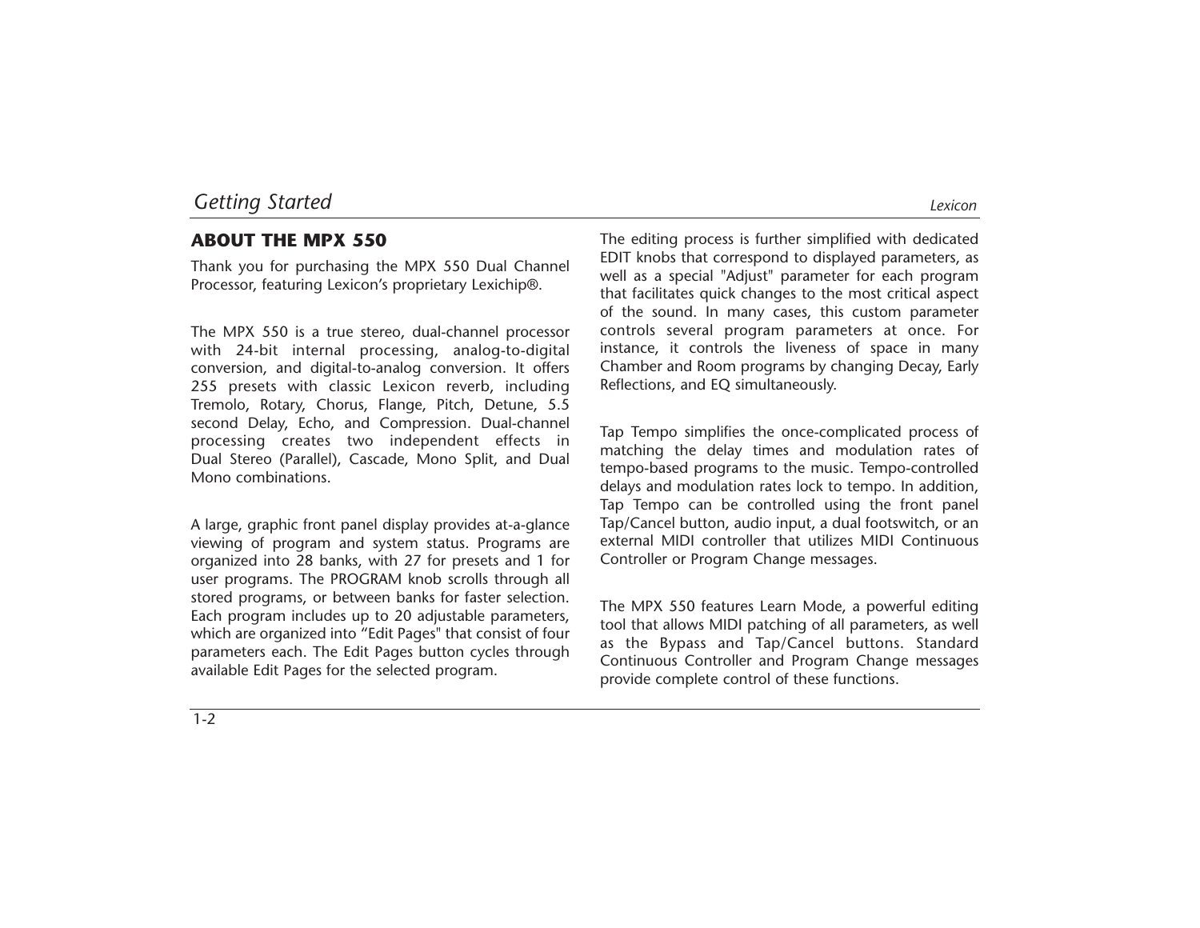## ABOUT THE MPX 550

Thank you for purchasing the MPX 550 Dual Channel Processor, featuring Lexicon's proprietary Lexichip®.

The MPX 550 is a true stereo, dual-channel processor with 24-bit internal processing, analog-to-digital conversion, and digital-to-analog conversion. It offers 255 presets with classic Lexicon reverb, including Tremolo, Rotary, Chorus, Flange, Pitch, Detune, 5.5 second Delay, Echo, and Compression. Dual-channel processing creates two independent effects in Dual Stereo (Parallel), Cascade, Mono Split, and Dual Mono combinations.

A large, graphic front panel display provides at-a-glance viewing of program and system status. Programs are organized into 28 banks, with 27 for presets and 1 for user programs. The PROGRAM knob scrolls through all stored programs, or between banks for faster selection. Each program includes up to 20 adjustable parameters, which are organized into "Edit Pages" that consist of four parameters each. The Edit Pages button cycles through available Edit Pages for the selected program.

The editing process is further simplified with dedicated EDIT knobs that correspond to displayed parameters, as well as a special "Adjust" parameter for each program that facilitates quick changes to the most critical aspect of the sound. In many cases, this custom parameter controls several program parameters at once. For instance, it controls the liveness of space in many Chamber and Room programs by changing Decay, Early Reflections, and EQ simultaneously.

Tap Tempo simplifies the once-complicated process of matching the delay times and modulation rates of tempo-based programs to the music. Tempo-controlled delays and modulation rates lock to tempo. In addition, Tap Tempo can be controlled using the front panel Tap/Cancel button, audio input, a dual footswitch, or an external MIDI controller that utilizes MIDI Continuous Controller or Program Change messages.

The MPX 550 features Learn Mode, a powerful editing tool that allows MIDI patching of all parameters, as well as the Bypass and Tap/Cancel buttons. Standard Continuous Controller and Program Change messages provide complete control of these functions.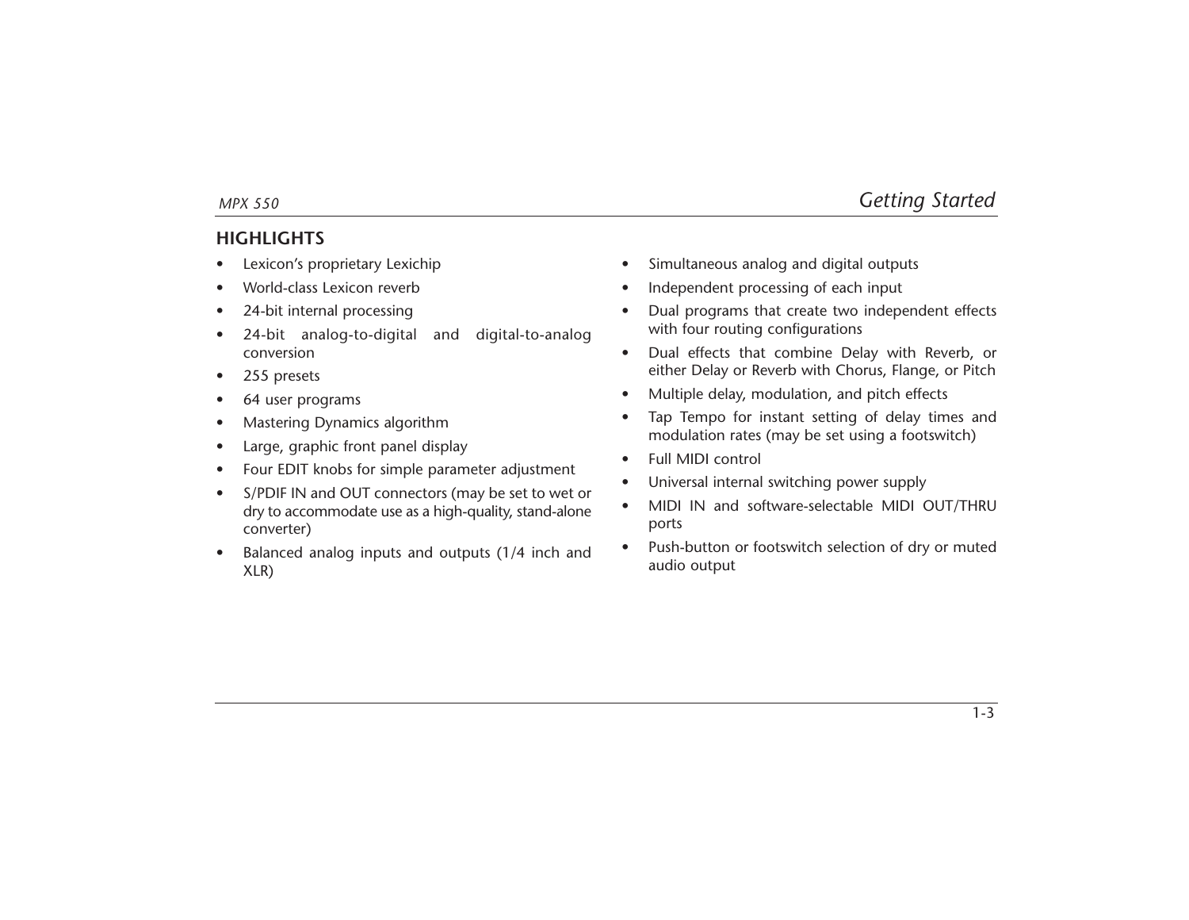## HIGHLIGHTS

- Lexicon's proprietary Lexichip
- World-class Lexicon reverb
- 24-bit internal processing
- 24-bit analog-to-digital and digital-to-analog conversion
- 255 presets
- 64 user programs
- Mastering Dynamics algorithm
- Large, graphic front panel display
- Four EDIT knobs for simple parameter adjustment
- S/PDIF IN and OUT connectors (may be set to wet or dry to accommodate use as a high-quality, stand-alone converter)
- Balanced analog inputs and outputs (1/4 inch and XLR)
- Simultaneous analog and digital outputs
- Independent processing of each input
- Dual programs that create two independent effects with four routing configurations
- Dual effects that combine Delay with Reverb, or either Delay or Reverb with Chorus, Flange, or Pitch
- Multiple delay, modulation, and pitch effects
- Tap Tempo for instant setting of delay times and modulation rates (may be set using a footswitch)
- Full MIDI control
- Universal internal switching power supply
- MIDI IN and software-selectable MIDI OUT/THRU ports
- Push-button or footswitch selection of dry or muted audio output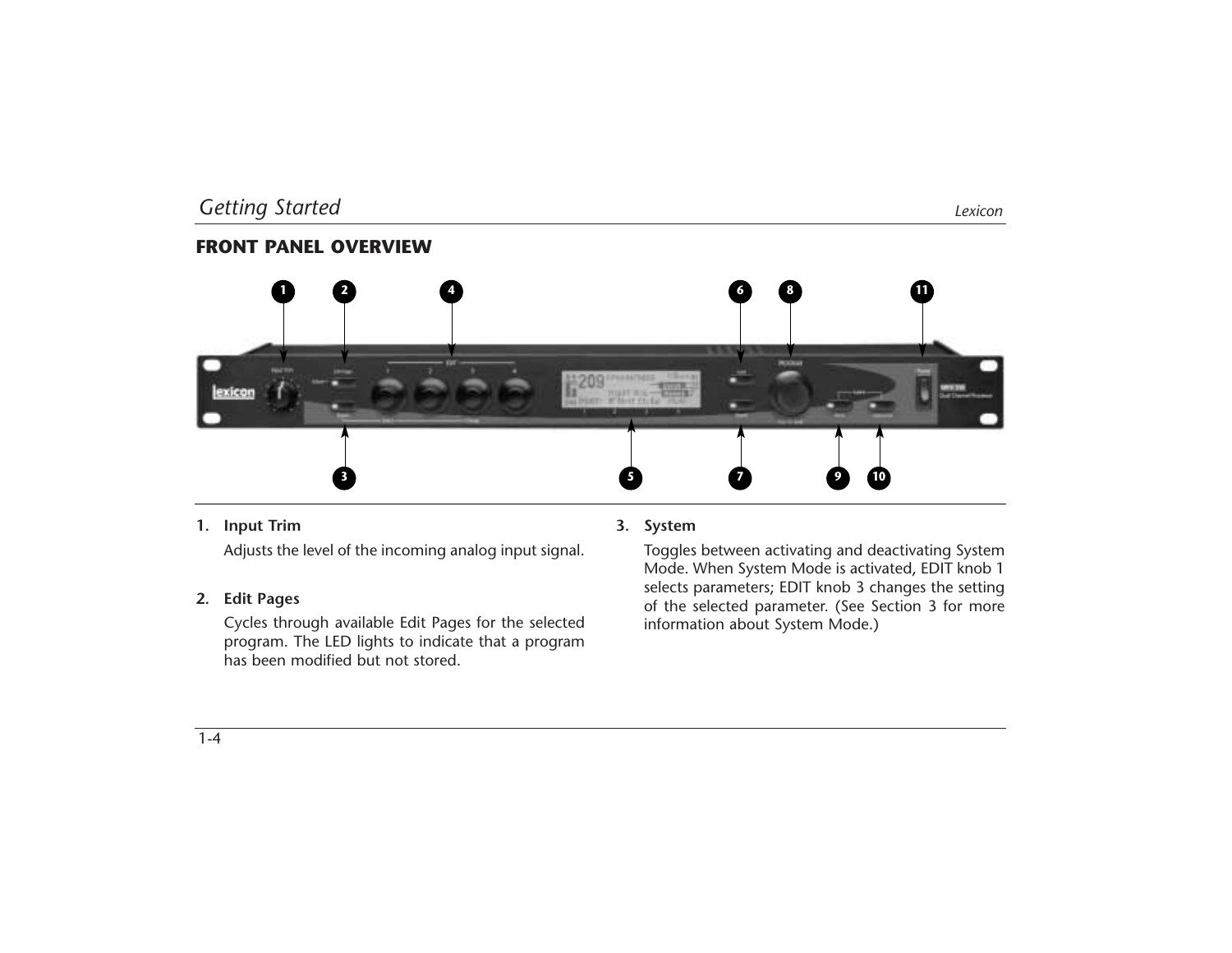## FRONT PANEL OVERVIEW

1. **Input Trim**

   Adjusts the level of the incoming analog input signal.

2. **Edit Pages**

   Cycles through available Edit Pages for the selected program. The LED lights to indicate that a program has been modified but not stored.

3. **System**

   Toggles between activating and deactivating System Mode. When System Mode is activated, EDIT knob 1 selects parameters; EDIT knob 3 changes the setting of the selected parameter. (See Section 3 for more information about System Mode.)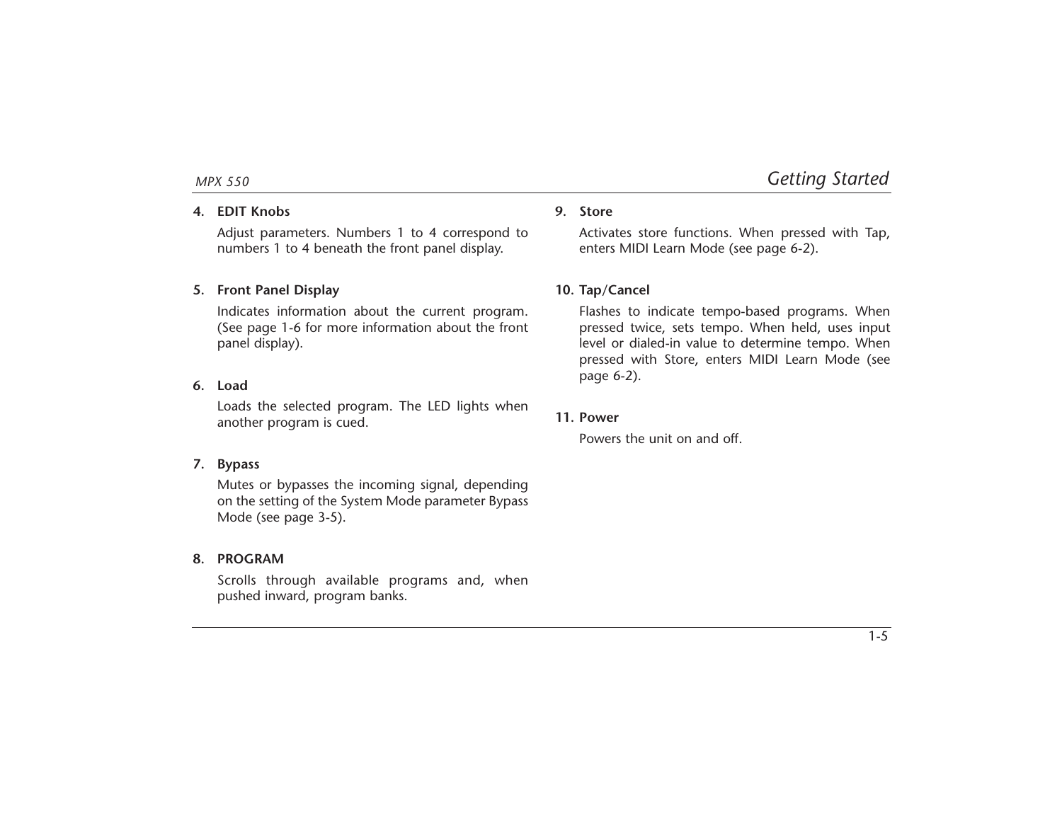**4. EDIT Knobs**

Adjust parameters. Numbers 1 to 4 correspond to numbers 1 to 4 beneath the front panel display.

**5. Front Panel Display**

Indicates information about the current program. (See page 1-6 for more information about the front panel display).

**6. Load**

Loads the selected program. The LED lights when another program is cued.

**7. Bypass**

Mutes or bypasses the incoming signal, depending on the setting of the System Mode parameter Bypass Mode (see page 3-5).

**8. PROGRAM**

Scrolls through available programs and, when pushed inward, program banks.

**9. Store**

Activates store functions. When pressed with Tap, enters MIDI Learn Mode (see page 6-2).

**10. Tap/Cancel**

Flashes to indicate tempo-based programs. When pressed twice, sets tempo. When held, uses input level or dialed-in value to determine tempo. When pressed with Store, enters MIDI Learn Mode (see page 6-2).

**11. Power**

Powers the unit on and off.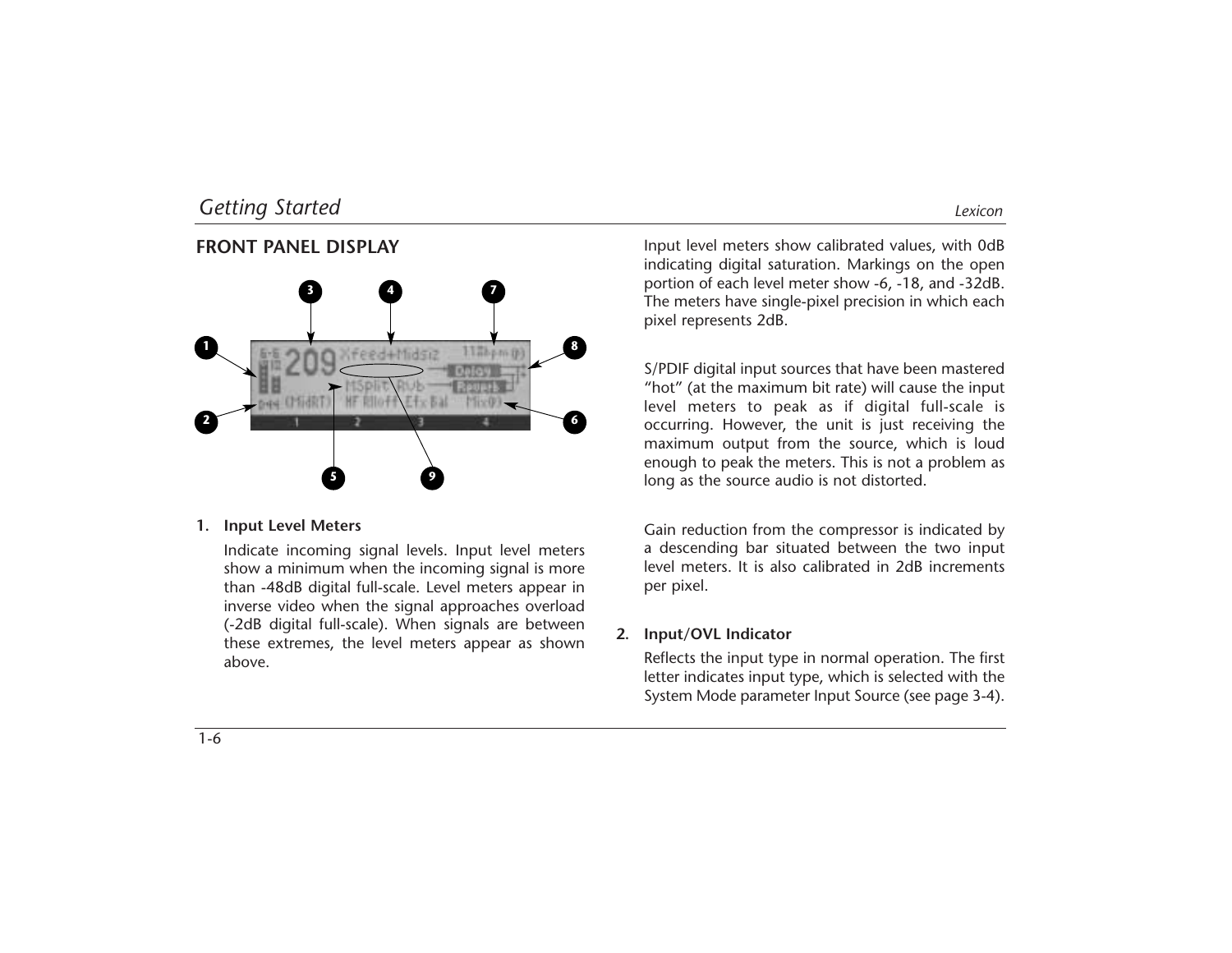## FRONT PANEL DISPLAY

1. **Input Level Meters**

   Indicate incoming signal levels. Input level meters show a minimum when the incoming signal is more than -48dB digital full-scale. Level meters appear in inverse video when the signal approaches overload (-2dB digital full-scale). When signals are between these extremes, the level meters appear as shown above.

   Input level meters show calibrated values, with 0dB indicating digital saturation. Markings on the open portion of each level meter show -6, -18, and -32dB. The meters have single-pixel precision in which each pixel represents 2dB.

   S/PDIF digital input sources that have been mastered "hot" (at the maximum bit rate) will cause the input level meters to peak as if digital full-scale is occurring. However, the unit is just receiving the maximum output from the source, which is loud enough to peak the meters. This is not a problem as long as the source audio is not distorted.

   Gain reduction from the compressor is indicated by a descending bar situated between the two input level meters. It is also calibrated in 2dB increments per pixel.

2. **Input/OVL Indicator**

   Reflects the input type in normal operation. The first letter indicates input type, which is selected with the System Mode parameter Input Source (see page 3-4).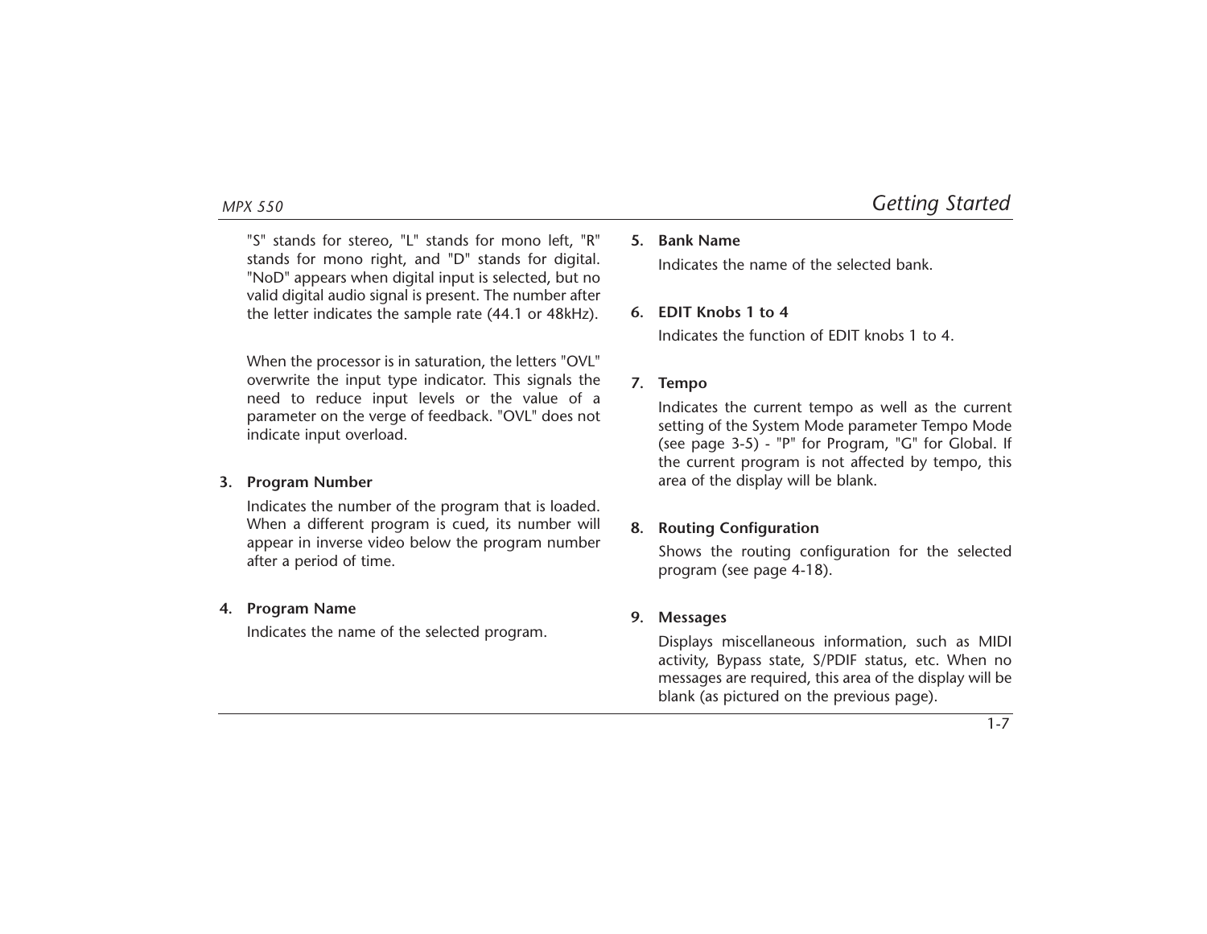"S" stands for stereo, "L" stands for mono left, "R" stands for mono right, and "D" stands for digital. "NoD" appears when digital input is selected, but no valid digital audio signal is present. The number after the letter indicates the sample rate (44.1 or 48kHz).

When the processor is in saturation, the letters "OVL" overwrite the input type indicator. This signals the need to reduce input levels or the value of a parameter on the verge of feedback. "OVL" does not indicate input overload.

3. **Program Number**

   Indicates the number of the program that is loaded. When a different program is cued, its number will appear in inverse video below the program number after a period of time.

4. **Program Name**

   Indicates the name of the selected program.

5. **Bank Name**

   Indicates the name of the selected bank.

6. **EDIT Knobs 1 to 4**

   Indicates the function of EDIT knobs 1 to 4.

7. **Tempo**

   Indicates the current tempo as well as the current setting of the System Mode parameter Tempo Mode (see page 3-5) - "P" for Program, "G" for Global. If the current program is not affected by tempo, this area of the display will be blank.

8. **Routing Configuration**

   Shows the routing configuration for the selected program (see page 4-18).

9. **Messages**

   Displays miscellaneous information, such as MIDI activity, Bypass state, S/PDIF status, etc. When no messages are required, this area of the display will be blank (as pictured on the previous page).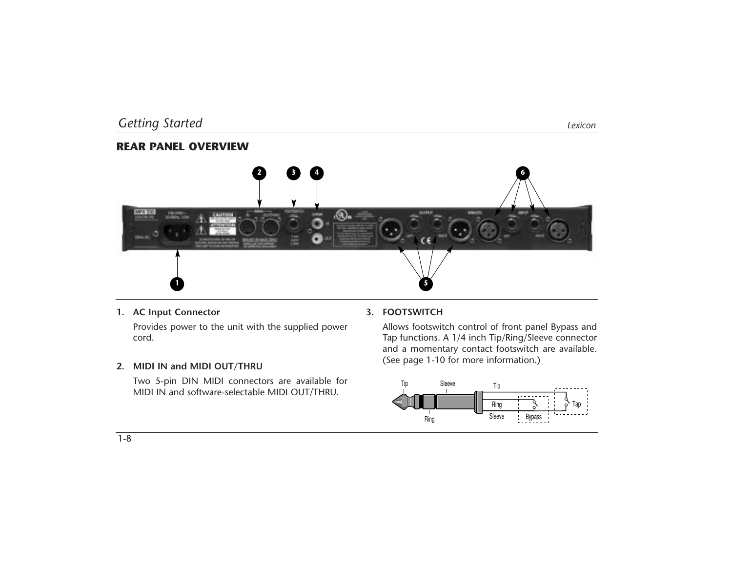## REAR PANEL OVERVIEW

1. **AC Input Connector**

   Provides power to the unit with the supplied power cord.

2. **MIDI IN and MIDI OUT/THRU**

   Two 5-pin DIN MIDI connectors are available for MIDI IN and software-selectable MIDI OUT/THRU.

3. **FOOTSWITCH**

   Allows footswitch control of front panel Bypass and Tap functions. A 1/4 inch Tip/Ring/Sleeve connector and a momentary contact footswitch are available. (See page 1-10 for more information.)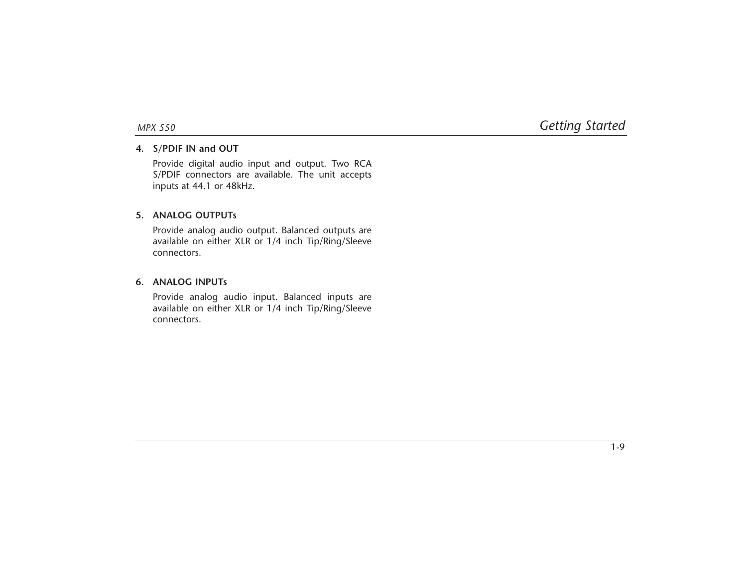4. **S/PDIF IN and OUT**

   Provide digital audio input and output. Two RCA S/PDIF connectors are available. The unit accepts inputs at 44.1 or 48kHz.

5. **ANALOG OUTPUTs**

   Provide analog audio output. Balanced outputs are available on either XLR or 1/4 inch Tip/Ring/Sleeve connectors.

6. **ANALOG INPUTs**

   Provide analog audio input. Balanced inputs are available on either XLR or 1/4 inch Tip/Ring/Sleeve connectors.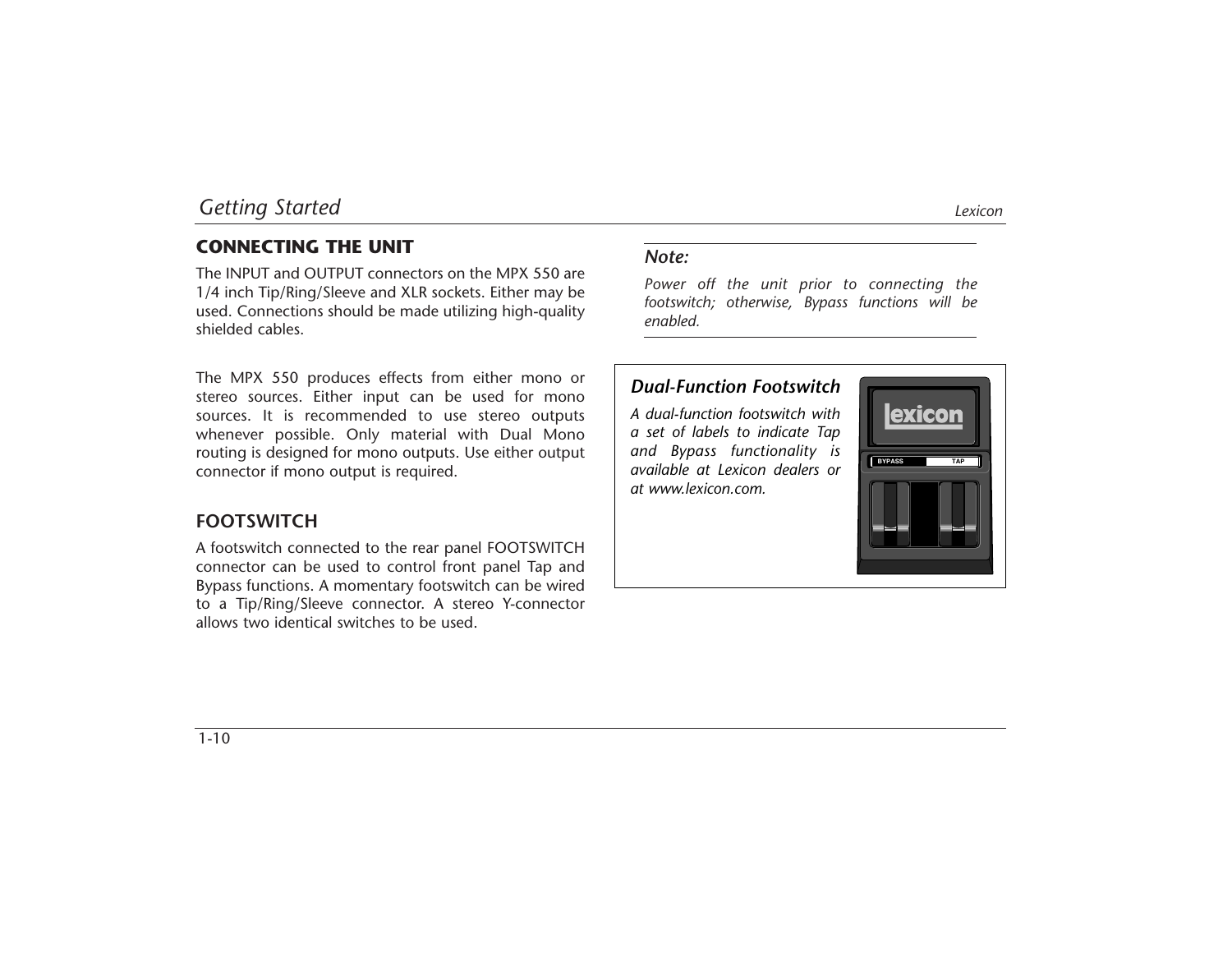## CONNECTING THE UNIT

The INPUT and OUTPUT connectors on the MPX 550 are 1/4 inch Tip/Ring/Sleeve and XLR sockets. Either may be used. Connections should be made utilizing high-quality shielded cables.

The MPX 550 produces effects from either mono or stereo sources. Either input can be used for mono sources. It is recommended to use stereo outputs whenever possible. Only material with Dual Mono routing is designed for mono outputs. Use either output connector if mono output is required.

## FOOTSWITCH

A footswitch connected to the rear panel FOOTSWITCH connector can be used to control front panel Tap and Bypass functions. A momentary footswitch can be wired to a Tip/Ring/Sleeve connector. A stereo Y-connector allows two identical switches to be used.

***Note:***

*Power off the unit prior to connecting the footswitch; otherwise, Bypass functions will be enabled.*

***Dual-Function Footswitch***

*A dual-function footswitch with a set of labels to indicate Tap and Bypass functionality is available at Lexicon dealers or at www.lexicon.com.*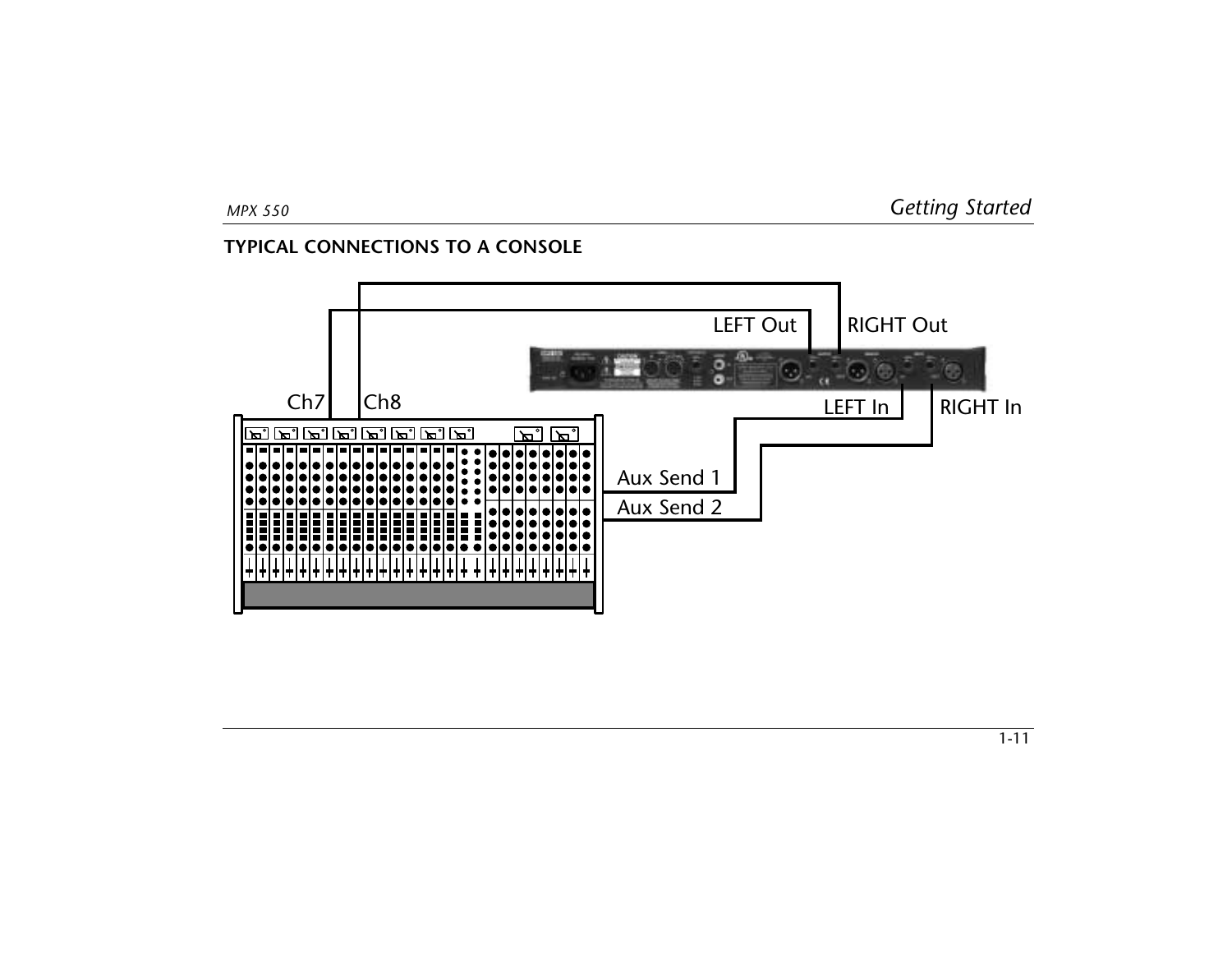## TYPICAL CONNECTIONS TO A CONSOLE

LEFT Out

RIGHT Out

Ch7

Ch8

LEFT In

RIGHT In

Aux Send 1

Aux Send 2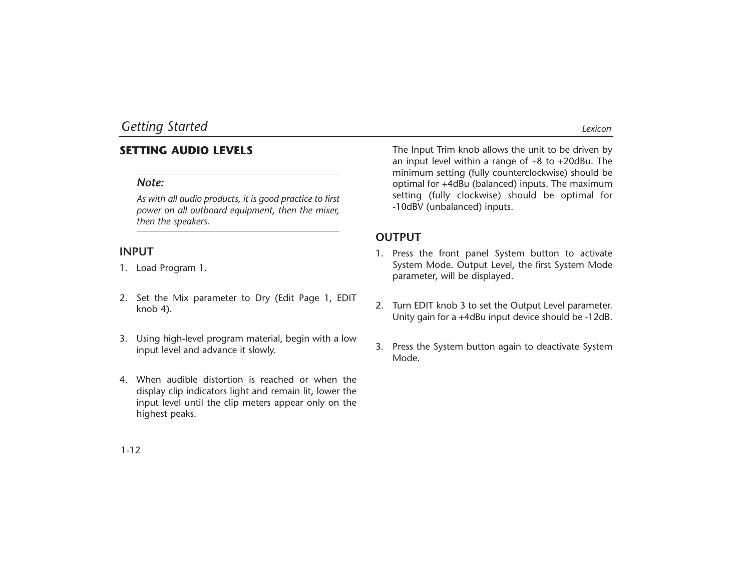## SETTING AUDIO LEVELS

> ***Note:***
>
> *As with all audio products, it is good practice to first power on all outboard equipment, then the mixer, then the speakers.*

### INPUT

1. Load Program 1.

2. Set the Mix parameter to Dry (Edit Page 1, EDIT knob 4).

3. Using high-level program material, begin with a low input level and advance it slowly.

4. When audible distortion is reached or when the display clip indicators light and remain lit, lower the input level until the clip meters appear only on the highest peaks.

The Input Trim knob allows the unit to be driven by an input level within a range of +8 to +20dBu. The minimum setting (fully counterclockwise) should be optimal for +4dBu (balanced) inputs. The maximum setting (fully clockwise) should be optimal for -10dBV (unbalanced) inputs.

### OUTPUT

1. Press the front panel System button to activate System Mode. Output Level, the first System Mode parameter, will be displayed.

2. Turn EDIT knob 3 to set the Output Level parameter. Unity gain for a +4dBu input device should be -12dB.

3. Press the System button again to deactivate System Mode.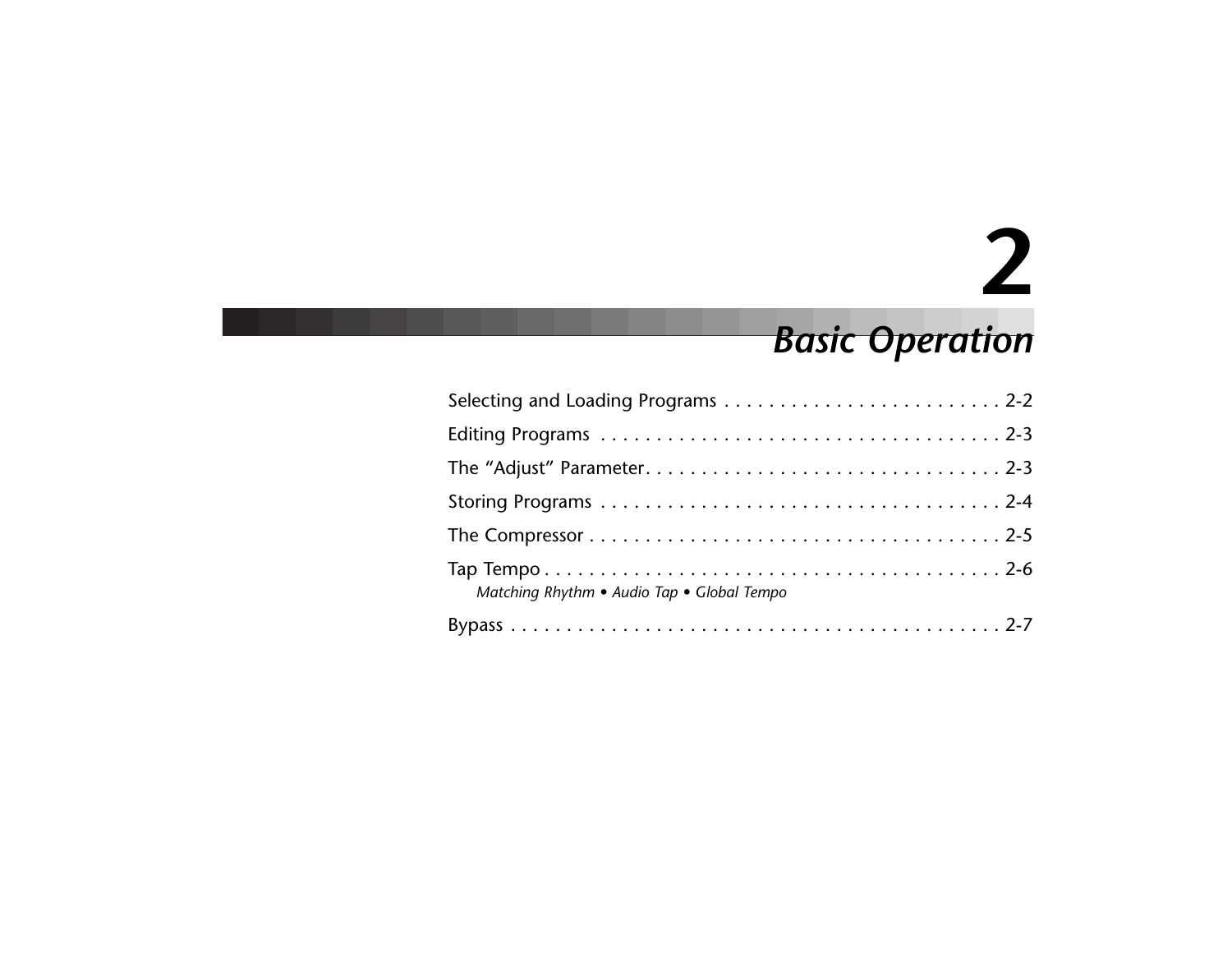# 2

# *Basic Operation*

Selecting and Loading Programs . . . . . . . . . . . . . . . . . . . . . . . . . 2-2

Editing Programs . . . . . . . . . . . . . . . . . . . . . . . . . . . . . . . . . . . . 2-3

The “Adjust” Parameter. . . . . . . . . . . . . . . . . . . . . . . . . . . . . . . . 2-3

Storing Programs . . . . . . . . . . . . . . . . . . . . . . . . . . . . . . . . . . . . 2-4

The Compressor . . . . . . . . . . . . . . . . . . . . . . . . . . . . . . . . . . . . . 2-5

Tap Tempo . . . . . . . . . . . . . . . . . . . . . . . . . . . . . . . . . . . . . . . . . 2-6

*Matching Rhythm • Audio Tap • Global Tempo*

Bypass . . . . . . . . . . . . . . . . . . . . . . . . . . . . . . . . . . . . . . . . . . . . 2-7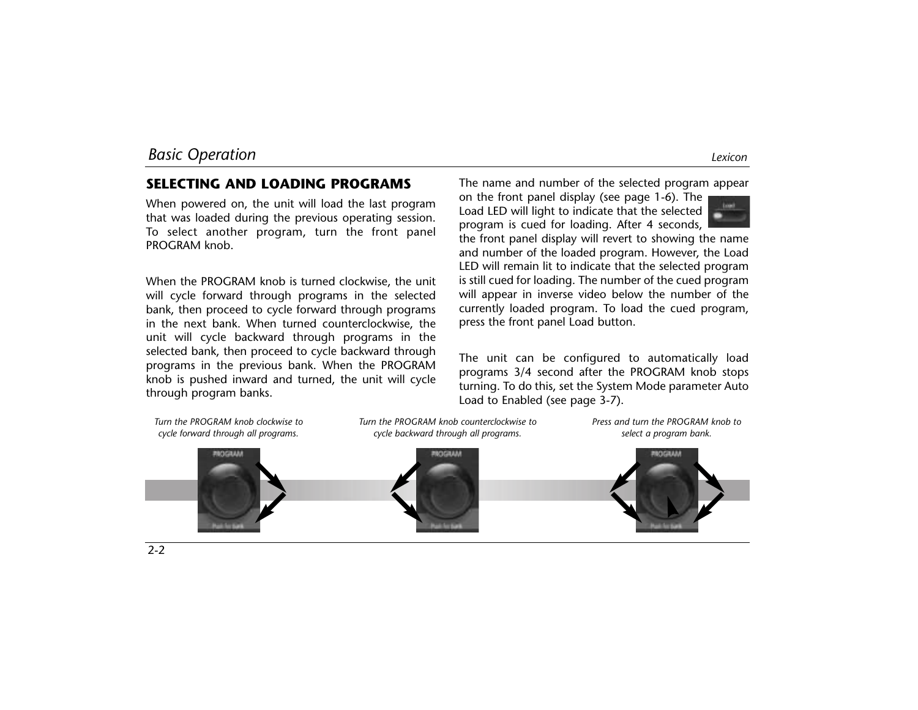## SELECTING AND LOADING PROGRAMS

When powered on, the unit will load the last program that was loaded during the previous operating session. To select another program, turn the front panel PROGRAM knob.

When the PROGRAM knob is turned clockwise, the unit will cycle forward through programs in the selected bank, then proceed to cycle forward through programs in the next bank. When turned counterclockwise, the unit will cycle backward through programs in the selected bank, then proceed to cycle backward through programs in the previous bank. When the PROGRAM knob is pushed inward and turned, the unit will cycle through program banks.

The name and number of the selected program appear on the front panel display (see page 1-6). The Load LED will light to indicate that the selected program is cued for loading. After 4 seconds, the front panel display will revert to showing the name and number of the loaded program. However, the Load LED will remain lit to indicate that the selected program is still cued for loading. The number of the cued program will appear in inverse video below the number of the currently loaded program. To load the cued program, press the front panel Load button.

The unit can be configured to automatically load programs 3/4 second after the PROGRAM knob stops turning. To do this, set the System Mode parameter Auto Load to Enabled (see page 3-7).

*Turn the PROGRAM knob clockwise to cycle forward through all programs.*

*Turn the PROGRAM knob counterclockwise to cycle backward through all programs.*

*Press and turn the PROGRAM knob to select a program bank.*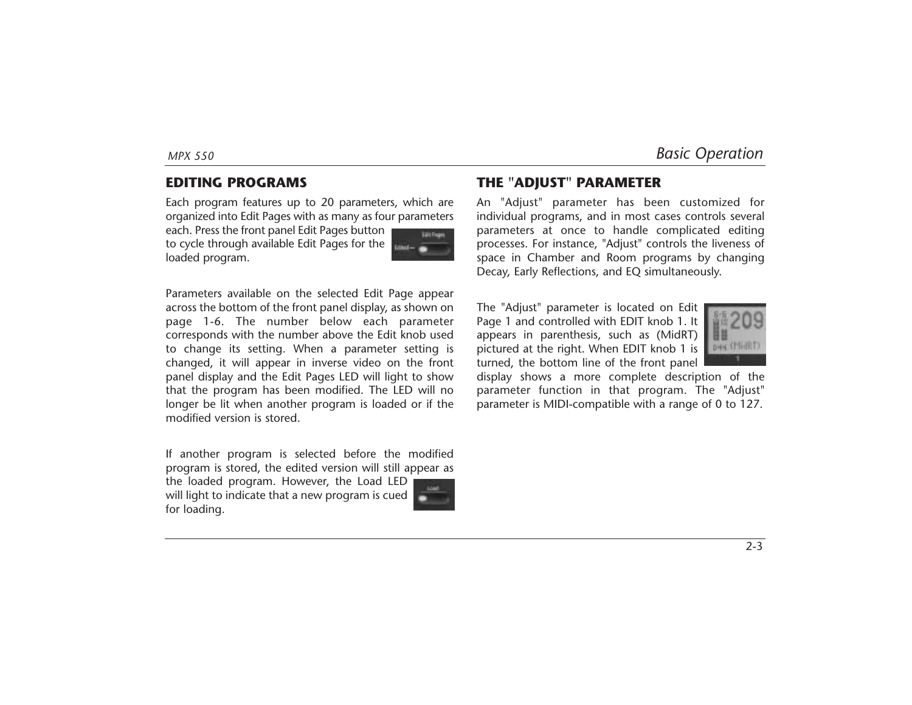## EDITING PROGRAMS

Each program features up to 20 parameters, which are organized into Edit Pages with as many as four parameters each. Press the front panel Edit Pages button to cycle through available Edit Pages for the loaded program.

Parameters available on the selected Edit Page appear across the bottom of the front panel display, as shown on page 1-6. The number below each parameter corresponds with the number above the Edit knob used to change its setting. When a parameter setting is changed, it will appear in inverse video on the front panel display and the Edit Pages LED will light to show that the program has been modified. The LED will no longer be lit when another program is loaded or if the modified version is stored.

If another program is selected before the modified program is stored, the edited version will still appear as the loaded program. However, the Load LED will light to indicate that a new program is cued for loading.

## THE "ADJUST" PARAMETER

An "Adjust" parameter has been customized for individual programs, and in most cases controls several parameters at once to handle complicated editing processes. For instance, "Adjust" controls the liveness of space in Chamber and Room programs by changing Decay, Early Reflections, and EQ simultaneously.

The "Adjust" parameter is located on Edit Page 1 and controlled with EDIT knob 1. It appears in parenthesis, such as (MidRT) pictured at the right. When EDIT knob 1 is turned, the bottom line of the front panel display shows a more complete description of the parameter function in that program. The "Adjust" parameter is MIDI-compatible with a range of 0 to 127.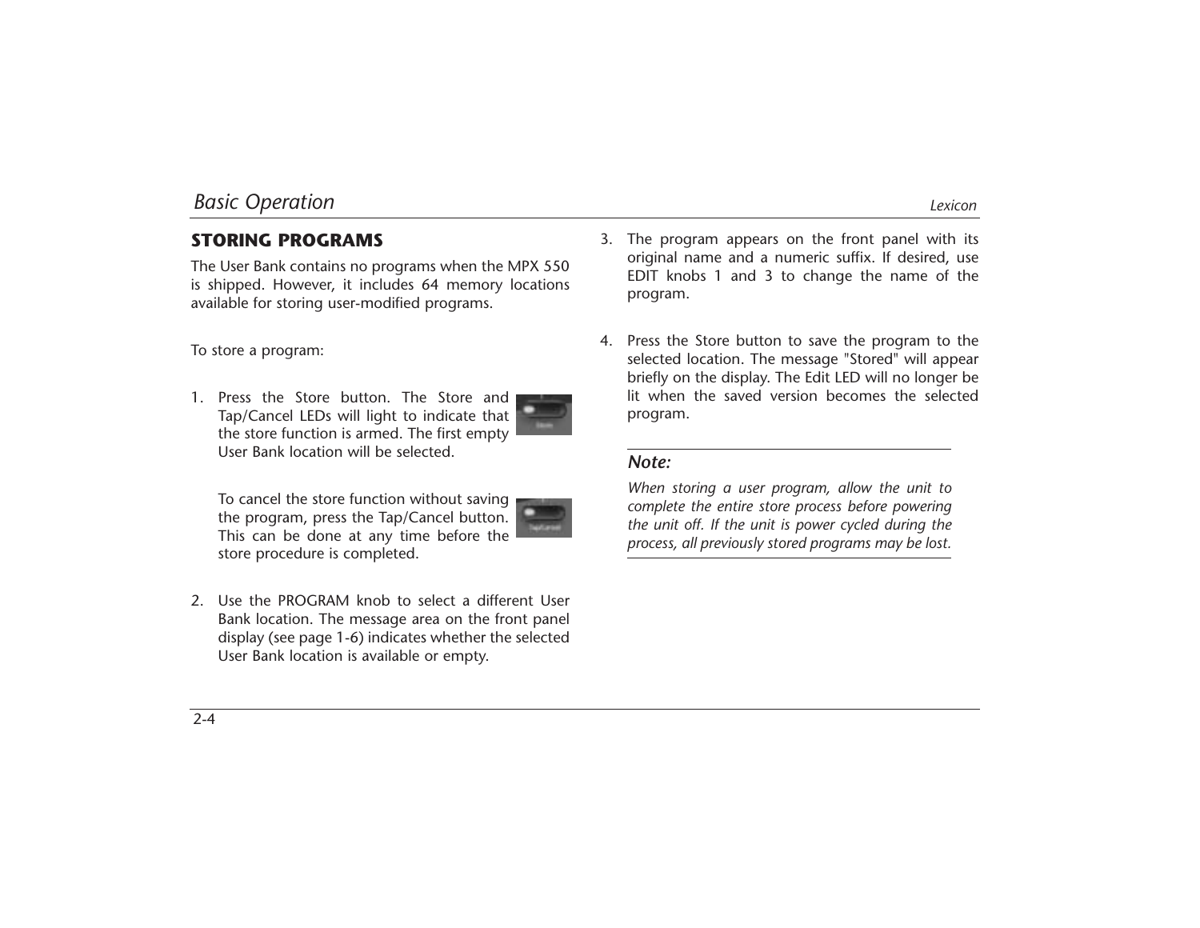## STORING PROGRAMS

The User Bank contains no programs when the MPX 550 is shipped. However, it includes 64 memory locations available for storing user-modified programs.

To store a program:

1. Press the Store button. The Store and Tap/Cancel LEDs will light to indicate that the store function is armed. The first empty User Bank location will be selected.

   To cancel the store function without saving the program, press the Tap/Cancel button. This can be done at any time before the store procedure is completed.

2. Use the PROGRAM knob to select a different User Bank location. The message area on the front panel display (see page 1-6) indicates whether the selected User Bank location is available or empty.

3. The program appears on the front panel with its original name and a numeric suffix. If desired, use EDIT knobs 1 and 3 to change the name of the program.

4. Press the Store button to save the program to the selected location. The message "Stored" will appear briefly on the display. The Edit LED will no longer be lit when the saved version becomes the selected program.

---

***Note:***

*When storing a user program, allow the unit to complete the entire store process before powering the unit off. If the unit is power cycled during the process, all previously stored programs may be lost.*

---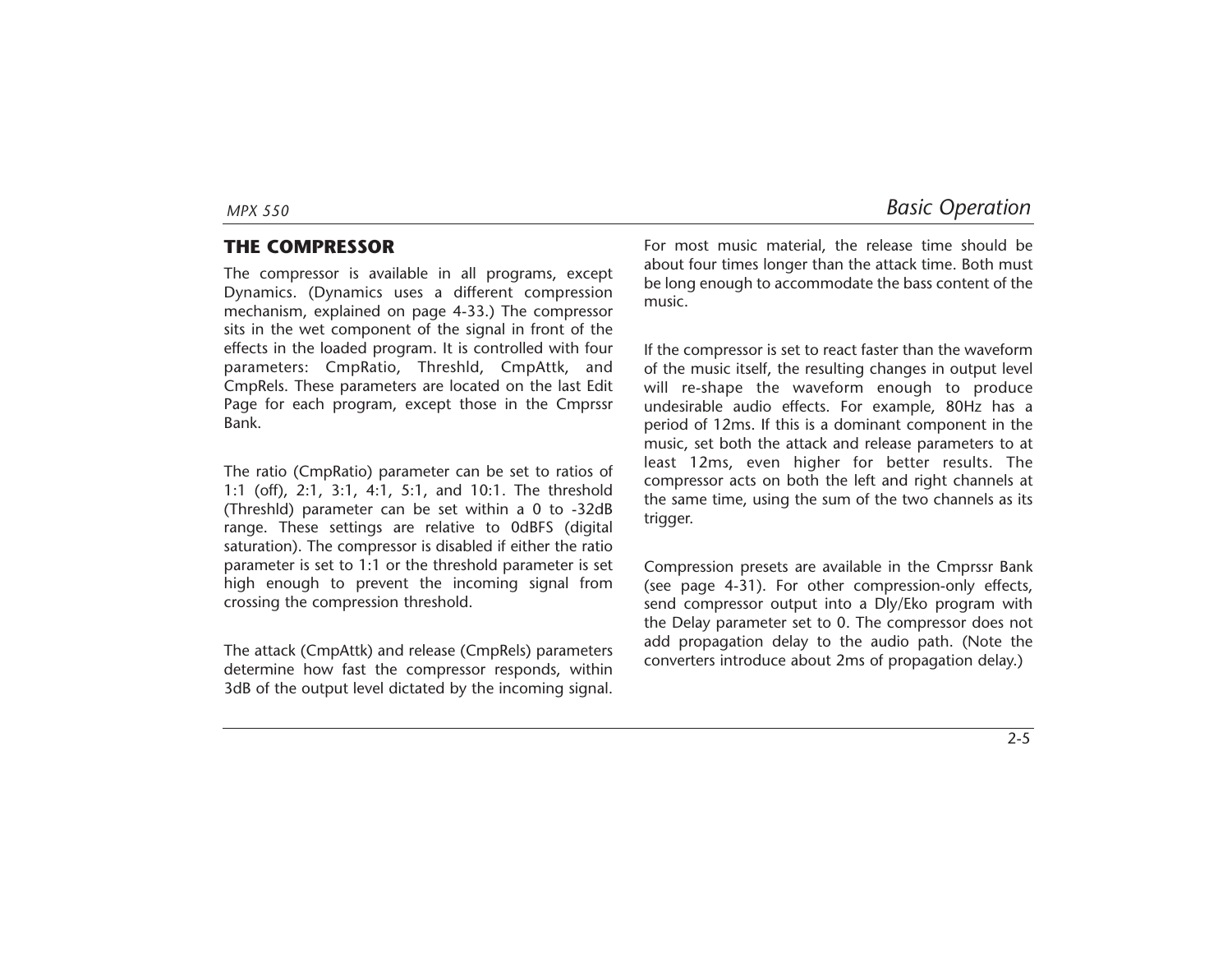## THE COMPRESSOR

The compressor is available in all programs, except Dynamics. (Dynamics uses a different compression mechanism, explained on page 4-33.) The compressor sits in the wet component of the signal in front of the effects in the loaded program. It is controlled with four parameters: CmpRatio, Threshld, CmpAttk, and CmpRels. These parameters are located on the last Edit Page for each program, except those in the Cmprssr Bank.

The ratio (CmpRatio) parameter can be set to ratios of 1:1 (off), 2:1, 3:1, 4:1, 5:1, and 10:1. The threshold (Threshld) parameter can be set within a 0 to -32dB range. These settings are relative to 0dBFS (digital saturation). The compressor is disabled if either the ratio parameter is set to 1:1 or the threshold parameter is set high enough to prevent the incoming signal from crossing the compression threshold.

The attack (CmpAttk) and release (CmpRels) parameters determine how fast the compressor responds, within 3dB of the output level dictated by the incoming signal. For most music material, the release time should be about four times longer than the attack time. Both must be long enough to accommodate the bass content of the music.

If the compressor is set to react faster than the waveform of the music itself, the resulting changes in output level will re-shape the waveform enough to produce undesirable audio effects. For example, 80Hz has a period of 12ms. If this is a dominant component in the music, set both the attack and release parameters to at least 12ms, even higher for better results. The compressor acts on both the left and right channels at the same time, using the sum of the two channels as its trigger.

Compression presets are available in the Cmprssr Bank (see page 4-31). For other compression-only effects, send compressor output into a Dly/Eko program with the Delay parameter set to 0. The compressor does not add propagation delay to the audio path. (Note the converters introduce about 2ms of propagation delay.)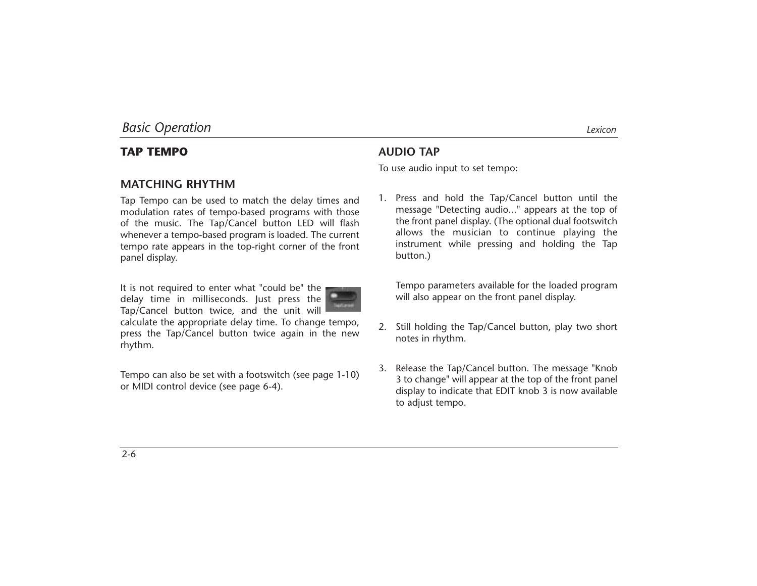## TAP TEMPO

### MATCHING RHYTHM

Tap Tempo can be used to match the delay times and modulation rates of tempo-based programs with those of the music. The Tap/Cancel button LED will flash whenever a tempo-based program is loaded. The current tempo rate appears in the top-right corner of the front panel display.

It is not required to enter what "could be" the delay time in milliseconds. Just press the Tap/Cancel button twice, and the unit will calculate the appropriate delay time. To change tempo, press the Tap/Cancel button twice again in the new rhythm.

Tempo can also be set with a footswitch (see page 1-10) or MIDI control device (see page 6-4).

### AUDIO TAP

To use audio input to set tempo:

1. Press and hold the Tap/Cancel button until the message "Detecting audio..." appears at the top of the front panel display. (The optional dual footswitch allows the musician to continue playing the instrument while pressing and holding the Tap button.)

   Tempo parameters available for the loaded program will also appear on the front panel display.

2. Still holding the Tap/Cancel button, play two short notes in rhythm.

3. Release the Tap/Cancel button. The message "Knob 3 to change" will appear at the top of the front panel display to indicate that EDIT knob 3 is now available to adjust tempo.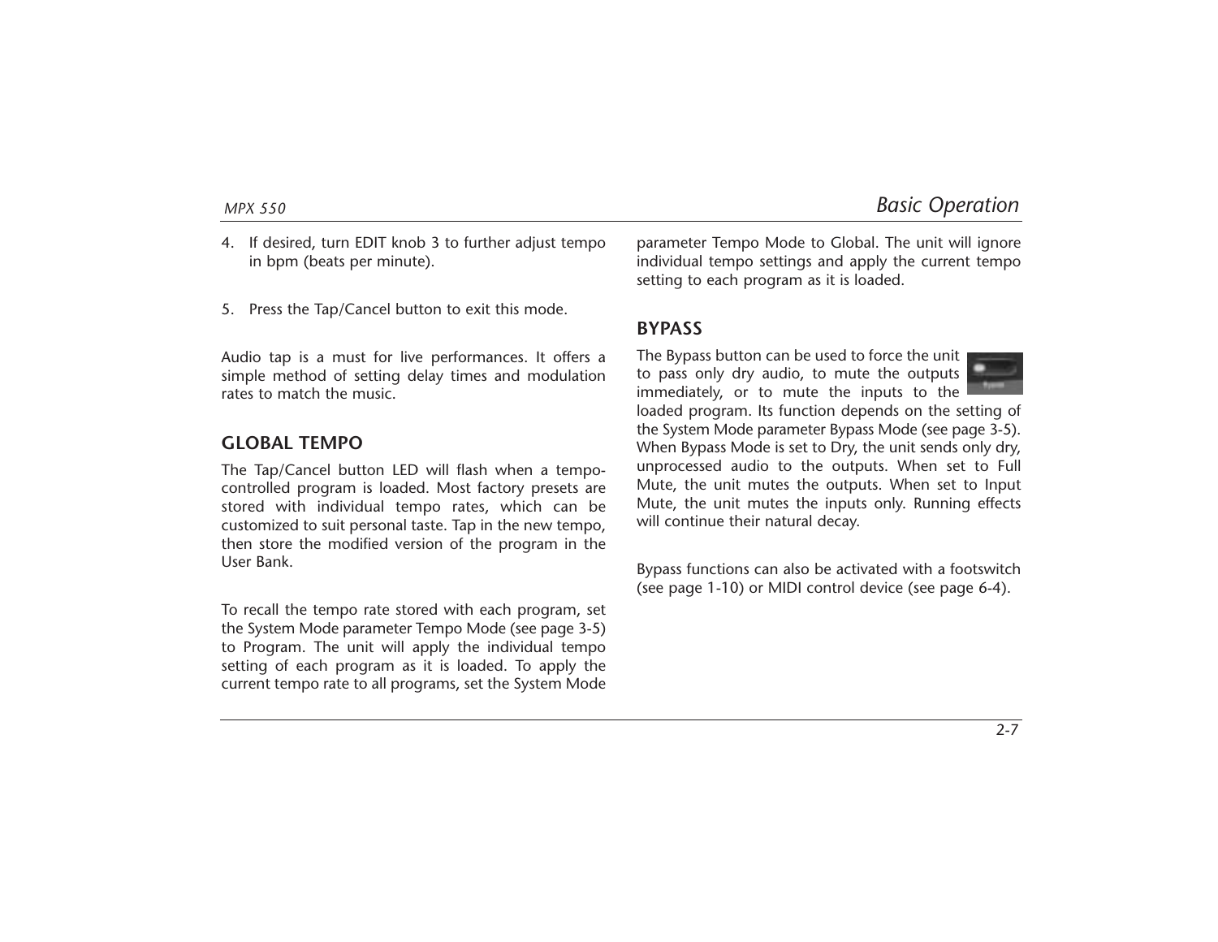4. If desired, turn EDIT knob 3 to further adjust tempo in bpm (beats per minute).

5. Press the Tap/Cancel button to exit this mode.

Audio tap is a must for live performances. It offers a simple method of setting delay times and modulation rates to match the music.

## GLOBAL TEMPO

The Tap/Cancel button LED will flash when a tempo-controlled program is loaded. Most factory presets are stored with individual tempo rates, which can be customized to suit personal taste. Tap in the new tempo, then store the modified version of the program in the User Bank.

To recall the tempo rate stored with each program, set the System Mode parameter Tempo Mode (see page 3-5) to Program. The unit will apply the individual tempo setting of each program as it is loaded. To apply the current tempo rate to all programs, set the System Mode parameter Tempo Mode to Global. The unit will ignore individual tempo settings and apply the current tempo setting to each program as it is loaded.

## BYPASS

The Bypass button can be used to force the unit to pass only dry audio, to mute the outputs immediately, or to mute the inputs to the loaded program. Its function depends on the setting of the System Mode parameter Bypass Mode (see page 3-5). When Bypass Mode is set to Dry, the unit sends only dry, unprocessed audio to the outputs. When set to Full Mute, the unit mutes the outputs. When set to Input Mute, the unit mutes the inputs only. Running effects will continue their natural decay.

Bypass functions can also be activated with a footswitch (see page 1-10) or MIDI control device (see page 6-4).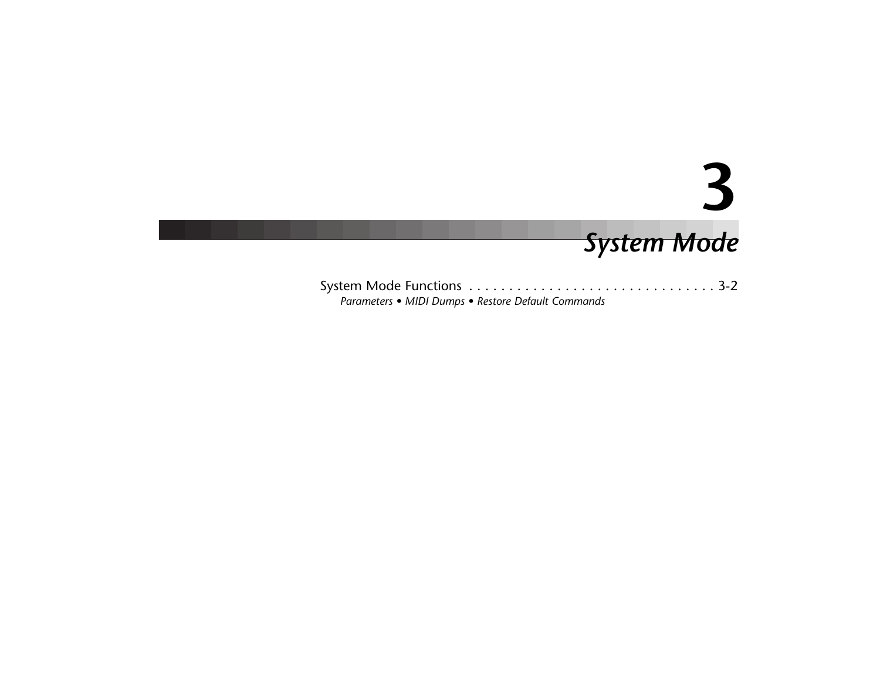# 3

# *System Mode*

System Mode Functions . . . . . . . . . . . . . . . . . . . . . . . . . . . . . . . . 3-2

*Parameters • MIDI Dumps • Restore Default Commands*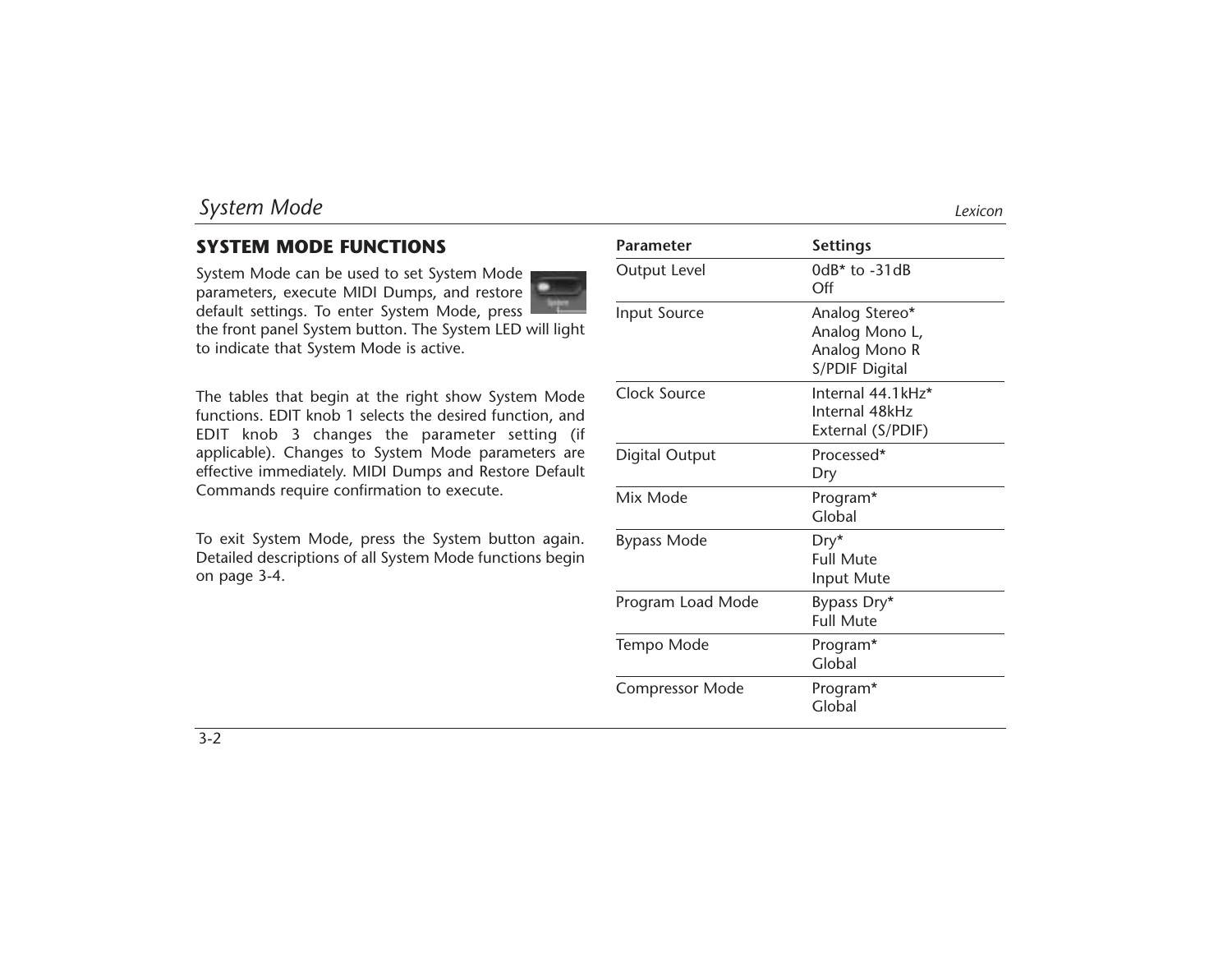# System Mode

## SYSTEM MODE FUNCTIONS

System Mode can be used to set System Mode parameters, execute MIDI Dumps, and restore default settings. To enter System Mode, press the front panel System button. The System LED will light to indicate that System Mode is active.

The tables that begin at the right show System Mode functions. EDIT knob 1 selects the desired function, and EDIT knob 3 changes the parameter setting (if applicable). Changes to System Mode parameters are effective immediately. MIDI Dumps and Restore Default Commands require confirmation to execute.

To exit System Mode, press the System button again. Detailed descriptions of all System Mode functions begin on page 3-4.

| Parameter | Settings |
|---|---|
| Output Level | 0dB* to -31dB<br>Off |
| Input Source | Analog Stereo*<br>Analog Mono L,<br>Analog Mono R<br>S/PDIF Digital |
| Clock Source | Internal 44.1kHz*<br>Internal 48kHz<br>External (S/PDIF) |
| Digital Output | Processed*<br>Dry |
| Mix Mode | Program*<br>Global |
| Bypass Mode | Dry*<br>Full Mute<br>Input Mute |
| Program Load Mode | Bypass Dry*<br>Full Mute |
| Tempo Mode | Program*<br>Global |
| Compressor Mode | Program*<br>Global |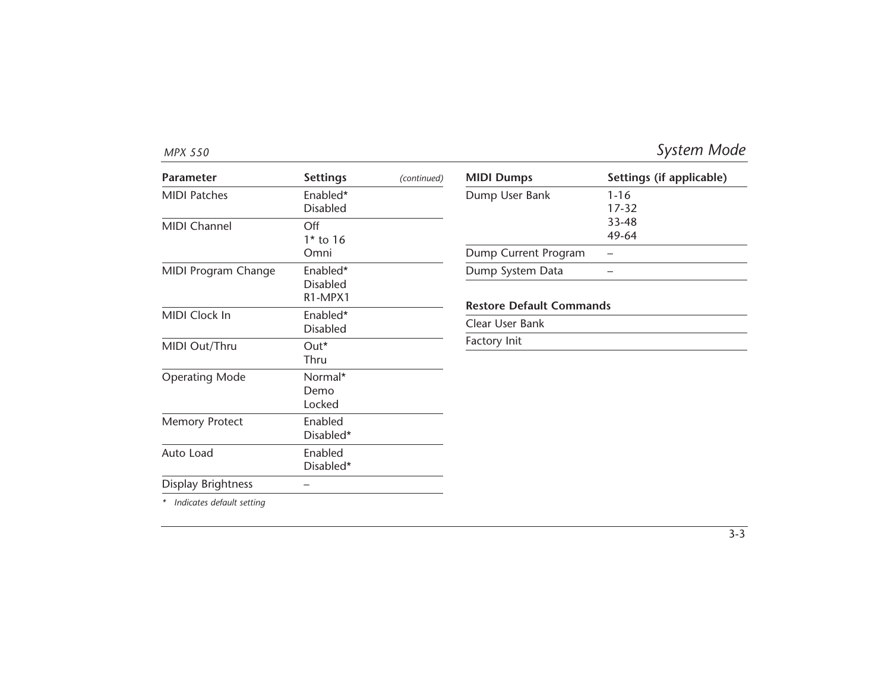| Parameter | Settings *(continued)* |
|---|---|
| MIDI Patches | Enabled*<br>Disabled |
| MIDI Channel | Off<br>1* to 16<br>Omni |
| MIDI Program Change | Enabled*<br>Disabled<br>R1-MPX1 |
| MIDI Clock In | Enabled*<br>Disabled |
| MIDI Out/Thru | Out*<br>Thru |
| Operating Mode | Normal*<br>Demo<br>Locked |
| Memory Protect | Enabled<br>Disabled* |
| Auto Load | Enabled<br>Disabled* |
| Display Brightness | – |

*\* Indicates default setting*

| MIDI Dumps | Settings (if applicable) |
|---|---|
| Dump User Bank | 1-16<br>17-32<br>33-48<br>49-64 |
| Dump Current Program | – |
| Dump System Data | – |

| Restore Default Commands |
|---|
| Clear User Bank |
| Factory Init |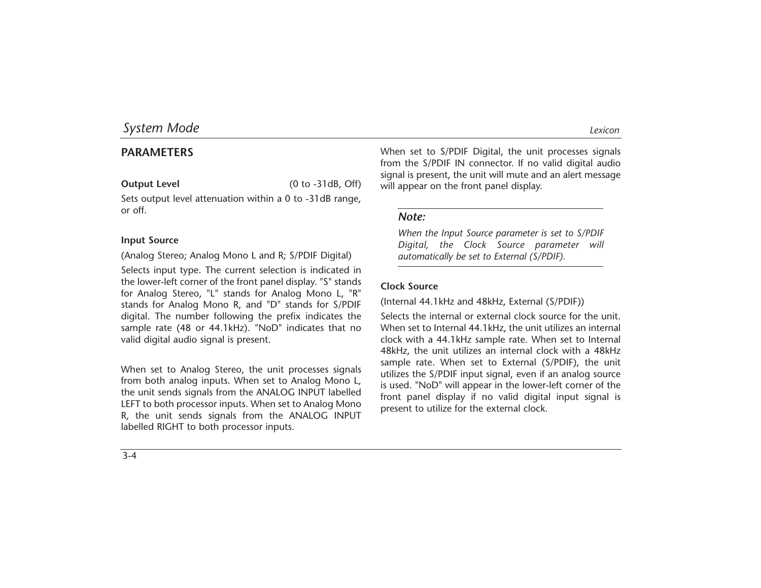## PARAMETERS

**Output Level** (0 to -31dB, Off)

Sets output level attenuation within a 0 to -31dB range, or off.

**Input Source**

(Analog Stereo; Analog Mono L and R; S/PDIF Digital)

Selects input type. The current selection is indicated in the lower-left corner of the front panel display. "S" stands for Analog Stereo, "L" stands for Analog Mono L, "R" stands for Analog Mono R, and "D" stands for S/PDIF digital. The number following the prefix indicates the sample rate (48 or 44.1kHz). "NoD" indicates that no valid digital audio signal is present.

When set to Analog Stereo, the unit processes signals from both analog inputs. When set to Analog Mono L, the unit sends signals from the ANALOG INPUT labelled LEFT to both processor inputs. When set to Analog Mono R, the unit sends signals from the ANALOG INPUT labelled RIGHT to both processor inputs.

When set to S/PDIF Digital, the unit processes signals from the S/PDIF IN connector. If no valid digital audio signal is present, the unit will mute and an alert message will appear on the front panel display.

> ***Note:***
>
> *When the Input Source parameter is set to S/PDIF Digital, the Clock Source parameter will automatically be set to External (S/PDIF).*

**Clock Source**

(Internal 44.1kHz and 48kHz, External (S/PDIF))

Selects the internal or external clock source for the unit. When set to Internal 44.1kHz, the unit utilizes an internal clock with a 44.1kHz sample rate. When set to Internal 48kHz, the unit utilizes an internal clock with a 48kHz sample rate. When set to External (S/PDIF), the unit utilizes the S/PDIF input signal, even if an analog source is used. "NoD" will appear in the lower-left corner of the front panel display if no valid digital input signal is present to utilize for the external clock.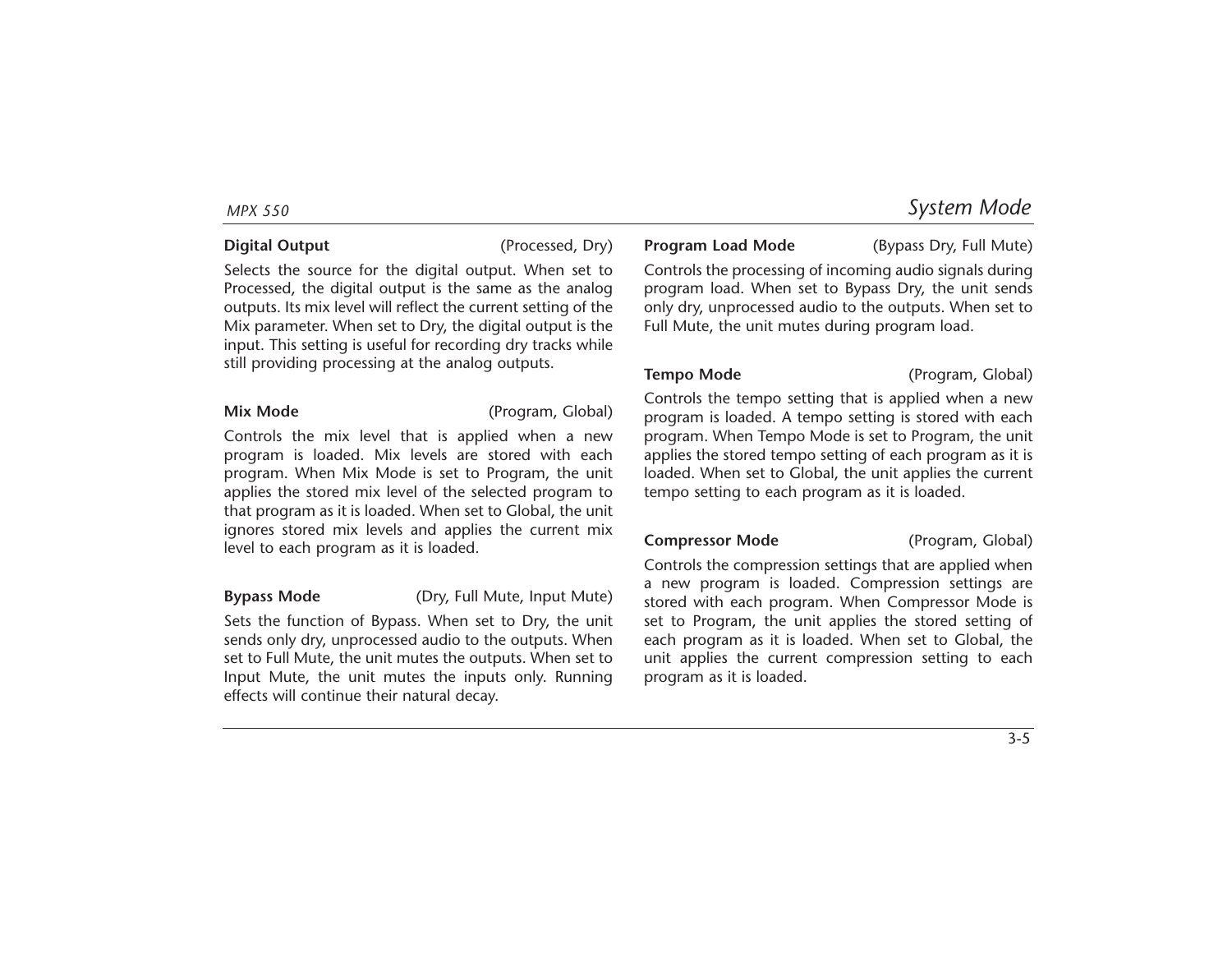**Digital Output** (Processed, Dry)

Selects the source for the digital output. When set to Processed, the digital output is the same as the analog outputs. Its mix level will reflect the current setting of the Mix parameter. When set to Dry, the digital output is the input. This setting is useful for recording dry tracks while still providing processing at the analog outputs.

**Mix Mode** (Program, Global)

Controls the mix level that is applied when a new program is loaded. Mix levels are stored with each program. When Mix Mode is set to Program, the unit applies the stored mix level of the selected program to that program as it is loaded. When set to Global, the unit ignores stored mix levels and applies the current mix level to each program as it is loaded.

**Bypass Mode** (Dry, Full Mute, Input Mute)

Sets the function of Bypass. When set to Dry, the unit sends only dry, unprocessed audio to the outputs. When set to Full Mute, the unit mutes the outputs. When set to Input Mute, the unit mutes the inputs only. Running effects will continue their natural decay.

**Program Load Mode** (Bypass Dry, Full Mute)

Controls the processing of incoming audio signals during program load. When set to Bypass Dry, the unit sends only dry, unprocessed audio to the outputs. When set to Full Mute, the unit mutes during program load.

**Tempo Mode** (Program, Global)

Controls the tempo setting that is applied when a new program is loaded. A tempo setting is stored with each program. When Tempo Mode is set to Program, the unit applies the stored tempo setting of each program as it is loaded. When set to Global, the unit applies the current tempo setting to each program as it is loaded.

**Compressor Mode** (Program, Global)

Controls the compression settings that are applied when a new program is loaded. Compression settings are stored with each program. When Compressor Mode is set to Program, the unit applies the stored setting of each program as it is loaded. When set to Global, the unit applies the current compression setting to each program as it is loaded.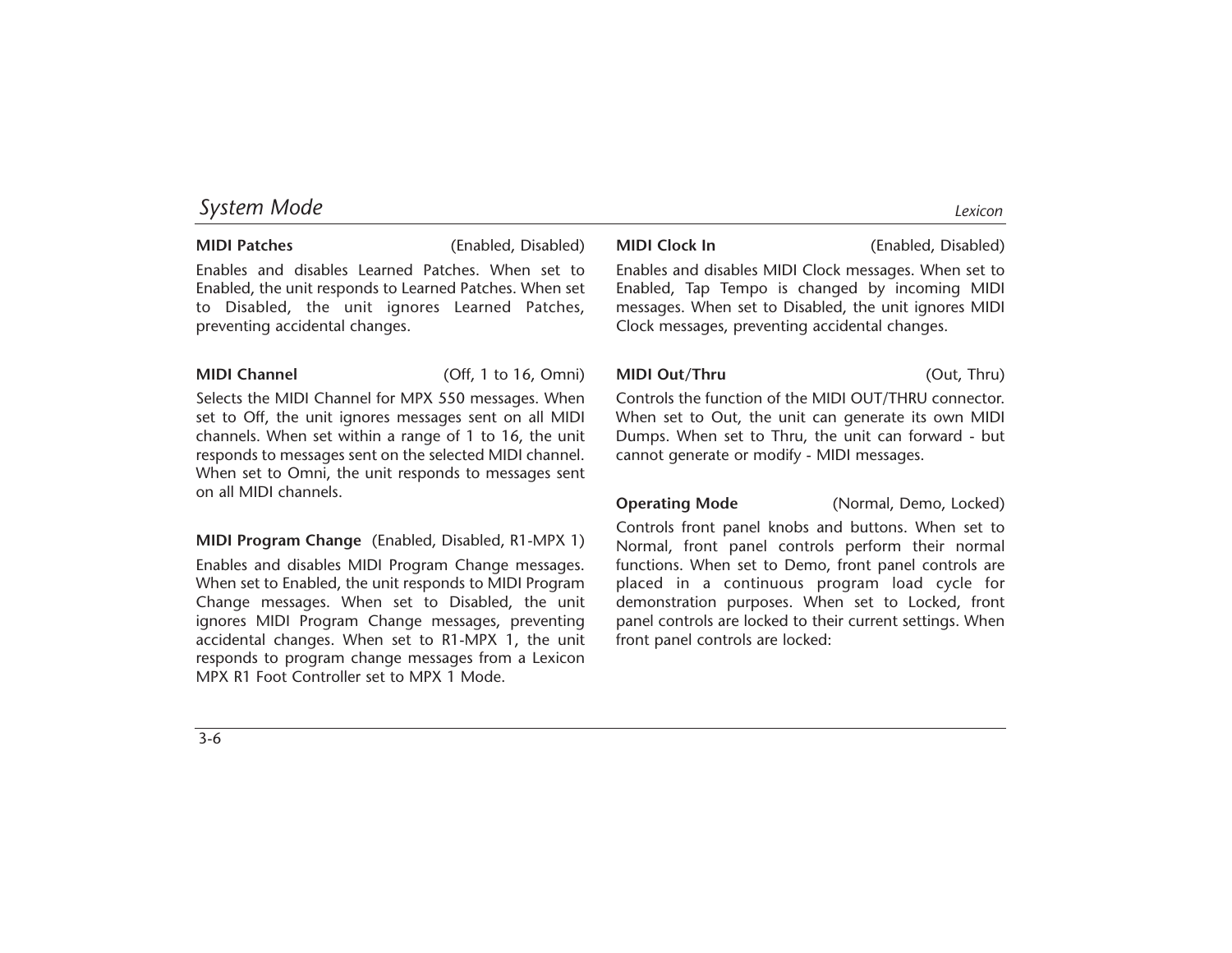**MIDI Patches** (Enabled, Disabled)

Enables and disables Learned Patches. When set to Enabled, the unit responds to Learned Patches. When set to Disabled, the unit ignores Learned Patches, preventing accidental changes.

**MIDI Channel** (Off, 1 to 16, Omni)

Selects the MIDI Channel for MPX 550 messages. When set to Off, the unit ignores messages sent on all MIDI channels. When set within a range of 1 to 16, the unit responds to messages sent on the selected MIDI channel. When set to Omni, the unit responds to messages sent on all MIDI channels.

**MIDI Program Change** (Enabled, Disabled, R1-MPX 1)

Enables and disables MIDI Program Change messages. When set to Enabled, the unit responds to MIDI Program Change messages. When set to Disabled, the unit ignores MIDI Program Change messages, preventing accidental changes. When set to R1-MPX 1, the unit responds to program change messages from a Lexicon MPX R1 Foot Controller set to MPX 1 Mode.

**MIDI Clock In** (Enabled, Disabled)

Enables and disables MIDI Clock messages. When set to Enabled, Tap Tempo is changed by incoming MIDI messages. When set to Disabled, the unit ignores MIDI Clock messages, preventing accidental changes.

**MIDI Out/Thru** (Out, Thru)

Controls the function of the MIDI OUT/THRU connector. When set to Out, the unit can generate its own MIDI Dumps. When set to Thru, the unit can forward - but cannot generate or modify - MIDI messages.

**Operating Mode** (Normal, Demo, Locked)

Controls front panel knobs and buttons. When set to Normal, front panel controls perform their normal functions. When set to Demo, front panel controls are placed in a continuous program load cycle for demonstration purposes. When set to Locked, front panel controls are locked to their current settings. When front panel controls are locked: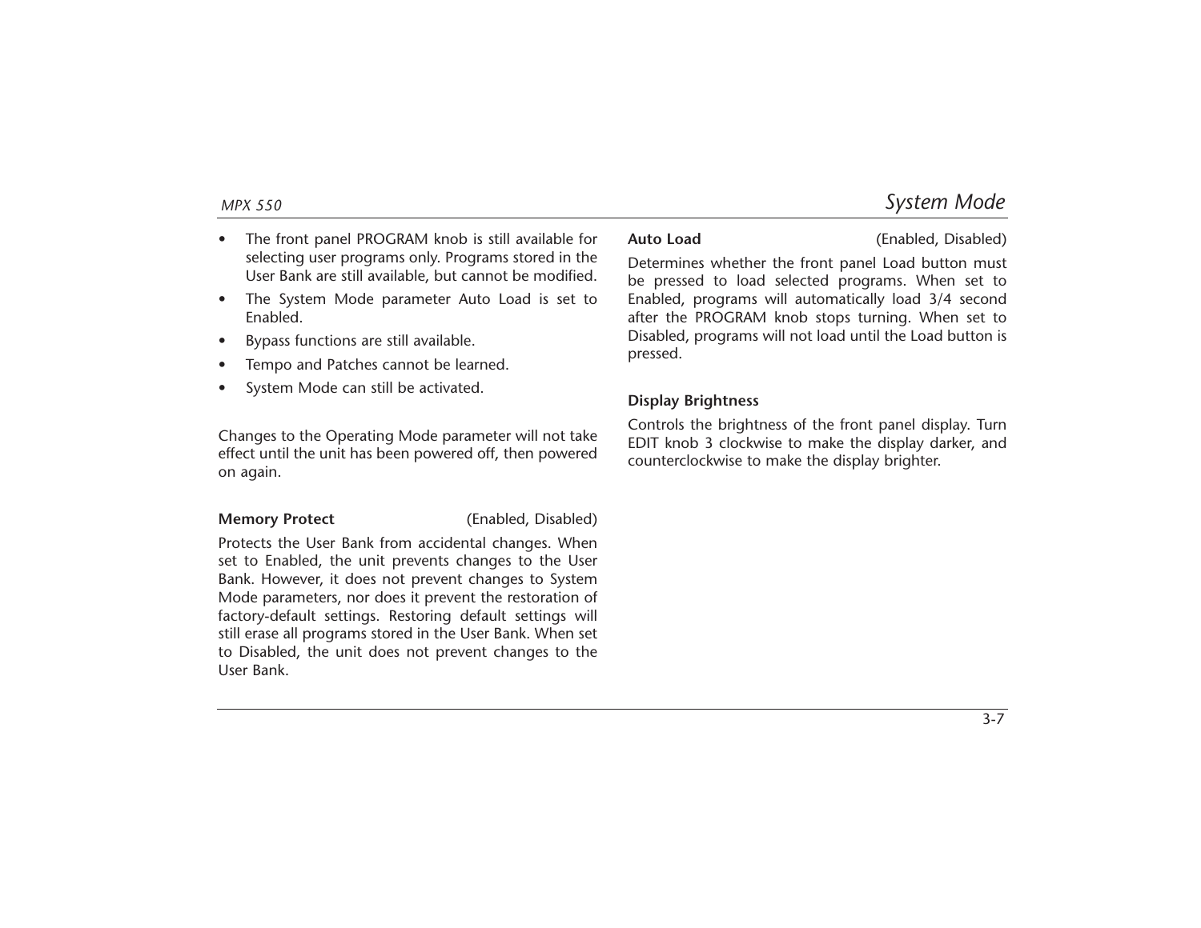- The front panel PROGRAM knob is still available for selecting user programs only. Programs stored in the User Bank are still available, but cannot be modified.
- The System Mode parameter Auto Load is set to Enabled.
- Bypass functions are still available.
- Tempo and Patches cannot be learned.
- System Mode can still be activated.

Changes to the Operating Mode parameter will not take effect until the unit has been powered off, then powered on again.

**Memory Protect** (Enabled, Disabled)

Protects the User Bank from accidental changes. When set to Enabled, the unit prevents changes to the User Bank. However, it does not prevent changes to System Mode parameters, nor does it prevent the restoration of factory-default settings. Restoring default settings will still erase all programs stored in the User Bank. When set to Disabled, the unit does not prevent changes to the User Bank.

**Auto Load** (Enabled, Disabled)

Determines whether the front panel Load button must be pressed to load selected programs. When set to Enabled, programs will automatically load 3/4 second after the PROGRAM knob stops turning. When set to Disabled, programs will not load until the Load button is pressed.

**Display Brightness**

Controls the brightness of the front panel display. Turn EDIT knob 3 clockwise to make the display darker, and counterclockwise to make the display brighter.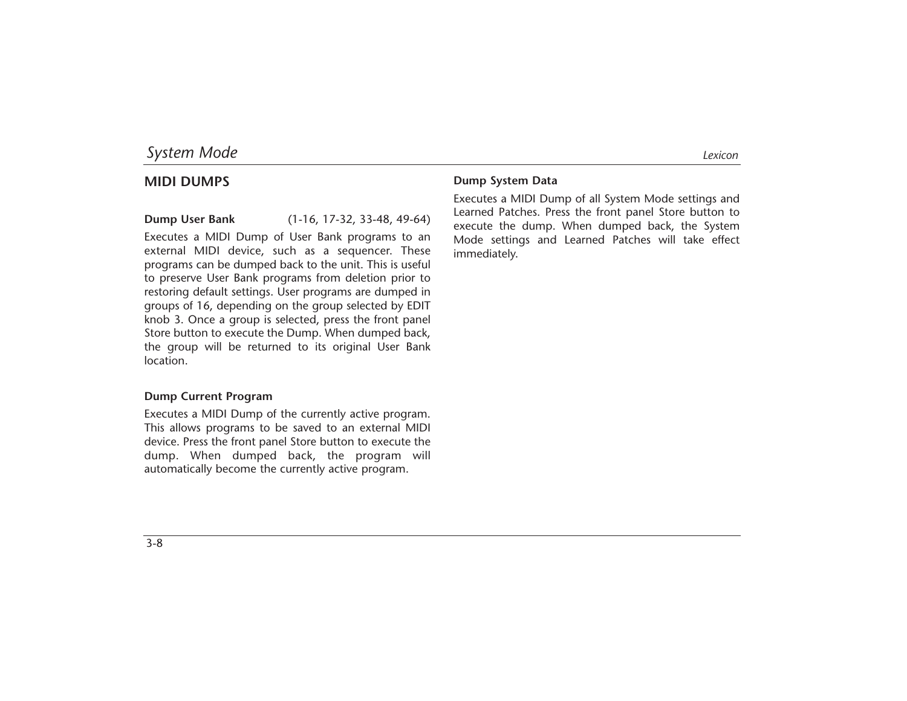## MIDI DUMPS

**Dump User Bank** (1-16, 17-32, 33-48, 49-64)

Executes a MIDI Dump of User Bank programs to an external MIDI device, such as a sequencer. These programs can be dumped back to the unit. This is useful to preserve User Bank programs from deletion prior to restoring default settings. User programs are dumped in groups of 16, depending on the group selected by EDIT knob 3. Once a group is selected, press the front panel Store button to execute the Dump. When dumped back, the group will be returned to its original User Bank location.

**Dump Current Program**

Executes a MIDI Dump of the currently active program. This allows programs to be saved to an external MIDI device. Press the front panel Store button to execute the dump. When dumped back, the program will automatically become the currently active program.

**Dump System Data**

Executes a MIDI Dump of all System Mode settings and Learned Patches. Press the front panel Store button to execute the dump. When dumped back, the System Mode settings and Learned Patches will take effect immediately.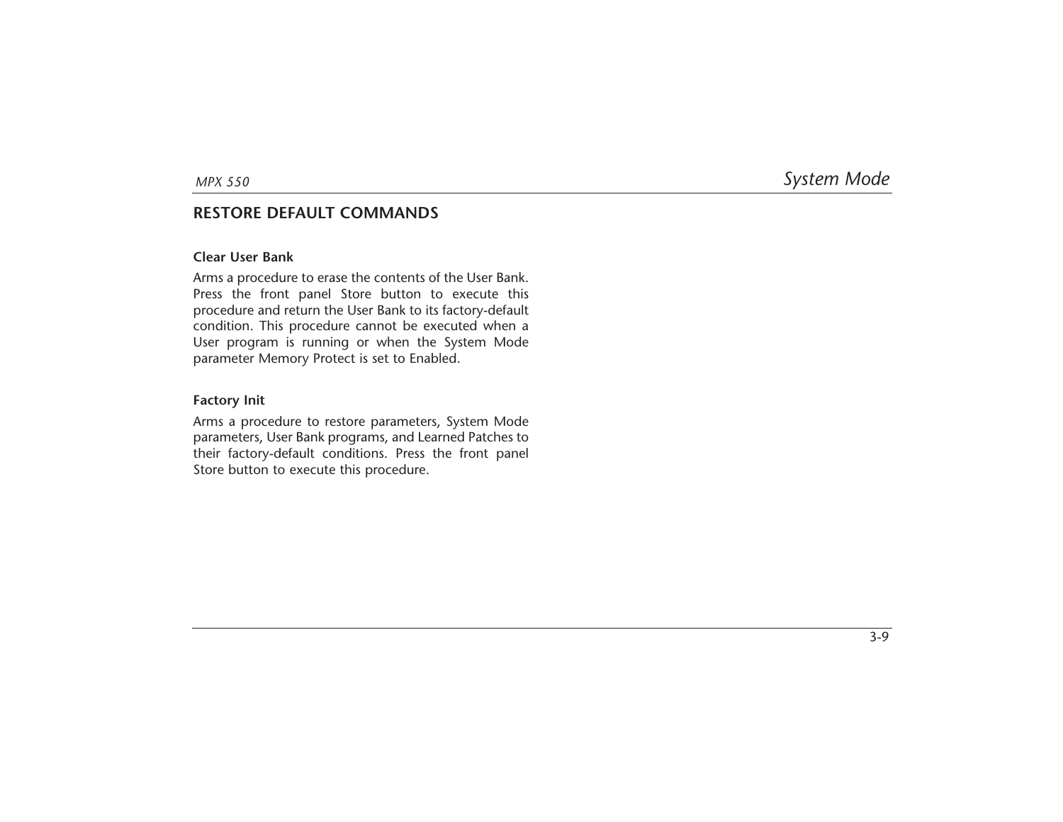## RESTORE DEFAULT COMMANDS

### Clear User Bank

Arms a procedure to erase the contents of the User Bank. Press the front panel Store button to execute this procedure and return the User Bank to its factory-default condition. This procedure cannot be executed when a User program is running or when the System Mode parameter Memory Protect is set to Enabled.

### Factory Init

Arms a procedure to restore parameters, System Mode parameters, User Bank programs, and Learned Patches to their factory-default conditions. Press the front panel Store button to execute this procedure.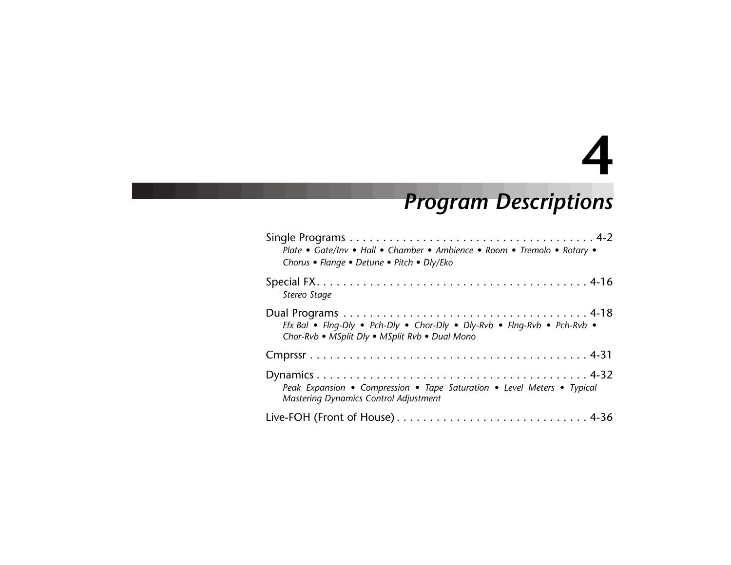# 4

# *Program Descriptions*

Single Programs . . . . . . . . . . . . . . . . . . . . . . . . . . . . . . . . . . . . . 4-2
*Plate • Gate/Inv • Hall • Chamber • Ambience • Room • Tremolo • Rotary • Chorus • Flange • Detune • Pitch • Dly/Eko*

Special FX. . . . . . . . . . . . . . . . . . . . . . . . . . . . . . . . . . . . . . . . . . 4-16
*Stereo Stage*

Dual Programs . . . . . . . . . . . . . . . . . . . . . . . . . . . . . . . . . . . . . 4-18
*Efx Bal • Flng-Dly • Pch-Dly • Chor-Dly • Dly-Rvb • Flng-Rvb • Pch-Rvb • Chor-Rvb • MSplit Dly • MSplit Rvb • Dual Mono*

Cmprssr . . . . . . . . . . . . . . . . . . . . . . . . . . . . . . . . . . . . . . . . . . 4-31

Dynamics . . . . . . . . . . . . . . . . . . . . . . . . . . . . . . . . . . . . . . . . . 4-32
*Peak Expansion • Compression • Tape Saturation • Level Meters • Typical Mastering Dynamics Control Adjustment*

Live-FOH (Front of House) . . . . . . . . . . . . . . . . . . . . . . . . . . . . 4-36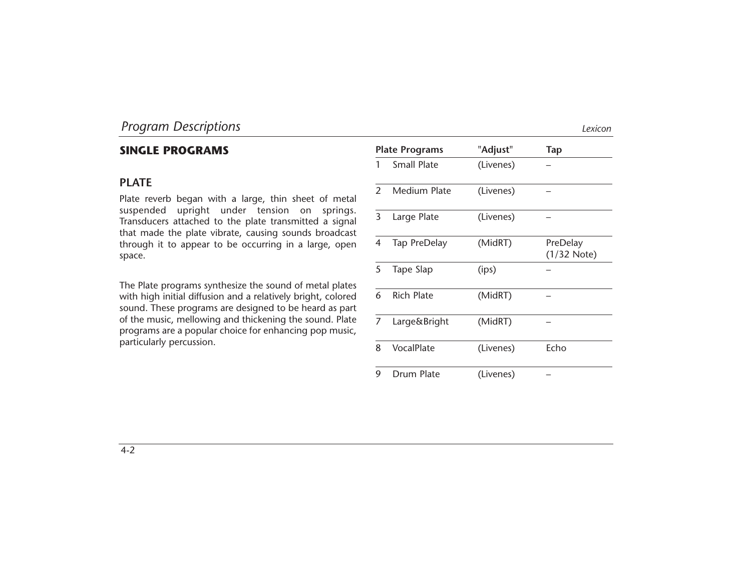## SINGLE PROGRAMS

### PLATE

Plate reverb began with a large, thin sheet of metal suspended upright under tension on springs. Transducers attached to the plate transmitted a signal that made the plate vibrate, causing sounds broadcast through it to appear to be occurring in a large, open space.

The Plate programs synthesize the sound of metal plates with high initial diffusion and a relatively bright, colored sound. These programs are designed to be heard as part of the music, mellowing and thickening the sound. Plate programs are a popular choice for enhancing pop music, particularly percussion.

| Plate Programs | | "Adjust" | Tap |
|---|---|---|---|
| 1 | Small Plate | (Livenes) | – |
| 2 | Medium Plate | (Livenes) | – |
| 3 | Large Plate | (Livenes) | – |
| 4 | Tap PreDelay | (MidRT) | PreDelay (1/32 Note) |
| 5 | Tape Slap | (ips) | – |
| 6 | Rich Plate | (MidRT) | – |
| 7 | Large&Bright | (MidRT) | – |
| 8 | VocalPlate | (Livenes) | Echo |
| 9 | Drum Plate | (Livenes) | – |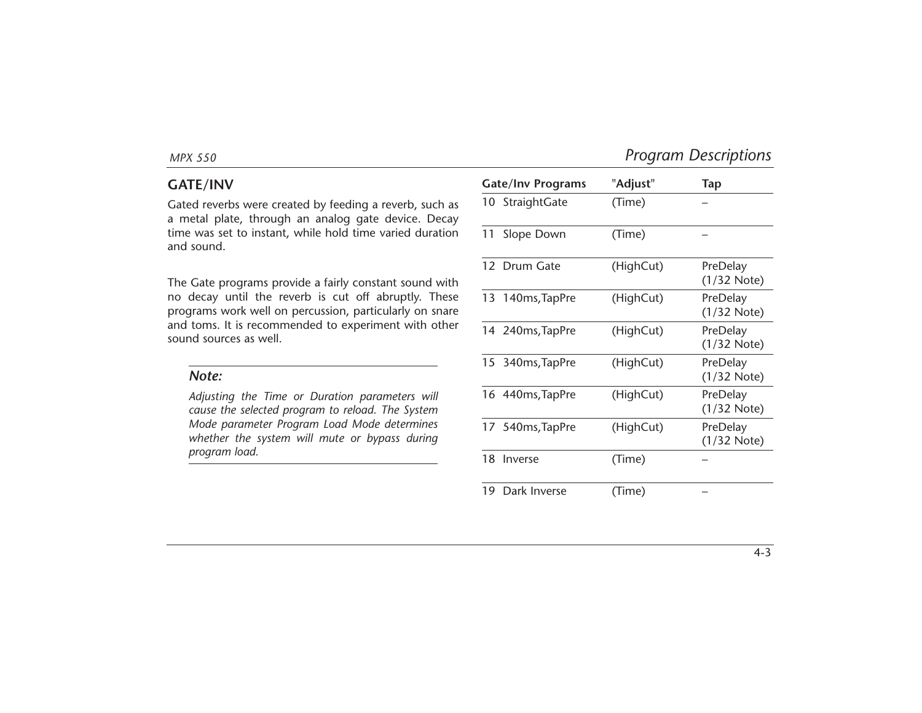## GATE/INV

Gated reverbs were created by feeding a reverb, such as a metal plate, through an analog gate device. Decay time was set to instant, while hold time varied duration and sound.

The Gate programs provide a fairly constant sound with no decay until the reverb is cut off abruptly. These programs work well on percussion, particularly on snare and toms. It is recommended to experiment with other sound sources as well.

---

***Note:***

*Adjusting the Time or Duration parameters will cause the selected program to reload. The System Mode parameter Program Load Mode determines whether the system will mute or bypass during program load.*

---

| Gate/Inv Programs | "Adjust" | Tap |
|---|---|---|
| 10 StraightGate | (Time) | – |
| 11 Slope Down | (Time) | – |
| 12 Drum Gate | (HighCut) | PreDelay (1/32 Note) |
| 13 140ms,TapPre | (HighCut) | PreDelay (1/32 Note) |
| 14 240ms,TapPre | (HighCut) | PreDelay (1/32 Note) |
| 15 340ms,TapPre | (HighCut) | PreDelay (1/32 Note) |
| 16 440ms,TapPre | (HighCut) | PreDelay (1/32 Note) |
| 17 540ms,TapPre | (HighCut) | PreDelay (1/32 Note) |
| 18 Inverse | (Time) | – |
| 19 Dark Inverse | (Time) | – |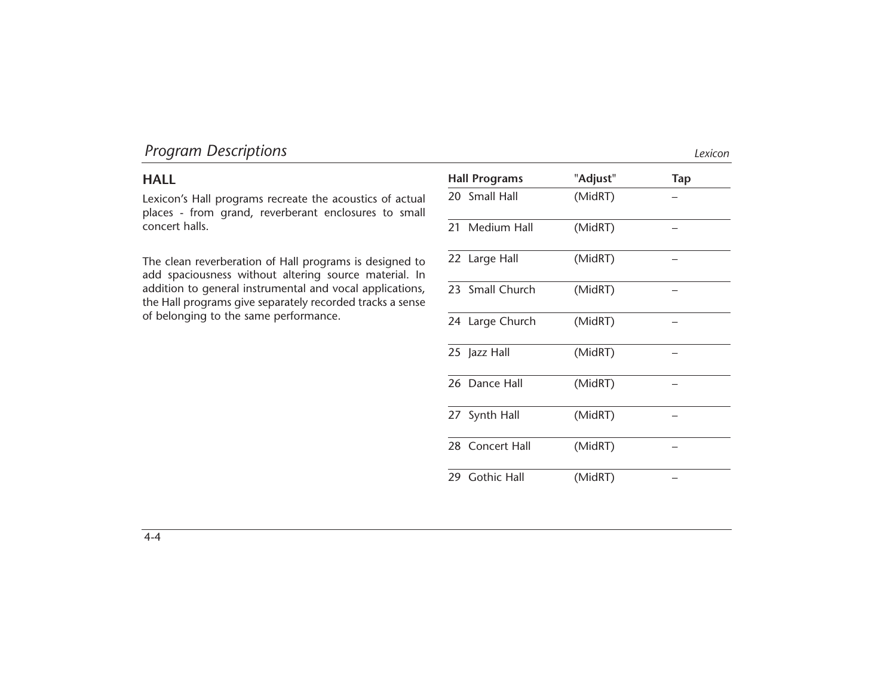## HALL

Lexicon's Hall programs recreate the acoustics of actual places - from grand, reverberant enclosures to small concert halls.

The clean reverberation of Hall programs is designed to add spaciousness without altering source material. In addition to general instrumental and vocal applications, the Hall programs give separately recorded tracks a sense of belonging to the same performance.

| Hall Programs | "Adjust" | Tap |
|---|---|---|
| 20 Small Hall | (MidRT) | – |
| 21 Medium Hall | (MidRT) | – |
| 22 Large Hall | (MidRT) | – |
| 23 Small Church | (MidRT) | – |
| 24 Large Church | (MidRT) | – |
| 25 Jazz Hall | (MidRT) | – |
| 26 Dance Hall | (MidRT) | – |
| 27 Synth Hall | (MidRT) | – |
| 28 Concert Hall | (MidRT) | – |
| 29 Gothic Hall | (MidRT) | – |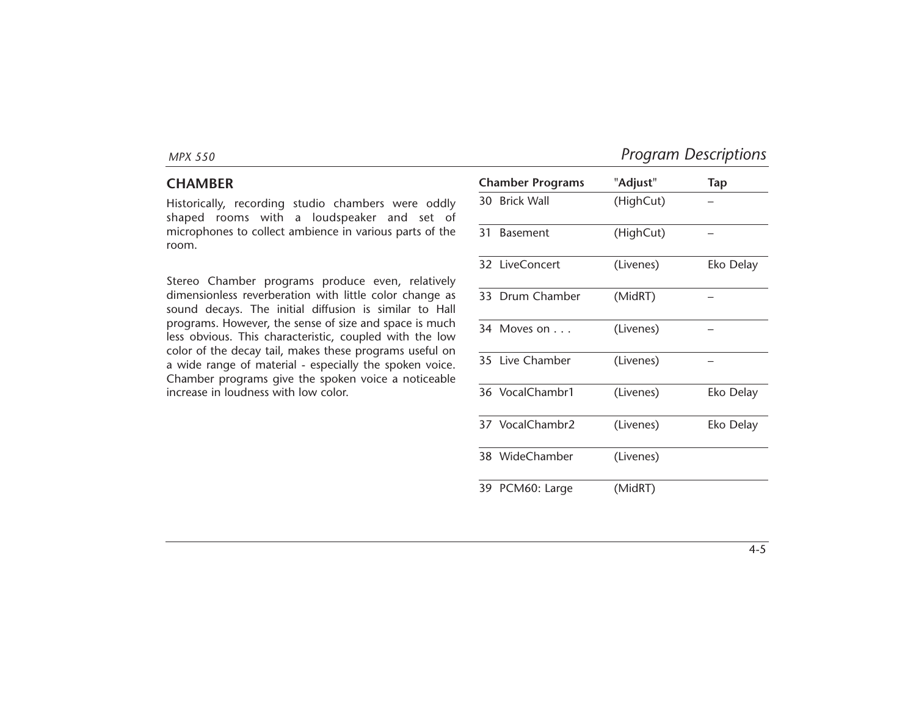## CHAMBER

Historically, recording studio chambers were oddly shaped rooms with a loudspeaker and set of microphones to collect ambience in various parts of the room.

Stereo Chamber programs produce even, relatively dimensionless reverberation with little color change as sound decays. The initial diffusion is similar to Hall programs. However, the sense of size and space is much less obvious. This characteristic, coupled with the low color of the decay tail, makes these programs useful on a wide range of material - especially the spoken voice. Chamber programs give the spoken voice a noticeable increase in loudness with low color.

| Chamber Programs | "Adjust" | Tap |
|---|---|---|
| 30 Brick Wall | (HighCut) | – |
| 31 Basement | (HighCut) | – |
| 32 LiveConcert | (Livenes) | Eko Delay |
| 33 Drum Chamber | (MidRT) | – |
| 34 Moves on . . . | (Livenes) | – |
| 35 Live Chamber | (Livenes) | – |
| 36 VocalChambr1 | (Livenes) | Eko Delay |
| 37 VocalChambr2 | (Livenes) | Eko Delay |
| 38 WideChamber | (Livenes) | |
| 39 PCM60: Large | (MidRT) | |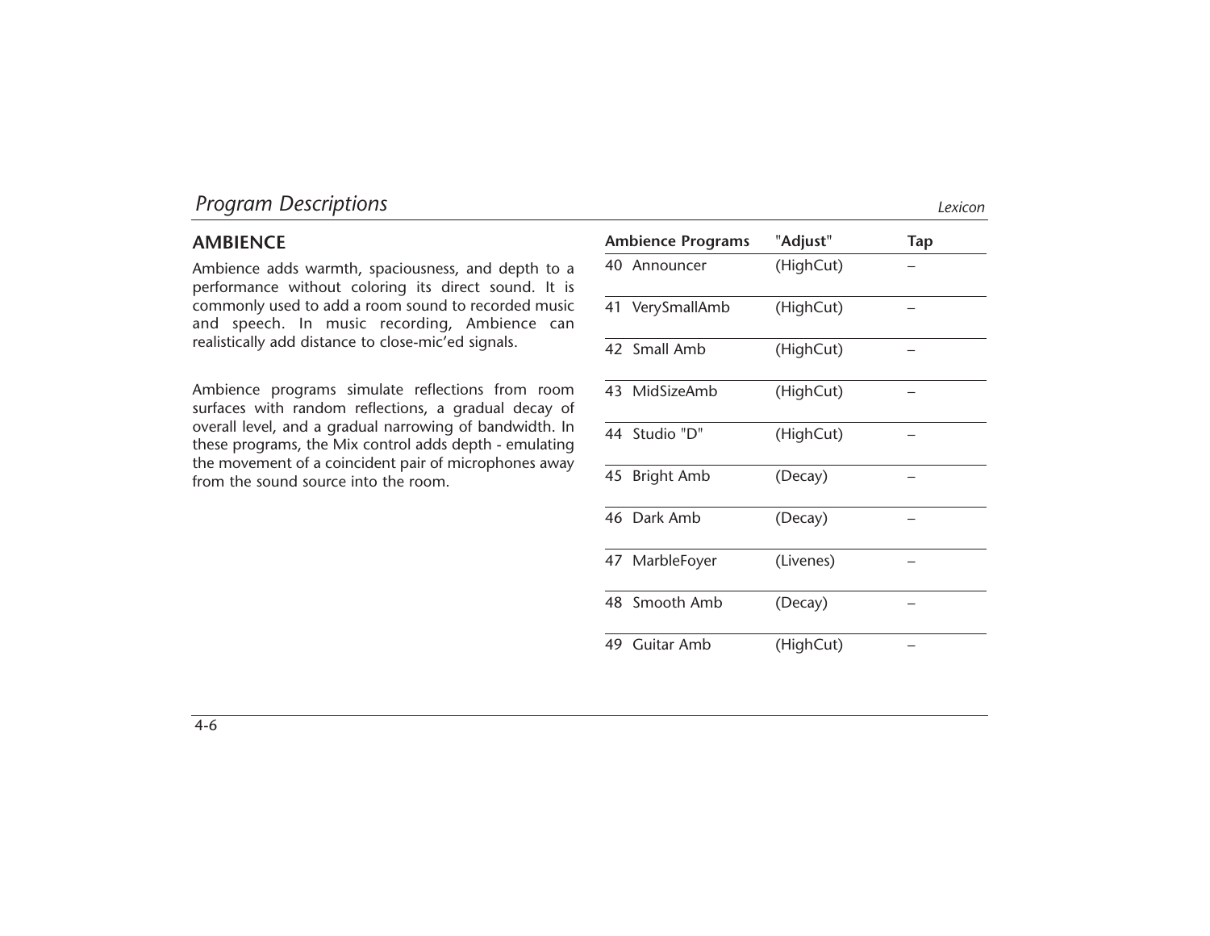## AMBIENCE

Ambience adds warmth, spaciousness, and depth to a performance without coloring its direct sound. It is commonly used to add a room sound to recorded music and speech. In music recording, Ambience can realistically add distance to close-mic'ed signals.

Ambience programs simulate reflections from room surfaces with random reflections, a gradual decay of overall level, and a gradual narrowing of bandwidth. In these programs, the Mix control adds depth - emulating the movement of a coincident pair of microphones away from the sound source into the room.

| Ambience Programs | "Adjust" | Tap |
|---|---|---|
| 40 Announcer | (HighCut) | – |
| 41 VerySmallAmb | (HighCut) | – |
| 42 Small Amb | (HighCut) | – |
| 43 MidSizeAmb | (HighCut) | – |
| 44 Studio "D" | (HighCut) | – |
| 45 Bright Amb | (Decay) | – |
| 46 Dark Amb | (Decay) | – |
| 47 MarbleFoyer | (Livenes) | – |
| 48 Smooth Amb | (Decay) | – |
| 49 Guitar Amb | (HighCut) | – |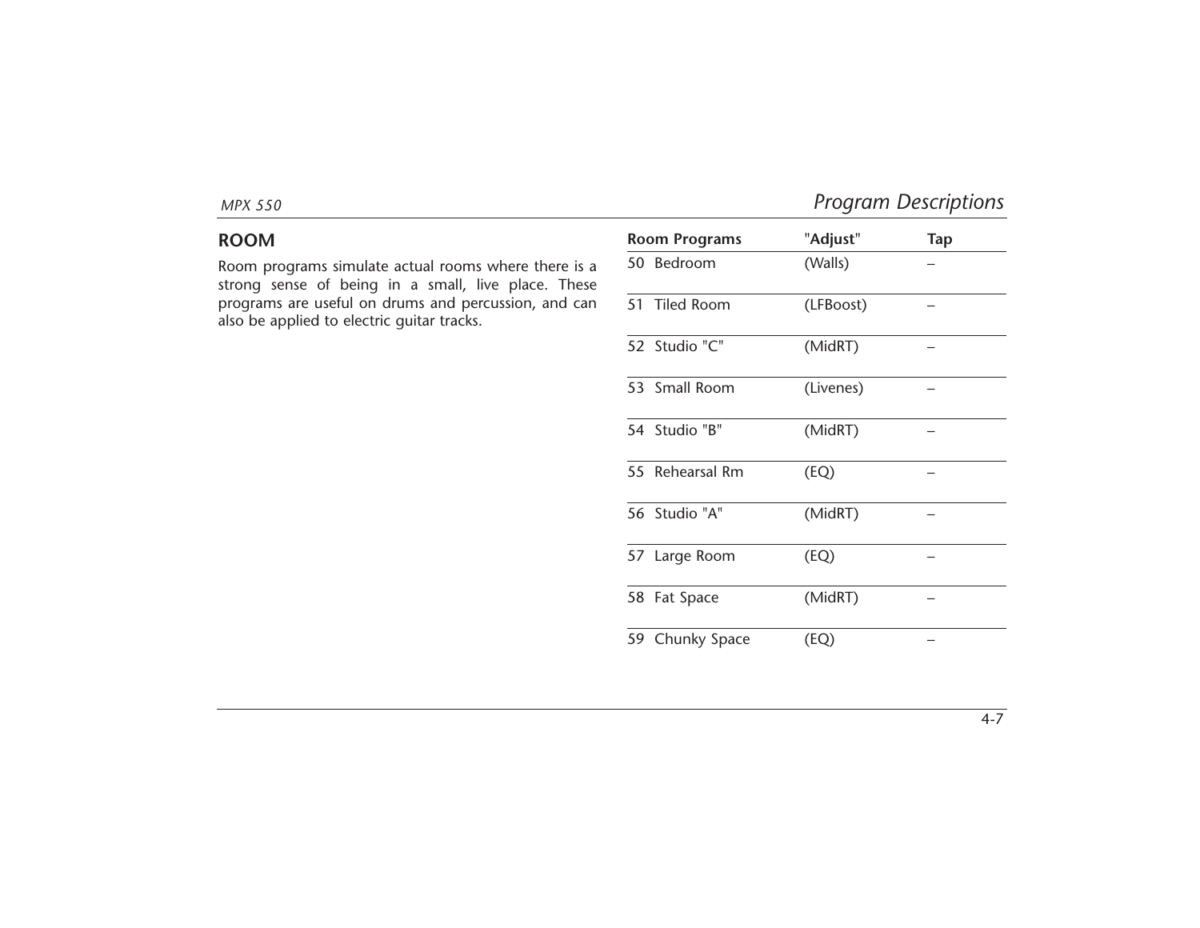## ROOM

Room programs simulate actual rooms where there is a strong sense of being in a small, live place. These programs are useful on drums and percussion, and can also be applied to electric guitar tracks.

| Room Programs | "Adjust" | Tap |
|---|---|---|
| 50 Bedroom | (Walls) | – |
| 51 Tiled Room | (LFBoost) | – |
| 52 Studio "C" | (MidRT) | – |
| 53 Small Room | (Livenes) | – |
| 54 Studio "B" | (MidRT) | – |
| 55 Rehearsal Rm | (EQ) | – |
| 56 Studio "A" | (MidRT) | – |
| 57 Large Room | (EQ) | – |
| 58 Fat Space | (MidRT) | – |
| 59 Chunky Space | (EQ) | – |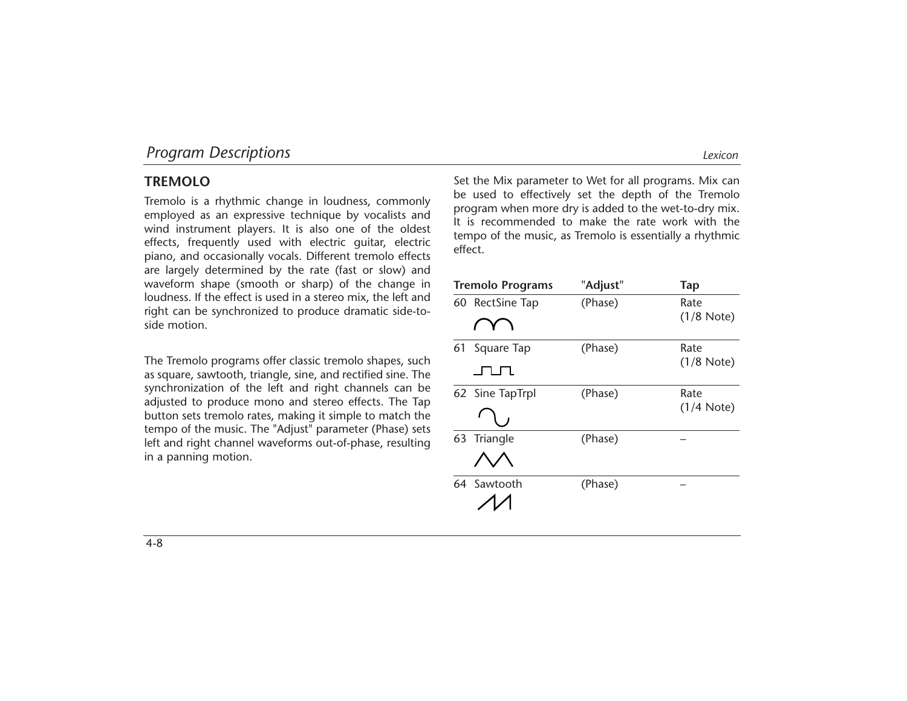## TREMOLO

Tremolo is a rhythmic change in loudness, commonly employed as an expressive technique by vocalists and wind instrument players. It is also one of the oldest effects, frequently used with electric guitar, electric piano, and occasionally vocals. Different tremolo effects are largely determined by the rate (fast or slow) and waveform shape (smooth or sharp) of the change in loudness. If the effect is used in a stereo mix, the left and right can be synchronized to produce dramatic side-to-side motion.

The Tremolo programs offer classic tremolo shapes, such as square, sawtooth, triangle, sine, and rectified sine. The synchronization of the left and right channels can be adjusted to produce mono and stereo effects. The Tap button sets tremolo rates, making it simple to match the tempo of the music. The "Adjust" parameter (Phase) sets left and right channel waveforms out-of-phase, resulting in a panning motion.

Set the Mix parameter to Wet for all programs. Mix can be used to effectively set the depth of the Tremolo program when more dry is added to the wet-to-dry mix. It is recommended to make the rate work with the tempo of the music, as Tremolo is essentially a rhythmic effect.

| Tremolo Programs | "**Adjust**" | Tap |
|---|---|---|
| 60 RectSine Tap | (Phase) | Rate (1/8 Note) |
| 61 Square Tap | (Phase) | Rate (1/8 Note) |
| 62 Sine TapTrpl | (Phase) | Rate (1/4 Note) |
| 63 Triangle | (Phase) | – |
| 64 Sawtooth | (Phase) | – |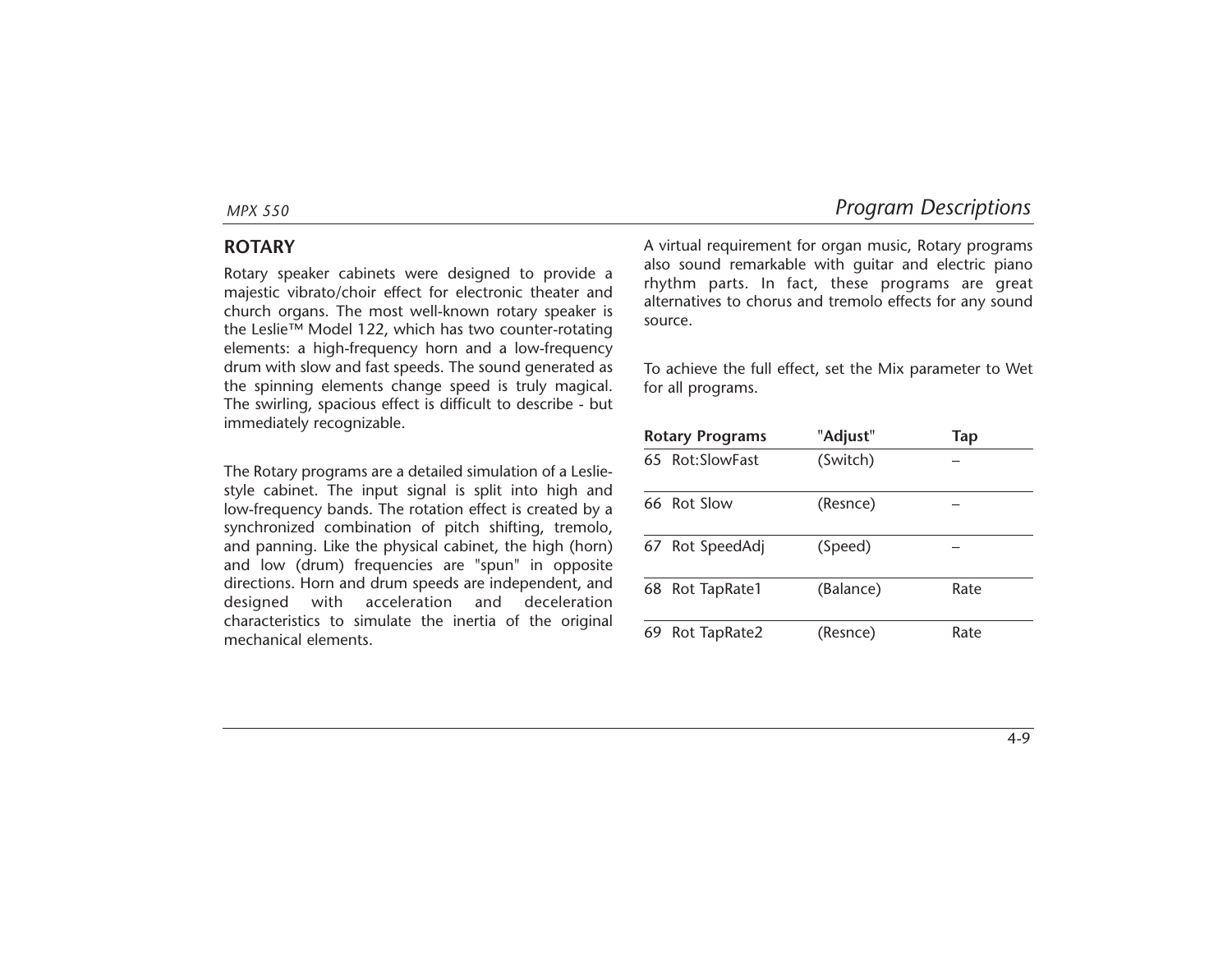## ROTARY

Rotary speaker cabinets were designed to provide a majestic vibrato/choir effect for electronic theater and church organs. The most well-known rotary speaker is the Leslie™ Model 122, which has two counter-rotating elements: a high-frequency horn and a low-frequency drum with slow and fast speeds. The sound generated as the spinning elements change speed is truly magical. The swirling, spacious effect is difficult to describe - but immediately recognizable.

The Rotary programs are a detailed simulation of a Leslie-style cabinet. The input signal is split into high and low-frequency bands. The rotation effect is created by a synchronized combination of pitch shifting, tremolo, and panning. Like the physical cabinet, the high (horn) and low (drum) frequencies are "spun" in opposite directions. Horn and drum speeds are independent, and designed with acceleration and deceleration characteristics to simulate the inertia of the original mechanical elements.

A virtual requirement for organ music, Rotary programs also sound remarkable with guitar and electric piano rhythm parts. In fact, these programs are great alternatives to chorus and tremolo effects for any sound source.

To achieve the full effect, set the Mix parameter to Wet for all programs.

| Rotary Programs | "Adjust" | Tap |
|---|---|---|
| 65 Rot:SlowFast | (Switch) | – |
| 66 Rot Slow | (Resnce) | – |
| 67 Rot SpeedAdj | (Speed) | – |
| 68 Rot TapRate1 | (Balance) | Rate |
| 69 Rot TapRate2 | (Resnce) | Rate |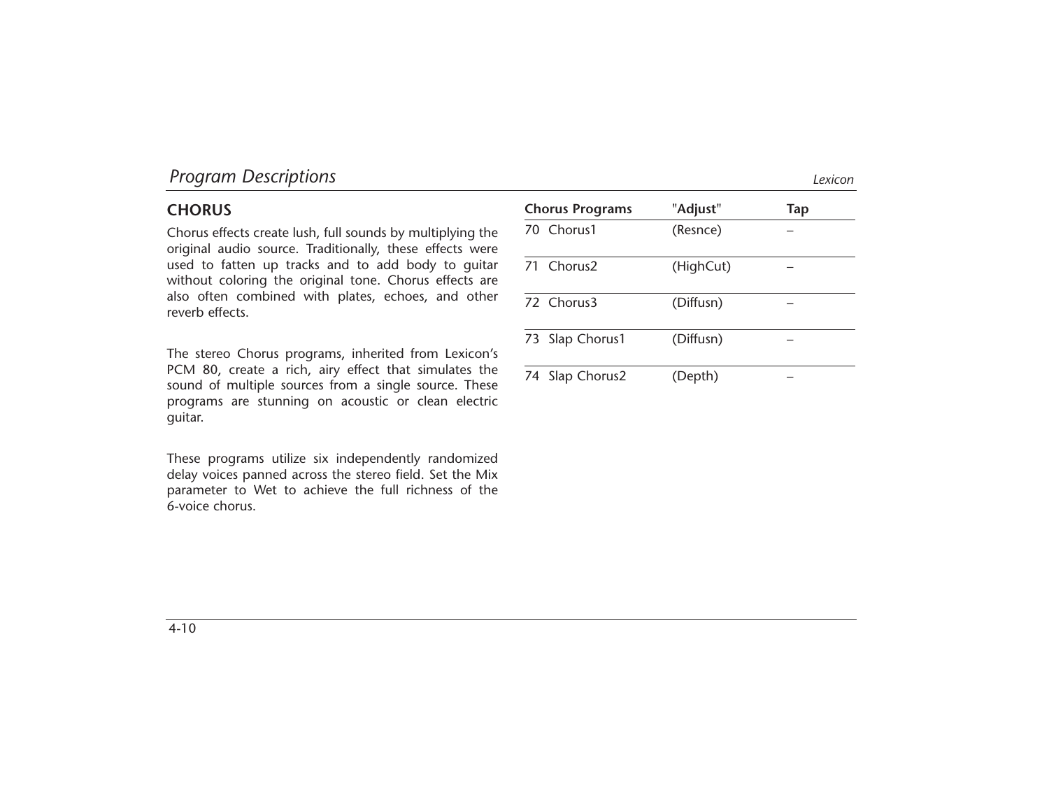## CHORUS

Chorus effects create lush, full sounds by multiplying the original audio source. Traditionally, these effects were used to fatten up tracks and to add body to guitar without coloring the original tone. Chorus effects are also often combined with plates, echoes, and other reverb effects.

The stereo Chorus programs, inherited from Lexicon's PCM 80, create a rich, airy effect that simulates the sound of multiple sources from a single source. These programs are stunning on acoustic or clean electric guitar.

These programs utilize six independently randomized delay voices panned across the stereo field. Set the Mix parameter to Wet to achieve the full richness of the 6-voice chorus.

| **Chorus Programs** | "**Adjust**" | **Tap** |
|---|---|---|
| 70 Chorus1 | (Resnce) | – |
| 71 Chorus2 | (HighCut) | – |
| 72 Chorus3 | (Diffusn) | – |
| 73 Slap Chorus1 | (Diffusn) | – |
| 74 Slap Chorus2 | (Depth) | – |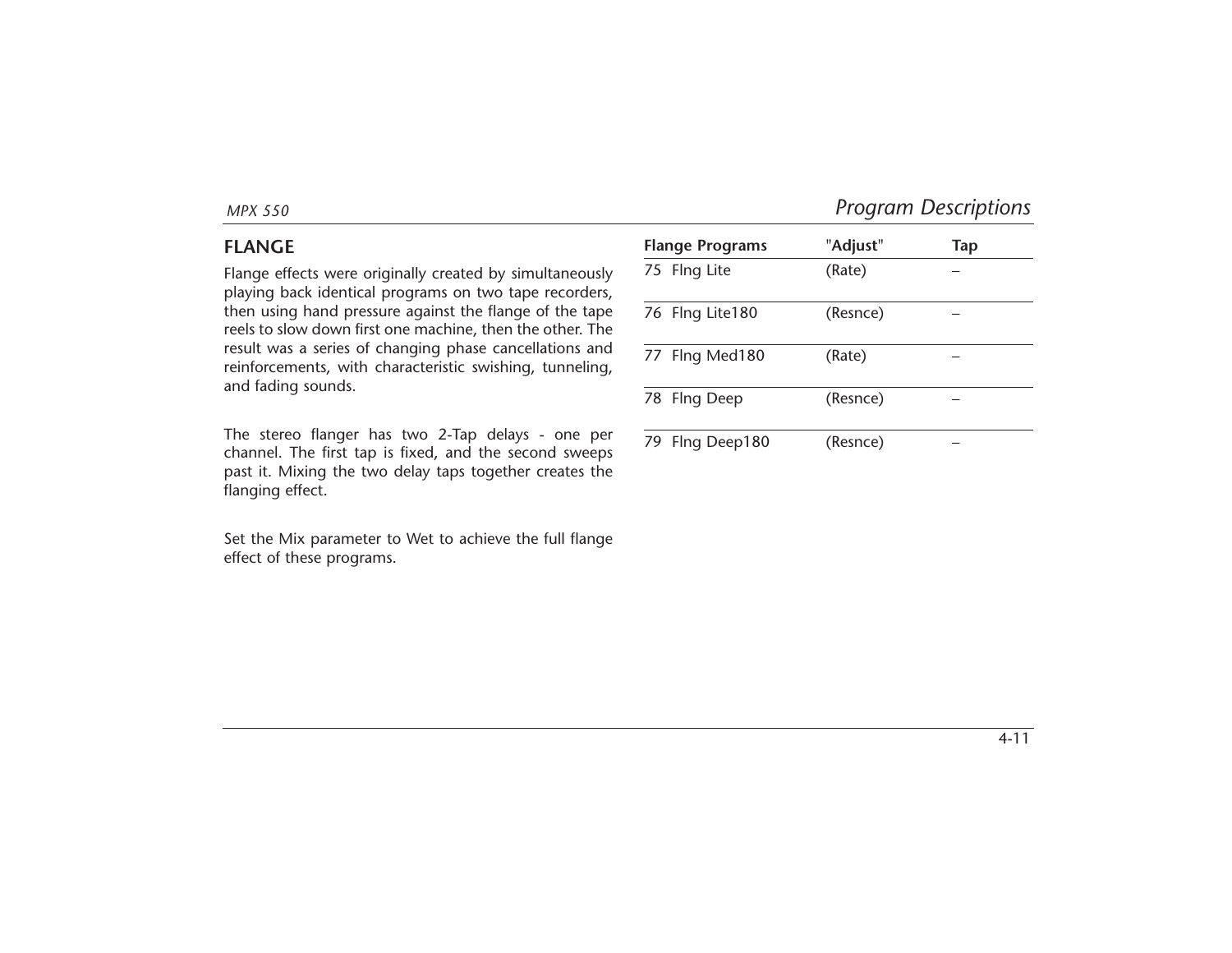## FLANGE

Flange effects were originally created by simultaneously playing back identical programs on two tape recorders, then using hand pressure against the flange of the tape reels to slow down first one machine, then the other. The result was a series of changing phase cancellations and reinforcements, with characteristic swishing, tunneling, and fading sounds.

The stereo flanger has two 2-Tap delays - one per channel. The first tap is fixed, and the second sweeps past it. Mixing the two delay taps together creates the flanging effect.

Set the Mix parameter to Wet to achieve the full flange effect of these programs.

| **Flange Programs** | "**Adjust**" | **Tap** |
|---|---|---|
| 75 Flng Lite | (Rate) | – |
| 76 Flng Lite180 | (Resnce) | – |
| 77 Flng Med180 | (Rate) | – |
| 78 Flng Deep | (Resnce) | – |
| 79 Flng Deep180 | (Resnce) | – |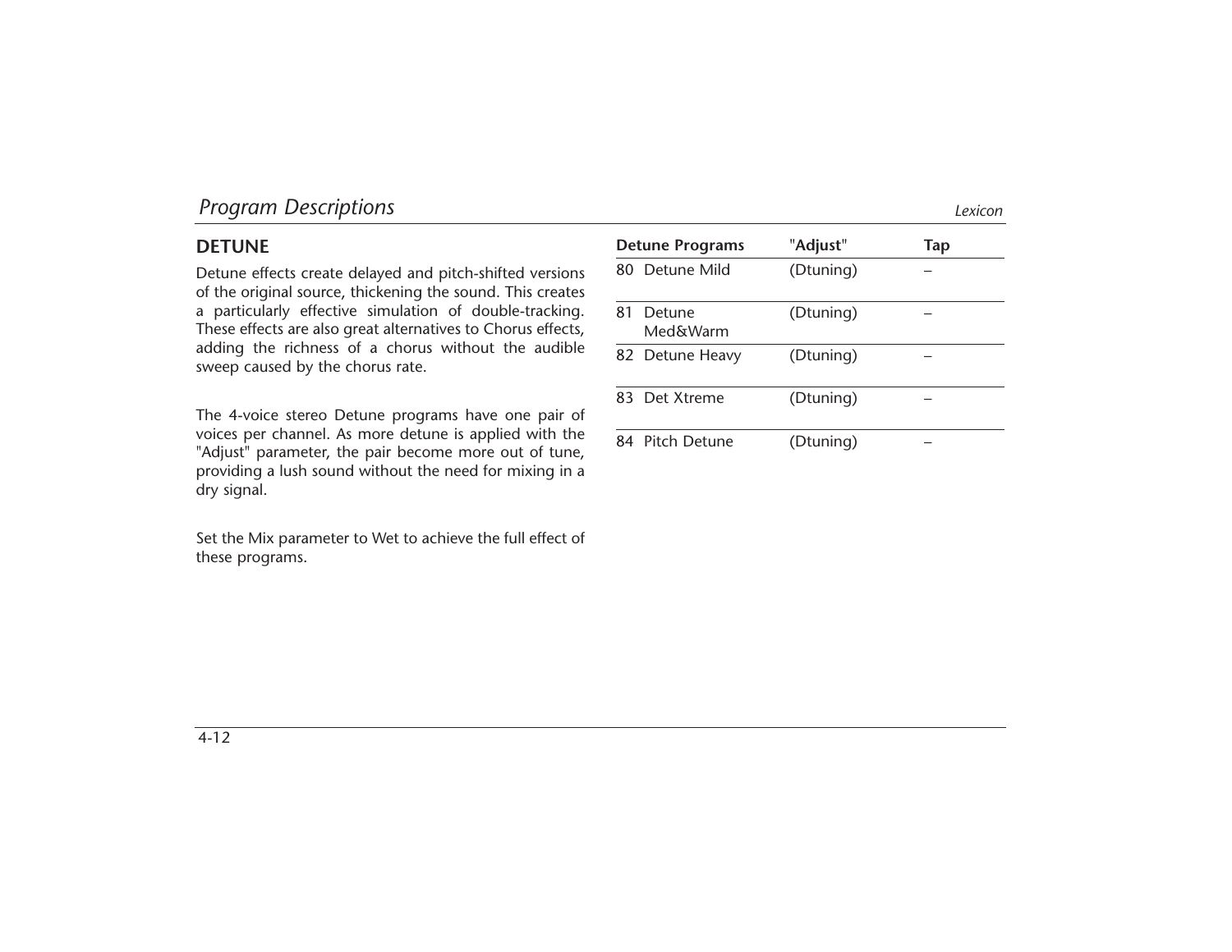## DETUNE

Detune effects create delayed and pitch-shifted versions of the original source, thickening the sound. This creates a particularly effective simulation of double-tracking. These effects are also great alternatives to Chorus effects, adding the richness of a chorus without the audible sweep caused by the chorus rate.

The 4-voice stereo Detune programs have one pair of voices per channel. As more detune is applied with the "Adjust" parameter, the pair become more out of tune, providing a lush sound without the need for mixing in a dry signal.

Set the Mix parameter to Wet to achieve the full effect of these programs.

| Detune Programs | "**Adjust**" | Tap |
|---|---|---|
| 80 Detune Mild | (Dtuning) | – |
| 81 Detune Med&Warm | (Dtuning) | – |
| 82 Detune Heavy | (Dtuning) | – |
| 83 Det Xtreme | (Dtuning) | – |
| 84 Pitch Detune | (Dtuning) | – |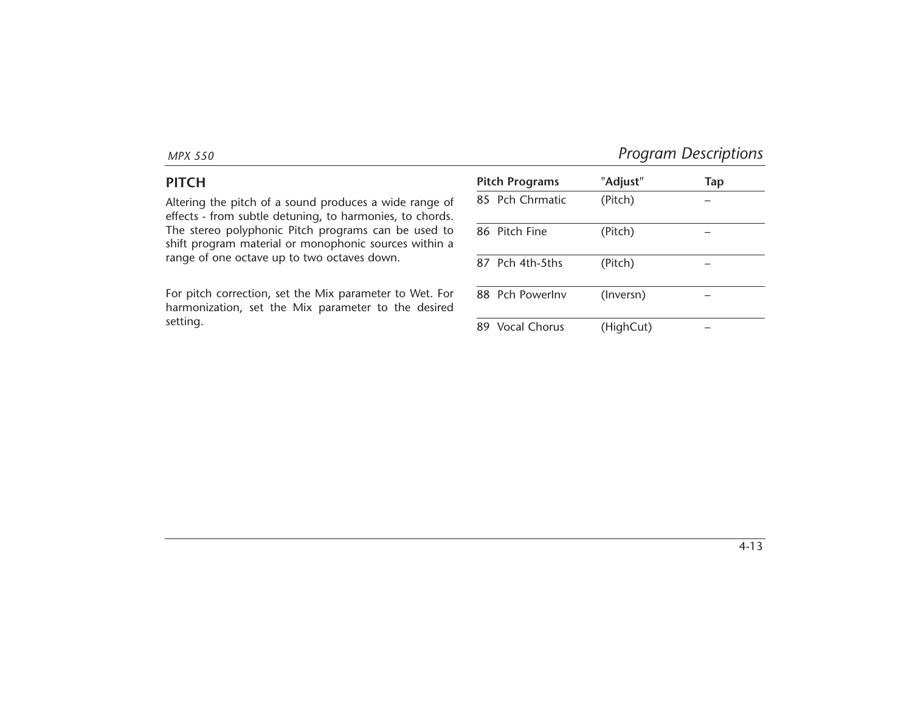## PITCH

Altering the pitch of a sound produces a wide range of effects - from subtle detuning, to harmonies, to chords. The stereo polyphonic Pitch programs can be used to shift program material or monophonic sources within a range of one octave up to two octaves down.

For pitch correction, set the Mix parameter to Wet. For harmonization, set the Mix parameter to the desired setting.

| **Pitch Programs** | "**Adjust**" | **Tap** |
|---|---|---|
| 85 Pch Chrmatic | (Pitch) | – |
| 86 Pitch Fine | (Pitch) | – |
| 87 Pch 4th-5ths | (Pitch) | – |
| 88 Pch PowerInv | (Inversn) | – |
| 89 Vocal Chorus | (HighCut) | – |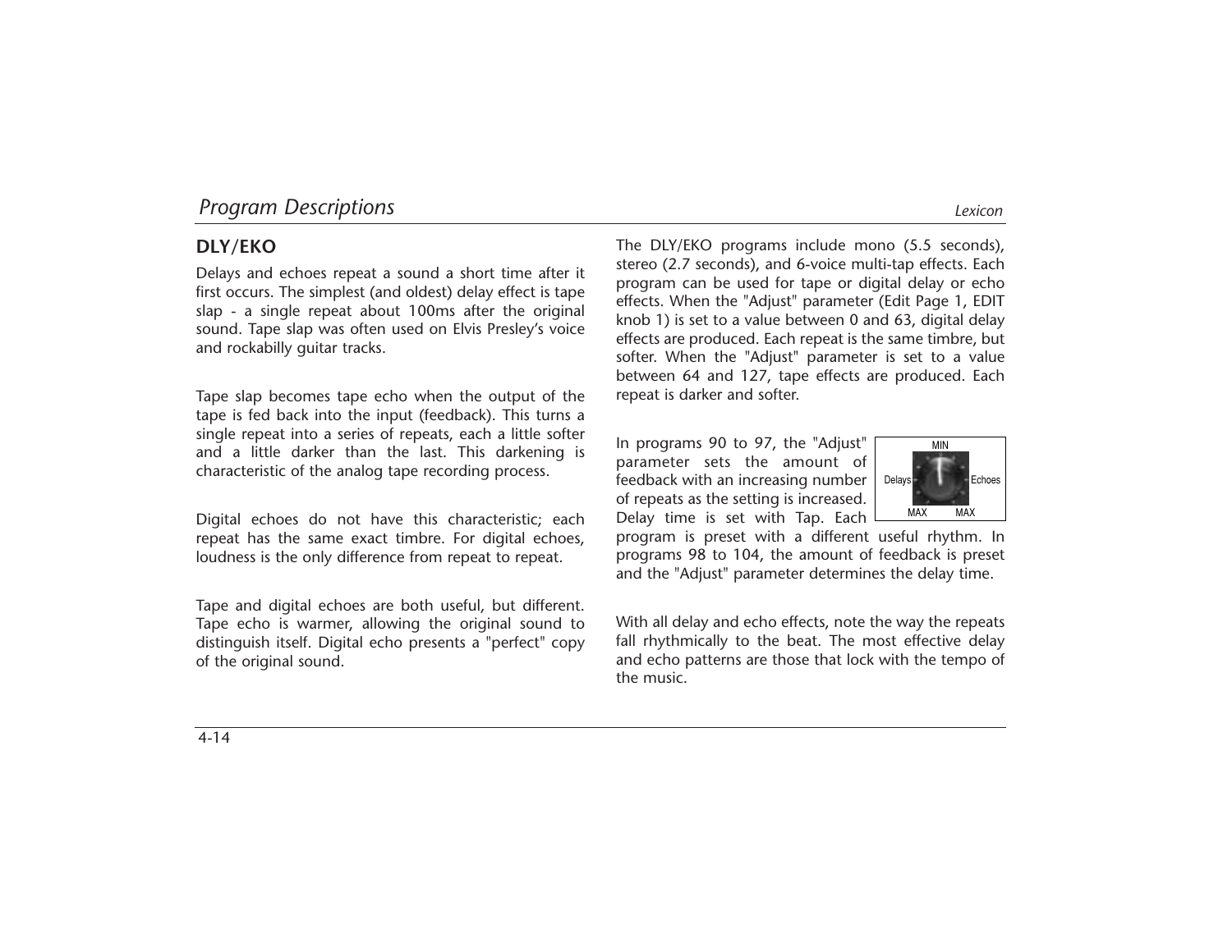## DLY/EKO

Delays and echoes repeat a sound a short time after it first occurs. The simplest (and oldest) delay effect is tape slap - a single repeat about 100ms after the original sound. Tape slap was often used on Elvis Presley's voice and rockabilly guitar tracks.

Tape slap becomes tape echo when the output of the tape is fed back into the input (feedback). This turns a single repeat into a series of repeats, each a little softer and a little darker than the last. This darkening is characteristic of the analog tape recording process.

Digital echoes do not have this characteristic; each repeat has the same exact timbre. For digital echoes, loudness is the only difference from repeat to repeat.

Tape and digital echoes are both useful, but different. Tape echo is warmer, allowing the original sound to distinguish itself. Digital echo presents a "perfect" copy of the original sound.

The DLY/EKO programs include mono (5.5 seconds), stereo (2.7 seconds), and 6-voice multi-tap effects. Each program can be used for tape or digital delay or echo effects. When the "Adjust" parameter (Edit Page 1, EDIT knob 1) is set to a value between 0 and 63, digital delay effects are produced. Each repeat is the same timbre, but softer. When the "Adjust" parameter is set to a value between 64 and 127, tape effects are produced. Each repeat is darker and softer.

MIN
Delays Echoes
MAX MAX

In programs 90 to 97, the "Adjust" parameter sets the amount of feedback with an increasing number of repeats as the setting is increased. Delay time is set with Tap. Each program is preset with a different useful rhythm. In programs 98 to 104, the amount of feedback is preset and the "Adjust" parameter determines the delay time.

With all delay and echo effects, note the way the repeats fall rhythmically to the beat. The most effective delay and echo patterns are those that lock with the tempo of the music.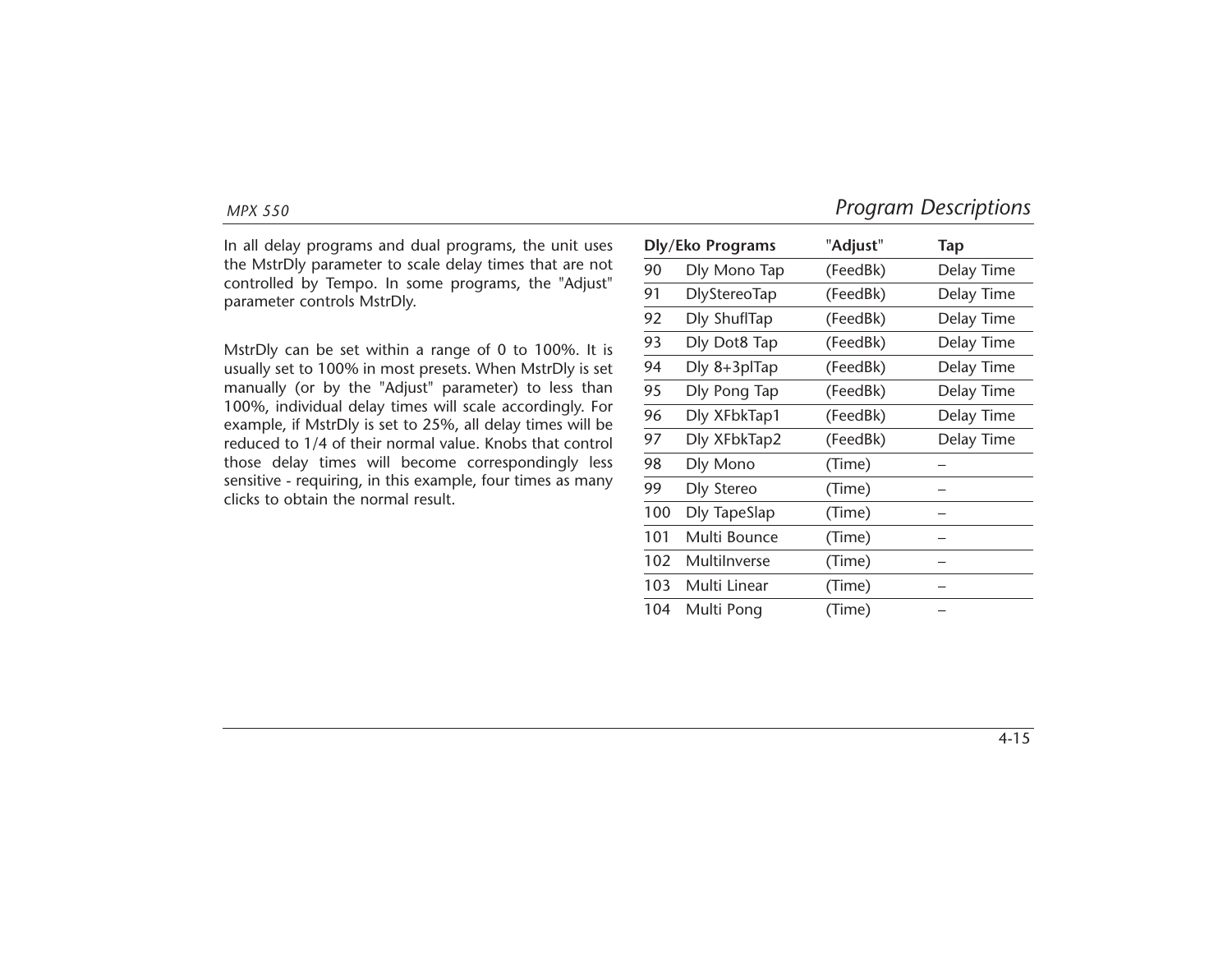In all delay programs and dual programs, the unit uses the MstrDly parameter to scale delay times that are not controlled by Tempo. In some programs, the "Adjust" parameter controls MstrDly.

MstrDly can be set within a range of 0 to 100%. It is usually set to 100% in most presets. When MstrDly is set manually (or by the "Adjust" parameter) to less than 100%, individual delay times will scale accordingly. For example, if MstrDly is set to 25%, all delay times will be reduced to 1/4 of their normal value. Knobs that control those delay times will become correspondingly less sensitive - requiring, in this example, four times as many clicks to obtain the normal result.

| **Dly/Eko Programs** | | "**Adjust**" | **Tap** |
|---|---|---|---|
| 90 | Dly Mono Tap | (FeedBk) | Delay Time |
| 91 | DlyStereoTap | (FeedBk) | Delay Time |
| 92 | Dly ShuflTap | (FeedBk) | Delay Time |
| 93 | Dly Dot8 Tap | (FeedBk) | Delay Time |
| 94 | Dly 8+3plTap | (FeedBk) | Delay Time |
| 95 | Dly Pong Tap | (FeedBk) | Delay Time |
| 96 | Dly XFbkTap1 | (FeedBk) | Delay Time |
| 97 | Dly XFbkTap2 | (FeedBk) | Delay Time |
| 98 | Dly Mono | (Time) | – |
| 99 | Dly Stereo | (Time) | – |
| 100 | Dly TapeSlap | (Time) | – |
| 101 | Multi Bounce | (Time) | – |
| 102 | MultiInverse | (Time) | – |
| 103 | Multi Linear | (Time) | – |
| 104 | Multi Pong | (Time) | – |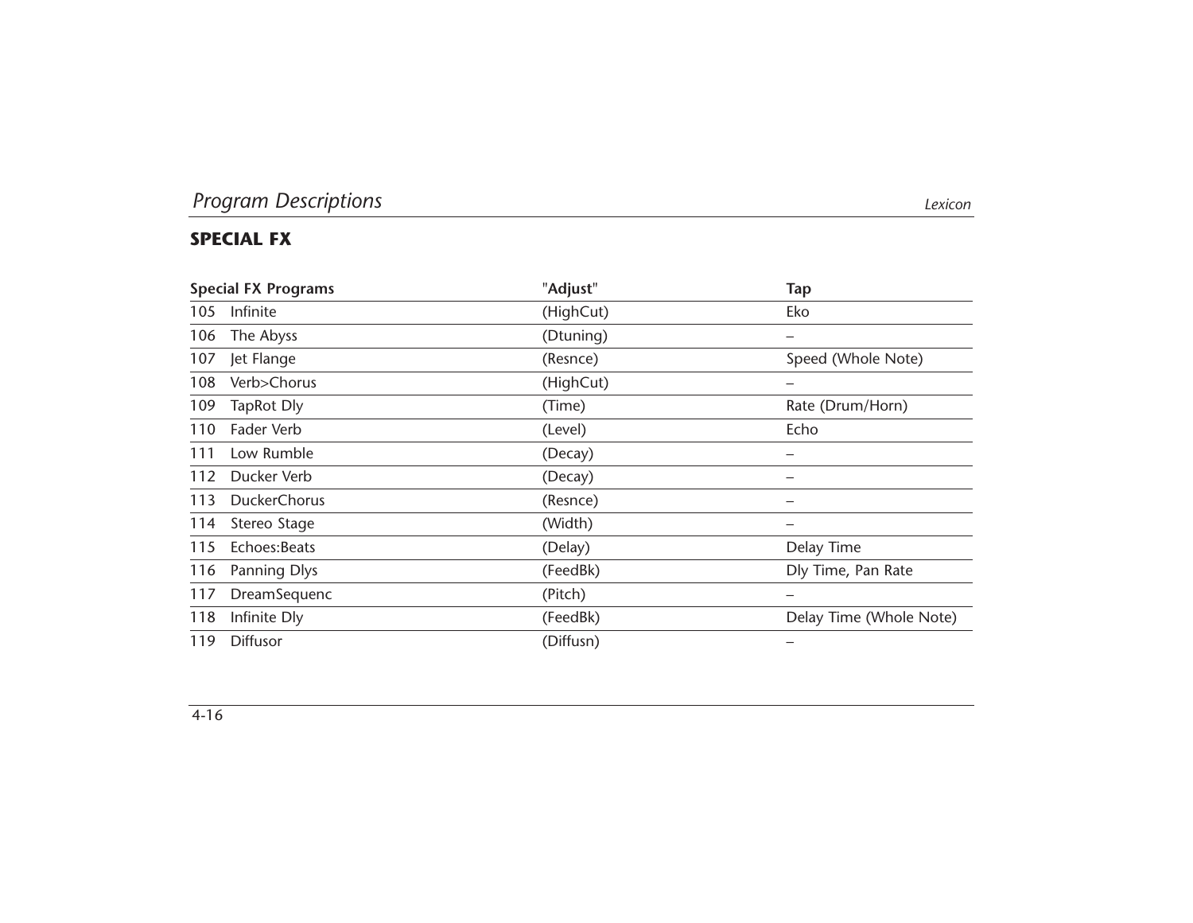## SPECIAL FX

| Special FX Programs | "Adjust" | Tap |
|---|---|---|
| 105 Infinite | (HighCut) | Eko |
| 106 The Abyss | (Dtuning) | – |
| 107 Jet Flange | (Resnce) | Speed (Whole Note) |
| 108 Verb>Chorus | (HighCut) | – |
| 109 TapRot Dly | (Time) | Rate (Drum/Horn) |
| 110 Fader Verb | (Level) | Echo |
| 111 Low Rumble | (Decay) | – |
| 112 Ducker Verb | (Decay) | – |
| 113 DuckerChorus | (Resnce) | – |
| 114 Stereo Stage | (Width) | – |
| 115 Echoes:Beats | (Delay) | Delay Time |
| 116 Panning Dlys | (FeedBk) | Dly Time, Pan Rate |
| 117 DreamSequenc | (Pitch) | – |
| 118 Infinite Dly | (FeedBk) | Delay Time (Whole Note) |
| 119 Diffusor | (Diffusn) | – |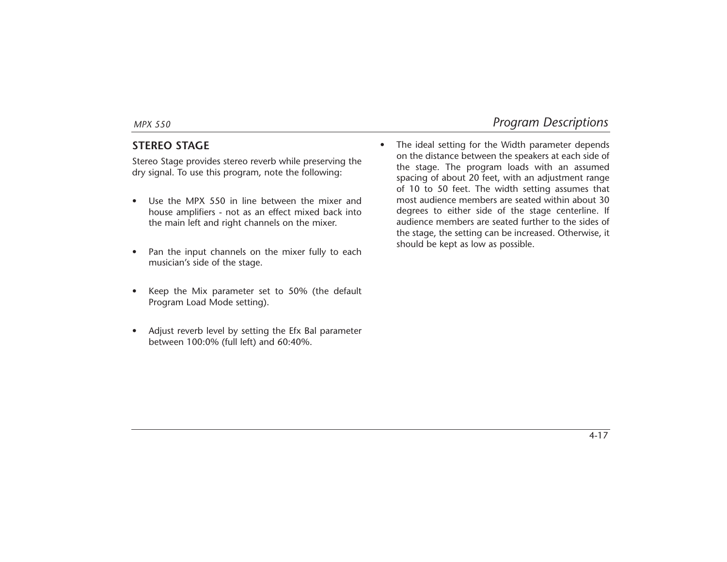## STEREO STAGE

Stereo Stage provides stereo reverb while preserving the dry signal. To use this program, note the following:

- Use the MPX 550 in line between the mixer and house amplifiers - not as an effect mixed back into the main left and right channels on the mixer.
- Pan the input channels on the mixer fully to each musician's side of the stage.
- Keep the Mix parameter set to 50% (the default Program Load Mode setting).
- Adjust reverb level by setting the Efx Bal parameter between 100:0% (full left) and 60:40%.
- The ideal setting for the Width parameter depends on the distance between the speakers at each side of the stage. The program loads with an assumed spacing of about 20 feet, with an adjustment range of 10 to 50 feet. The width setting assumes that most audience members are seated within about 30 degrees to either side of the stage centerline. If audience members are seated further to the sides of the stage, the setting can be increased. Otherwise, it should be kept as low as possible.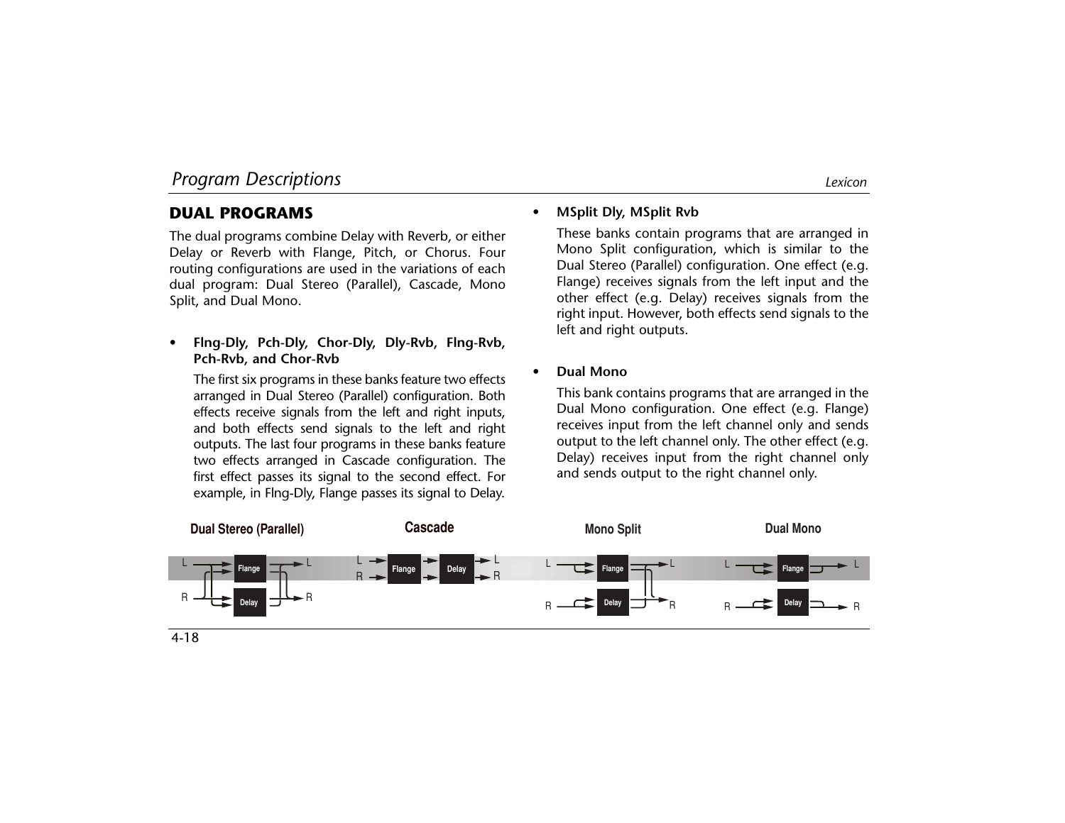## DUAL PROGRAMS

The dual programs combine Delay with Reverb, or either Delay or Reverb with Flange, Pitch, or Chorus. Four routing configurations are used in the variations of each dual program: Dual Stereo (Parallel), Cascade, Mono Split, and Dual Mono.

- **Flng-Dly, Pch-Dly, Chor-Dly, Dly-Rvb, Flng-Rvb, Pch-Rvb, and Chor-Rvb**

  The first six programs in these banks feature two effects arranged in Dual Stereo (Parallel) configuration. Both effects receive signals from the left and right inputs, and both effects send signals to the left and right outputs. The last four programs in these banks feature two effects arranged in Cascade configuration. The first effect passes its signal to the second effect. For example, in Flng-Dly, Flange passes its signal to Delay.

- **MSplit Dly, MSplit Rvb**

  These banks contain programs that are arranged in Mono Split configuration, which is similar to the Dual Stereo (Parallel) configuration. One effect (e.g. Flange) receives signals from the left input and the other effect (e.g. Delay) receives signals from the right input. However, both effects send signals to the left and right outputs.

- **Dual Mono**

  This bank contains programs that are arranged in the Dual Mono configuration. One effect (e.g. Flange) receives input from the left channel only and sends output to the left channel only. The other effect (e.g. Delay) receives input from the right channel only and sends output to the right channel only.

**Dual Stereo (Parallel)** **Cascade** **Mono Split** **Dual Mono**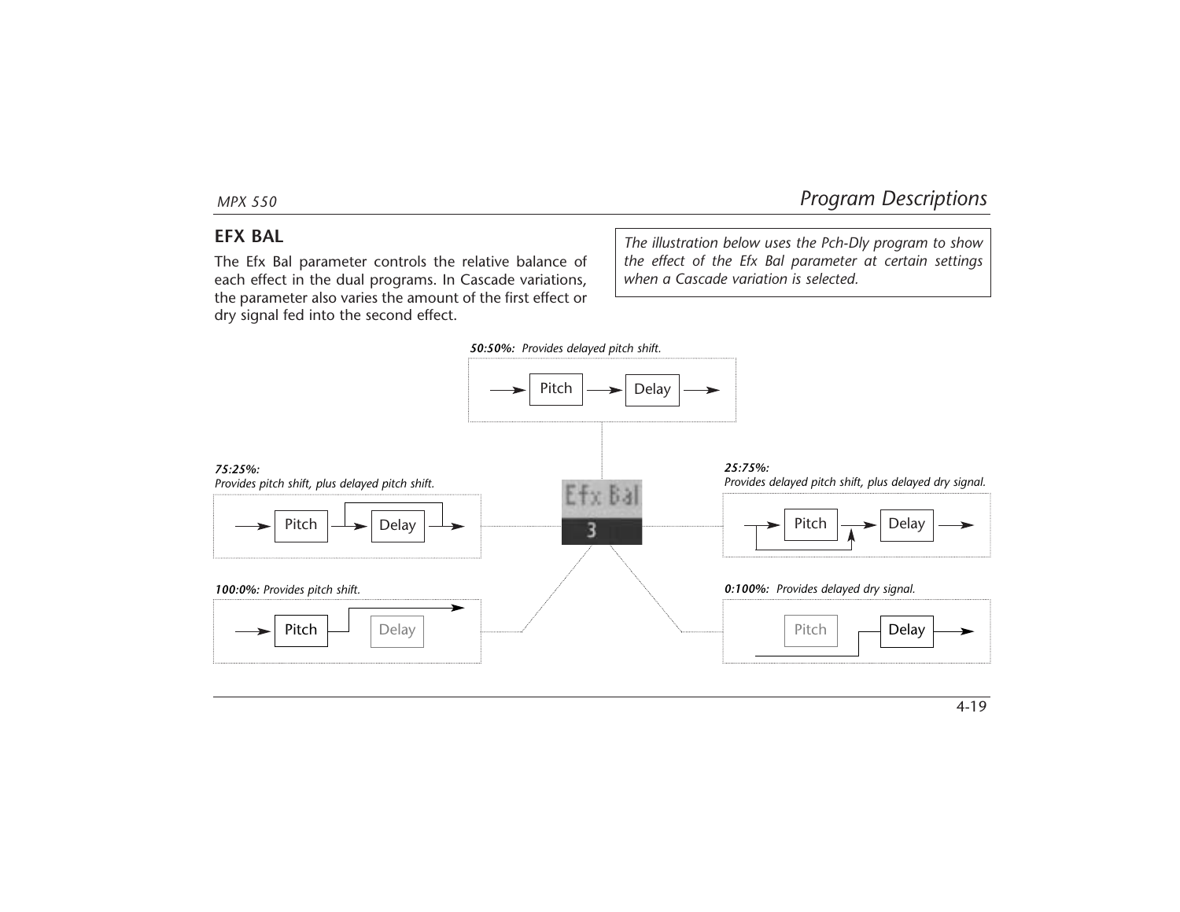## EFX BAL

The Efx Bal parameter controls the relative balance of each effect in the dual programs. In Cascade variations, the parameter also varies the amount of the first effect or dry signal fed into the second effect.

*The illustration below uses the Pch-Dly program to show the effect of the Efx Bal parameter at certain settings when a Cascade variation is selected.*

***50:50%:*** *Provides delayed pitch shift.*

Pitch → Delay

***75:25%:*** *Provides pitch shift, plus delayed pitch shift.*

Pitch → Delay

Efx Bal 3

***25:75%:*** *Provides delayed pitch shift, plus delayed dry signal.*

Pitch → Delay

***100:0%:*** *Provides pitch shift.*

Pitch Delay

***0:100%:*** *Provides delayed dry signal.*

Pitch Delay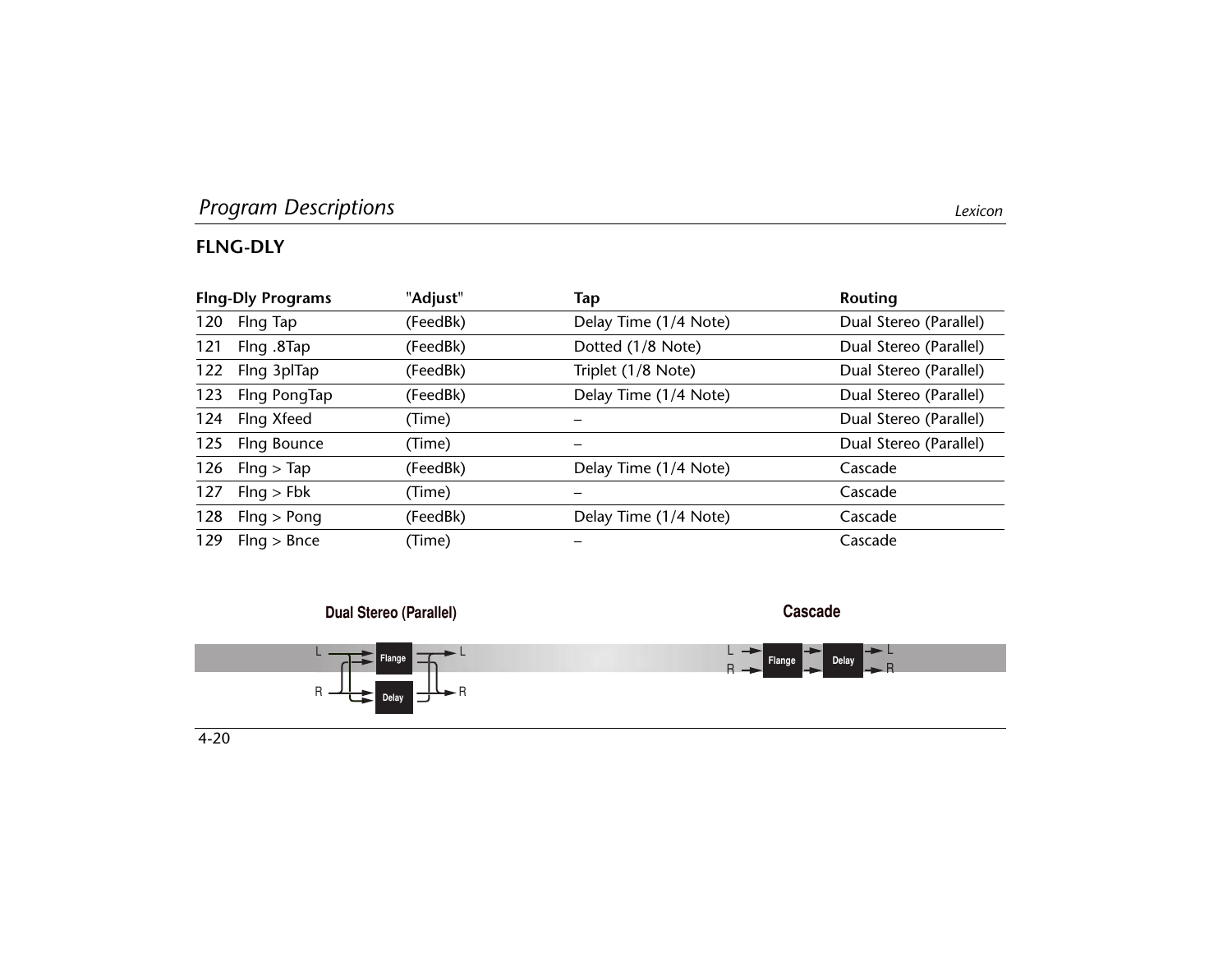## FLNG-DLY

| Flng-Dly Programs | "Adjust" | Tap | Routing |
|---|---|---|---|
| 120 Flng Tap | (FeedBk) | Delay Time (1/4 Note) | Dual Stereo (Parallel) |
| 121 Flng .8Tap | (FeedBk) | Dotted (1/8 Note) | Dual Stereo (Parallel) |
| 122 Flng 3plTap | (FeedBk) | Triplet (1/8 Note) | Dual Stereo (Parallel) |
| 123 Flng PongTap | (FeedBk) | Delay Time (1/4 Note) | Dual Stereo (Parallel) |
| 124 Flng Xfeed | (Time) | – | Dual Stereo (Parallel) |
| 125 Flng Bounce | (Time) | – | Dual Stereo (Parallel) |
| 126 Flng > Tap | (FeedBk) | Delay Time (1/4 Note) | Cascade |
| 127 Flng > Fbk | (Time) | – | Cascade |
| 128 Flng > Pong | (FeedBk) | Delay Time (1/4 Note) | Cascade |
| 129 Flng > Bnce | (Time) | – | Cascade |

**Dual Stereo (Parallel)**

L → Flange → L
R → Delay → R

**Cascade**

L, R → Flange → Delay → L, R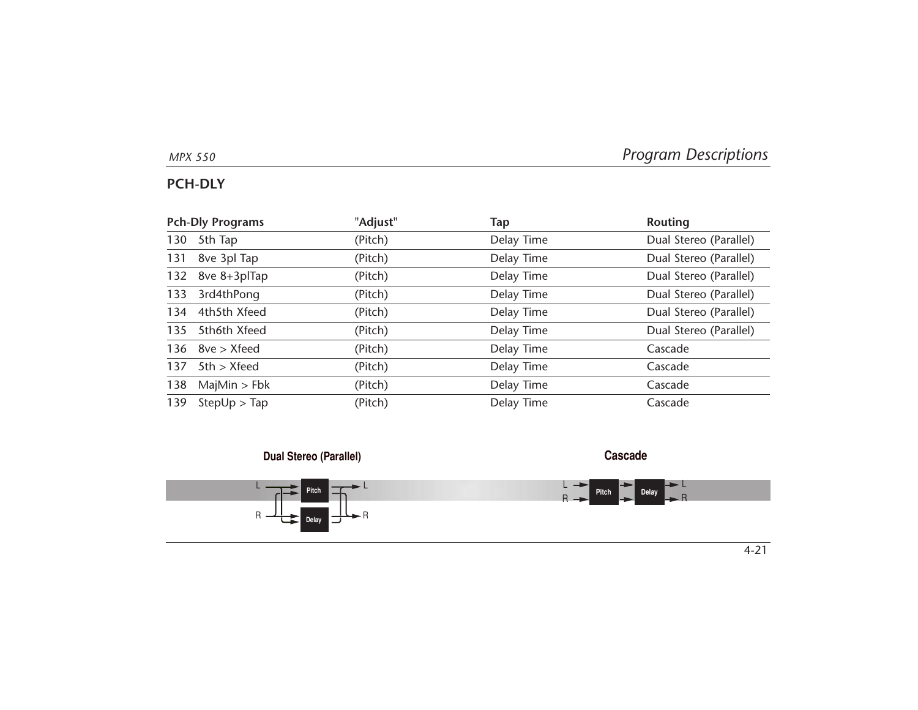## PCH-DLY

| Pch-Dly Programs | "Adjust" | Tap | Routing |
|---|---|---|---|
| 130 5th Tap | (Pitch) | Delay Time | Dual Stereo (Parallel) |
| 131 8ve 3pl Tap | (Pitch) | Delay Time | Dual Stereo (Parallel) |
| 132 8ve 8+3plTap | (Pitch) | Delay Time | Dual Stereo (Parallel) |
| 133 3rd4thPong | (Pitch) | Delay Time | Dual Stereo (Parallel) |
| 134 4th5th Xfeed | (Pitch) | Delay Time | Dual Stereo (Parallel) |
| 135 5th6th Xfeed | (Pitch) | Delay Time | Dual Stereo (Parallel) |
| 136 8ve > Xfeed | (Pitch) | Delay Time | Cascade |
| 137 5th > Xfeed | (Pitch) | Delay Time | Cascade |
| 138 MajMin > Fbk | (Pitch) | Delay Time | Cascade |
| 139 StepUp > Tap | (Pitch) | Delay Time | Cascade |

**Dual Stereo (Parallel)**

L, R → Pitch / Delay → L, R

**Cascade**

L, R → Pitch → Delay → L, R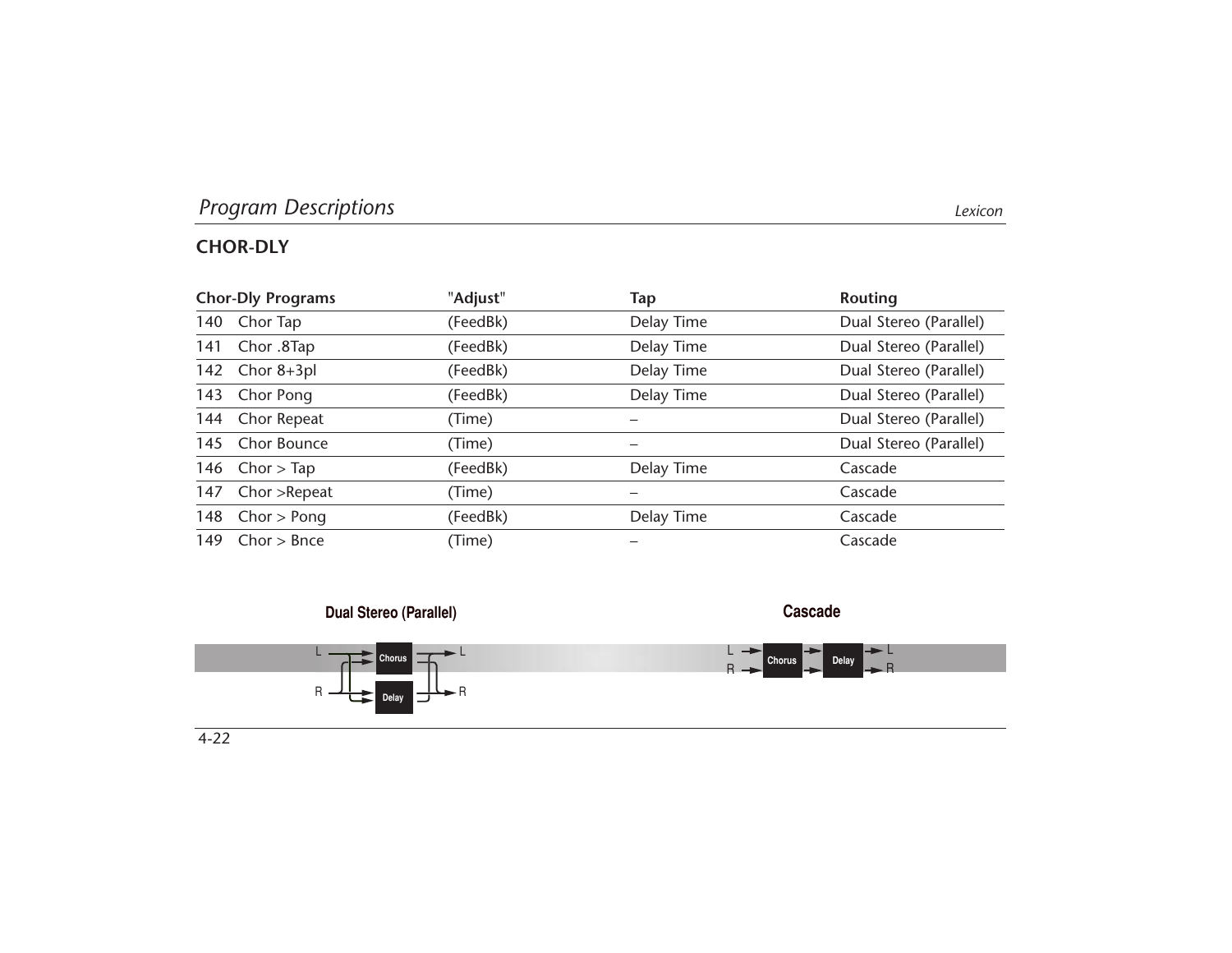## CHOR-DLY

| Chor-Dly Programs | | "Adjust" | Tap | Routing |
|---|---|---|---|---|
| 140 | Chor Tap | (FeedBk) | Delay Time | Dual Stereo (Parallel) |
| 141 | Chor .8Tap | (FeedBk) | Delay Time | Dual Stereo (Parallel) |
| 142 | Chor 8+3pl | (FeedBk) | Delay Time | Dual Stereo (Parallel) |
| 143 | Chor Pong | (FeedBk) | Delay Time | Dual Stereo (Parallel) |
| 144 | Chor Repeat | (Time) | – | Dual Stereo (Parallel) |
| 145 | Chor Bounce | (Time) | – | Dual Stereo (Parallel) |
| 146 | Chor > Tap | (FeedBk) | Delay Time | Cascade |
| 147 | Chor >Repeat | (Time) | – | Cascade |
| 148 | Chor > Pong | (FeedBk) | Delay Time | Cascade |
| 149 | Chor > Bnce | (Time) | – | Cascade |

**Dual Stereo (Parallel)**

L → Chorus → L
R → Delay → R

**Cascade**

L, R → Chorus → Delay → L, R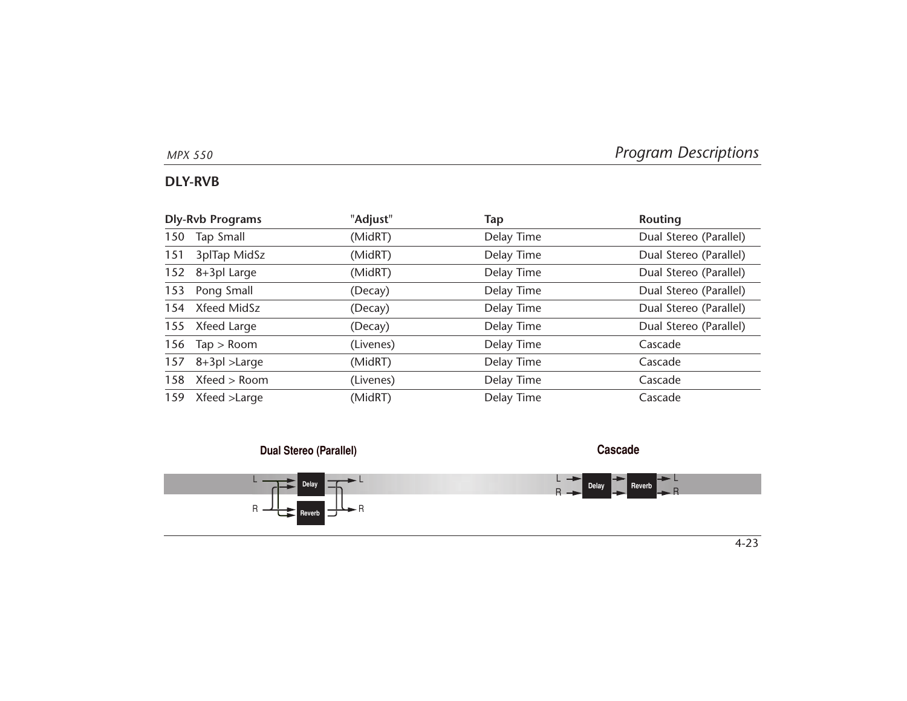## DLY-RVB

| Dly-Rvb Programs | "Adjust" | Tap | Routing |
|---|---|---|---|
| 150 Tap Small | (MidRT) | Delay Time | Dual Stereo (Parallel) |
| 151 3plTap MidSz | (MidRT) | Delay Time | Dual Stereo (Parallel) |
| 152 8+3pl Large | (MidRT) | Delay Time | Dual Stereo (Parallel) |
| 153 Pong Small | (Decay) | Delay Time | Dual Stereo (Parallel) |
| 154 Xfeed MidSz | (Decay) | Delay Time | Dual Stereo (Parallel) |
| 155 Xfeed Large | (Decay) | Delay Time | Dual Stereo (Parallel) |
| 156 Tap > Room | (Livenes) | Delay Time | Cascade |
| 157 8+3pl >Large | (MidRT) | Delay Time | Cascade |
| 158 Xfeed > Room | (Livenes) | Delay Time | Cascade |
| 159 Xfeed >Large | (MidRT) | Delay Time | Cascade |

**Dual Stereo (Parallel)**

L → Delay → L
R → Reverb → R

**Cascade**

L, R → Delay → Reverb → L, R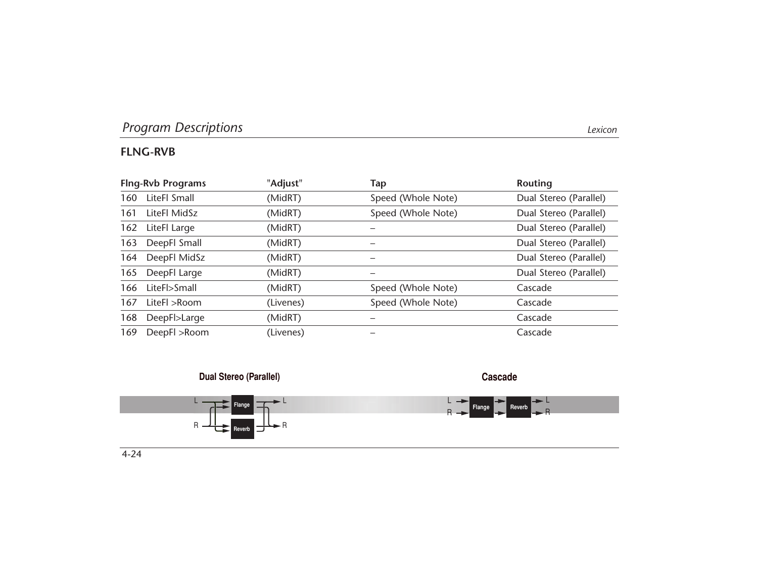## FLNG-RVB

| Flng-Rvb Programs | "Adjust" | Tap | Routing |
|---|---|---|---|
| 160 LiteFl Small | (MidRT) | Speed (Whole Note) | Dual Stereo (Parallel) |
| 161 LiteFl MidSz | (MidRT) | Speed (Whole Note) | Dual Stereo (Parallel) |
| 162 LiteFl Large | (MidRT) | – | Dual Stereo (Parallel) |
| 163 DeepFl Small | (MidRT) | – | Dual Stereo (Parallel) |
| 164 DeepFl MidSz | (MidRT) | – | Dual Stereo (Parallel) |
| 165 DeepFl Large | (MidRT) | – | Dual Stereo (Parallel) |
| 166 LiteFl>Small | (MidRT) | Speed (Whole Note) | Cascade |
| 167 LiteFl >Room | (Livenes) | Speed (Whole Note) | Cascade |
| 168 DeepFl>Large | (MidRT) | – | Cascade |
| 169 DeepFl >Room | (Livenes) | – | Cascade |

**Dual Stereo (Parallel)**

L → Flange → L
R → Reverb → R

**Cascade**

L, R → Flange → Reverb → L, R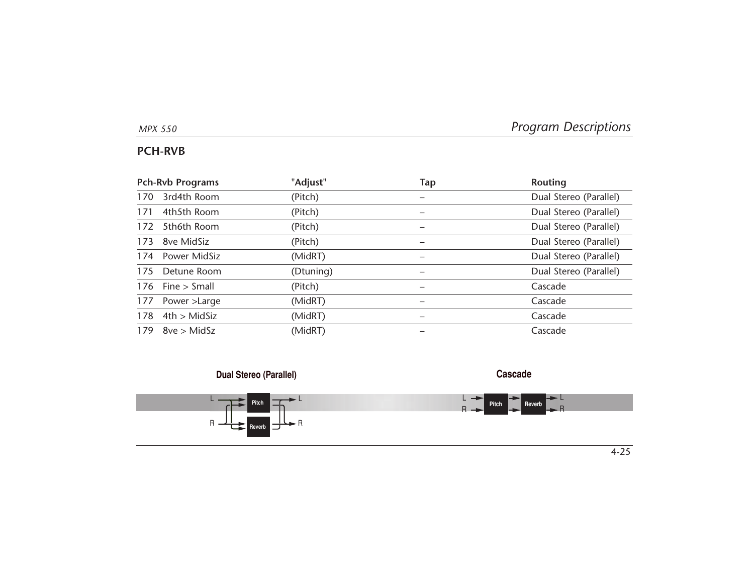## PCH-RVB

| Pch-Rvb Programs | "Adjust" | Tap | Routing |
|---|---|---|---|
| 170 3rd4th Room | (Pitch) | – | Dual Stereo (Parallel) |
| 171 4th5th Room | (Pitch) | – | Dual Stereo (Parallel) |
| 172 5th6th Room | (Pitch) | – | Dual Stereo (Parallel) |
| 173 8ve MidSiz | (Pitch) | – | Dual Stereo (Parallel) |
| 174 Power MidSiz | (MidRT) | – | Dual Stereo (Parallel) |
| 175 Detune Room | (Dtuning) | – | Dual Stereo (Parallel) |
| 176 Fine > Small | (Pitch) | – | Cascade |
| 177 Power >Large | (MidRT) | – | Cascade |
| 178 4th > MidSiz | (MidRT) | – | Cascade |
| 179 8ve > MidSz | (MidRT) | – | Cascade |

**Dual Stereo (Parallel)**

L → Pitch → L
R → Reverb → R

**Cascade**

L, R → Pitch → Reverb → L, R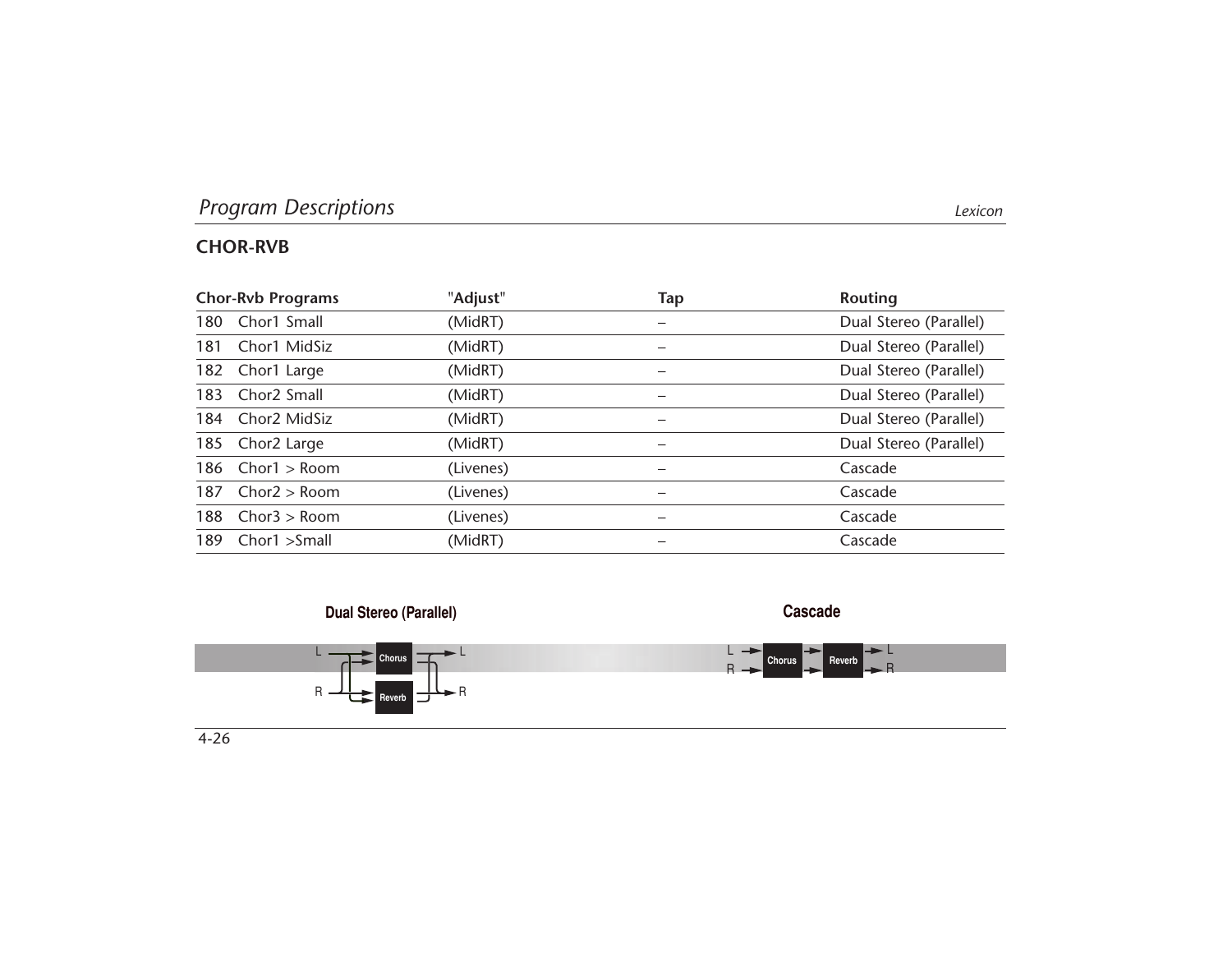## CHOR-RVB

| Chor-Rvb Programs | "Adjust" | Tap | Routing |
|---|---|---|---|
| 180 Chor1 Small | (MidRT) | – | Dual Stereo (Parallel) |
| 181 Chor1 MidSiz | (MidRT) | – | Dual Stereo (Parallel) |
| 182 Chor1 Large | (MidRT) | – | Dual Stereo (Parallel) |
| 183 Chor2 Small | (MidRT) | – | Dual Stereo (Parallel) |
| 184 Chor2 MidSiz | (MidRT) | – | Dual Stereo (Parallel) |
| 185 Chor2 Large | (MidRT) | – | Dual Stereo (Parallel) |
| 186 Chor1 > Room | (Livenes) | – | Cascade |
| 187 Chor2 > Room | (Livenes) | – | Cascade |
| 188 Chor3 > Room | (Livenes) | – | Cascade |
| 189 Chor1 >Small | (MidRT) | – | Cascade |

**Dual Stereo (Parallel)**

L → Chorus → L
R → Reverb → R

**Cascade**

L, R → Chorus → Reverb → L, R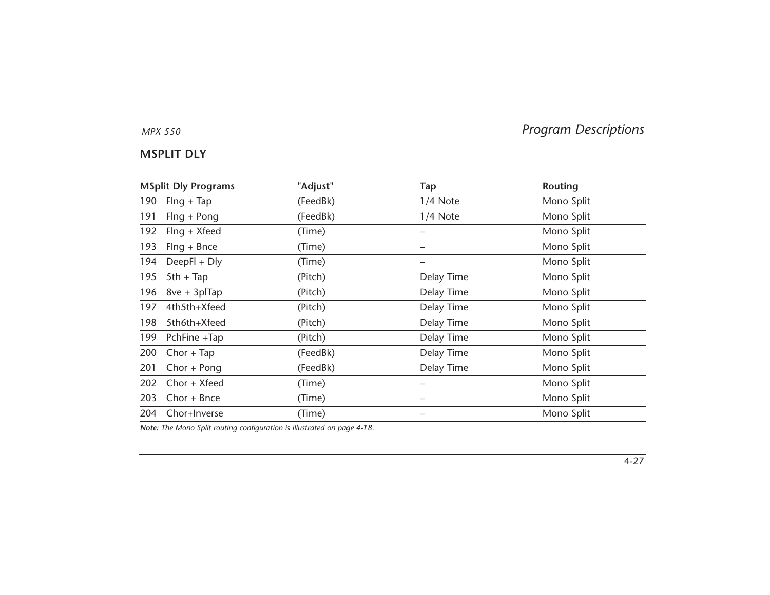## MSPLIT DLY

| MSplit Dly Programs | "Adjust" | Tap | Routing |
|---|---|---|---|
| 190 Flng + Tap | (FeedBk) | 1/4 Note | Mono Split |
| 191 Flng + Pong | (FeedBk) | 1/4 Note | Mono Split |
| 192 Flng + Xfeed | (Time) | – | Mono Split |
| 193 Flng + Bnce | (Time) | – | Mono Split |
| 194 DeepFl + Dly | (Time) | – | Mono Split |
| 195 5th + Tap | (Pitch) | Delay Time | Mono Split |
| 196 8ve + 3plTap | (Pitch) | Delay Time | Mono Split |
| 197 4th5th+Xfeed | (Pitch) | Delay Time | Mono Split |
| 198 5th6th+Xfeed | (Pitch) | Delay Time | Mono Split |
| 199 PchFine +Tap | (Pitch) | Delay Time | Mono Split |
| 200 Chor + Tap | (FeedBk) | Delay Time | Mono Split |
| 201 Chor + Pong | (FeedBk) | Delay Time | Mono Split |
| 202 Chor + Xfeed | (Time) | – | Mono Split |
| 203 Chor + Bnce | (Time) | – | Mono Split |
| 204 Chor+Inverse | (Time) | – | Mono Split |

***Note:** The Mono Split routing configuration is illustrated on page 4-18.*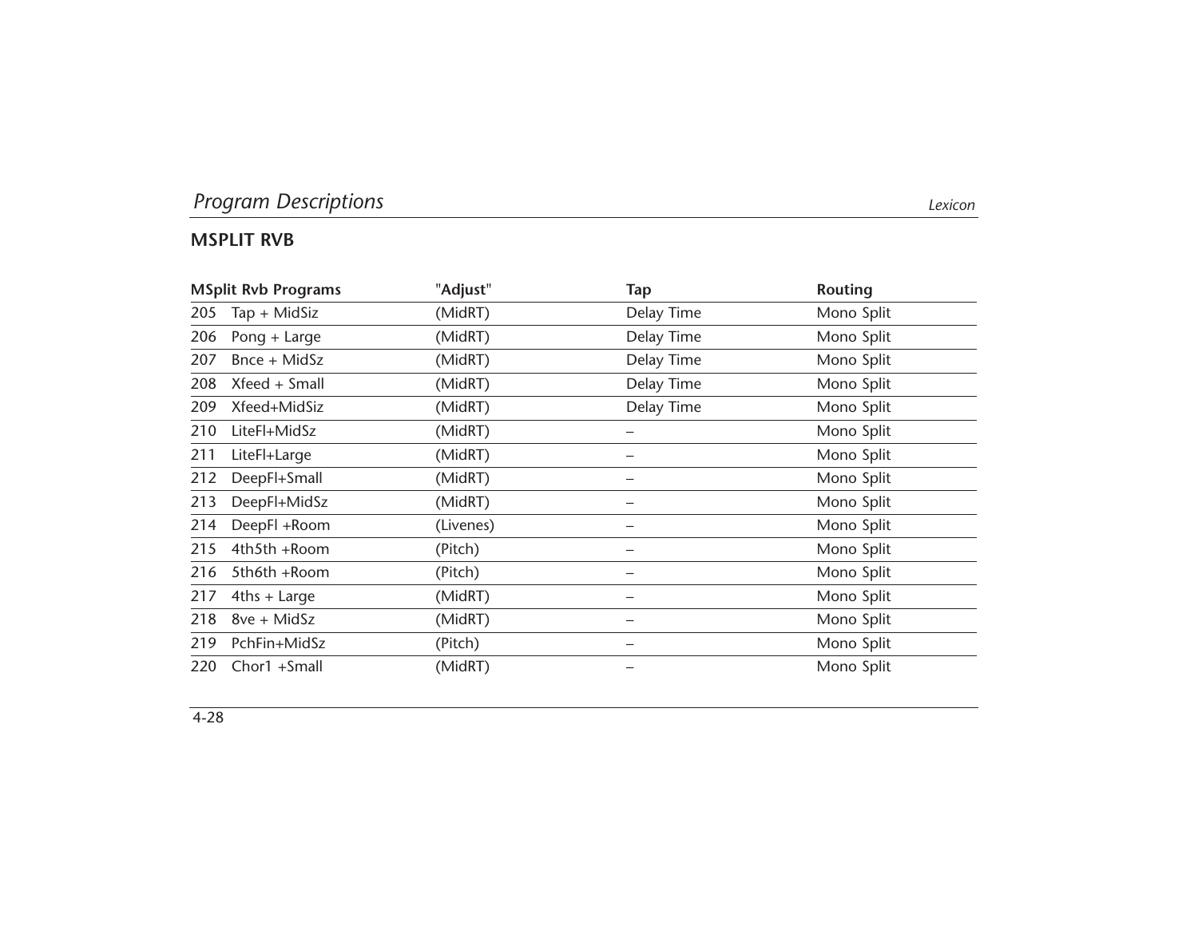## MSPLIT RVB

| MSplit Rvb Programs | "Adjust" | Tap | Routing |
|---|---|---|---|
| 205 Tap + MidSiz | (MidRT) | Delay Time | Mono Split |
| 206 Pong + Large | (MidRT) | Delay Time | Mono Split |
| 207 Bnce + MidSz | (MidRT) | Delay Time | Mono Split |
| 208 Xfeed + Small | (MidRT) | Delay Time | Mono Split |
| 209 Xfeed+MidSiz | (MidRT) | Delay Time | Mono Split |
| 210 LiteFl+MidSz | (MidRT) | – | Mono Split |
| 211 LiteFl+Large | (MidRT) | – | Mono Split |
| 212 DeepFl+Small | (MidRT) | – | Mono Split |
| 213 DeepFl+MidSz | (MidRT) | – | Mono Split |
| 214 DeepFl +Room | (Livenes) | – | Mono Split |
| 215 4th5th +Room | (Pitch) | – | Mono Split |
| 216 5th6th +Room | (Pitch) | – | Mono Split |
| 217 4ths + Large | (MidRT) | – | Mono Split |
| 218 8ve + MidSz | (MidRT) | – | Mono Split |
| 219 PchFin+MidSz | (Pitch) | – | Mono Split |
| 220 Chor1 +Small | (MidRT) | – | Mono Split |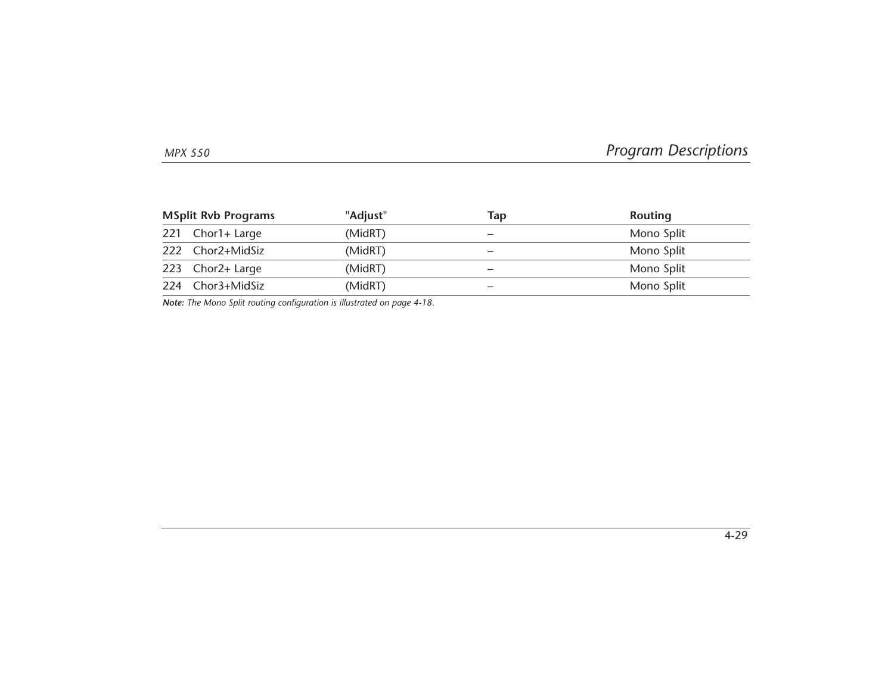| MSplit Rvb Programs | "Adjust" | Tap | Routing |
|---|---|---|---|
| 221 Chor1+ Large | (MidRT) | – | Mono Split |
| 222 Chor2+MidSiz | (MidRT) | – | Mono Split |
| 223 Chor2+ Large | (MidRT) | – | Mono Split |
| 224 Chor3+MidSiz | (MidRT) | – | Mono Split |

***Note:*** *The Mono Split routing configuration is illustrated on page 4-18.*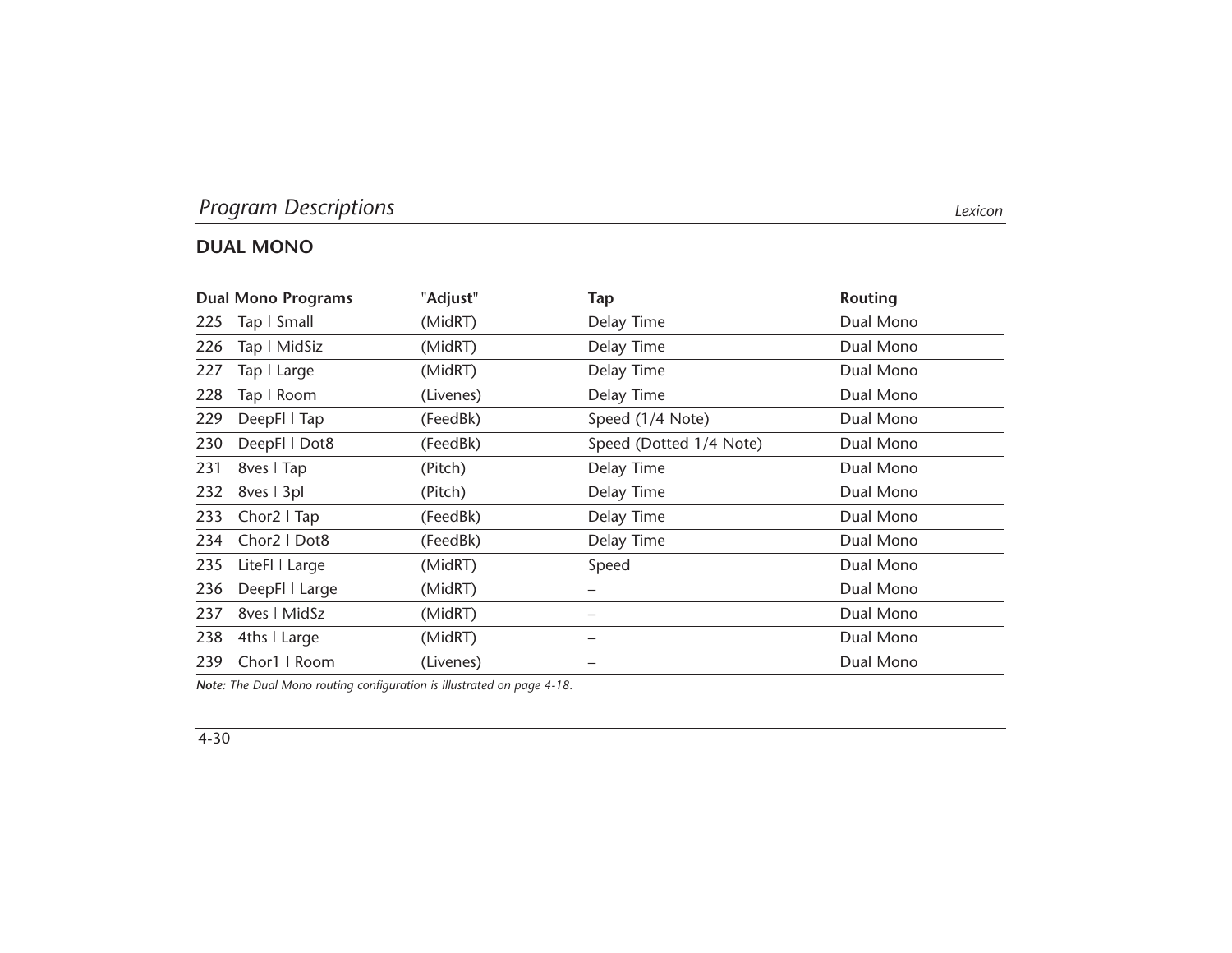## DUAL MONO

| Dual Mono Programs | "Adjust" | Tap | Routing |
|---|---|---|---|
| 225 Tap I Small | (MidRT) | Delay Time | Dual Mono |
| 226 Tap I MidSiz | (MidRT) | Delay Time | Dual Mono |
| 227 Tap I Large | (MidRT) | Delay Time | Dual Mono |
| 228 Tap I Room | (Livenes) | Delay Time | Dual Mono |
| 229 DeepFl I Tap | (FeedBk) | Speed (1/4 Note) | Dual Mono |
| 230 DeepFl I Dot8 | (FeedBk) | Speed (Dotted 1/4 Note) | Dual Mono |
| 231 8ves I Tap | (Pitch) | Delay Time | Dual Mono |
| 232 8ves I 3pl | (Pitch) | Delay Time | Dual Mono |
| 233 Chor2 I Tap | (FeedBk) | Delay Time | Dual Mono |
| 234 Chor2 I Dot8 | (FeedBk) | Delay Time | Dual Mono |
| 235 LiteFl I Large | (MidRT) | Speed | Dual Mono |
| 236 DeepFl I Large | (MidRT) | – | Dual Mono |
| 237 8ves I MidSz | (MidRT) | – | Dual Mono |
| 238 4ths I Large | (MidRT) | – | Dual Mono |
| 239 Chor1 I Room | (Livenes) | – | Dual Mono |

***Note:*** *The Dual Mono routing configuration is illustrated on page 4-18.*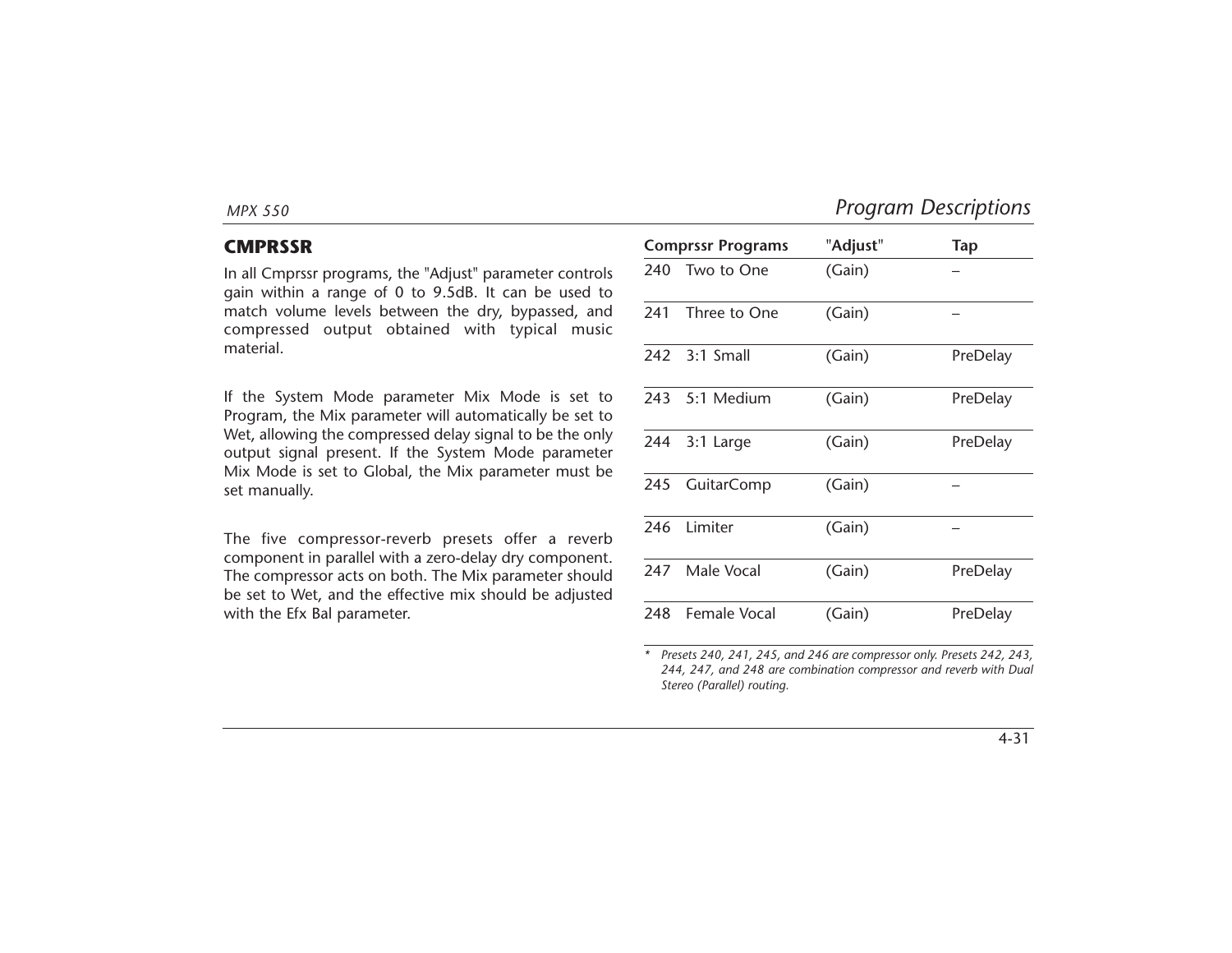## CMPRSSR

In all Cmprssr programs, the "Adjust" parameter controls gain within a range of 0 to 9.5dB. It can be used to match volume levels between the dry, bypassed, and compressed output obtained with typical music material.

If the System Mode parameter Mix Mode is set to Program, the Mix parameter will automatically be set to Wet, allowing the compressed delay signal to be the only output signal present. If the System Mode parameter Mix Mode is set to Global, the Mix parameter must be set manually.

The five compressor-reverb presets offer a reverb component in parallel with a zero-delay dry component. The compressor acts on both. The Mix parameter should be set to Wet, and the effective mix should be adjusted with the Efx Bal parameter.

| Comprssr Programs | "Adjust" | Tap |
|---|---|---|
| 240 Two to One | (Gain) | – |
| 241 Three to One | (Gain) | – |
| 242 3:1 Small | (Gain) | PreDelay |
| 243 5:1 Medium | (Gain) | PreDelay |
| 244 3:1 Large | (Gain) | PreDelay |
| 245 GuitarComp | (Gain) | – |
| 246 Limiter | (Gain) | – |
| 247 Male Vocal | (Gain) | PreDelay |
| 248 Female Vocal | (Gain) | PreDelay |

*\* Presets 240, 241, 245, and 246 are compressor only. Presets 242, 243, 244, 247, and 248 are combination compressor and reverb with Dual Stereo (Parallel) routing.*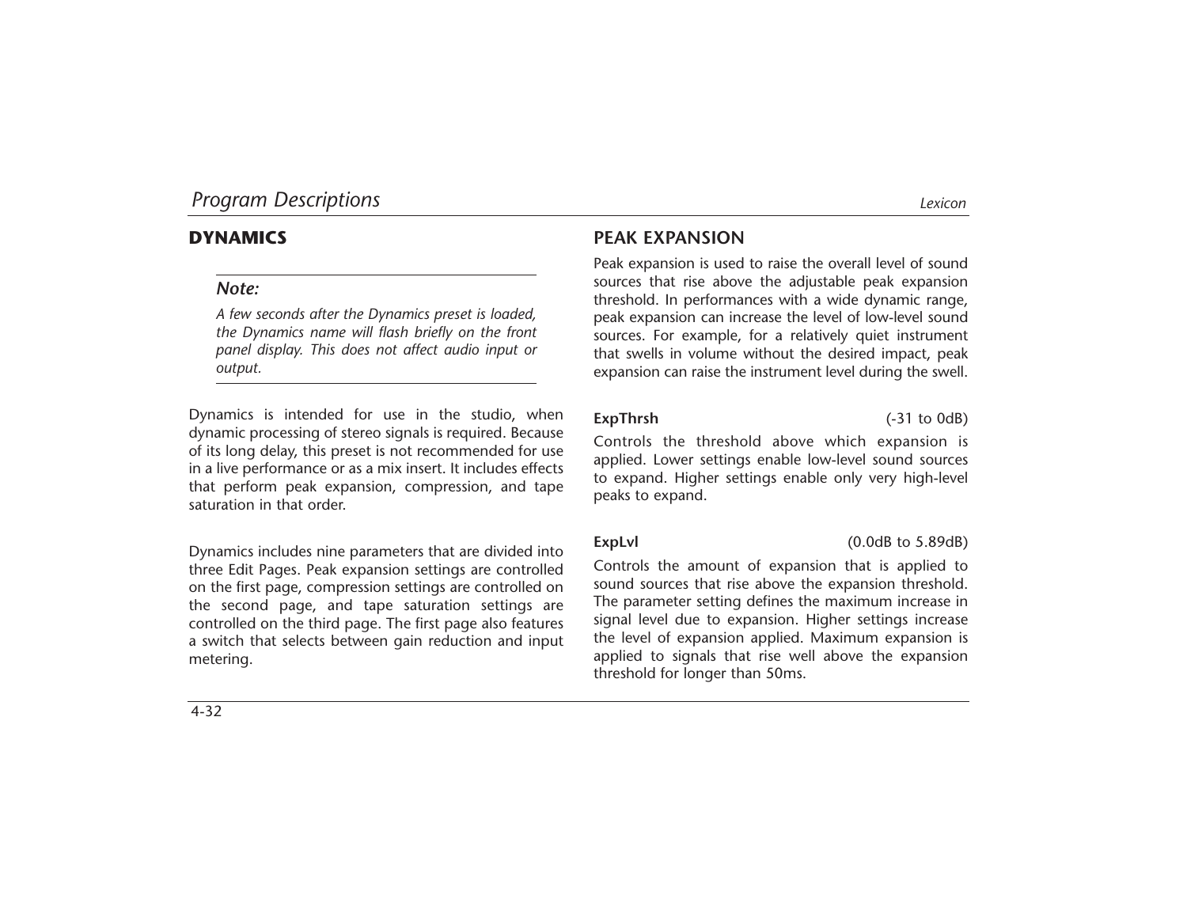## DYNAMICS

> ***Note:***
>
> *A few seconds after the Dynamics preset is loaded, the Dynamics name will flash briefly on the front panel display. This does not affect audio input or output.*

Dynamics is intended for use in the studio, when dynamic processing of stereo signals is required. Because of its long delay, this preset is not recommended for use in a live performance or as a mix insert. It includes effects that perform peak expansion, compression, and tape saturation in that order.

Dynamics includes nine parameters that are divided into three Edit Pages. Peak expansion settings are controlled on the first page, compression settings are controlled on the second page, and tape saturation settings are controlled on the third page. The first page also features a switch that selects between gain reduction and input metering.

### PEAK EXPANSION

Peak expansion is used to raise the overall level of sound sources that rise above the adjustable peak expansion threshold. In performances with a wide dynamic range, peak expansion can increase the level of low-level sound sources. For example, for a relatively quiet instrument that swells in volume without the desired impact, peak expansion can raise the instrument level during the swell.

**ExpThrsh** (-31 to 0dB)

Controls the threshold above which expansion is applied. Lower settings enable low-level sound sources to expand. Higher settings enable only very high-level peaks to expand.

**ExpLvl** (0.0dB to 5.89dB)

Controls the amount of expansion that is applied to sound sources that rise above the expansion threshold. The parameter setting defines the maximum increase in signal level due to expansion. Higher settings increase the level of expansion applied. Maximum expansion is applied to signals that rise well above the expansion threshold for longer than 50ms.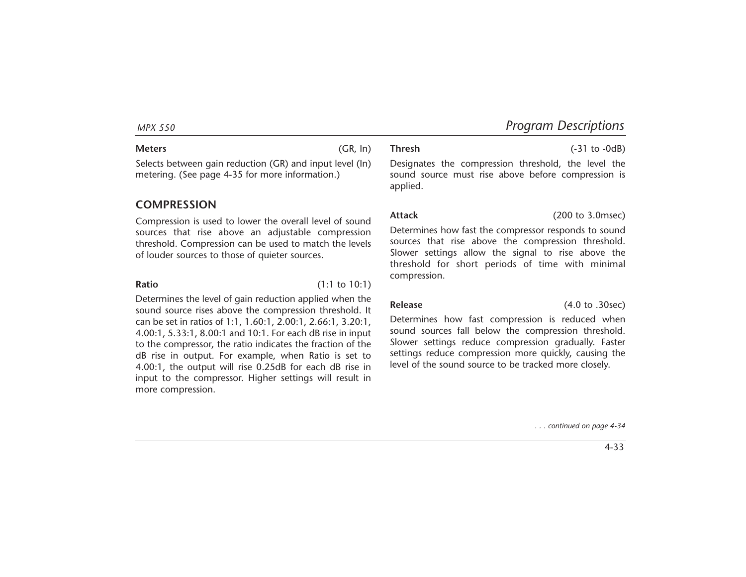**Meters** (GR, In)

Selects between gain reduction (GR) and input level (In) metering. (See page 4-35 for more information.)

## COMPRESSION

Compression is used to lower the overall level of sound sources that rise above an adjustable compression threshold. Compression can be used to match the levels of louder sources to those of quieter sources.

**Ratio** (1:1 to 10:1)

Determines the level of gain reduction applied when the sound source rises above the compression threshold. It can be set in ratios of 1:1, 1.60:1, 2.00:1, 2.66:1, 3.20:1, 4.00:1, 5.33:1, 8.00:1 and 10:1. For each dB rise in input to the compressor, the ratio indicates the fraction of the dB rise in output. For example, when Ratio is set to 4.00:1, the output will rise 0.25dB for each dB rise in input to the compressor. Higher settings will result in more compression.

**Thresh** (-31 to -0dB)

Designates the compression threshold, the level the sound source must rise above before compression is applied.

**Attack** (200 to 3.0msec)

Determines how fast the compressor responds to sound sources that rise above the compression threshold. Slower settings allow the signal to rise above the threshold for short periods of time with minimal compression.

**Release** (4.0 to .30sec)

Determines how fast compression is reduced when sound sources fall below the compression threshold. Slower settings reduce compression gradually. Faster settings reduce compression more quickly, causing the level of the sound source to be tracked more closely.

*. . . continued on page 4-34*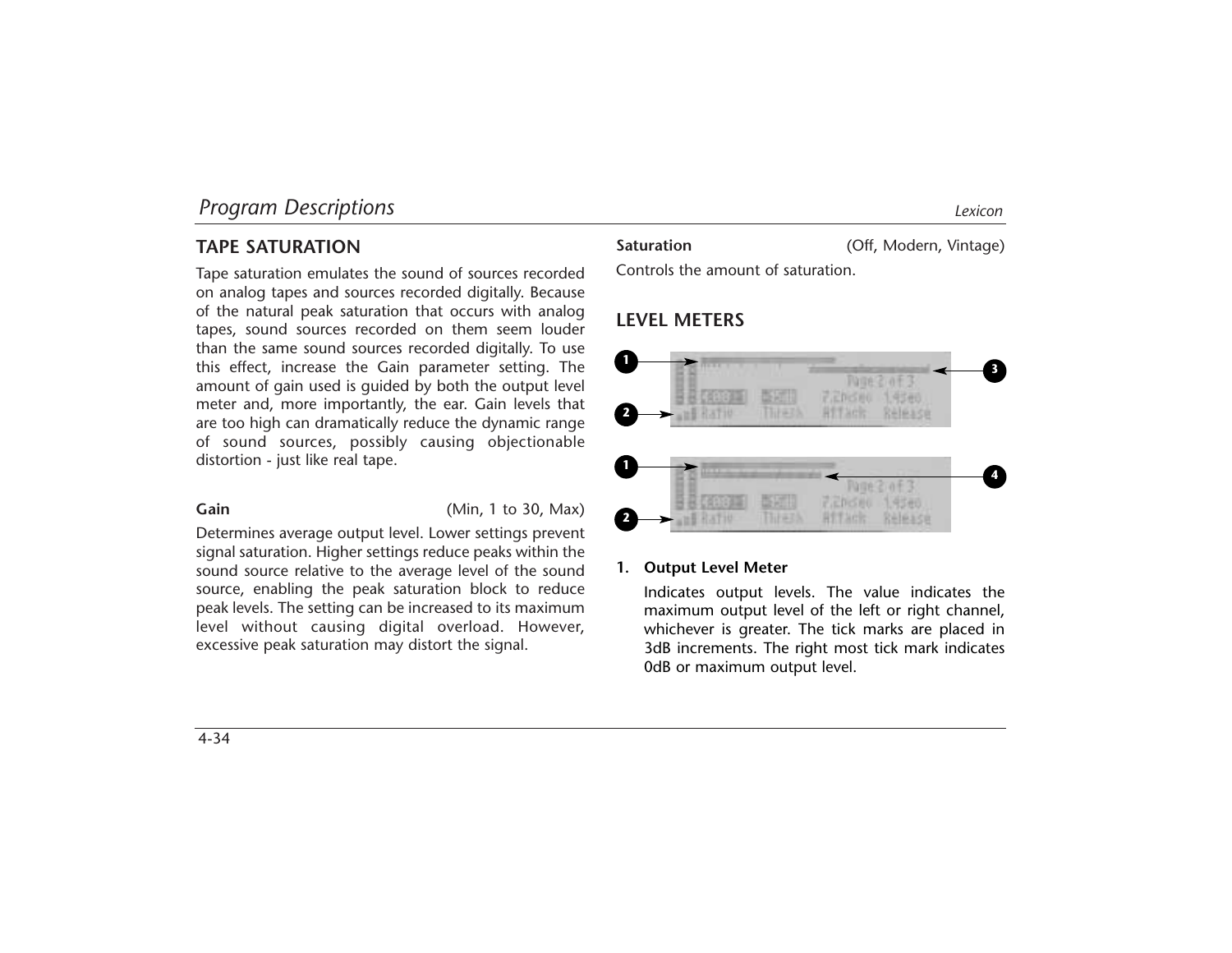## TAPE SATURATION

Tape saturation emulates the sound of sources recorded on analog tapes and sources recorded digitally. Because of the natural peak saturation that occurs with analog tapes, sound sources recorded on them seem louder than the same sound sources recorded digitally. To use this effect, increase the Gain parameter setting. The amount of gain used is guided by both the output level meter and, more importantly, the ear. Gain levels that are too high can dramatically reduce the dynamic range of sound sources, possibly causing objectionable distortion - just like real tape.

**Gain** (Min, 1 to 30, Max)

Determines average output level. Lower settings prevent signal saturation. Higher settings reduce peaks within the sound source relative to the average level of the sound source, enabling the peak saturation block to reduce peak levels. The setting can be increased to its maximum level without causing digital overload. However, excessive peak saturation may distort the signal.

**Saturation** (Off, Modern, Vintage)

Controls the amount of saturation.

## LEVEL METERS

1. **Output Level Meter**

   Indicates output levels. The value indicates the maximum output level of the left or right channel, whichever is greater. The tick marks are placed in 3dB increments. The right most tick mark indicates 0dB or maximum output level.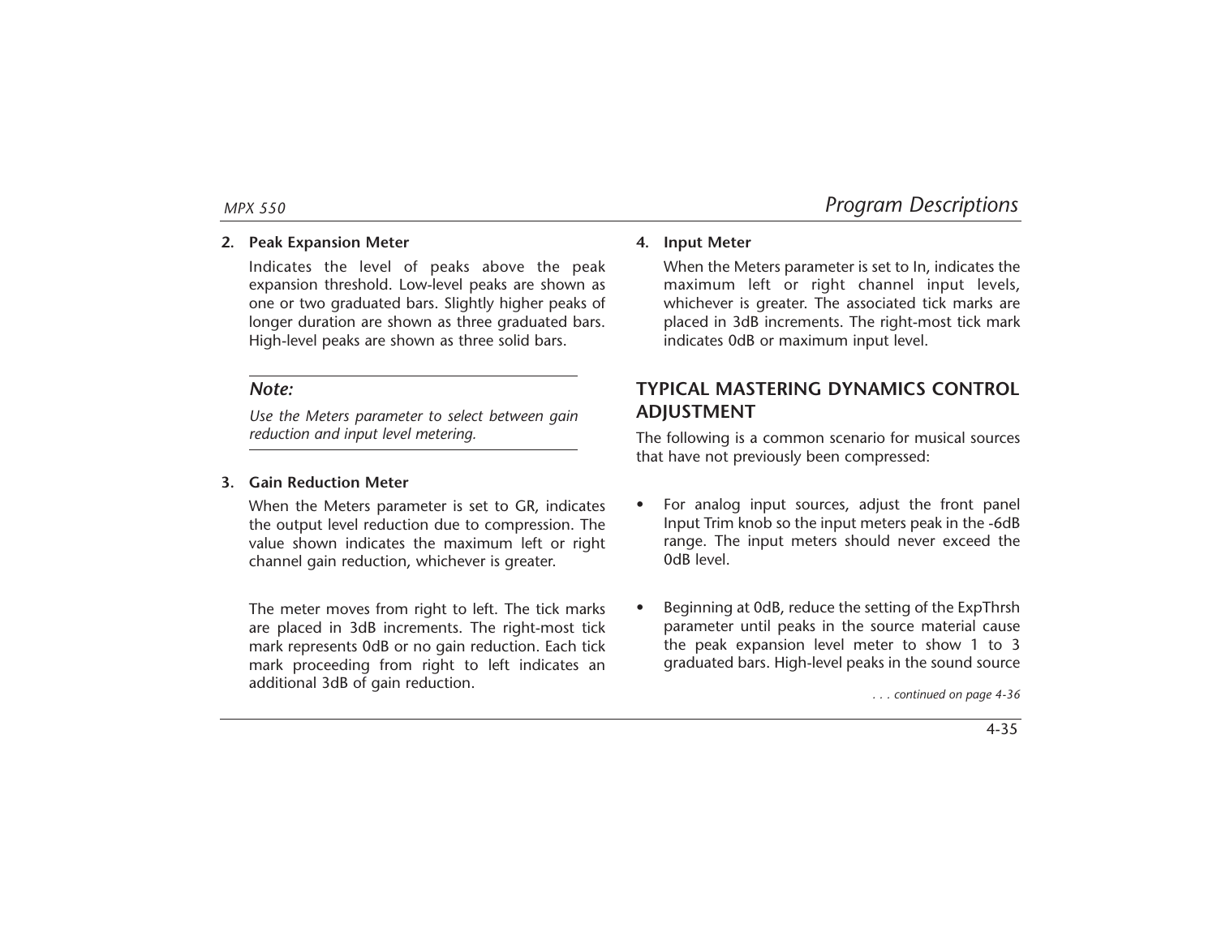**2. Peak Expansion Meter**

Indicates the level of peaks above the peak expansion threshold. Low-level peaks are shown as one or two graduated bars. Slightly higher peaks of longer duration are shown as three graduated bars. High-level peaks are shown as three solid bars.

> ***Note:***
>
> *Use the Meters parameter to select between gain reduction and input level metering.*

**3. Gain Reduction Meter**

When the Meters parameter is set to GR, indicates the output level reduction due to compression. The value shown indicates the maximum left or right channel gain reduction, whichever is greater.

The meter moves from right to left. The tick marks are placed in 3dB increments. The right-most tick mark represents 0dB or no gain reduction. Each tick mark proceeding from right to left indicates an additional 3dB of gain reduction.

**4. Input Meter**

When the Meters parameter is set to In, indicates the maximum left or right channel input levels, whichever is greater. The associated tick marks are placed in 3dB increments. The right-most tick mark indicates 0dB or maximum input level.

## TYPICAL MASTERING DYNAMICS CONTROL ADJUSTMENT

The following is a common scenario for musical sources that have not previously been compressed:

- For analog input sources, adjust the front panel Input Trim knob so the input meters peak in the -6dB range. The input meters should never exceed the 0dB level.

- Beginning at 0dB, reduce the setting of the ExpThrsh parameter until peaks in the source material cause the peak expansion level meter to show 1 to 3 graduated bars. High-level peaks in the sound source

*. . . continued on page 4-36*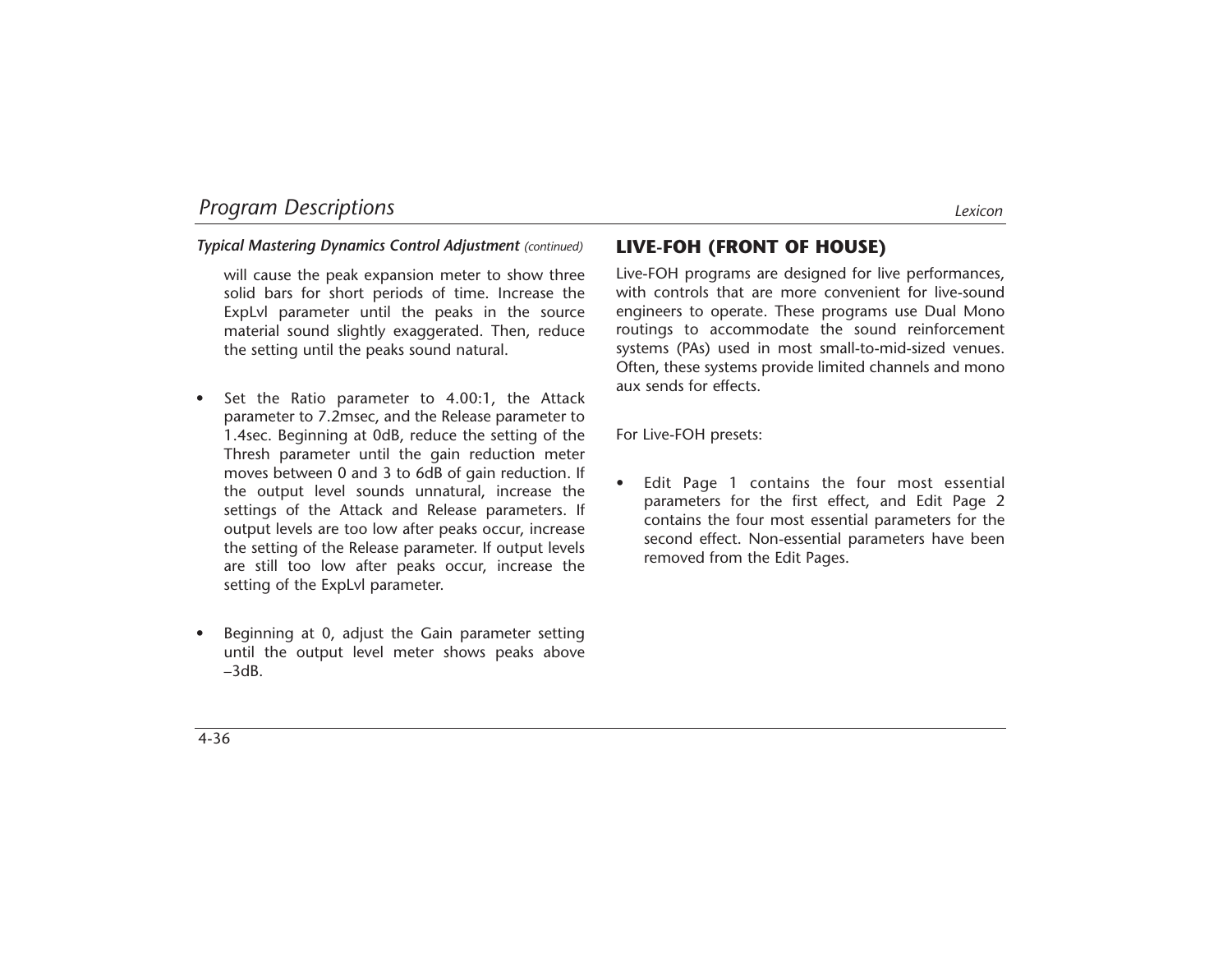*Typical Mastering Dynamics Control Adjustment (continued)*

will cause the peak expansion meter to show three solid bars for short periods of time. Increase the ExpLvl parameter until the peaks in the source material sound slightly exaggerated. Then, reduce the setting until the peaks sound natural.

- Set the Ratio parameter to 4.00:1, the Attack parameter to 7.2msec, and the Release parameter to 1.4sec. Beginning at 0dB, reduce the setting of the Thresh parameter until the gain reduction meter moves between 0 and 3 to 6dB of gain reduction. If the output level sounds unnatural, increase the settings of the Attack and Release parameters. If output levels are too low after peaks occur, increase the setting of the Release parameter. If output levels are still too low after peaks occur, increase the setting of the ExpLvl parameter.

- Beginning at 0, adjust the Gain parameter setting until the output level meter shows peaks above –3dB.

## LIVE-FOH (FRONT OF HOUSE)

Live-FOH programs are designed for live performances, with controls that are more convenient for live-sound engineers to operate. These programs use Dual Mono routings to accommodate the sound reinforcement systems (PAs) used in most small-to-mid-sized venues. Often, these systems provide limited channels and mono aux sends for effects.

For Live-FOH presets:

- Edit Page 1 contains the four most essential parameters for the first effect, and Edit Page 2 contains the four most essential parameters for the second effect. Non-essential parameters have been removed from the Edit Pages.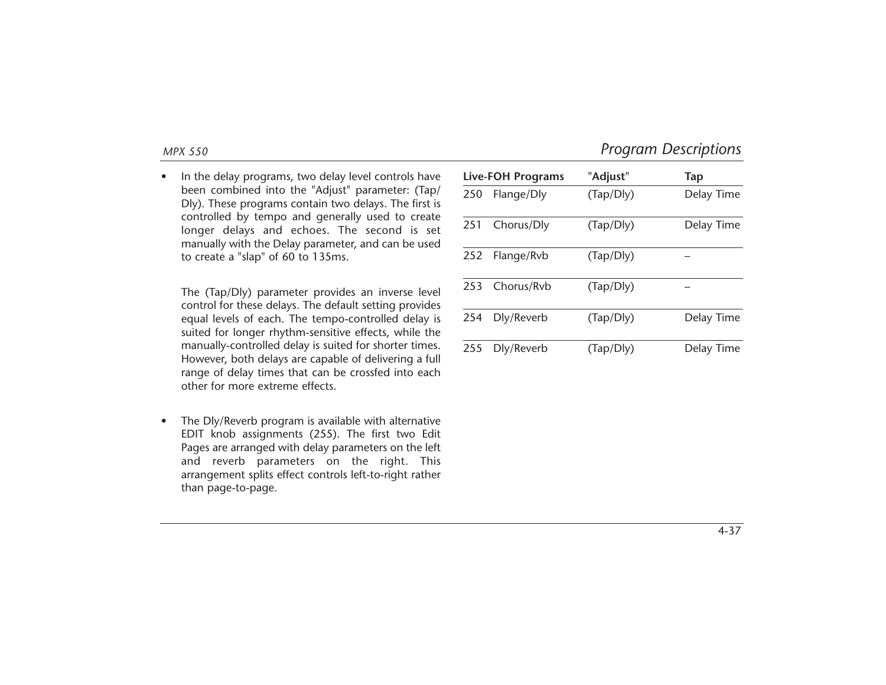- In the delay programs, two delay level controls have been combined into the "Adjust" parameter: (Tap/Dly). These programs contain two delays. The first is controlled by tempo and generally used to create longer delays and echoes. The second is set manually with the Delay parameter, and can be used to create a "slap" of 60 to 135ms.

  The (Tap/Dly) parameter provides an inverse level control for these delays. The default setting provides equal levels of each. The tempo-controlled delay is suited for longer rhythm-sensitive effects, while the manually-controlled delay is suited for shorter times. However, both delays are capable of delivering a full range of delay times that can be crossfed into each other for more extreme effects.

- The Dly/Reverb program is available with alternative EDIT knob assignments (255). The first two Edit Pages are arranged with delay parameters on the left and reverb parameters on the right. This arrangement splits effect controls left-to-right rather than page-to-page.

| Live-FOH Programs | | "Adjust" | Tap |
|---|---|---|---|
| 250 | Flange/Dly | (Tap/Dly) | Delay Time |
| 251 | Chorus/Dly | (Tap/Dly) | Delay Time |
| 252 | Flange/Rvb | (Tap/Dly) | – |
| 253 | Chorus/Rvb | (Tap/Dly) | – |
| 254 | Dly/Reverb | (Tap/Dly) | Delay Time |
| 255 | Dly/Reverb | (Tap/Dly) | Delay Time |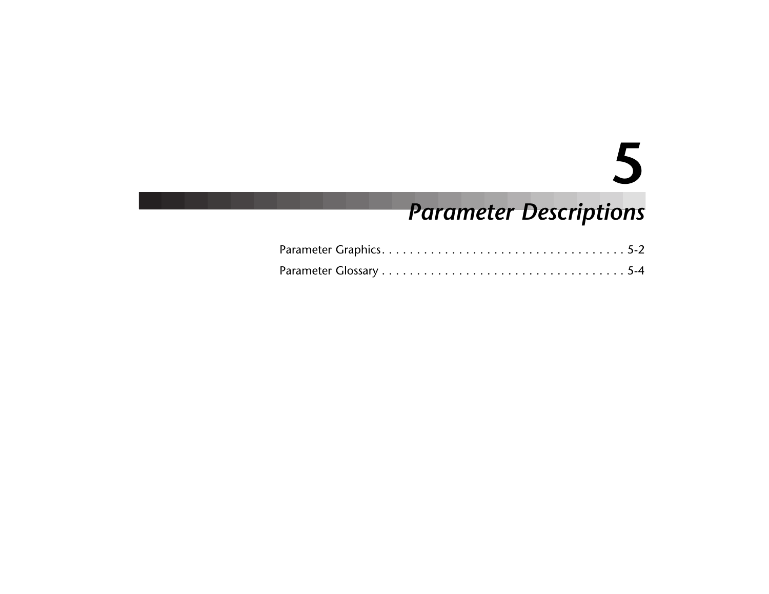# 5

# *Parameter Descriptions*

Parameter Graphics . . . . . . . . . . . . . . . . . . . . . . . . . . . . . . . . . . . 5-2

Parameter Glossary . . . . . . . . . . . . . . . . . . . . . . . . . . . . . . . . . . . 5-4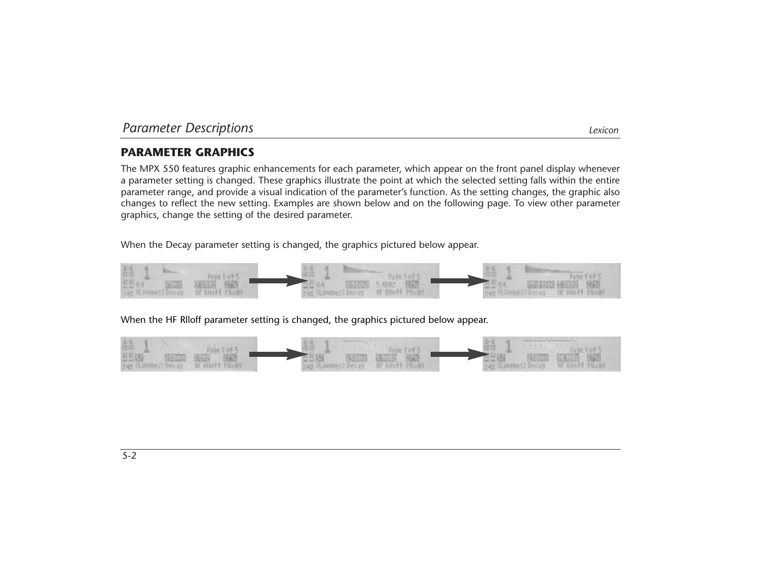## PARAMETER GRAPHICS

The MPX 550 features graphic enhancements for each parameter, which appear on the front panel display whenever a parameter setting is changed. These graphics illustrate the point at which the selected setting falls within the entire parameter range, and provide a visual indication of the parameter's function. As the setting changes, the graphic also changes to reflect the new setting. Examples are shown below and on the following page. To view other parameter graphics, change the setting of the desired parameter.

When the Decay parameter setting is changed, the graphics pictured below appear.

When the HF Rlloff parameter setting is changed, the graphics pictured below appear.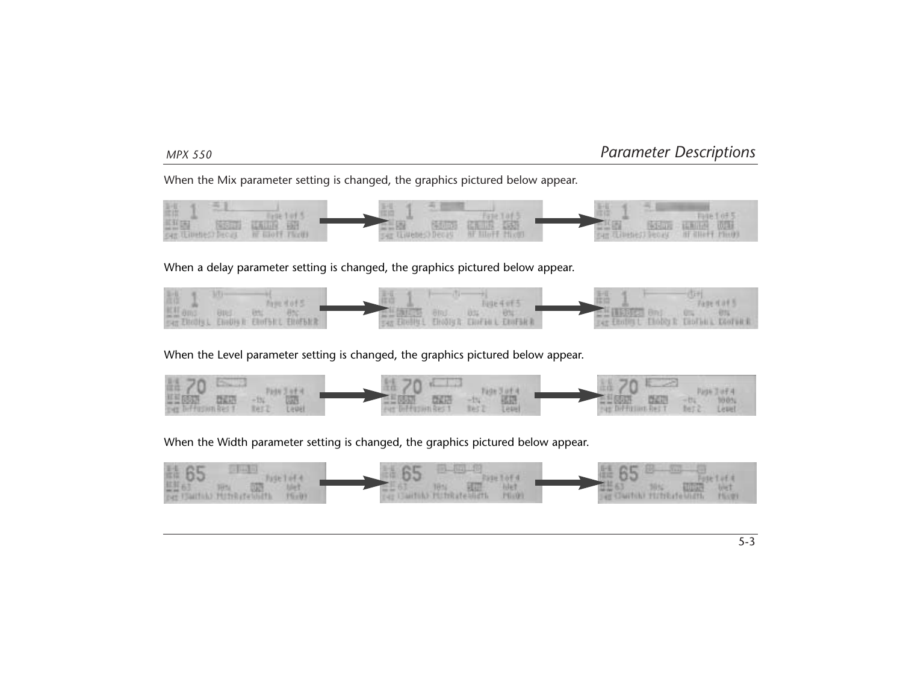When the Mix parameter setting is changed, the graphics pictured below appear.

When a delay parameter setting is changed, the graphics pictured below appear.

When the Level parameter setting is changed, the graphics pictured below appear.

When the Width parameter setting is changed, the graphics pictured below appear.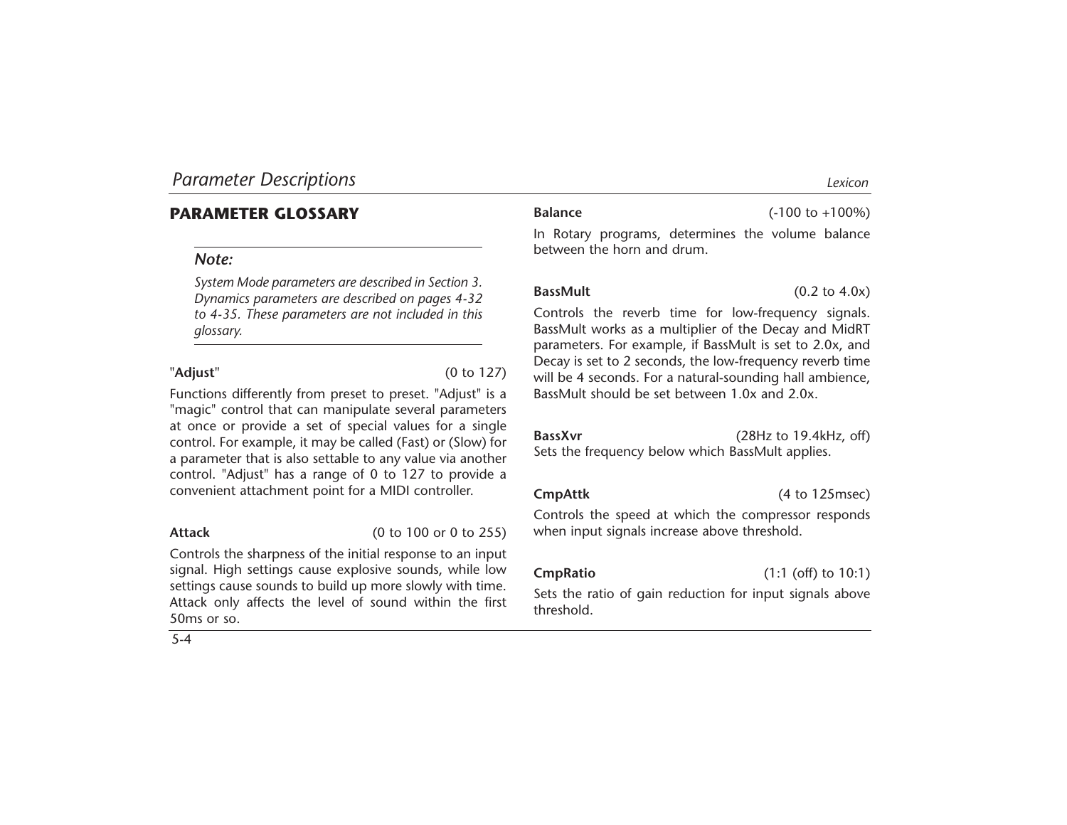## PARAMETER GLOSSARY

> ***Note:***
>
> *System Mode parameters are described in Section 3. Dynamics parameters are described on pages 4-32 to 4-35. These parameters are not included in this glossary.*

**"Adjust"** (0 to 127)

Functions differently from preset to preset. "Adjust" is a "magic" control that can manipulate several parameters at once or provide a set of special values for a single control. For example, it may be called (Fast) or (Slow) for a parameter that is also settable to any value via another control. "Adjust" has a range of 0 to 127 to provide a convenient attachment point for a MIDI controller.

**Attack** (0 to 100 or 0 to 255)

Controls the sharpness of the initial response to an input signal. High settings cause explosive sounds, while low settings cause sounds to build up more slowly with time. Attack only affects the level of sound within the first 50ms or so.

**Balance** (-100 to +100%)

In Rotary programs, determines the volume balance between the horn and drum.

**BassMult** (0.2 to 4.0x)

Controls the reverb time for low-frequency signals. BassMult works as a multiplier of the Decay and MidRT parameters. For example, if BassMult is set to 2.0x, and Decay is set to 2 seconds, the low-frequency reverb time will be 4 seconds. For a natural-sounding hall ambience, BassMult should be set between 1.0x and 2.0x.

**BassXvr** (28Hz to 19.4kHz, off)

Sets the frequency below which BassMult applies.

**CmpAttk** (4 to 125msec)

Controls the speed at which the compressor responds when input signals increase above threshold.

**CmpRatio** (1:1 (off) to 10:1)

Sets the ratio of gain reduction for input signals above threshold.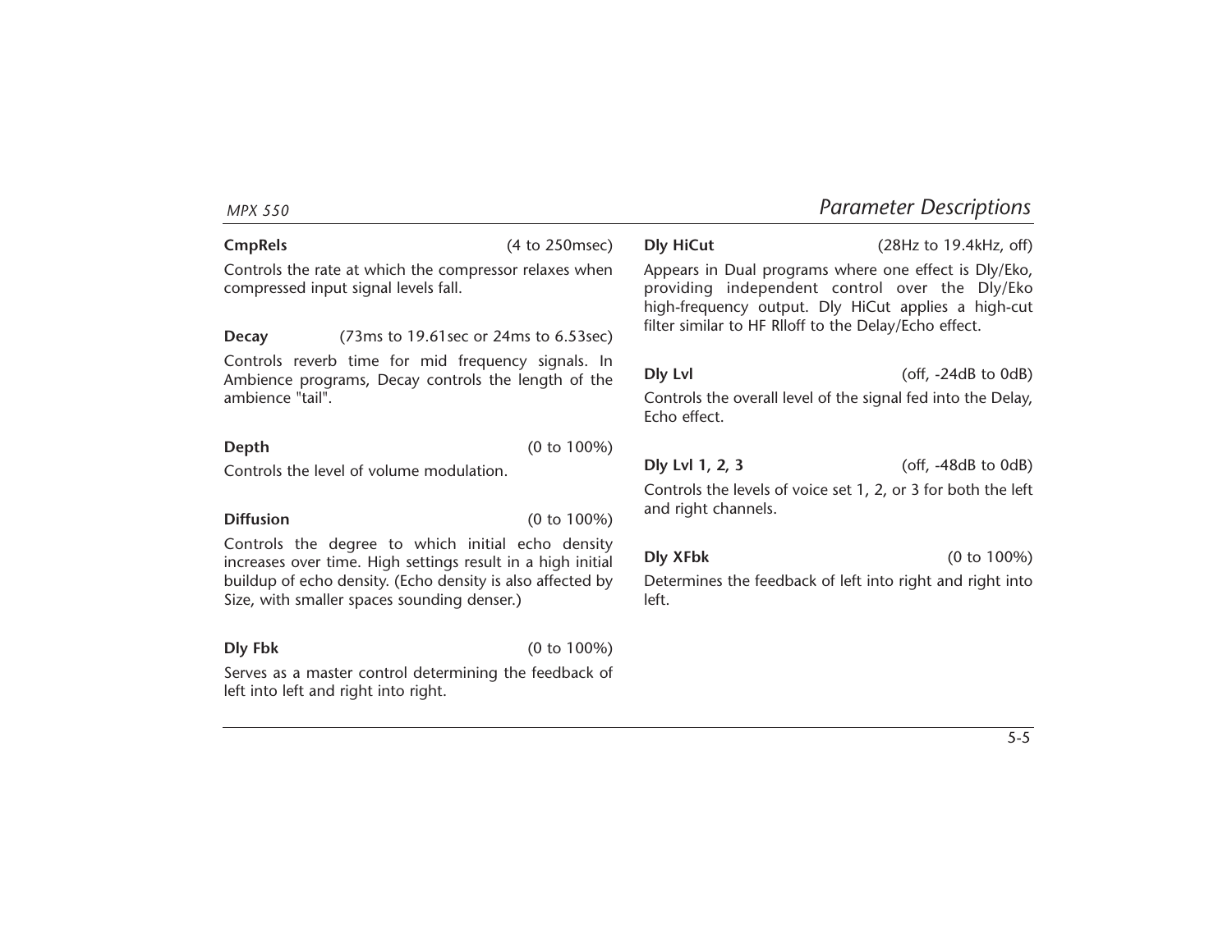**CmpRels** (4 to 250msec)

Controls the rate at which the compressor relaxes when compressed input signal levels fall.

**Decay** (73ms to 19.61sec or 24ms to 6.53sec)

Controls reverb time for mid frequency signals. In Ambience programs, Decay controls the length of the ambience "tail".

**Depth** (0 to 100%)

Controls the level of volume modulation.

**Diffusion** (0 to 100%)

Controls the degree to which initial echo density increases over time. High settings result in a high initial buildup of echo density. (Echo density is also affected by Size, with smaller spaces sounding denser.)

**Dly Fbk** (0 to 100%)

Serves as a master control determining the feedback of left into left and right into right.

**Dly HiCut** (28Hz to 19.4kHz, off)

Appears in Dual programs where one effect is Dly/Eko, providing independent control over the Dly/Eko high-frequency output. Dly HiCut applies a high-cut filter similar to HF Rlloff to the Delay/Echo effect.

**Dly Lvl** (off, -24dB to 0dB)

Controls the overall level of the signal fed into the Delay, Echo effect.

**Dly Lvl 1, 2, 3** (off, -48dB to 0dB)

Controls the levels of voice set 1, 2, or 3 for both the left and right channels.

**Dly XFbk** (0 to 100%)

Determines the feedback of left into right and right into left.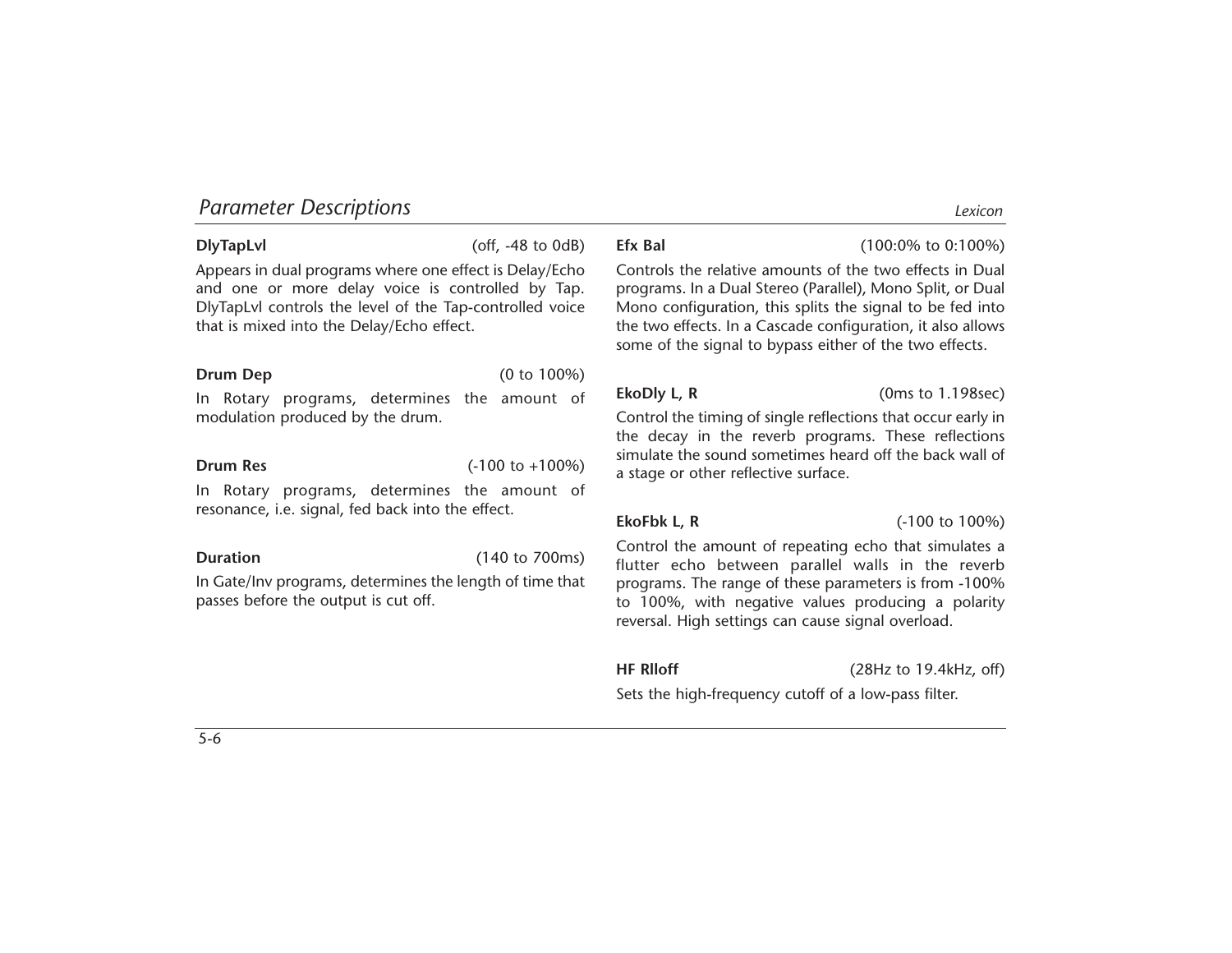**DlyTapLvl** (off, -48 to 0dB)

Appears in dual programs where one effect is Delay/Echo and one or more delay voice is controlled by Tap. DlyTapLvl controls the level of the Tap-controlled voice that is mixed into the Delay/Echo effect.

**Drum Dep** (0 to 100%)

In Rotary programs, determines the amount of modulation produced by the drum.

**Drum Res** (-100 to +100%)

In Rotary programs, determines the amount of resonance, i.e. signal, fed back into the effect.

**Duration** (140 to 700ms)

In Gate/Inv programs, determines the length of time that passes before the output is cut off.

**Efx Bal** (100:0% to 0:100%)

Controls the relative amounts of the two effects in Dual programs. In a Dual Stereo (Parallel), Mono Split, or Dual Mono configuration, this splits the signal to be fed into the two effects. In a Cascade configuration, it also allows some of the signal to bypass either of the two effects.

**EkoDly L, R** (0ms to 1.198sec)

Control the timing of single reflections that occur early in the decay in the reverb programs. These reflections simulate the sound sometimes heard off the back wall of a stage or other reflective surface.

**EkoFbk L, R** (-100 to 100%)

Control the amount of repeating echo that simulates a flutter echo between parallel walls in the reverb programs. The range of these parameters is from -100% to 100%, with negative values producing a polarity reversal. High settings can cause signal overload.

**HF Rlloff** (28Hz to 19.4kHz, off)

Sets the high-frequency cutoff of a low-pass filter.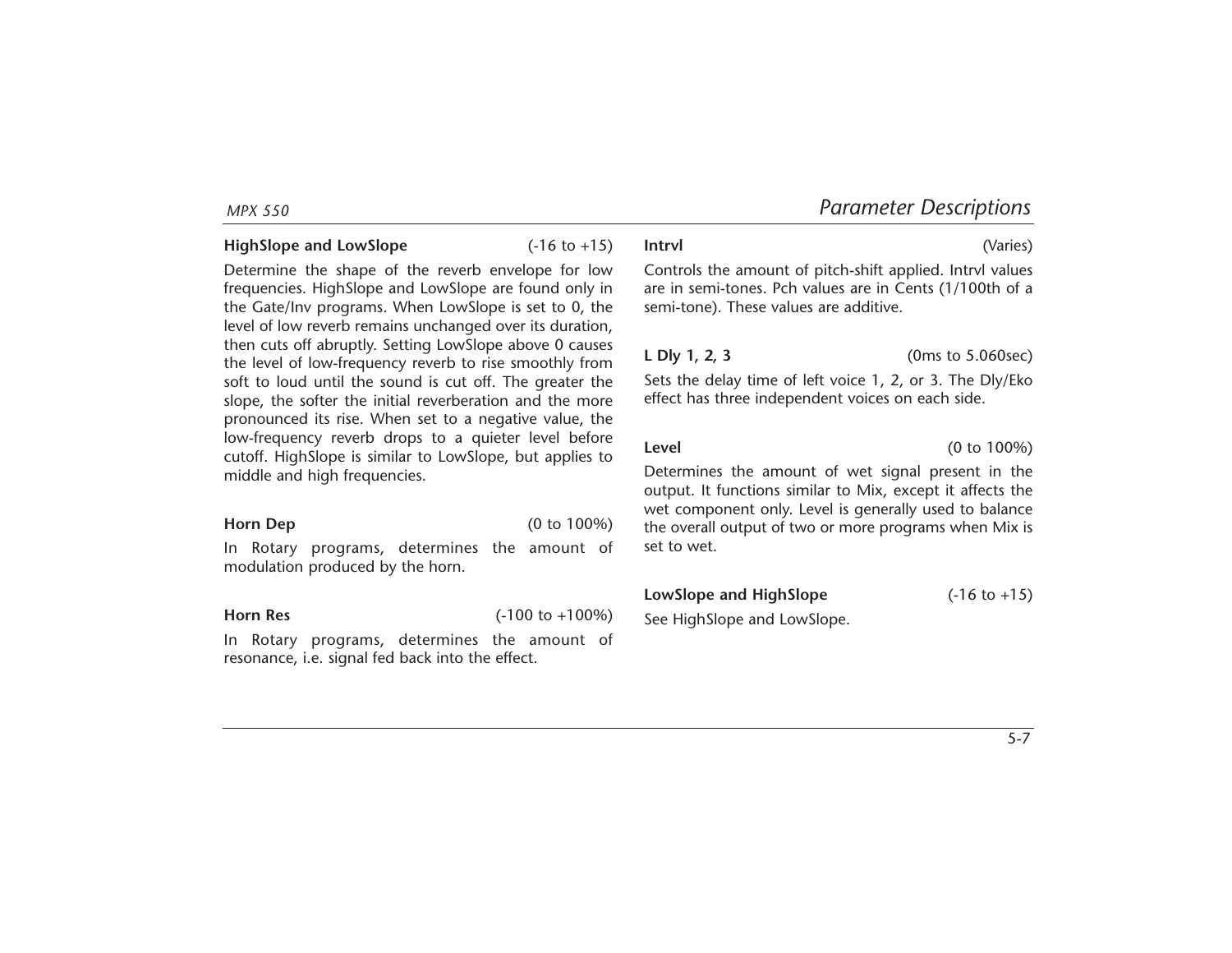**HighSlope and LowSlope** (-16 to +15)

Determine the shape of the reverb envelope for low frequencies. HighSlope and LowSlope are found only in the Gate/Inv programs. When LowSlope is set to 0, the level of low reverb remains unchanged over its duration, then cuts off abruptly. Setting LowSlope above 0 causes the level of low-frequency reverb to rise smoothly from soft to loud until the sound is cut off. The greater the slope, the softer the initial reverberation and the more pronounced its rise. When set to a negative value, the low-frequency reverb drops to a quieter level before cutoff. HighSlope is similar to LowSlope, but applies to middle and high frequencies.

**Horn Dep** (0 to 100%)

In Rotary programs, determines the amount of modulation produced by the horn.

**Horn Res** (-100 to +100%)

In Rotary programs, determines the amount of resonance, i.e. signal fed back into the effect.

**Intrvl** (Varies)

Controls the amount of pitch-shift applied. Intrvl values are in semi-tones. Pch values are in Cents (1/100th of a semi-tone). These values are additive.

**L Dly 1, 2, 3** (0ms to 5.060sec)

Sets the delay time of left voice 1, 2, or 3. The Dly/Eko effect has three independent voices on each side.

**Level** (0 to 100%)

Determines the amount of wet signal present in the output. It functions similar to Mix, except it affects the wet component only. Level is generally used to balance the overall output of two or more programs when Mix is set to wet.

**LowSlope and HighSlope** (-16 to +15)

See HighSlope and LowSlope.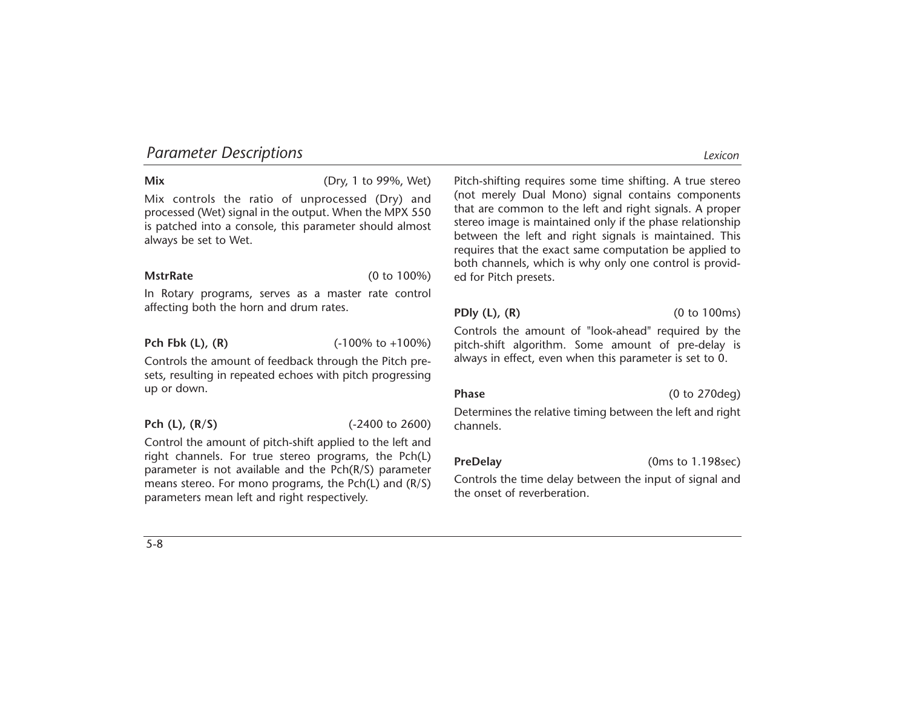## Parameter Descriptions

**Mix** (Dry, 1 to 99%, Wet)

Mix controls the ratio of unprocessed (Dry) and processed (Wet) signal in the output. When the MPX 550 is patched into a console, this parameter should almost always be set to Wet.

**MstrRate** (0 to 100%)

In Rotary programs, serves as a master rate control affecting both the horn and drum rates.

**Pch Fbk (L), (R)** (-100% to +100%)

Controls the amount of feedback through the Pitch presets, resulting in repeated echoes with pitch progressing up or down.

**Pch (L), (R/S)** (-2400 to 2600)

Control the amount of pitch-shift applied to the left and right channels. For true stereo programs, the Pch(L) parameter is not available and the Pch(R/S) parameter means stereo. For mono programs, the Pch(L) and (R/S) parameters mean left and right respectively.

Pitch-shifting requires some time shifting. A true stereo (not merely Dual Mono) signal contains components that are common to the left and right signals. A proper stereo image is maintained only if the phase relationship between the left and right signals is maintained. This requires that the exact same computation be applied to both channels, which is why only one control is provided for Pitch presets.

**PDly (L), (R)** (0 to 100ms)

Controls the amount of "look-ahead" required by the pitch-shift algorithm. Some amount of pre-delay is always in effect, even when this parameter is set to 0.

**Phase** (0 to 270deg)

Determines the relative timing between the left and right channels.

**PreDelay** (0ms to 1.198sec)

Controls the time delay between the input of signal and the onset of reverberation.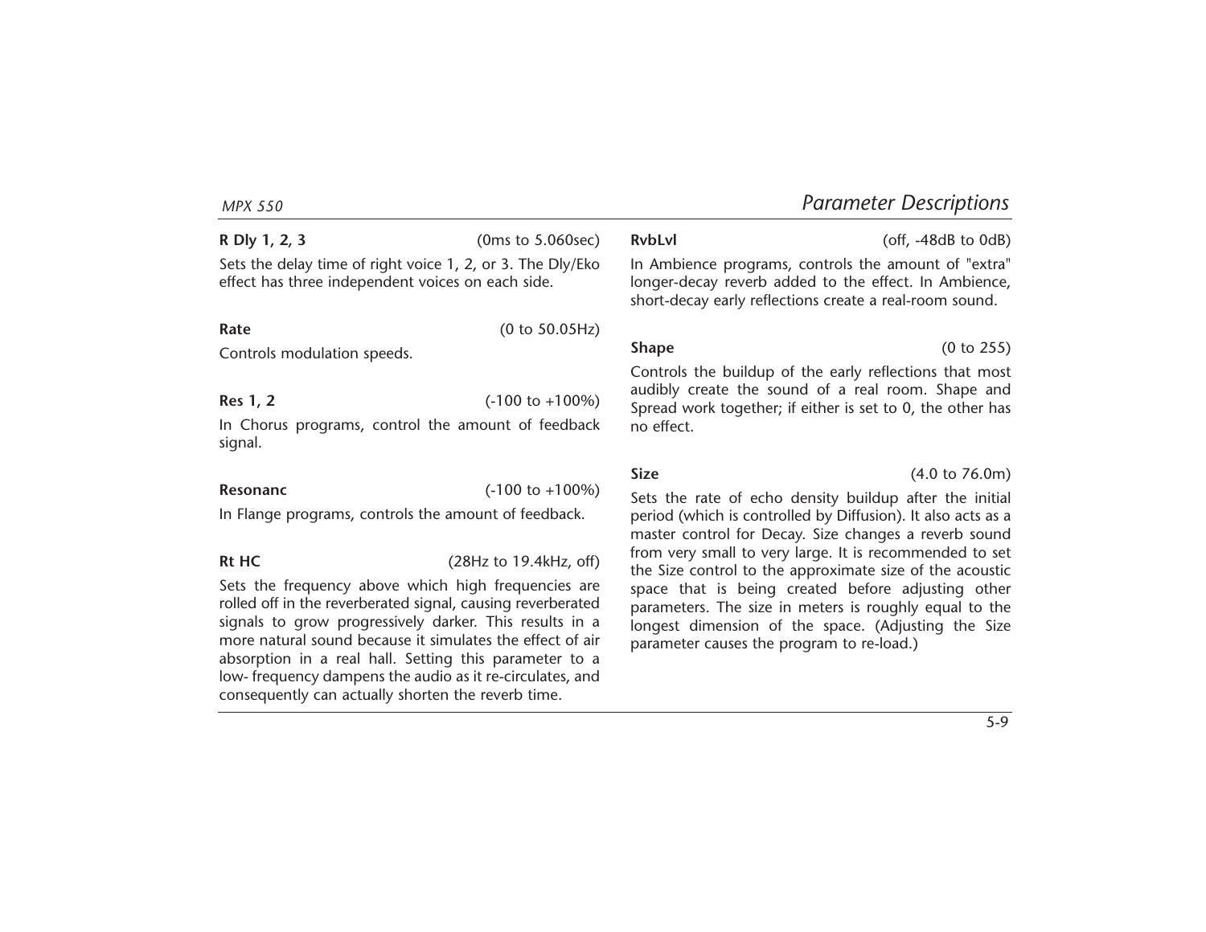**R Dly 1, 2, 3** (0ms to 5.060sec)

Sets the delay time of right voice 1, 2, or 3. The Dly/Eko effect has three independent voices on each side.

**Rate** (0 to 50.05Hz)

Controls modulation speeds.

**Res 1, 2** (-100 to +100%)

In Chorus programs, control the amount of feedback signal.

**Resonanc** (-100 to +100%)

In Flange programs, controls the amount of feedback.

**Rt HC** (28Hz to 19.4kHz, off)

Sets the frequency above which high frequencies are rolled off in the reverberated signal, causing reverberated signals to grow progressively darker. This results in a more natural sound because it simulates the effect of air absorption in a real hall. Setting this parameter to a low- frequency dampens the audio as it re-circulates, and consequently can actually shorten the reverb time.

**RvbLvl** (off, -48dB to 0dB)

In Ambience programs, controls the amount of "extra" longer-decay reverb added to the effect. In Ambience, short-decay early reflections create a real-room sound.

**Shape** (0 to 255)

Controls the buildup of the early reflections that most audibly create the sound of a real room. Shape and Spread work together; if either is set to 0, the other has no effect.

**Size** (4.0 to 76.0m)

Sets the rate of echo density buildup after the initial period (which is controlled by Diffusion). It also acts as a master control for Decay. Size changes a reverb sound from very small to very large. It is recommended to set the Size control to the approximate size of the acoustic space that is being created before adjusting other parameters. The size in meters is roughly equal to the longest dimension of the space. (Adjusting the Size parameter causes the program to re-load.)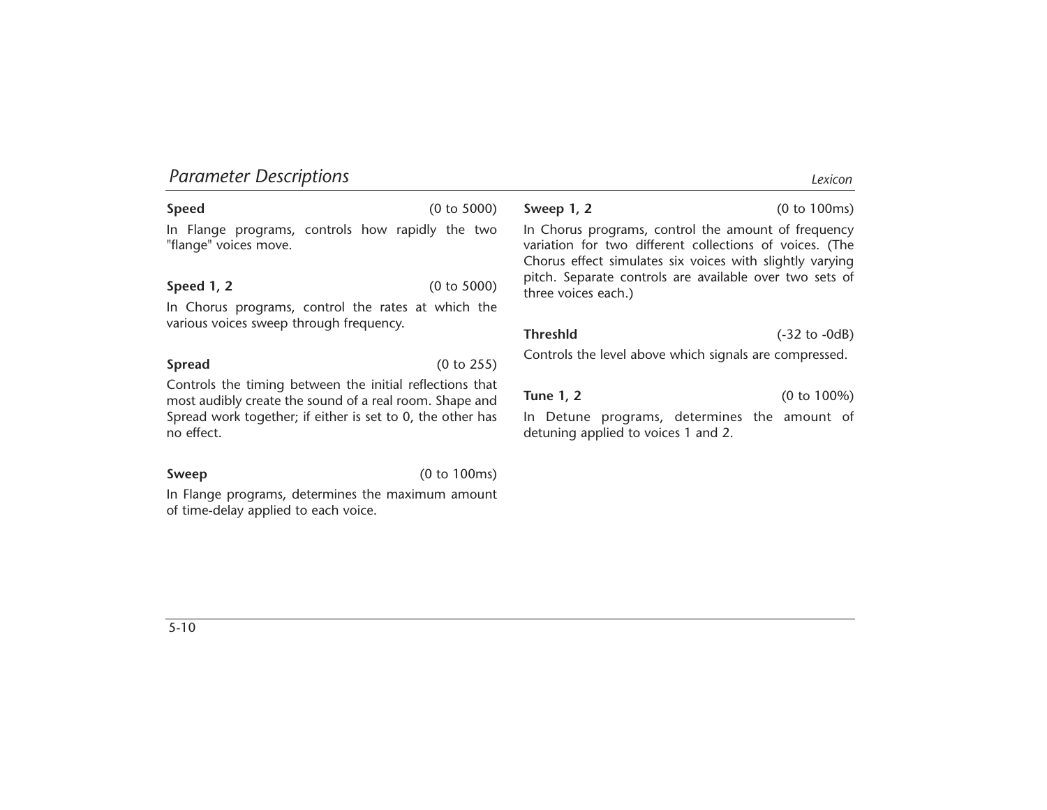**Speed** (0 to 5000)

In Flange programs, controls how rapidly the two "flange" voices move.

**Speed 1, 2** (0 to 5000)

In Chorus programs, control the rates at which the various voices sweep through frequency.

**Spread** (0 to 255)

Controls the timing between the initial reflections that most audibly create the sound of a real room. Shape and Spread work together; if either is set to 0, the other has no effect.

**Sweep** (0 to 100ms)

In Flange programs, determines the maximum amount of time-delay applied to each voice.

**Sweep 1, 2** (0 to 100ms)

In Chorus programs, control the amount of frequency variation for two different collections of voices. (The Chorus effect simulates six voices with slightly varying pitch. Separate controls are available over two sets of three voices each.)

**Threshld** (-32 to -0dB)

Controls the level above which signals are compressed.

**Tune 1, 2** (0 to 100%)

In Detune programs, determines the amount of detuning applied to voices 1 and 2.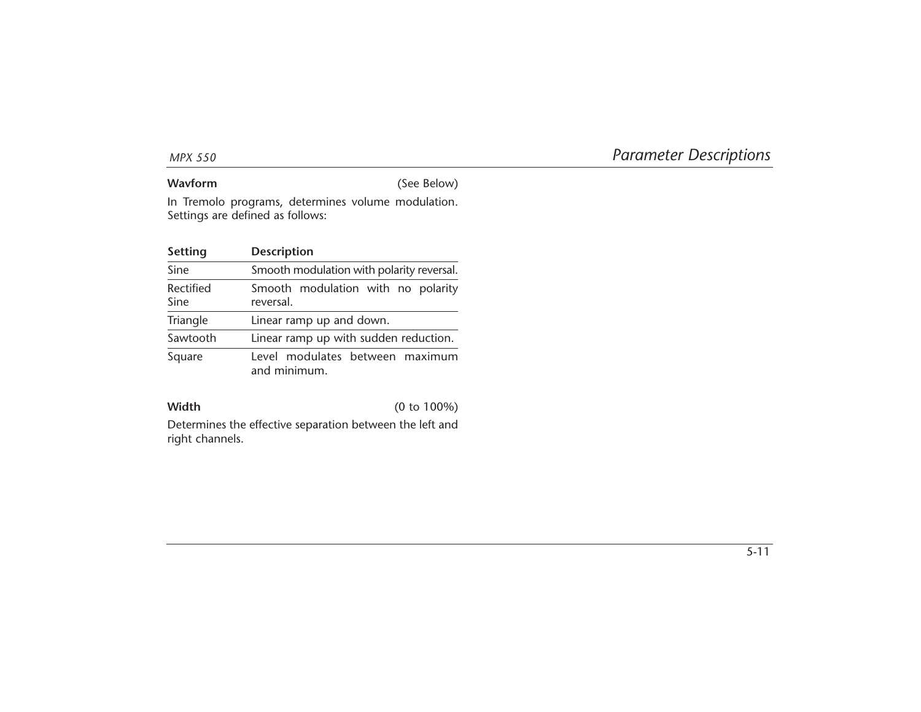**Wavform** (See Below)

In Tremolo programs, determines volume modulation. Settings are defined as follows:

| Setting | Description |
| --- | --- |
| Sine | Smooth modulation with polarity reversal. |
| Rectified Sine | Smooth modulation with no polarity reversal. |
| Triangle | Linear ramp up and down. |
| Sawtooth | Linear ramp up with sudden reduction. |
| Square | Level modulates between maximum and minimum. |

**Width** (0 to 100%)

Determines the effective separation between the left and right channels.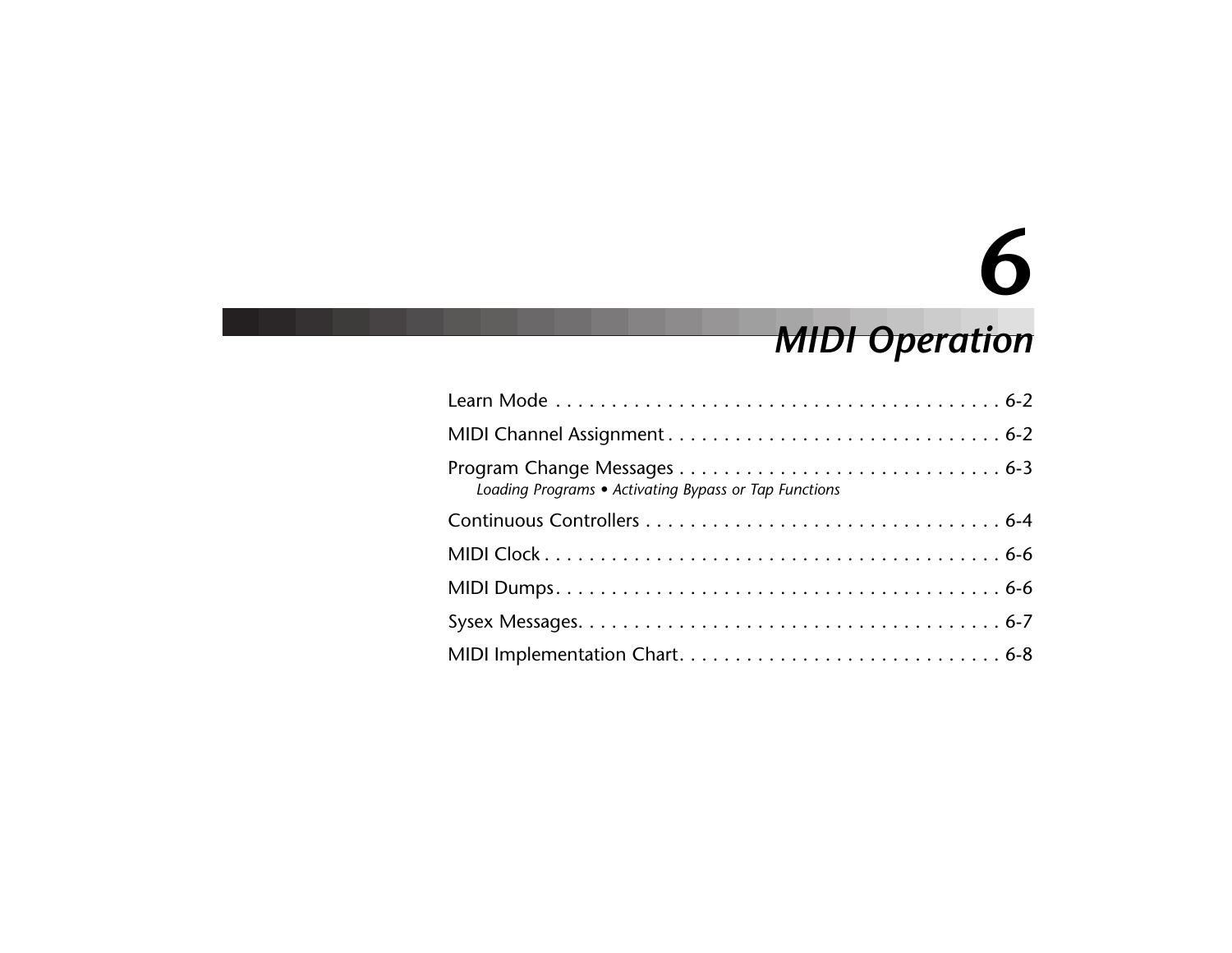# 6

# *MIDI Operation*

Learn Mode . . . . . . . . . . . . . . . . . . . . . . . . . . . . . . . . . . . . . . . . 6-2

MIDI Channel Assignment . . . . . . . . . . . . . . . . . . . . . . . . . . . . . . 6-2

Program Change Messages . . . . . . . . . . . . . . . . . . . . . . . . . . . . . 6-3
*Loading Programs • Activating Bypass or Tap Functions*

Continuous Controllers . . . . . . . . . . . . . . . . . . . . . . . . . . . . . . . . 6-4

MIDI Clock . . . . . . . . . . . . . . . . . . . . . . . . . . . . . . . . . . . . . . . . . 6-6

MIDI Dumps. . . . . . . . . . . . . . . . . . . . . . . . . . . . . . . . . . . . . . . . 6-6

Sysex Messages. . . . . . . . . . . . . . . . . . . . . . . . . . . . . . . . . . . . . . 6-7

MIDI Implementation Chart. . . . . . . . . . . . . . . . . . . . . . . . . . . . . 6-8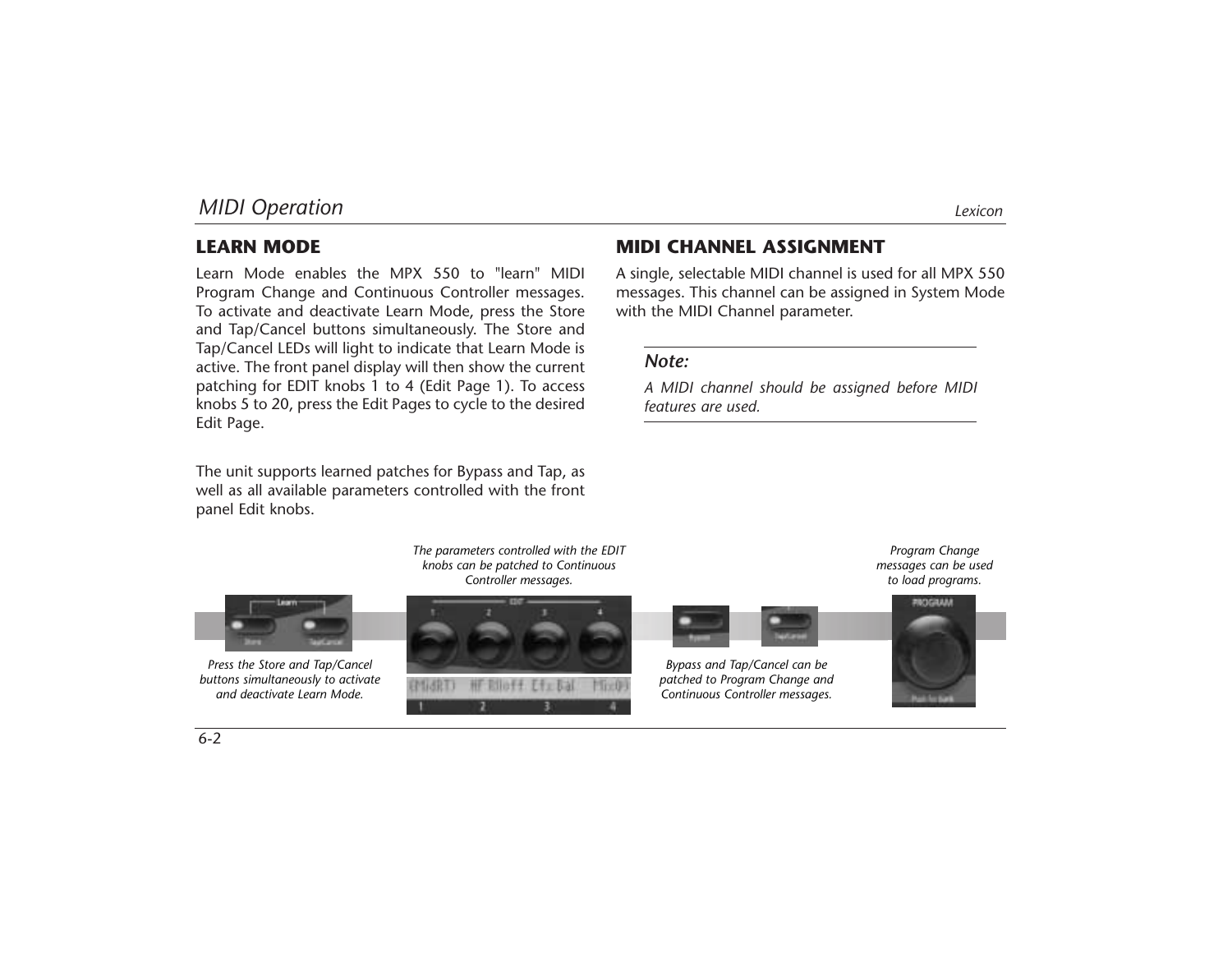# MIDI Operation

## LEARN MODE

Learn Mode enables the MPX 550 to "learn" MIDI Program Change and Continuous Controller messages. To activate and deactivate Learn Mode, press the Store and Tap/Cancel buttons simultaneously. The Store and Tap/Cancel LEDs will light to indicate that Learn Mode is active. The front panel display will then show the current patching for EDIT knobs 1 to 4 (Edit Page 1). To access knobs 5 to 20, press the Edit Pages to cycle to the desired Edit Page.

The unit supports learned patches for Bypass and Tap, as well as all available parameters controlled with the front panel Edit knobs.

## MIDI CHANNEL ASSIGNMENT

A single, selectable MIDI channel is used for all MPX 550 messages. This channel can be assigned in System Mode with the MIDI Channel parameter.

> ***Note:***
>
> *A MIDI channel should be assigned before MIDI features are used.*

*Press the Store and Tap/Cancel buttons simultaneously to activate and deactivate Learn Mode.*

*The parameters controlled with the EDIT knobs can be patched to Continuous Controller messages.*

*Bypass and Tap/Cancel can be patched to Program Change and Continuous Controller messages.*

*Program Change messages can be used to load programs.*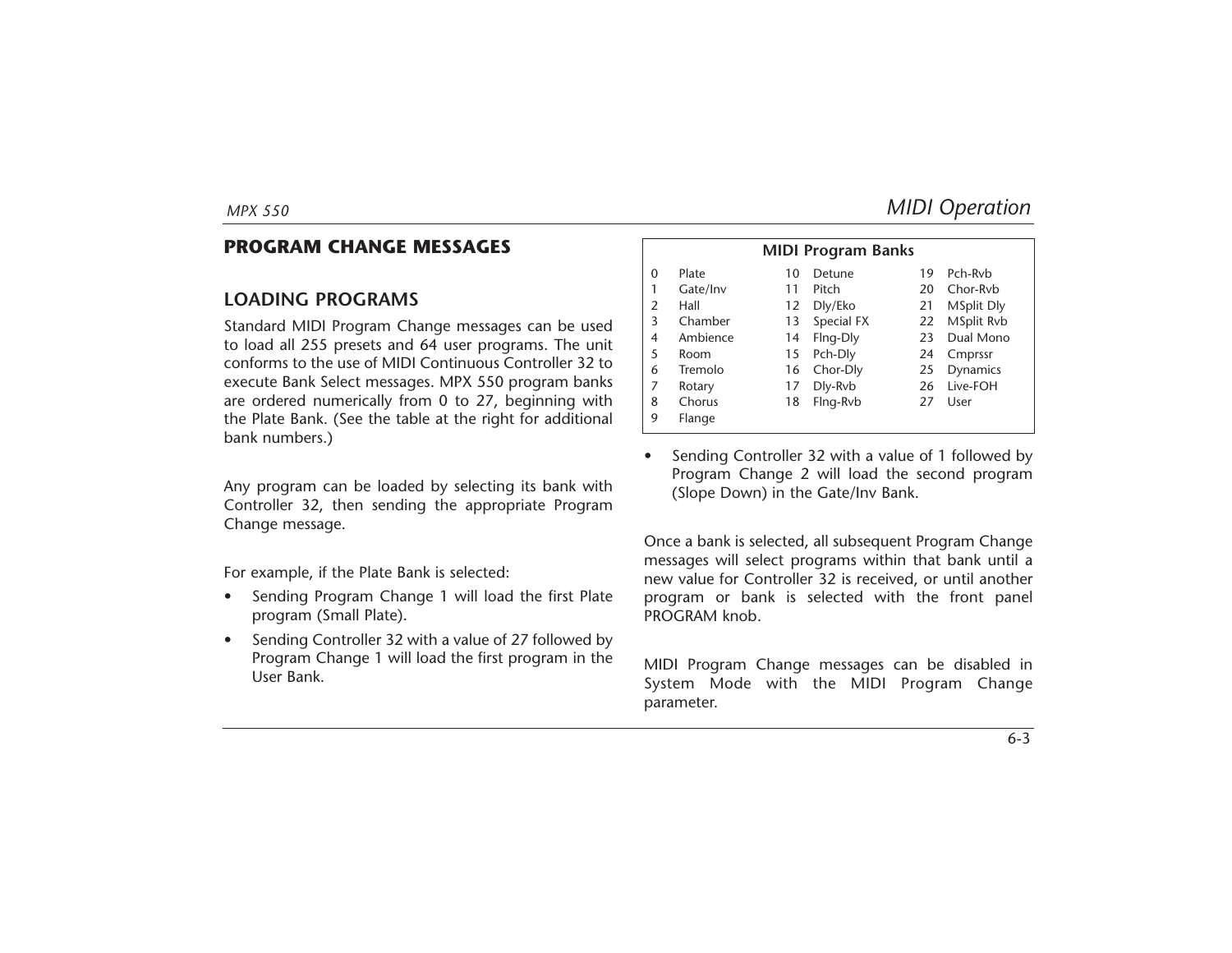## PROGRAM CHANGE MESSAGES

### LOADING PROGRAMS

Standard MIDI Program Change messages can be used to load all 255 presets and 64 user programs. The unit conforms to the use of MIDI Continuous Controller 32 to execute Bank Select messages. MPX 550 program banks are ordered numerically from 0 to 27, beginning with the Plate Bank. (See the table at the right for additional bank numbers.)

Any program can be loaded by selecting its bank with Controller 32, then sending the appropriate Program Change message.

For example, if the Plate Bank is selected:

- Sending Program Change 1 will load the first Plate program (Small Plate).
- Sending Controller 32 with a value of 27 followed by Program Change 1 will load the first program in the User Bank.

**MIDI Program Banks**

| | | | | | |
|---|---|---|---|---|---|
| 0 | Plate | 10 | Detune | 19 | Pch-Rvb |
| 1 | Gate/Inv | 11 | Pitch | 20 | Chor-Rvb |
| 2 | Hall | 12 | Dly/Eko | 21 | MSplit Dly |
| 3 | Chamber | 13 | Special FX | 22 | MSplit Rvb |
| 4 | Ambience | 14 | Flng-Dly | 23 | Dual Mono |
| 5 | Room | 15 | Pch-Dly | 24 | Cmprssr |
| 6 | Tremolo | 16 | Chor-Dly | 25 | Dynamics |
| 7 | Rotary | 17 | Dly-Rvb | 26 | Live-FOH |
| 8 | Chorus | 18 | Flng-Rvb | 27 | User |
| 9 | Flange | | | | |

- Sending Controller 32 with a value of 1 followed by Program Change 2 will load the second program (Slope Down) in the Gate/Inv Bank.

Once a bank is selected, all subsequent Program Change messages will select programs within that bank until a new value for Controller 32 is received, or until another program or bank is selected with the front panel PROGRAM knob.

MIDI Program Change messages can be disabled in System Mode with the MIDI Program Change parameter.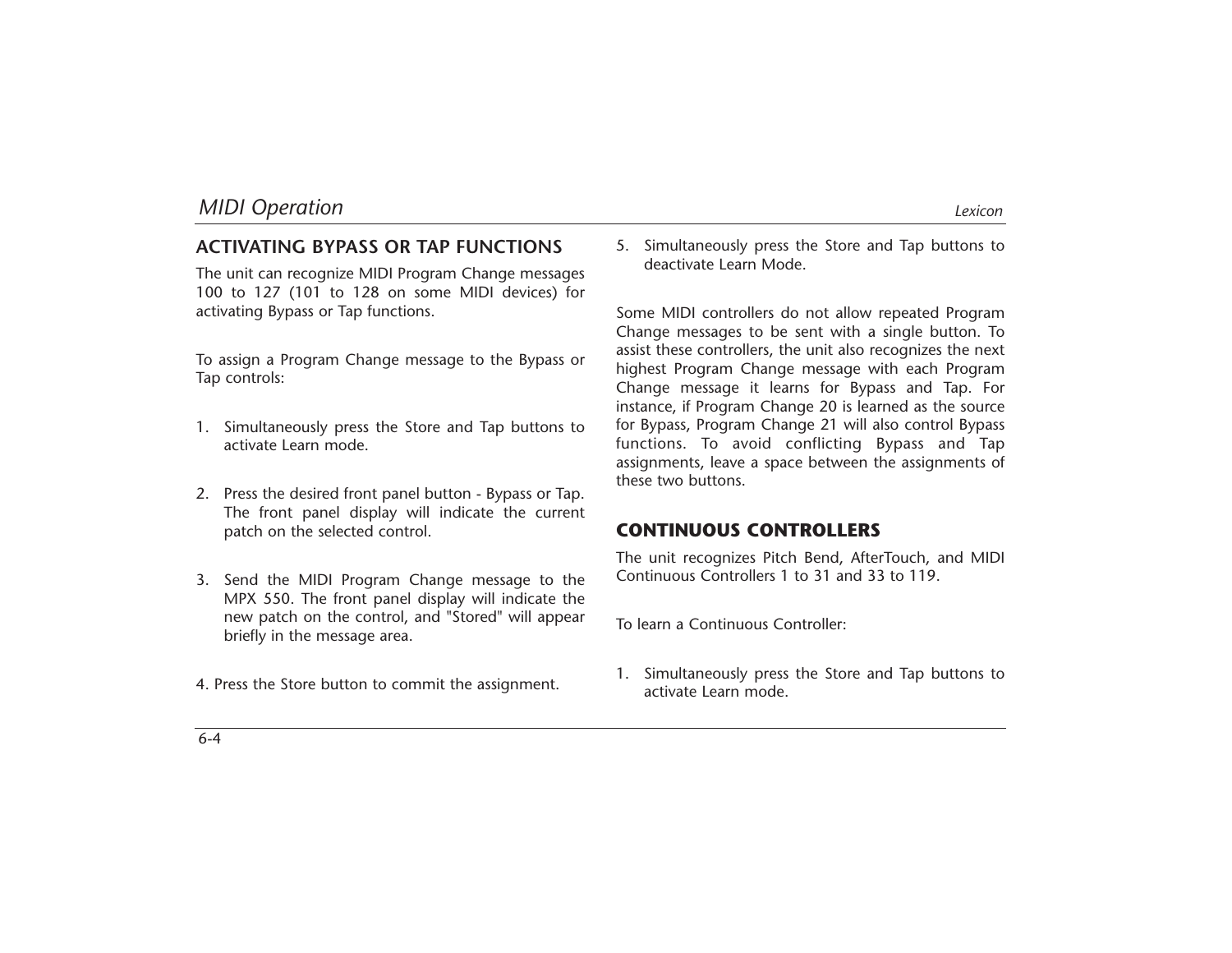## ACTIVATING BYPASS OR TAP FUNCTIONS

The unit can recognize MIDI Program Change messages 100 to 127 (101 to 128 on some MIDI devices) for activating Bypass or Tap functions.

To assign a Program Change message to the Bypass or Tap controls:

1. Simultaneously press the Store and Tap buttons to activate Learn mode.

2. Press the desired front panel button - Bypass or Tap. The front panel display will indicate the current patch on the selected control.

3. Send the MIDI Program Change message to the MPX 550. The front panel display will indicate the new patch on the control, and "Stored" will appear briefly in the message area.

4. Press the Store button to commit the assignment.

5. Simultaneously press the Store and Tap buttons to deactivate Learn Mode.

Some MIDI controllers do not allow repeated Program Change messages to be sent with a single button. To assist these controllers, the unit also recognizes the next highest Program Change message with each Program Change message it learns for Bypass and Tap. For instance, if Program Change 20 is learned as the source for Bypass, Program Change 21 will also control Bypass functions. To avoid conflicting Bypass and Tap assignments, leave a space between the assignments of these two buttons.

## CONTINUOUS CONTROLLERS

The unit recognizes Pitch Bend, AfterTouch, and MIDI Continuous Controllers 1 to 31 and 33 to 119.

To learn a Continuous Controller:

1. Simultaneously press the Store and Tap buttons to activate Learn mode.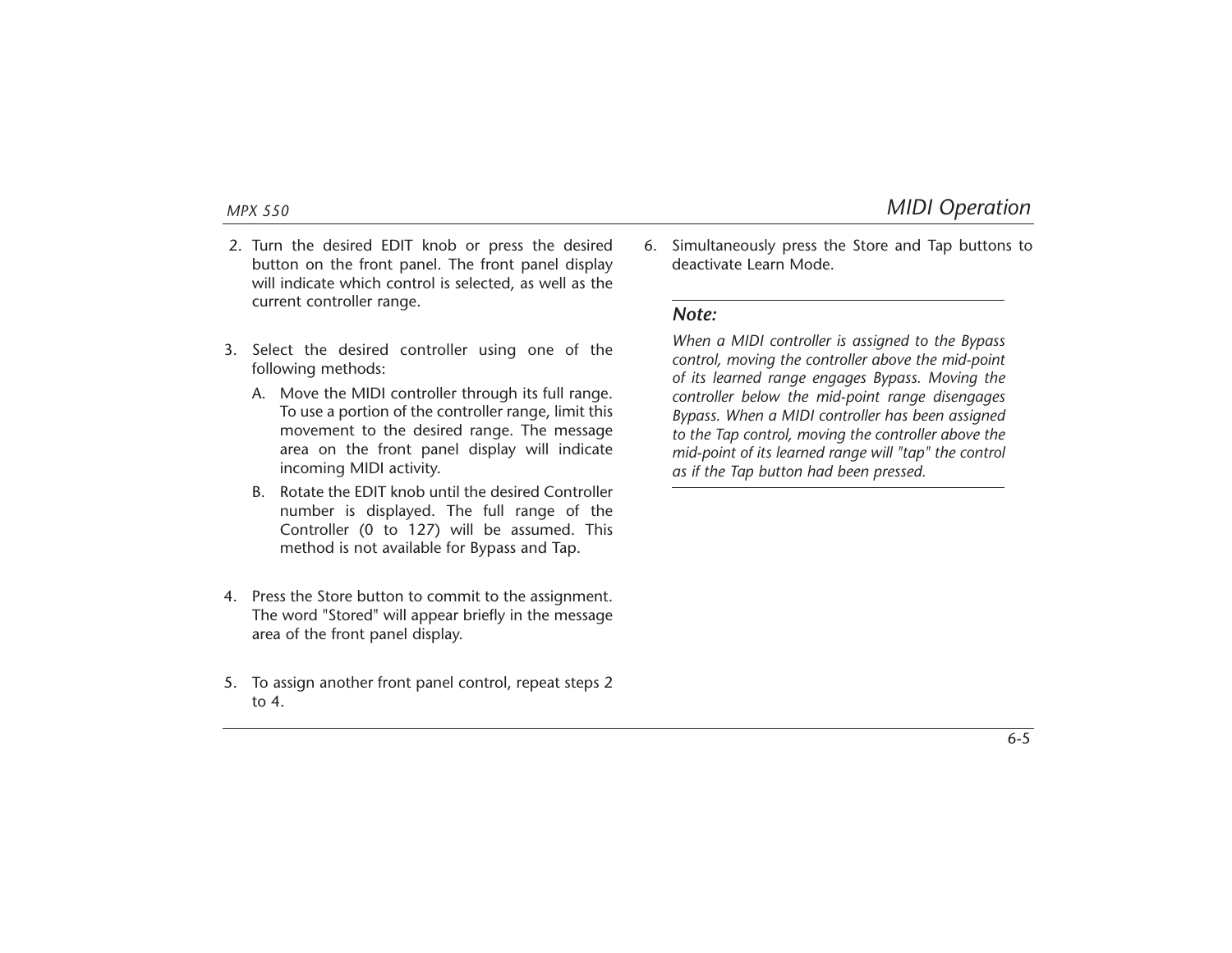2. Turn the desired EDIT knob or press the desired button on the front panel. The front panel display will indicate which control is selected, as well as the current controller range.

3. Select the desired controller using one of the following methods:

   A. Move the MIDI controller through its full range. To use a portion of the controller range, limit this movement to the desired range. The message area on the front panel display will indicate incoming MIDI activity.

   B. Rotate the EDIT knob until the desired Controller number is displayed. The full range of the Controller (0 to 127) will be assumed. This method is not available for Bypass and Tap.

4. Press the Store button to commit to the assignment. The word "Stored" will appear briefly in the message area of the front panel display.

5. To assign another front panel control, repeat steps 2 to 4.

6. Simultaneously press the Store and Tap buttons to deactivate Learn Mode.

---

***Note:***

*When a MIDI controller is assigned to the Bypass control, moving the controller above the mid-point of its learned range engages Bypass. Moving the controller below the mid-point range disengages Bypass. When a MIDI controller has been assigned to the Tap control, moving the controller above the mid-point of its learned range will "tap" the control as if the Tap button had been pressed.*

---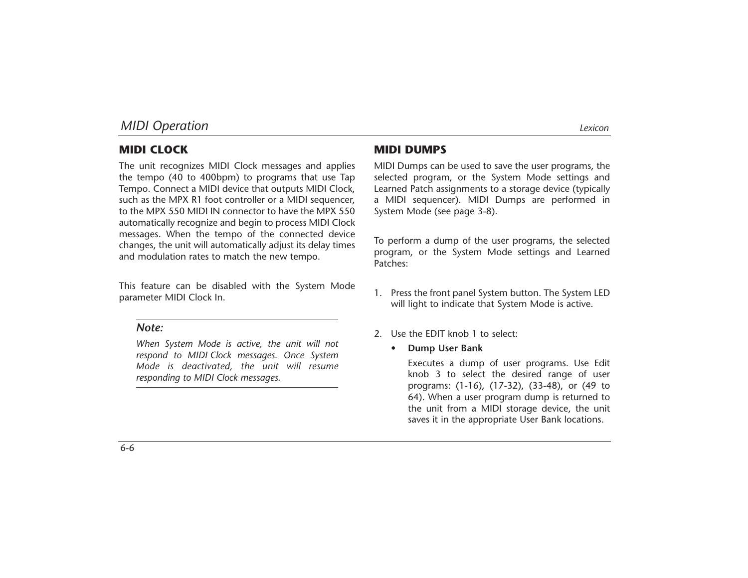## MIDI CLOCK

The unit recognizes MIDI Clock messages and applies the tempo (40 to 400bpm) to programs that use Tap Tempo. Connect a MIDI device that outputs MIDI Clock, such as the MPX R1 foot controller or a MIDI sequencer, to the MPX 550 MIDI IN connector to have the MPX 550 automatically recognize and begin to process MIDI Clock messages. When the tempo of the connected device changes, the unit will automatically adjust its delay times and modulation rates to match the new tempo.

This feature can be disabled with the System Mode parameter MIDI Clock In.

> ***Note:***
>
> *When System Mode is active, the unit will not respond to MIDI Clock messages. Once System Mode is deactivated, the unit will resume responding to MIDI Clock messages.*

## MIDI DUMPS

MIDI Dumps can be used to save the user programs, the selected program, or the System Mode settings and Learned Patch assignments to a storage device (typically a MIDI sequencer). MIDI Dumps are performed in System Mode (see page 3-8).

To perform a dump of the user programs, the selected program, or the System Mode settings and Learned Patches:

1. Press the front panel System button. The System LED will light to indicate that System Mode is active.

2. Use the EDIT knob 1 to select:

   - **Dump User Bank**

     Executes a dump of user programs. Use Edit knob 3 to select the desired range of user programs: (1-16), (17-32), (33-48), or (49 to 64). When a user program dump is returned to the unit from a MIDI storage device, the unit saves it in the appropriate User Bank locations.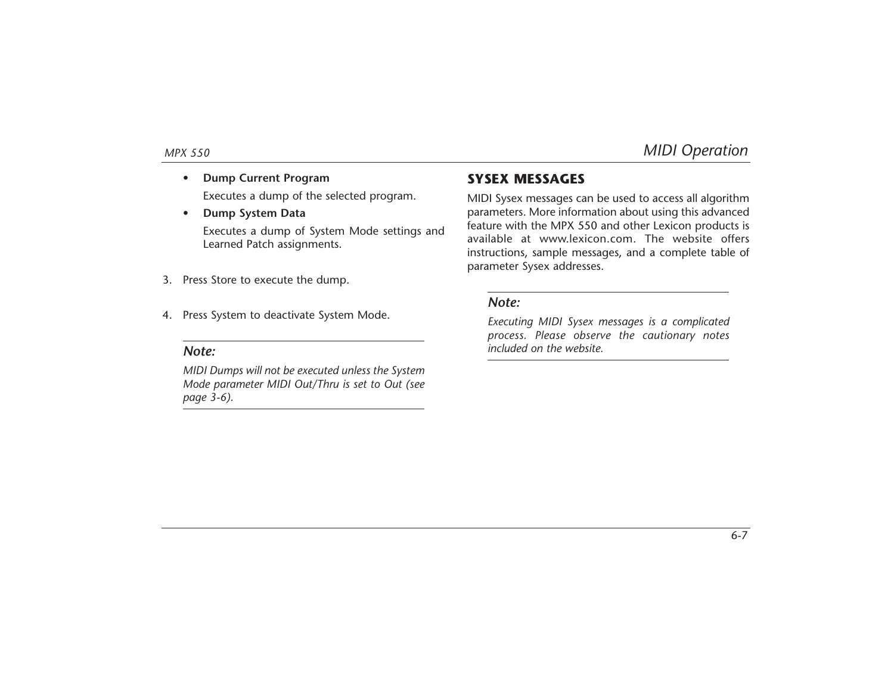- **Dump Current Program**

  Executes a dump of the selected program.

- **Dump System Data**

  Executes a dump of System Mode settings and Learned Patch assignments.

3. Press Store to execute the dump.

4. Press System to deactivate System Mode.

> ***Note:***
>
> *MIDI Dumps will not be executed unless the System Mode parameter MIDI Out/Thru is set to Out (see page 3-6).*

## SYSEX MESSAGES

MIDI Sysex messages can be used to access all algorithm parameters. More information about using this advanced feature with the MPX 550 and other Lexicon products is available at www.lexicon.com. The website offers instructions, sample messages, and a complete table of parameter Sysex addresses.

> ***Note:***
>
> *Executing MIDI Sysex messages is a complicated process. Please observe the cautionary notes included on the website.*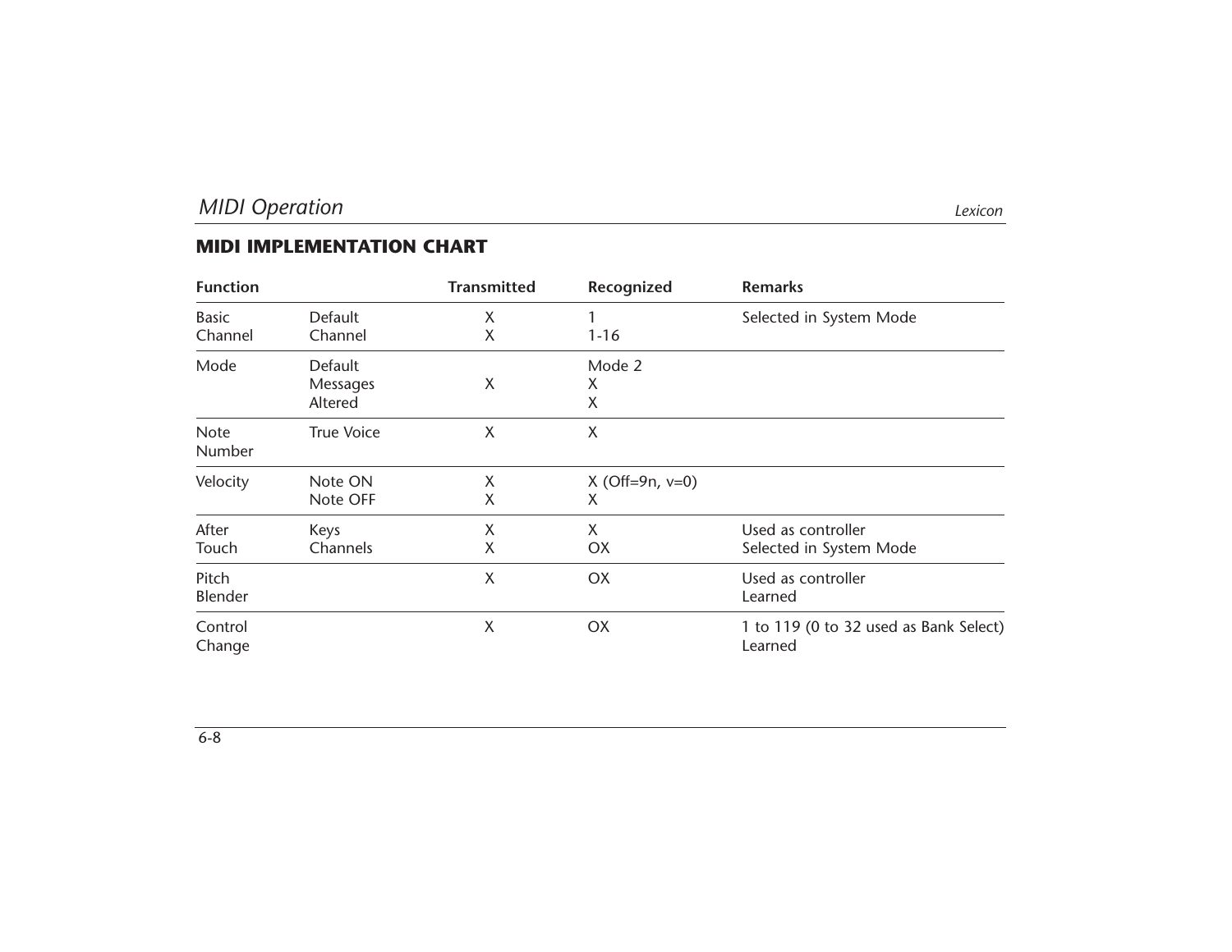## MIDI IMPLEMENTATION CHART

| Function | | Transmitted | Recognized | Remarks |
|---|---|---|---|---|
| Basic Channel | Default<br>Channel | X<br>X | 1<br>1-16 | Selected in System Mode |
| Mode | Default<br>Messages<br>Altered | <br>X<br> | Mode 2<br>X<br>X | |
| Note Number | True Voice | X | X | |
| Velocity | Note ON<br>Note OFF | X<br>X | X (Off=9n, v=0)<br>X | |
| After Touch | Keys<br>Channels | X<br>X | X<br>OX | Used as controller<br>Selected in System Mode |
| Pitch Blender | | X | OX | Used as controller<br>Learned |
| Control Change | | X | OX | 1 to 119 (0 to 32 used as Bank Select)<br>Learned |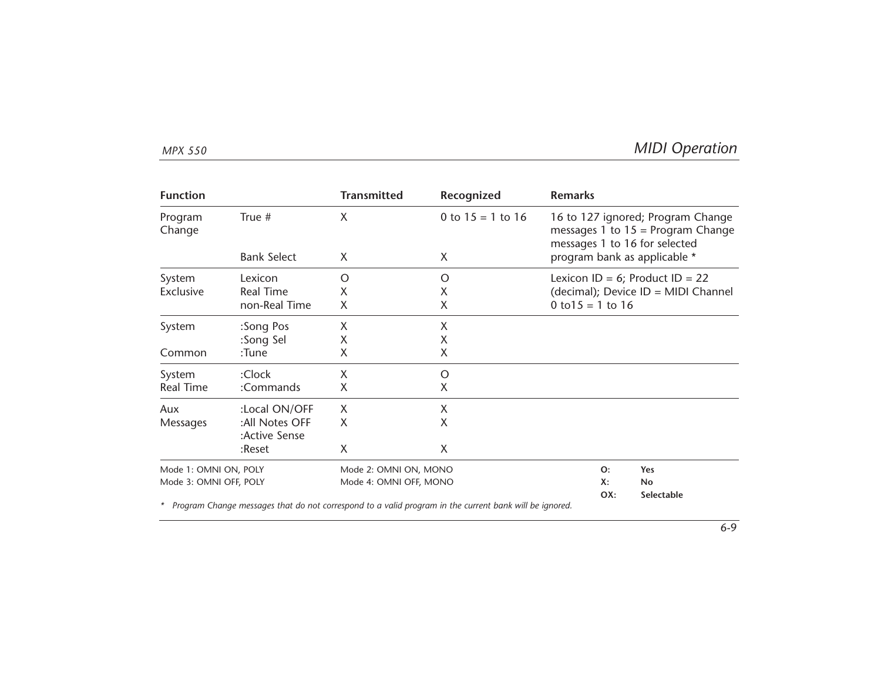| Function | | Transmitted | Recognized | Remarks |
|---|---|---|---|---|
| Program Change | True # | X | 0 to 15 = 1 to 16 | 16 to 127 ignored; Program Change messages 1 to 15 = Program Change messages 1 to 16 for selected |
| | Bank Select | X | X | program bank as applicable * |
| System Exclusive | Lexicon | O | O | Lexicon ID = 6; Product ID = 22 |
| | Real Time | X | X | (decimal); Device ID = MIDI Channel |
| | non-Real Time | X | X | 0 to15 = 1 to 16 |
| System Common | :Song Pos | X | X | |
| | :Song Sel | X | X | |
| | :Tune | X | X | |
| System Real Time | :Clock | X | O | |
| | :Commands | X | X | |
| Aux Messages | :Local ON/OFF | X | X | |
| | :All Notes OFF | X | X | |
| | :Active Sense | | | |
| | :Reset | X | X | |

Mode 1: OMNI ON, POLY — Mode 2: OMNI ON, MONO
Mode 3: OMNI OFF, POLY — Mode 4: OMNI OFF, MONO

**O:** **Yes**
**X:** **No**
**OX:** **Selectable**

* *Program Change messages that do not correspond to a valid program in the current bank will be ignored.*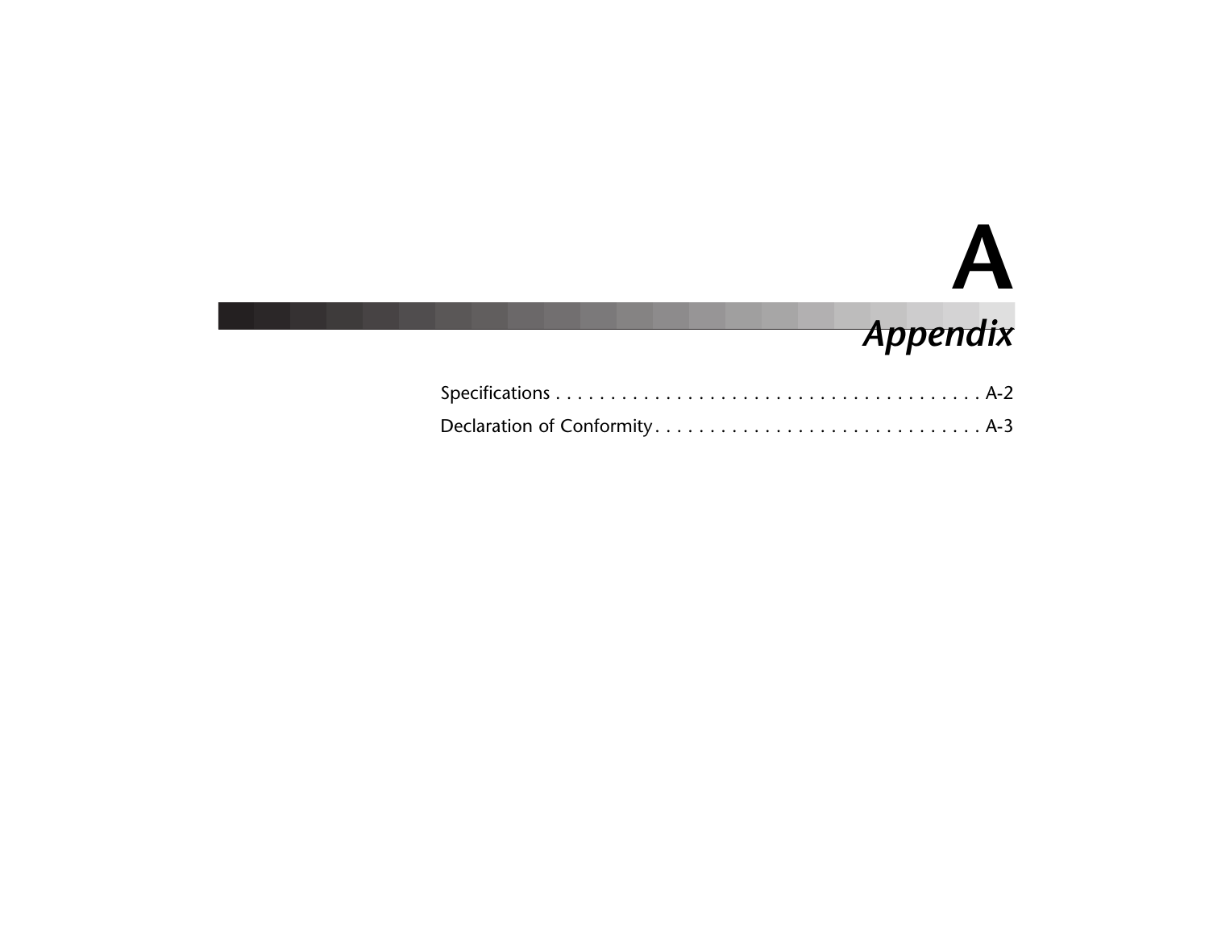# A

# *Appendix*

Specifications . . . . . . . . . . . . . . . . . . . . . . . . . . . . . . . . . . . . . . . . A-2

Declaration of Conformity . . . . . . . . . . . . . . . . . . . . . . . . . . . . . . . A-3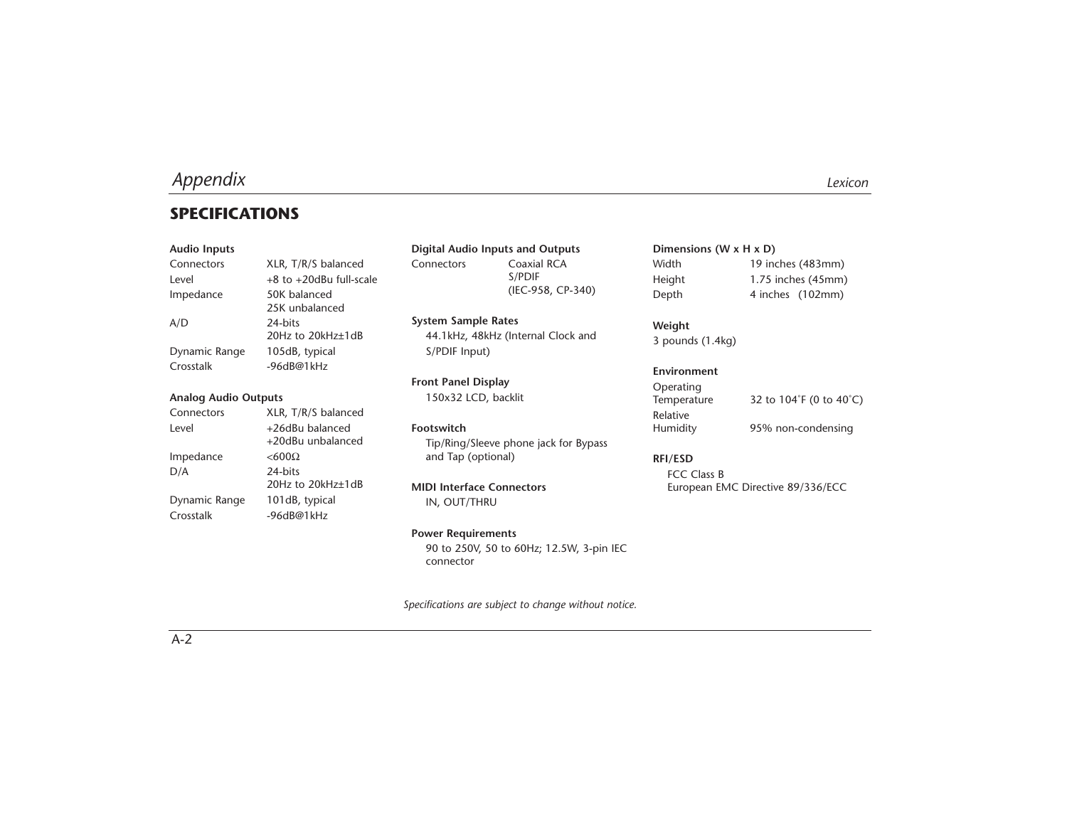## SPECIFICATIONS

**Audio Inputs**

| | |
|---|---|
| Connectors | XLR, T/R/S balanced |
| Level | +8 to +20dBu full-scale |
| Impedance | 50K balanced<br>25K unbalanced |
| A/D | 24-bits<br>20Hz to 20kHz±1dB |
| Dynamic Range | 105dB, typical |
| Crosstalk | -96dB@1kHz |

**Analog Audio Outputs**

| | |
|---|---|
| Connectors | XLR, T/R/S balanced |
| Level | +26dBu balanced<br>+20dBu unbalanced |
| Impedance | <600Ω |
| D/A | 24-bits<br>20Hz to 20kHz±1dB |
| Dynamic Range | 101dB, typical |
| Crosstalk | -96dB@1kHz |

**Digital Audio Inputs and Outputs**

| | |
|---|---|
| Connectors | Coaxial RCA<br>S/PDIF<br>(IEC-958, CP-340) |

**System Sample Rates**

44.1kHz, 48kHz (Internal Clock and S/PDIF Input)

**Front Panel Display**

150x32 LCD, backlit

**Footswitch**

Tip/Ring/Sleeve phone jack for Bypass and Tap (optional)

**MIDI Interface Connectors**

IN, OUT/THRU

**Power Requirements**

90 to 250V, 50 to 60Hz; 12.5W, 3-pin IEC connector

**Dimensions (W x H x D)**

| | |
|---|---|
| Width | 19 inches (483mm) |
| Height | 1.75 inches (45mm) |
| Depth | 4 inches (102mm) |

**Weight**

3 pounds (1.4kg)

**Environment**

| | |
|---|---|
| Operating Temperature | 32 to 104˚F (0 to 40˚C) |
| Relative Humidity | 95% non-condensing |

**RFI/ESD**

FCC Class B
European EMC Directive 89/336/ECC

*Specifications are subject to change without notice.*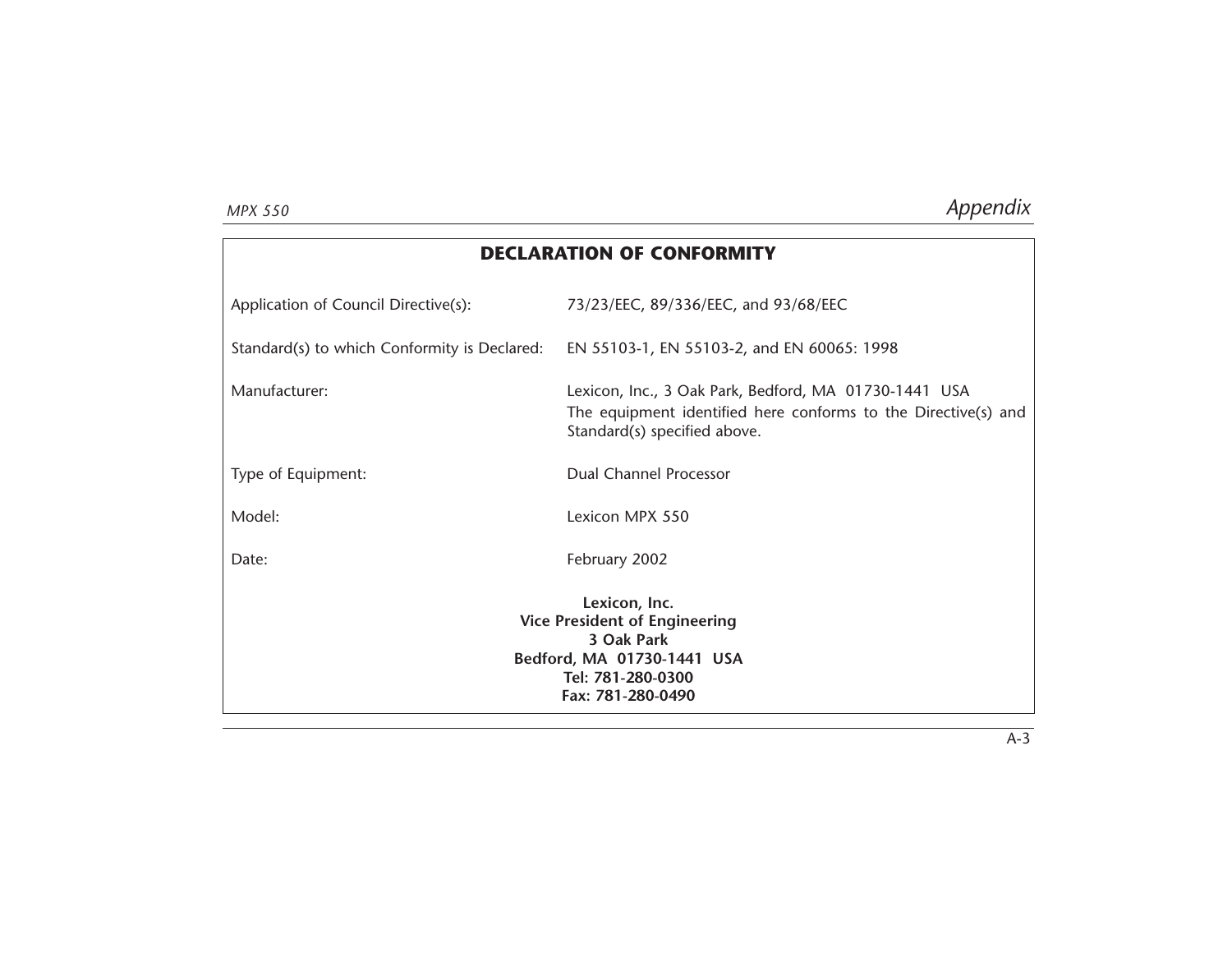## DECLARATION OF CONFORMITY

| | |
|---|---|
| Application of Council Directive(s): | 73/23/EEC, 89/336/EEC, and 93/68/EEC |
| Standard(s) to which Conformity is Declared: | EN 55103-1, EN 55103-2, and EN 60065: 1998 |
| Manufacturer: | Lexicon, Inc., 3 Oak Park, Bedford, MA 01730-1441 USA<br>The equipment identified here conforms to the Directive(s) and Standard(s) specified above. |
| Type of Equipment: | Dual Channel Processor |
| Model: | Lexicon MPX 550 |
| Date: | February 2002 |

**Lexicon, Inc.**
**Vice President of Engineering**
**3 Oak Park**
**Bedford, MA 01730-1441 USA**
**Tel: 781-280-0300**
**Fax: 781-280-0490**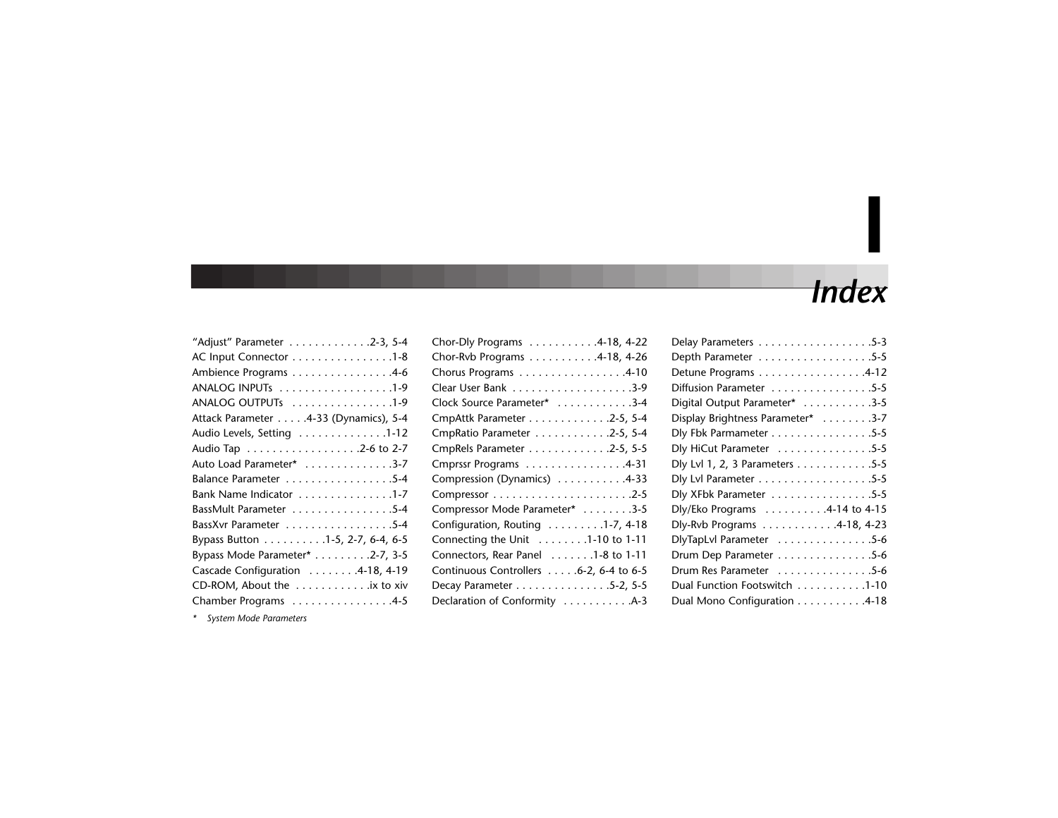# I

# Index

"Adjust" Parameter . . . . . . . . . . . . .2-3, 5-4
AC Input Connector . . . . . . . . . . . . . . . .1-8
Ambience Programs . . . . . . . . . . . . . . . .4-6
ANALOG INPUTs . . . . . . . . . . . . . . . . . .1-9
ANALOG OUTPUTs . . . . . . . . . . . . . . . .1-9
Attack Parameter . . . . .4-33 (Dynamics), 5-4
Audio Levels, Setting . . . . . . . . . . . . . .1-12
Audio Tap . . . . . . . . . . . . . . . . . .2-6 to 2-7
Auto Load Parameter* . . . . . . . . . . . . . .3-7
Balance Parameter . . . . . . . . . . . . . . . . .5-4
Bank Name Indicator . . . . . . . . . . . . . . .1-7
BassMult Parameter . . . . . . . . . . . . . . . .5-4
BassXvr Parameter . . . . . . . . . . . . . . . . .5-4
Bypass Button . . . . . . . . . .1-5, 2-7, 6-4, 6-5
Bypass Mode Parameter* . . . . . . . . .2-7, 3-5
Cascade Configuration . . . . . . . .4-18, 4-19
CD-ROM, About the . . . . . . . . . . . .ix to xiv
Chamber Programs . . . . . . . . . . . . . . . .4-5
Chor-Dly Programs . . . . . . . . . . .4-18, 4-22
Chor-Rvb Programs . . . . . . . . . . .4-18, 4-26
Chorus Programs . . . . . . . . . . . . . . . . .4-10
Clear User Bank . . . . . . . . . . . . . . . . . . .3-9
Clock Source Parameter* . . . . . . . . . . . .3-4
CmpAttk Parameter . . . . . . . . . . . . .2-5, 5-4
CmpRatio Parameter . . . . . . . . . . . .2-5, 5-4
CmpRels Parameter . . . . . . . . . . . . .2-5, 5-5
Cmprssr Programs . . . . . . . . . . . . . . . .4-31
Compression (Dynamics) . . . . . . . . . . .4-33
Compressor . . . . . . . . . . . . . . . . . . . . . .2-5
Compressor Mode Parameter* . . . . . . . .3-5
Configuration, Routing . . . . . . . . .1-7, 4-18
Connecting the Unit . . . . . . . .1-10 to 1-11
Connectors, Rear Panel . . . . . . .1-8 to 1-11
Continuous Controllers . . . . .6-2, 6-4 to 6-5
Decay Parameter . . . . . . . . . . . . . . .5-2, 5-5
Declaration of Conformity . . . . . . . . . . .A-3
Delay Parameters . . . . . . . . . . . . . . . . . .5-3
Depth Parameter . . . . . . . . . . . . . . . . . .5-5
Detune Programs . . . . . . . . . . . . . . . . .4-12
Diffusion Parameter . . . . . . . . . . . . . . . .5-5
Digital Output Parameter* . . . . . . . . . . .3-5
Display Brightness Parameter* . . . . . . . .3-7
Dly Fbk Parmameter . . . . . . . . . . . . . . . .5-5
Dly HiCut Parameter . . . . . . . . . . . . . . .5-5
Dly Lvl 1, 2, 3 Parameters . . . . . . . . . . . .5-5
Dly Lvl Parameter . . . . . . . . . . . . . . . . . .5-5
Dly XFbk Parameter . . . . . . . . . . . . . . . .5-5
Dly/Eko Programs . . . . . . . . . .4-14 to 4-15
Dly-Rvb Programs . . . . . . . . . . . .4-18, 4-23
DlyTapLvl Parameter . . . . . . . . . . . . . . .5-6
Drum Dep Parameter . . . . . . . . . . . . . . .5-6
Drum Res Parameter . . . . . . . . . . . . . . .5-6
Dual Function Footswitch . . . . . . . . . . .1-10
Dual Mono Configuration . . . . . . . . . . .4-18

*   *System Mode Parameters*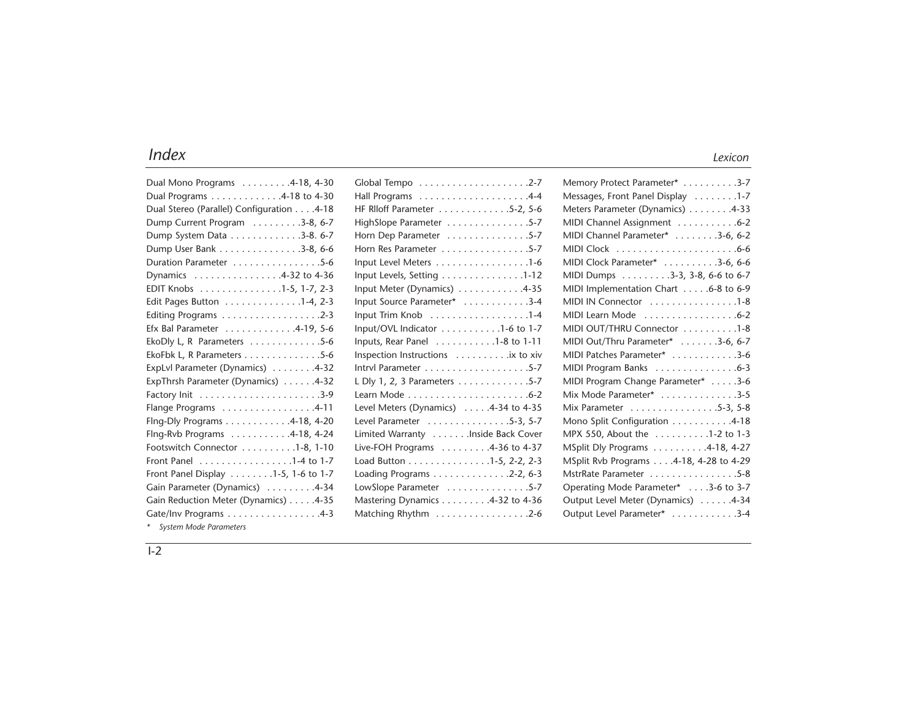# Index

Dual Mono Programs . . . . . . . . .4-18, 4-30
Dual Programs . . . . . . . . . . . . .4-18 to 4-30
Dual Stereo (Parallel) Configuration . . . .4-18
Dump Current Program . . . . . . . . .3-8, 6-7
Dump System Data . . . . . . . . . . . . .3-8. 6-7
Dump User Bank . . . . . . . . . . . . . . .3-8, 6-6
Duration Parameter . . . . . . . . . . . . . . . .5-6
Dynamics . . . . . . . . . . . . . . . .4-32 to 4-36
EDIT Knobs . . . . . . . . . . . . . . .1-5, 1-7, 2-3
Edit Pages Button . . . . . . . . . . . . . .1-4, 2-3
Editing Programs . . . . . . . . . . . . . . . . . .2-3
Efx Bal Parameter . . . . . . . . . . . . .4-19, 5-6
EkoDly L, R Parameters . . . . . . . . . . . . .5-6
EkoFbk L, R Parameters . . . . . . . . . . . . . .5-6
ExpLvl Parameter (Dynamics) . . . . . . . .4-32
ExpThrsh Parameter (Dynamics) . . . . . .4-32
Factory Init . . . . . . . . . . . . . . . . . . . . . .3-9
Flange Programs . . . . . . . . . . . . . . . . .4-11
Flng-Dly Programs . . . . . . . . . . . .4-18, 4-20
Flng-Rvb Programs . . . . . . . . . . .4-18, 4-24
Footswitch Connector . . . . . . . . . .1-8, 1-10
Front Panel . . . . . . . . . . . . . . . . .1-4 to 1-7
Front Panel Display . . . . . . . .1-5, 1-6 to 1-7
Gain Parameter (Dynamics) . . . . . . . . .4-34
Gain Reduction Meter (Dynamics) . . . . .4-35
Gate/Inv Programs . . . . . . . . . . . . . . . . .4-3

Global Tempo . . . . . . . . . . . . . . . . . . . .2-7
Hall Programs . . . . . . . . . . . . . . . . . . . .4-4
HF Rlloff Parameter . . . . . . . . . . . . .5-2, 5-6
HighSlope Parameter . . . . . . . . . . . . . . .5-7
Horn Dep Parameter . . . . . . . . . . . . . . .5-7
Horn Res Parameter . . . . . . . . . . . . . . . .5-7
Input Level Meters . . . . . . . . . . . . . . . . .1-6
Input Levels, Setting . . . . . . . . . . . . . . .1-12
Input Meter (Dynamics) . . . . . . . . . . . .4-35
Input Source Parameter* . . . . . . . . . . . .3-4
Input Trim Knob . . . . . . . . . . . . . . . . . .1-4
Input/OVL Indicator . . . . . . . . . . .1-6 to 1-7
Inputs, Rear Panel . . . . . . . . . . .1-8 to 1-11
Inspection Instructions . . . . . . . . . .ix to xiv
Intrvl Parameter . . . . . . . . . . . . . . . . . . .5-7
L Dly 1, 2, 3 Parameters . . . . . . . . . . . . .5-7
Learn Mode . . . . . . . . . . . . . . . . . . . . . .6-2
Level Meters (Dynamics) . . . . .4-34 to 4-35
Level Parameter . . . . . . . . . . . . . . .5-3, 5-7
Limited Warranty . . . . . . .Inside Back Cover
Live-FOH Programs . . . . . . . . .4-36 to 4-37
Load Button . . . . . . . . . . . . . . .1-5, 2-2, 2-3
Loading Programs . . . . . . . . . . . . . .2-2, 6-3
LowSlope Parameter . . . . . . . . . . . . . . .5-7
Mastering Dynamics . . . . . . . . .4-32 to 4-36
Matching Rhythm . . . . . . . . . . . . . . . . .2-6

Memory Protect Parameter* . . . . . . . . . .3-7
Messages, Front Panel Display . . . . . . . .1-7
Meters Parameter (Dynamics) . . . . . . . .4-33
MIDI Channel Assignment . . . . . . . . . . .6-2
MIDI Channel Parameter* . . . . . . . .3-6, 6-2
MIDI Clock . . . . . . . . . . . . . . . . . . . . . .6-6
MIDI Clock Parameter* . . . . . . . . . .3-6, 6-6
MIDI Dumps . . . . . . . . .3-3, 3-8, 6-6 to 6-7
MIDI Implementation Chart . . . . .6-8 to 6-9
MIDI IN Connector . . . . . . . . . . . . . . . .1-8
MIDI Learn Mode . . . . . . . . . . . . . . . . .6-2
MIDI OUT/THRU Connector . . . . . . . . . .1-8
MIDI Out/Thru Parameter* . . . . . . .3-6, 6-7
MIDI Patches Parameter* . . . . . . . . . . . .3-6
MIDI Program Banks . . . . . . . . . . . . . . .6-3
MIDI Program Change Parameter* . . . . .3-6
Mix Mode Parameter* . . . . . . . . . . . . . .3-5
Mix Parameter . . . . . . . . . . . . . . . .5-3, 5-8
Mono Split Configuration . . . . . . . . . . .4-18
MPX 550, About the . . . . . . . . . .1-2 to 1-3
MSplit Dly Programs . . . . . . . . . .4-18, 4-27
MSplit Rvb Programs . . . .4-18, 4-28 to 4-29
MstrRate Parameter . . . . . . . . . . . . . . . .5-8
Operating Mode Parameter* . . . .3-6 to 3-7
Output Level Meter (Dynamics) . . . . . .4-34
Output Level Parameter* . . . . . . . . . . . .3-4

*   *System Mode Parameters*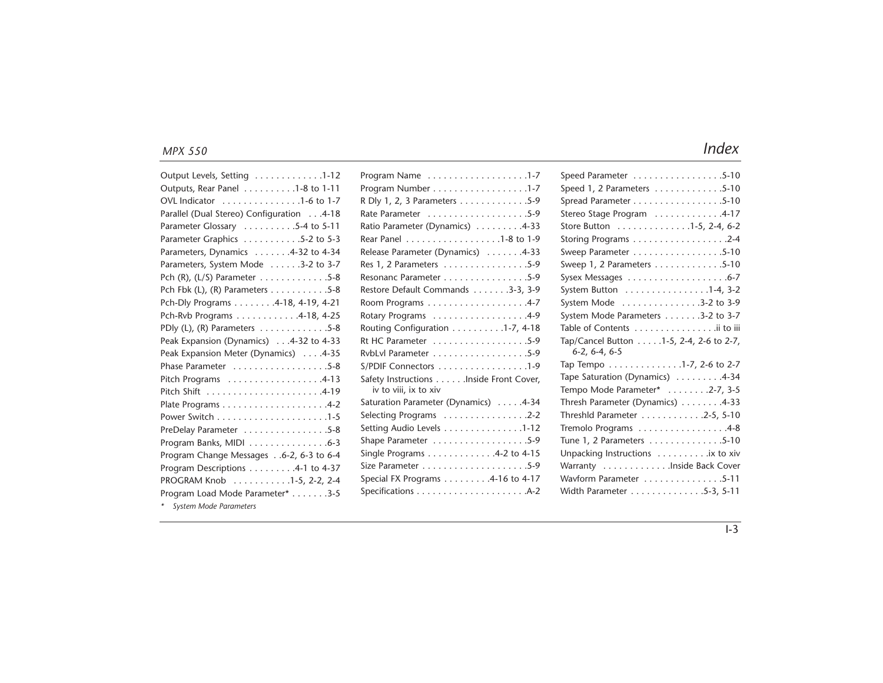Output Levels, Setting . . . . . . . . . . . . .1-12
Outputs, Rear Panel . . . . . . . . . .1-8 to 1-11
OVL Indicator . . . . . . . . . . . . . . .1-6 to 1-7
Parallel (Dual Stereo) Configuration . . .4-18
Parameter Glossary . . . . . . . . . .5-4 to 5-11
Parameter Graphics . . . . . . . . . . .5-2 to 5-3
Parameters, Dynamics . . . . . . .4-32 to 4-34
Parameters, System Mode . . . . . .3-2 to 3-7
Pch (R), (L/S) Parameter . . . . . . . . . . . . .5-8
Pch Fbk (L), (R) Parameters . . . . . . . . . . .5-8
Pch-Dly Programs . . . . . . . .4-18, 4-19, 4-21
Pch-Rvb Programs . . . . . . . . . . . .4-18, 4-25
PDly (L), (R) Parameters . . . . . . . . . . . . .5-8
Peak Expansion (Dynamics) . . .4-32 to 4-33
Peak Expansion Meter (Dynamics) . . . .4-35
Phase Parameter . . . . . . . . . . . . . . . . . .5-8
Pitch Programs . . . . . . . . . . . . . . . . . .4-13
Pitch Shift . . . . . . . . . . . . . . . . . . . . . .4-19
Plate Programs . . . . . . . . . . . . . . . . . . . .4-2
Power Switch . . . . . . . . . . . . . . . . . . . . .1-5
PreDelay Parameter . . . . . . . . . . . . . . . .5-8
Program Banks, MIDI . . . . . . . . . . . . . . .6-3
Program Change Messages . .6-2, 6-3 to 6-4
Program Descriptions . . . . . . . . .4-1 to 4-37
PROGRAM Knob . . . . . . . . . . .1-5, 2-2, 2-4
Program Load Mode Parameter* . . . . . . .3-5

\* System Mode Parameters

Program Name . . . . . . . . . . . . . . . . . . .1-7
Program Number . . . . . . . . . . . . . . . . . .1-7
R Dly 1, 2, 3 Parameters . . . . . . . . . . . . .5-9
Rate Parameter . . . . . . . . . . . . . . . . . . .5-9
Ratio Parameter (Dynamics) . . . . . . . . .4-33
Rear Panel . . . . . . . . . . . . . . . . . .1-8 to 1-9
Release Parameter (Dynamics) . . . . . . .4-33
Res 1, 2 Parameters . . . . . . . . . . . . . . . .5-9
Resonanc Parameter . . . . . . . . . . . . . . . .5-9
Restore Default Commands . . . . . . .3-3, 3-9
Room Programs . . . . . . . . . . . . . . . . . . .4-7
Rotary Programs . . . . . . . . . . . . . . . . . .4-9
Routing Configuration . . . . . . . . . .1-7, 4-18
Rt HC Parameter . . . . . . . . . . . . . . . . . .5-9
RvbLvl Parameter . . . . . . . . . . . . . . . . . .5-9
S/PDIF Connectors . . . . . . . . . . . . . . . . .1-9
Safety Instructions . . . . . .Inside Front Cover, iv to viii, ix to xiv
Saturation Parameter (Dynamics) . . . . .4-34
Selecting Programs . . . . . . . . . . . . . . . .2-2
Setting Audio Levels . . . . . . . . . . . . . . .1-12
Shape Parameter . . . . . . . . . . . . . . . . . .5-9
Single Programs . . . . . . . . . . . . .4-2 to 4-15
Size Parameter . . . . . . . . . . . . . . . . . . . .5-9
Special FX Programs . . . . . . . . .4-16 to 4-17
Specifications . . . . . . . . . . . . . . . . . . . . .A-2

Speed Parameter . . . . . . . . . . . . . . . . .5-10
Speed 1, 2 Parameters . . . . . . . . . . . . .5-10
Spread Parameter . . . . . . . . . . . . . . . . .5-10
Stereo Stage Program . . . . . . . . . . . . .4-17
Store Button . . . . . . . . . . . . . .1-5, 2-4, 6-2
Storing Programs . . . . . . . . . . . . . . . . . .2-4
Sweep Parameter . . . . . . . . . . . . . . . . .5-10
Sweep 1, 2 Parameters . . . . . . . . . . . . .5-10
Sysex Messages . . . . . . . . . . . . . . . . . . .6-7
System Button . . . . . . . . . . . . . . . .1-4, 3-2
System Mode . . . . . . . . . . . . . . .3-2 to 3-9
System Mode Parameters . . . . . . .3-2 to 3-7
Table of Contents . . . . . . . . . . . . . . . .ii to iii
Tap/Cancel Button . . . . .1-5, 2-4, 2-6 to 2-7, 6-2, 6-4, 6-5
Tap Tempo . . . . . . . . . . . . . .1-7, 2-6 to 2-7
Tape Saturation (Dynamics) . . . . . . . . .4-34
Tempo Mode Parameter* . . . . . . . .2-7, 3-5
Thresh Parameter (Dynamics) . . . . . . . .4-33
Threshld Parameter . . . . . . . . . . . .2-5, 5-10
Tremolo Programs . . . . . . . . . . . . . . . . .4-8
Tune 1, 2 Parameters . . . . . . . . . . . . . .5-10
Unpacking Instructions . . . . . . . . . . .ix to xiv
Warranty . . . . . . . . . . . . .Inside Back Cover
Wavform Parameter . . . . . . . . . . . . . . .5-11
Width Parameter . . . . . . . . . . . . . .5-3, 5-11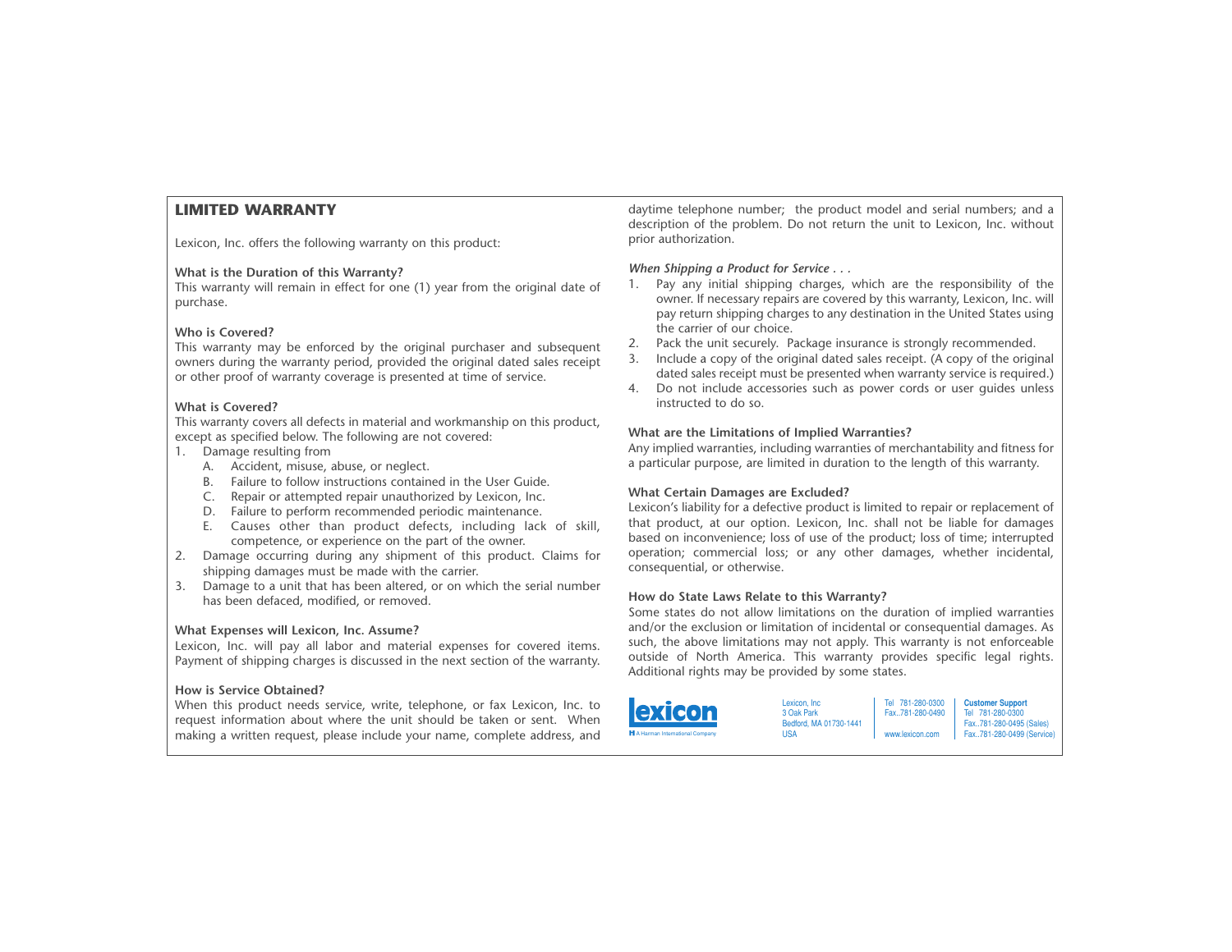## LIMITED WARRANTY

Lexicon, Inc. offers the following warranty on this product:

**What is the Duration of this Warranty?**

This warranty will remain in effect for one (1) year from the original date of purchase.

**Who is Covered?**

This warranty may be enforced by the original purchaser and subsequent owners during the warranty period, provided the original dated sales receipt or other proof of warranty coverage is presented at time of service.

**What is Covered?**

This warranty covers all defects in material and workmanship on this product, except as specified below. The following are not covered:

1. Damage resulting from
   - A. Accident, misuse, abuse, or neglect.
   - B. Failure to follow instructions contained in the User Guide.
   - C. Repair or attempted repair unauthorized by Lexicon, Inc.
   - D. Failure to perform recommended periodic maintenance.
   - E. Causes other than product defects, including lack of skill, competence, or experience on the part of the owner.
2. Damage occurring during any shipment of this product. Claims for shipping damages must be made with the carrier.
3. Damage to a unit that has been altered, or on which the serial number has been defaced, modified, or removed.

**What Expenses will Lexicon, Inc. Assume?**

Lexicon, Inc. will pay all labor and material expenses for covered items. Payment of shipping charges is discussed in the next section of the warranty.

**How is Service Obtained?**

When this product needs service, write, telephone, or fax Lexicon, Inc. to request information about where the unit should be taken or sent. When making a written request, please include your name, complete address, and daytime telephone number; the product model and serial numbers; and a description of the problem. Do not return the unit to Lexicon, Inc. without prior authorization.

***When Shipping a Product for Service . . .***

1. Pay any initial shipping charges, which are the responsibility of the owner. If necessary repairs are covered by this warranty, Lexicon, Inc. will pay return shipping charges to any destination in the United States using the carrier of our choice.
2. Pack the unit securely. Package insurance is strongly recommended.
3. Include a copy of the original dated sales receipt. (A copy of the original dated sales receipt must be presented when warranty service is required.)
4. Do not include accessories such as power cords or user guides unless instructed to do so.

**What are the Limitations of Implied Warranties?**

Any implied warranties, including warranties of merchantability and fitness for a particular purpose, are limited in duration to the length of this warranty.

**What Certain Damages are Excluded?**

Lexicon's liability for a defective product is limited to repair or replacement of that product, at our option. Lexicon, Inc. shall not be liable for damages based on inconvenience; loss of use of the product; loss of time; interrupted operation; commercial loss; or any other damages, whether incidental, consequential, or otherwise.

**How do State Laws Relate to this Warranty?**

Some states do not allow limitations on the duration of implied warranties and/or the exclusion or limitation of incidental or consequential damages. As such, the above limitations may not apply. This warranty is not enforceable outside of North America. This warranty provides specific legal rights. Additional rights may be provided by some states.

lexicon
A Harman International Company

Lexicon, Inc
3 Oak Park
Bedford, MA 01730-1441
USA

Tel 781-280-0300
Fax..781-280-0490
www.lexicon.com

**Customer Support**
Tel 781-280-0300
Fax..781-280-0495 (Sales)
Fax..781-280-0499 (Service)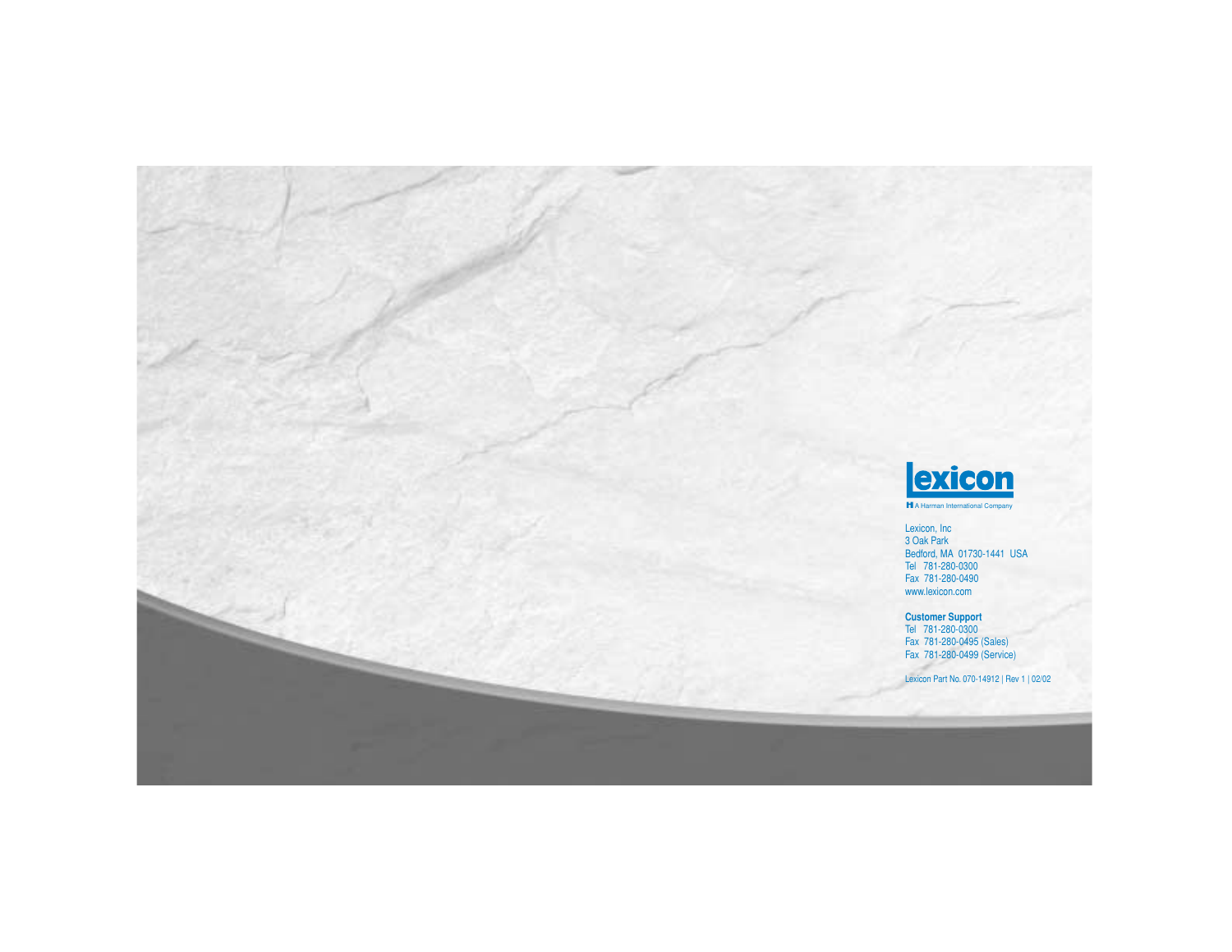lexicon

A Harman International Company

Lexicon, Inc
3 Oak Park
Bedford, MA 01730-1441 USA
Tel 781-280-0300
Fax 781-280-0490
www.lexicon.com

**Customer Support**
Tel 781-280-0300
Fax 781-280-0495 (Sales)
Fax 781-280-0499 (Service)

Lexicon Part No. 070-14912 | Rev 1 | 02/02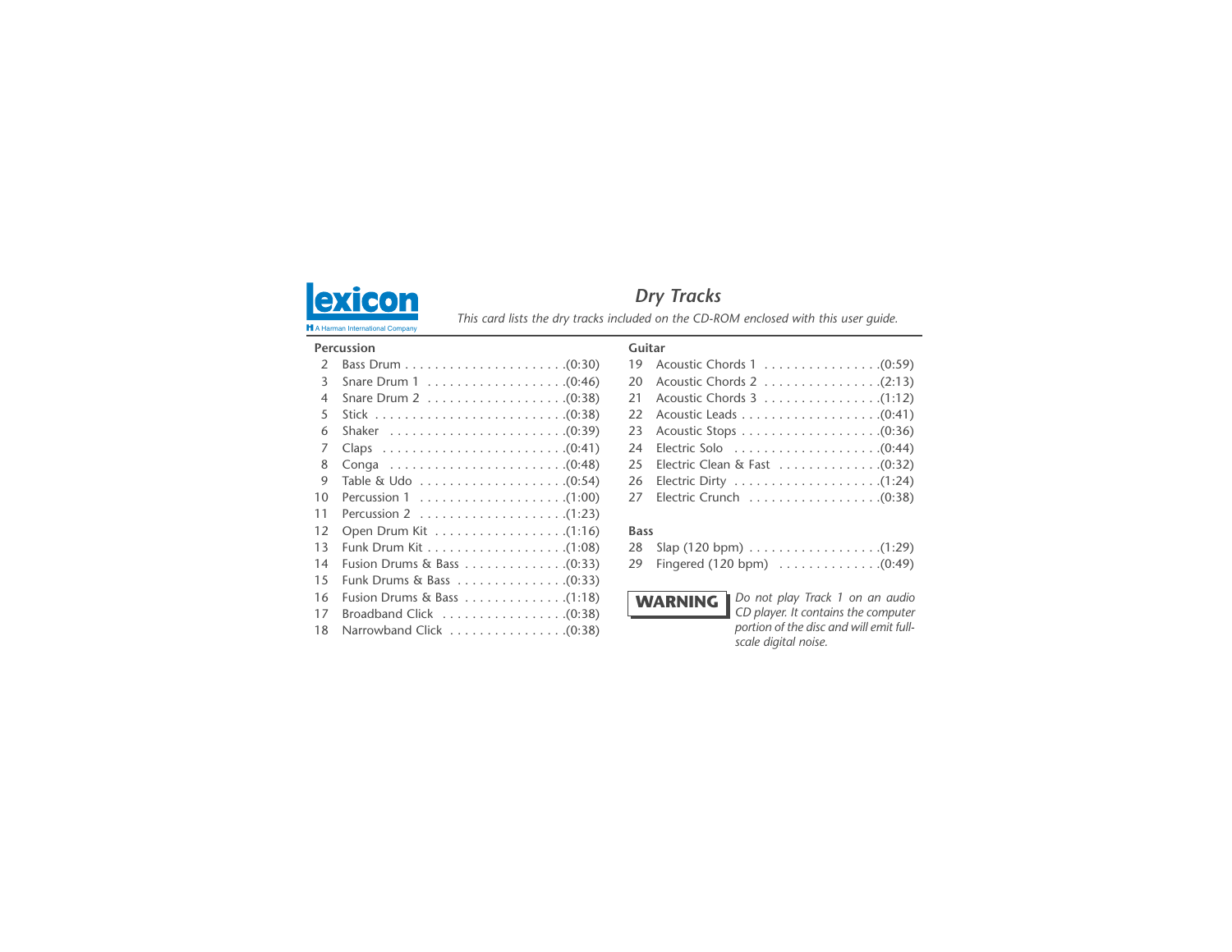lexicon

A Harman International Company

## *Dry Tracks*

*This card lists the dry tracks included on the CD-ROM enclosed with this user guide.*

### Percussion

| # | Track | Length |
|---|---|---|
| 2 | Bass Drum | (0:30) |
| 3 | Snare Drum 1 | (0:46) |
| 4 | Snare Drum 2 | (0:38) |
| 5 | Stick | (0:38) |
| 6 | Shaker | (0:39) |
| 7 | Claps | (0:41) |
| 8 | Conga | (0:48) |
| 9 | Table & Udo | (0:54) |
| 10 | Percussion 1 | (1:00) |
| 11 | Percussion 2 | (1:23) |
| 12 | Open Drum Kit | (1:16) |
| 13 | Funk Drum Kit | (1:08) |
| 14 | Fusion Drums & Bass | (0:33) |
| 15 | Funk Drums & Bass | (0:33) |
| 16 | Fusion Drums & Bass | (1:18) |
| 17 | Broadband Click | (0:38) |
| 18 | Narrowband Click | (0:38) |

### Guitar

| # | Track | Length |
|---|---|---|
| 19 | Acoustic Chords 1 | (0:59) |
| 20 | Acoustic Chords 2 | (2:13) |
| 21 | Acoustic Chords 3 | (1:12) |
| 22 | Acoustic Leads | (0:41) |
| 23 | Acoustic Stops | (0:36) |
| 24 | Electric Solo | (0:44) |
| 25 | Electric Clean & Fast | (0:32) |
| 26 | Electric Dirty | (1:24) |
| 27 | Electric Crunch | (0:38) |

### Bass

| # | Track | Length |
|---|---|---|
| 28 | Slap (120 bpm) | (1:29) |
| 29 | Fingered (120 bpm) | (0:49) |

**WARNING** *Do not play Track 1 on an audio CD player. It contains the computer portion of the disc and will emit full-scale digital noise.*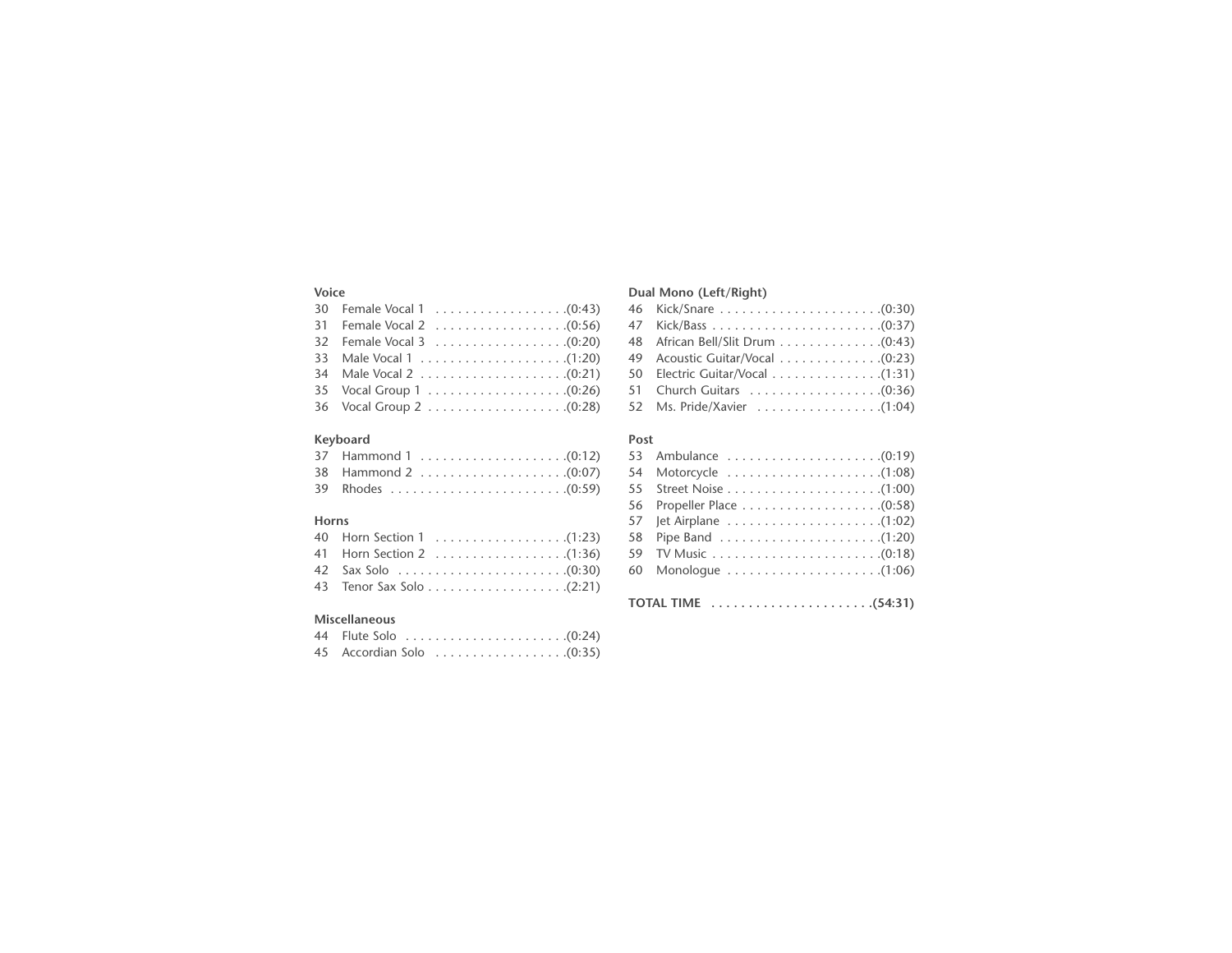**Voice**

30 Female Vocal 1 . . . . . . . . . . . . . . . . . .(0:43)
31 Female Vocal 2 . . . . . . . . . . . . . . . . . .(0:56)
32 Female Vocal 3 . . . . . . . . . . . . . . . . . .(0:20)
33 Male Vocal 1 . . . . . . . . . . . . . . . . . . . .(1:20)
34 Male Vocal 2 . . . . . . . . . . . . . . . . . . . .(0:21)
35 Vocal Group 1 . . . . . . . . . . . . . . . . . . .(0:26)
36 Vocal Group 2 . . . . . . . . . . . . . . . . . . .(0:28)

**Keyboard**

37 Hammond 1 . . . . . . . . . . . . . . . . . . . .(0:12)
38 Hammond 2 . . . . . . . . . . . . . . . . . . . .(0:07)
39 Rhodes . . . . . . . . . . . . . . . . . . . . . . . .(0:59)

**Horns**

40 Horn Section 1 . . . . . . . . . . . . . . . . . .(1:23)
41 Horn Section 2 . . . . . . . . . . . . . . . . . .(1:36)
42 Sax Solo . . . . . . . . . . . . . . . . . . . . . . .(0:30)
43 Tenor Sax Solo . . . . . . . . . . . . . . . . . . .(2:21)

**Miscellaneous**

44 Flute Solo . . . . . . . . . . . . . . . . . . . . . .(0:24)
45 Accordian Solo . . . . . . . . . . . . . . . . . .(0:35)

**Dual Mono (Left/Right)**

46 Kick/Snare . . . . . . . . . . . . . . . . . . . . . .(0:30)
47 Kick/Bass . . . . . . . . . . . . . . . . . . . . . . .(0:37)
48 African Bell/Slit Drum . . . . . . . . . . . . . .(0:43)
49 Acoustic Guitar/Vocal . . . . . . . . . . . . . .(0:23)
50 Electric Guitar/Vocal . . . . . . . . . . . . . . .(1:31)
51 Church Guitars . . . . . . . . . . . . . . . . . .(0:36)
52 Ms. Pride/Xavier . . . . . . . . . . . . . . . . .(1:04)

**Post**

53 Ambulance . . . . . . . . . . . . . . . . . . . . .(0:19)
54 Motorcycle . . . . . . . . . . . . . . . . . . . . .(1:08)
55 Street Noise . . . . . . . . . . . . . . . . . . . . .(1:00)
56 Propeller Place . . . . . . . . . . . . . . . . . . .(0:58)
57 Jet Airplane . . . . . . . . . . . . . . . . . . . . .(1:02)
58 Pipe Band . . . . . . . . . . . . . . . . . . . . . .(1:20)
59 TV Music . . . . . . . . . . . . . . . . . . . . . . .(0:18)
60 Monologue . . . . . . . . . . . . . . . . . . . . .(1:06)

**TOTAL TIME . . . . . . . . . . . . . . . . . . . . . .(54:31)**